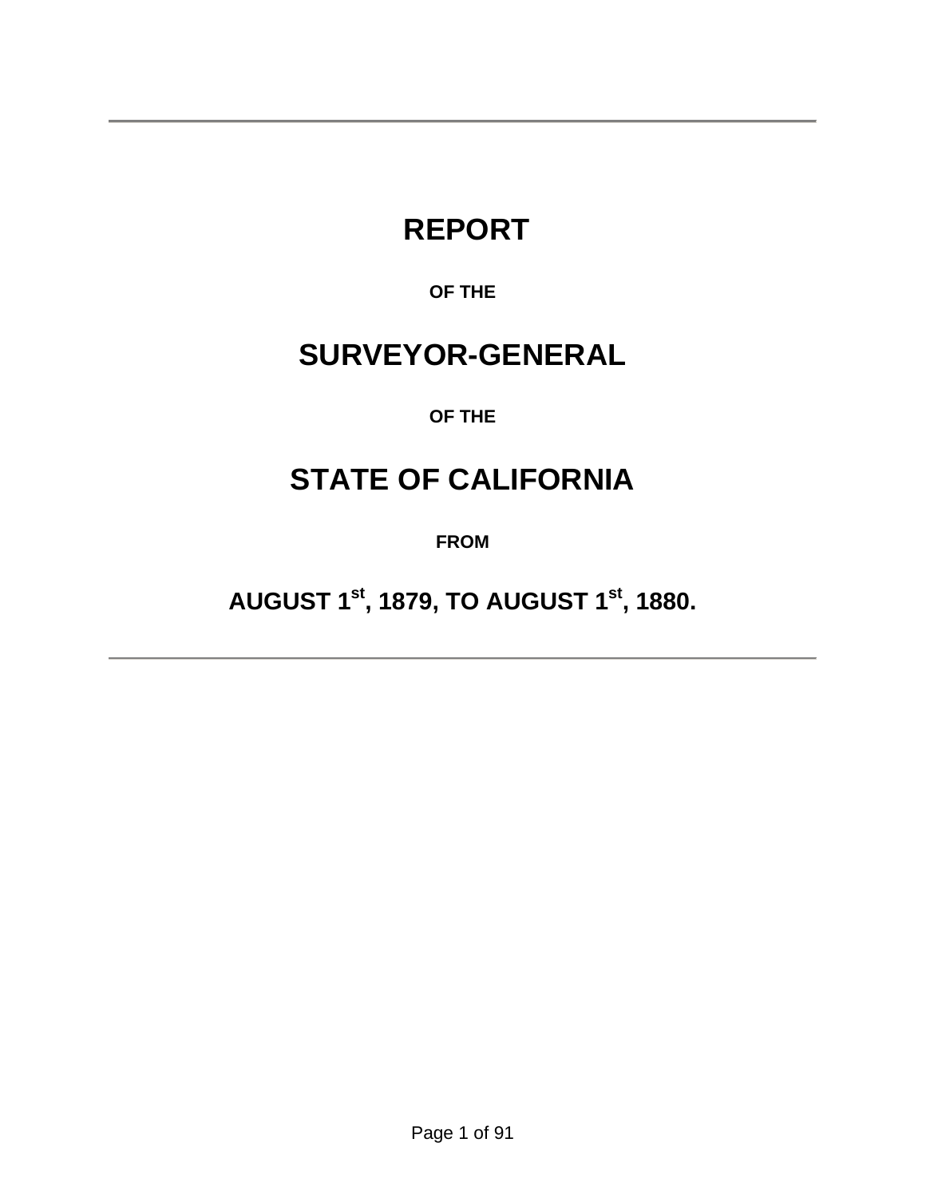# REPORT

**OF THE**

# SURVEYOR-GENERAL

**OF THE**

# STATE OF CALIFORNIA

**FROM**

## AUGUST 1st, 1879, TO AUGUST 1st, 1880.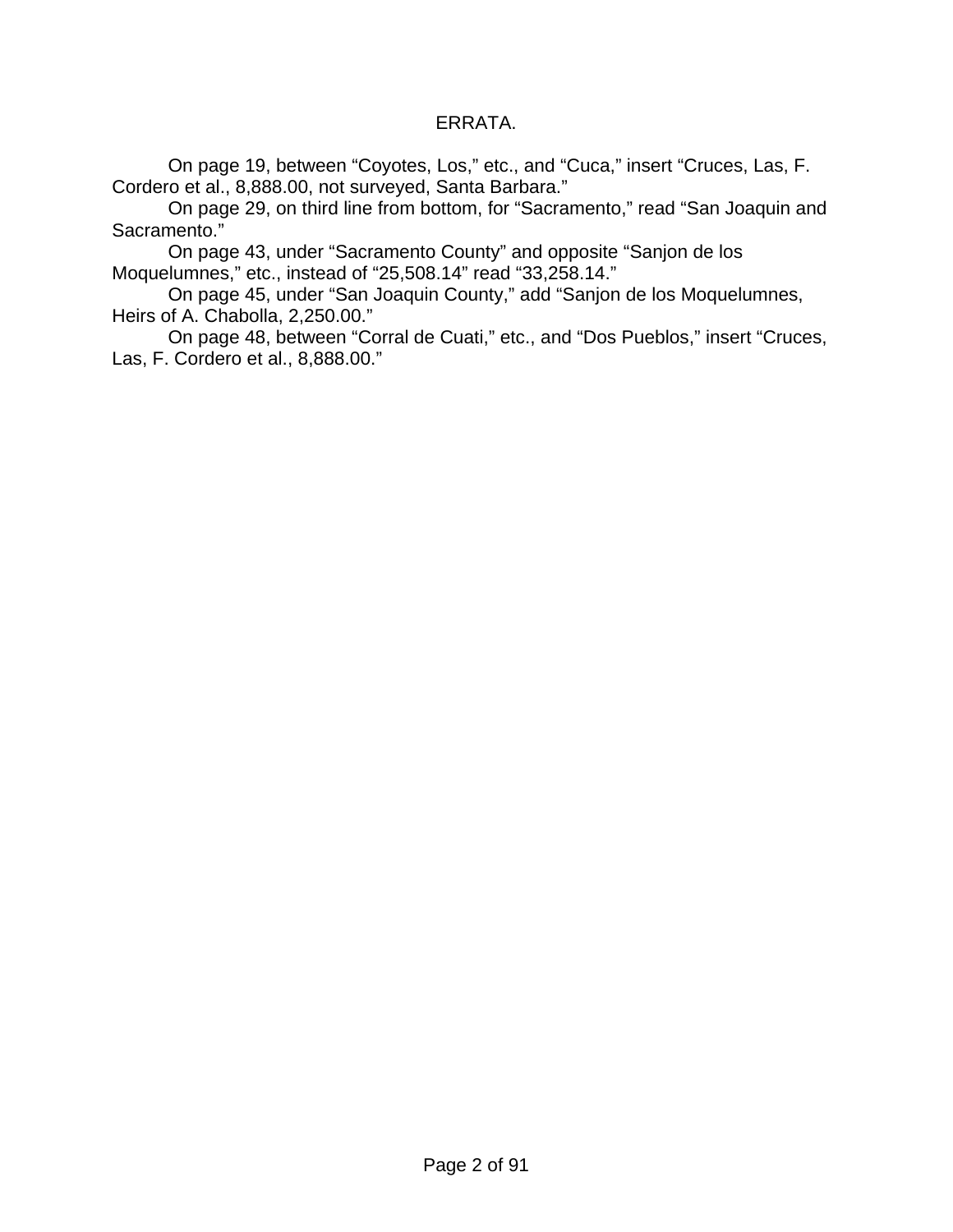# ERRATA.

On page 19, between “Coyotes, Los,” etc., and “Cuca,” insert “Cruces, Las, F. Cordero et al., 8,888.00, not surveyed, Santa Barbara.”

On page 29, on third line from bottom, for “Sacramento,” read “San Joaquin and Sacramento.”

On page 43, under “Sacramento County” and opposite “Sanjon de los Moquelumnes,” etc., instead of “25,508.14” read “33,258.14.”

On page 45, under “San Joaquin County,” add “Sanjon de los Moquelumnes, Heirs of A. Chabolla, 2,250.00.”

On page 48, between “Corral de Cuati,” etc., and “Dos Pueblos,” insert “Cruces, Las, F. Cordero et al., 8,888.00.”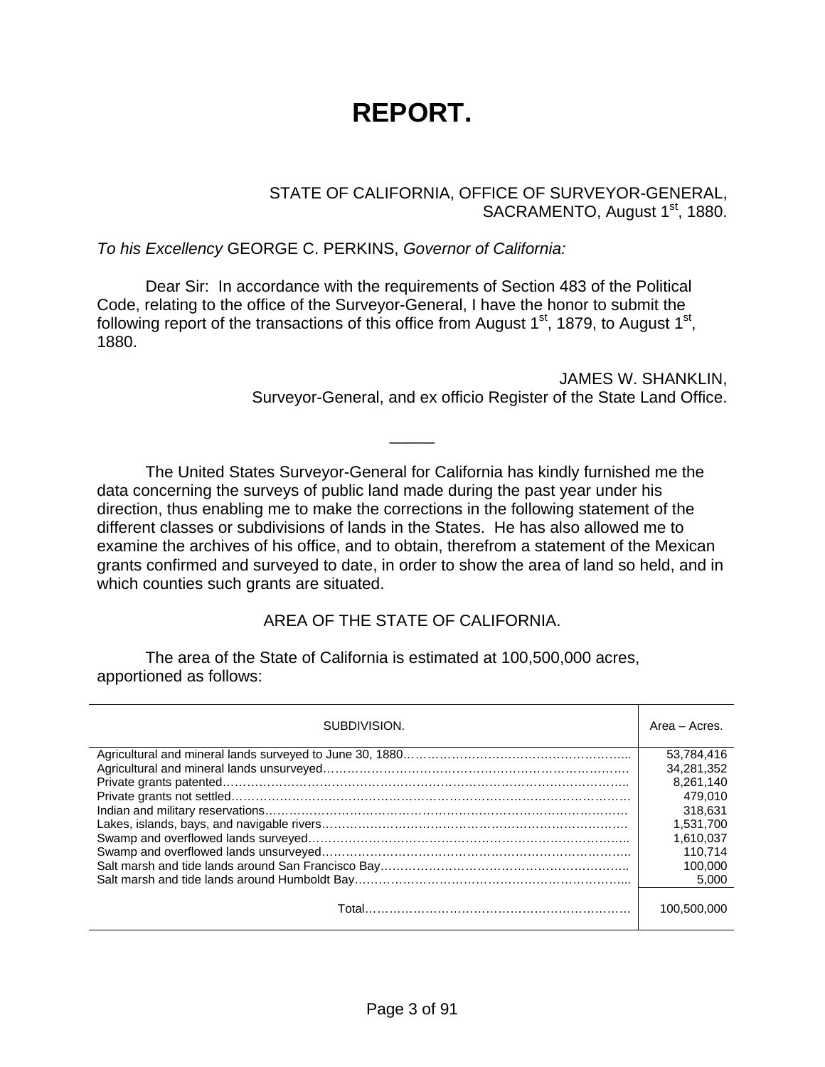# REPORT.

STATE OF CALIFORNIA, OFFICE OF SURVEYOR-GENERAL,
SACRAMENTO, August 1st, 1880.

*To his Excellency* GEORGE C. PERKINS, *Governor of California:*

Dear Sir: In accordance with the requirements of Section 483 of the Political Code, relating to the office of the Surveyor-General, I have the honor to submit the following report of the transactions of this office from August 1st, 1879, to August 1st, 1880.

JAMES W. SHANKLIN,
Surveyor-General, and ex officio Register of the State Land Office.

―――

The United States Surveyor-General for California has kindly furnished me the data concerning the surveys of public land made during the past year under his direction, thus enabling me to make the corrections in the following statement of the different classes or subdivisions of lands in the States. He has also allowed me to examine the archives of his office, and to obtain, therefrom a statement of the Mexican grants confirmed and surveyed to date, in order to show the area of land so held, and in which counties such grants are situated.

## AREA OF THE STATE OF CALIFORNIA.

The area of the State of California is estimated at 100,500,000 acres, apportioned as follows:

| SUBDIVISION. | Area – Acres. |
|---|---|
| Agricultural and mineral lands surveyed to June 30, 1880 | 53,784,416 |
| Agricultural and mineral lands unsurveyed | 34,281,352 |
| Private grants patented | 8,261,140 |
| Private grants not settled | 479,010 |
| Indian and military reservations | 318,631 |
| Lakes, islands, bays, and navigable rivers | 1,531,700 |
| Swamp and overflowed lands surveyed | 1,610,037 |
| Swamp and overflowed lands unsurveyed | 110,714 |
| Salt marsh and tide lands around San Francisco Bay | 100,000 |
| Salt marsh and tide lands around Humboldt Bay | 5,000 |
| Total | 100,500,000 |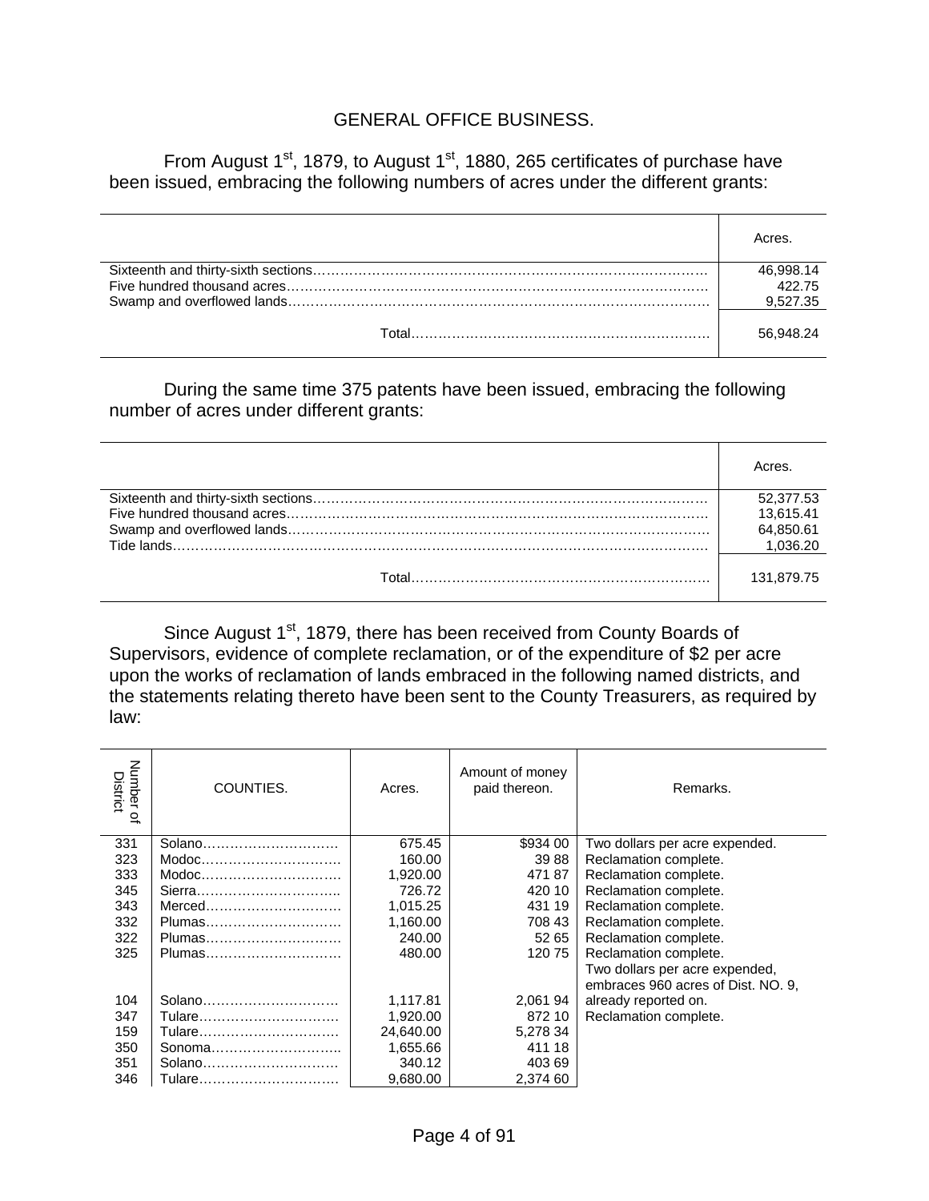## GENERAL OFFICE BUSINESS.

From August 1st, 1879, to August 1st, 1880, 265 certificates of purchase have been issued, embracing the following numbers of acres under the different grants:

| | Acres. |
|---|---|
| Sixteenth and thirty-sixth sections…………………………………………………………………………… | 46,998.14 |
| Five hundred thousand acres………………………………………………………………………………… | 422.75 |
| Swamp and overflowed lands………………………………………………………………………………… | 9,527.35 |
| Total………………………………………………………… | 56,948.24 |

During the same time 375 patents have been issued, embracing the following number of acres under different grants:

| | Acres. |
|---|---|
| Sixteenth and thirty-sixth sections…………………………………………………………………………… | 52,377.53 |
| Five hundred thousand acres………………………………………………………………………………… | 13,615.41 |
| Swamp and overflowed lands………………………………………………………………………………… | 64,850.61 |
| Tide lands…………………………………………………………………………………………………… | 1,036.20 |
| Total………………………………………………………… | 131,879.75 |

Since August 1st, 1879, there has been received from County Boards of Supervisors, evidence of complete reclamation, or of the expenditure of $2 per acre upon the works of reclamation of lands embraced in the following named districts, and the statements relating thereto have been sent to the County Treasurers, as required by law:

| Number of District | COUNTIES. | Acres. | Amount of money paid thereon. | Remarks. |
|---|---|---|---|---|
| 331 | Solano………………………… | 675.45 | $934 00 | Two dollars per acre expended. |
| 323 | Modoc………………………… | 160.00 | 39 88 | Reclamation complete. |
| 333 | Modoc………………………… | 1,920.00 | 471 87 | Reclamation complete. |
| 345 | Sierra………………………… | 726.72 | 420 10 | Reclamation complete. |
| 343 | Merced………………………… | 1,015.25 | 431 19 | Reclamation complete. |
| 332 | Plumas………………………… | 1,160.00 | 708 43 | Reclamation complete. |
| 322 | Plumas………………………… | 240.00 | 52 65 | Reclamation complete. |
| 325 | Plumas………………………… | 480.00 | 120 75 | Reclamation complete. |
| 104 | Solano………………………… | 1,117.81 | 2,061 94 | Two dollars per acre expended, embraces 960 acres of Dist. NO. 9, already reported on. |
| 347 | Tulare………………………… | 1,920.00 | 872 10 | Reclamation complete. |
| 159 | Tulare………………………… | 24,640.00 | 5,278 34 | |
| 350 | Sonoma……………………….. | 1,655.66 | 411 18 | |
| 351 | Solano………………………… | 340.12 | 403 69 | |
| 346 | Tulare………………………… | 9,680.00 | 2,374 60 | |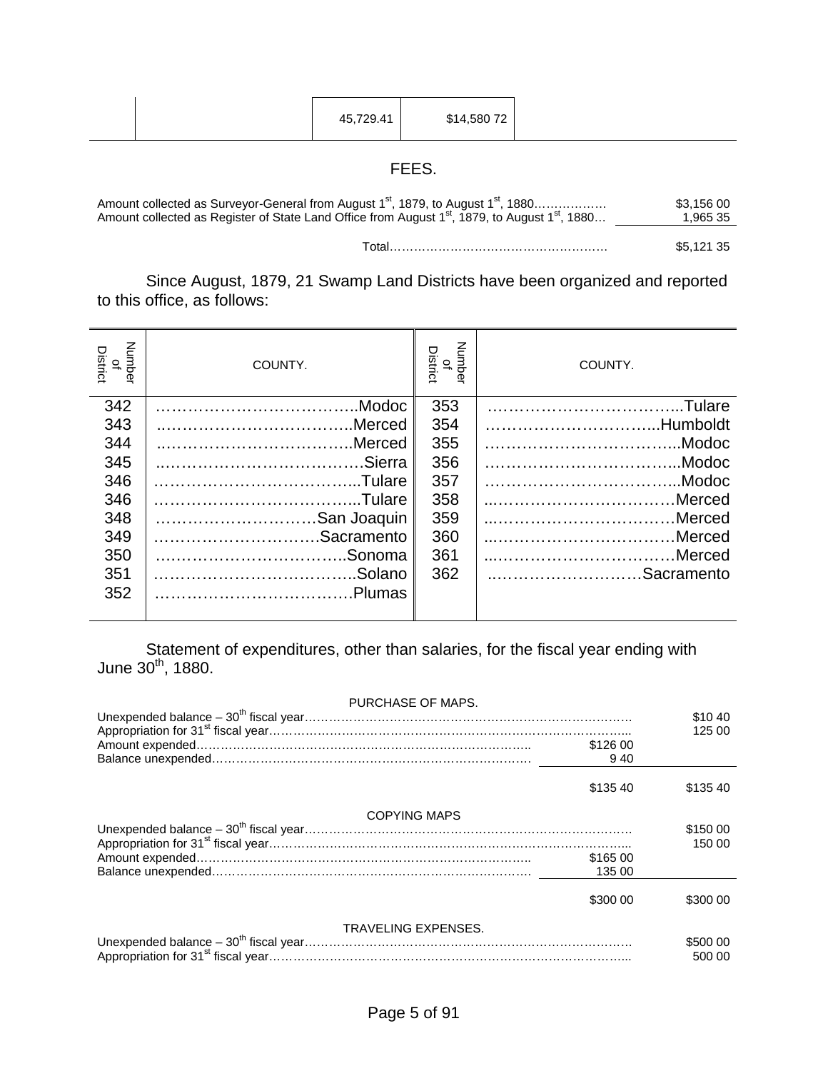| | | 45,729.41 | $14,580 72 | |
|---|---|---|---|---|

## FEES.

| | |
|---|---|
| Amount collected as Surveyor-General from August 1st, 1879, to August 1st, 1880……………… | $3,156 00 |
| Amount collected as Register of State Land Office from August 1st, 1879, to August 1st, 1880… | 1,965 35 |
| Total……………………………………………… | $5,121 35 |

Since August, 1879, 21 Swamp Land Districts have been organized and reported to this office, as follows:

| Number of District | COUNTY. | Number of District | COUNTY. |
|---|---|---|---|
| 342 | ……………………………….Modoc | 353 | ……………………………...Tulare |
| 343 | ……………………………….Merced | 354 | …………………………...Humboldt |
| 344 | ……………………………….Merced | 355 | ……………………………...Modoc |
| 345 | …………………………………Sierra | 356 | ……………………………...Modoc |
| 346 | ……………………………...Tulare | 357 | ……………………………...Modoc |
| 346 | ……………………………...Tulare | 358 | ……………………………Merced |
| 348 | …………………………San Joaquin | 359 | ……………………………Merced |
| 349 | …………………………Sacramento | 360 | ……………………………Merced |
| 350 | ……………………………..Sonoma | 361 | ……………………………Merced |
| 351 | ……………………………...Solano | 362 | ………………………Sacramento |
| 352 | ………………………………Plumas | | |

Statement of expenditures, other than salaries, for the fiscal year ending with June 30th, 1880.

| | | |
|---|---|---|
| **PURCHASE OF MAPS.** | | |
| Unexpended balance – 30th fiscal year………………………………………………………………………. | | $10 40 |
| Appropriation for 31st fiscal year……………………………………………………………………………... | | 125 00 |
| Amount expended………………………………………………………………………….. | $126 00 | |
| Balance unexpended……………………………………………………………………… | 9 40 | |
| | $135 40 | $135 40 |
| **COPYING MAPS** | | |
| Unexpended balance – 30th fiscal year………………………………………………………………………. | | $150 00 |
| Appropriation for 31st fiscal year……………………………………………………………………………... | | 150 00 |
| Amount expended………………………………………………………………………….. | $165 00 | |
| Balance unexpended……………………………………………………………………… | 135 00 | |
| | $300 00 | $300 00 |
| **TRAVELING EXPENSES.** | | |
| Unexpended balance – 30th fiscal year………………………………………………………………………. | | $500 00 |
| Appropriation for 31st fiscal year……………………………………………………………………………... | | 500 00 |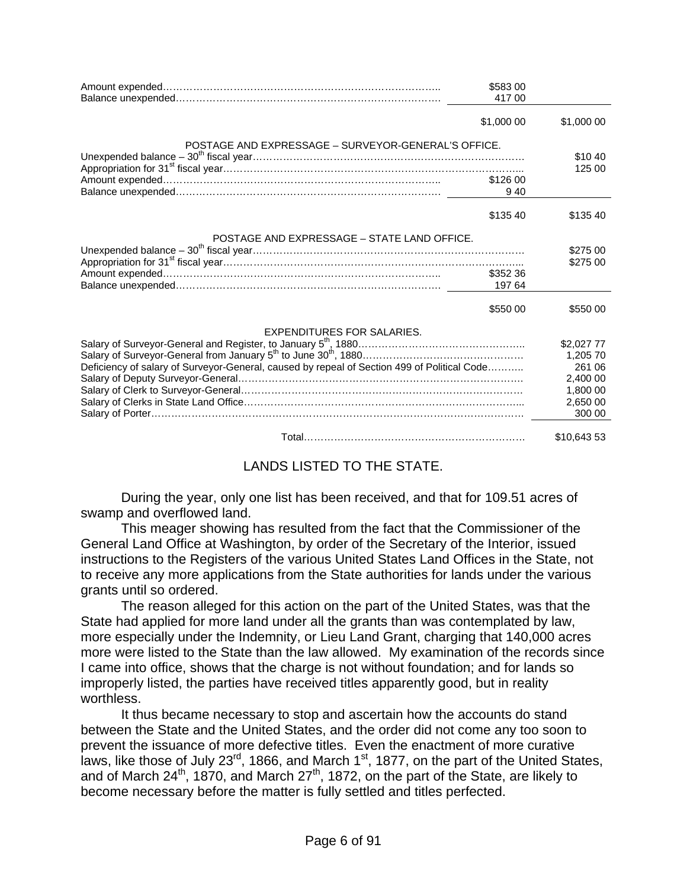| | | |
|---|---|---|
| Amount expended…………………………………………………………………….. | \$583 00 | |
| Balance unexpended………………………………………………………………… | 417 00 | |
| | \$1,000 00 | \$1,000 00 |

POSTAGE AND EXPRESSAGE – SURVEYOR-GENERAL'S OFFICE.

| | | |
|---|---|---|
| Unexpended balance – 30th fiscal year………………………………………………………………… | | \$10 40 |
| Appropriation for 31st fiscal year……………………………………………………………………... | | 125 00 |
| Amount expended…………………………………………………………………….. | \$126 00 | |
| Balance unexpended………………………………………………………………… | 9 40 | |
| | \$135 40 | \$135 40 |

POSTAGE AND EXPRESSAGE – STATE LAND OFFICE.

| | | |
|---|---|---|
| Unexpended balance – 30th fiscal year………………………………………………………………… | | \$275 00 |
| Appropriation for 31st fiscal year……………………………………………………………………... | | \$275 00 |
| Amount expended…………………………………………………………………….. | \$352 36 | |
| Balance unexpended………………………………………………………………… | 197 64 | |
| | \$550 00 | \$550 00 |

EXPENDITURES FOR SALARIES.

| | |
|---|---|
| Salary of Surveyor-General and Register, to January 5th, 1880………………………………………….. | \$2,027 77 |
| Salary of Surveyor-General from January 5th to June 30th, 1880………………………………………… | 1,205 70 |
| Deficiency of salary of Surveyor-General, caused by repeal of Section 499 of Political Code……….. | 261 06 |
| Salary of Deputy Surveyor-General………………………………………………………………………… | 2,400 00 |
| Salary of Clerk to Surveyor-General………………………………………………………………………… | 1,800 00 |
| Salary of Clerks in State Land Office………………………………………………………………………... | 2,650 00 |
| Salary of Porter……………………………………………………………………………………………… | 300 00 |
| Total………………………………………………………… | \$10,643 53 |

## LANDS LISTED TO THE STATE.

During the year, only one list has been received, and that for 109.51 acres of swamp and overflowed land.

This meager showing has resulted from the fact that the Commissioner of the General Land Office at Washington, by order of the Secretary of the Interior, issued instructions to the Registers of the various United States Land Offices in the State, not to receive any more applications from the State authorities for lands under the various grants until so ordered.

The reason alleged for this action on the part of the United States, was that the State had applied for more land under all the grants than was contemplated by law, more especially under the Indemnity, or Lieu Land Grant, charging that 140,000 acres more were listed to the State than the law allowed. My examination of the records since I came into office, shows that the charge is not without foundation; and for lands so improperly listed, the parties have received titles apparently good, but in reality worthless.

It thus became necessary to stop and ascertain how the accounts do stand between the State and the United States, and the order did not come any too soon to prevent the issuance of more defective titles. Even the enactment of more curative laws, like those of July 23rd, 1866, and March 1st, 1877, on the part of the United States, and of March 24th, 1870, and March 27th, 1872, on the part of the State, are likely to become necessary before the matter is fully settled and titles perfected.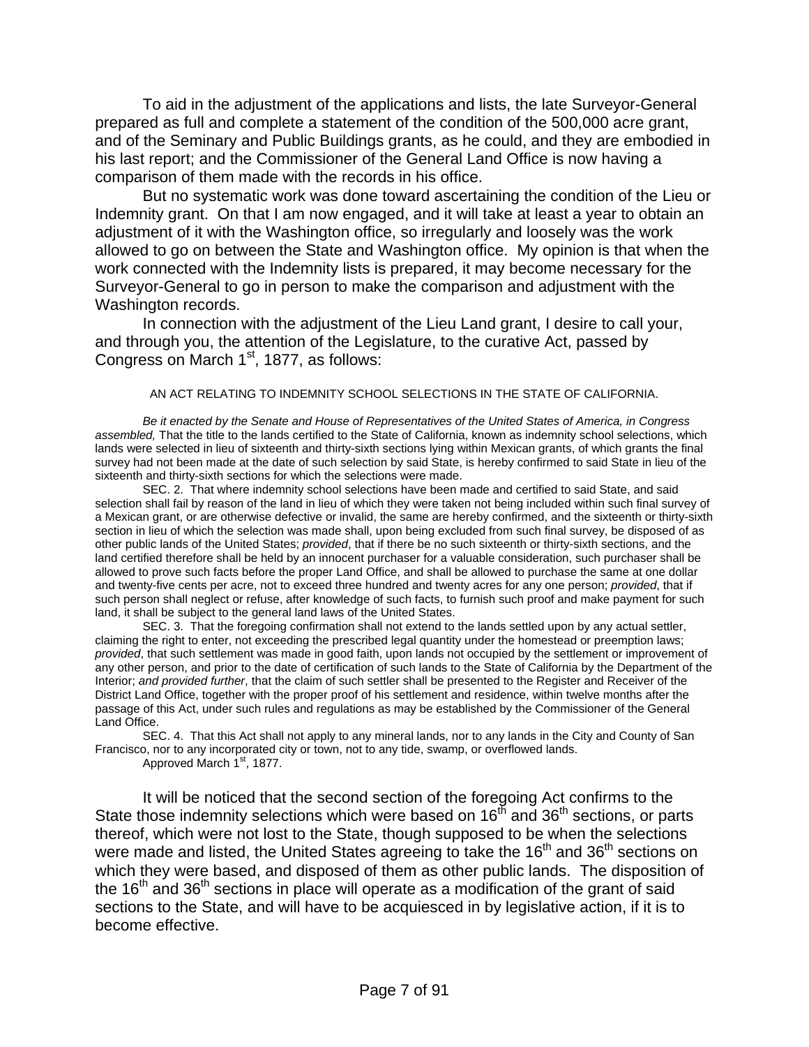To aid in the adjustment of the applications and lists, the late Surveyor-General prepared as full and complete a statement of the condition of the 500,000 acre grant, and of the Seminary and Public Buildings grants, as he could, and they are embodied in his last report; and the Commissioner of the General Land Office is now having a comparison of them made with the records in his office.

But no systematic work was done toward ascertaining the condition of the Lieu or Indemnity grant. On that I am now engaged, and it will take at least a year to obtain an adjustment of it with the Washington office, so irregularly and loosely was the work allowed to go on between the State and Washington office. My opinion is that when the work connected with the Indemnity lists is prepared, it may become necessary for the Surveyor-General to go in person to make the comparison and adjustment with the Washington records.

In connection with the adjustment of the Lieu Land grant, I desire to call your, and through you, the attention of the Legislature, to the curative Act, passed by Congress on March 1st, 1877, as follows:

AN ACT RELATING TO INDEMNITY SCHOOL SELECTIONS IN THE STATE OF CALIFORNIA.

*Be it enacted by the Senate and House of Representatives of the United States of America, in Congress assembled,* That the title to the lands certified to the State of California, known as indemnity school selections, which lands were selected in lieu of sixteenth and thirty-sixth sections lying within Mexican grants, of which grants the final survey had not been made at the date of such selection by said State, is hereby confirmed to said State in lieu of the sixteenth and thirty-sixth sections for which the selections were made.

SEC. 2. That where indemnity school selections have been made and certified to said State, and said selection shall fail by reason of the land in lieu of which they were taken not being included within such final survey of a Mexican grant, or are otherwise defective or invalid, the same are hereby confirmed, and the sixteenth or thirty-sixth section in lieu of which the selection was made shall, upon being excluded from such final survey, be disposed of as other public lands of the United States; *provided*, that if there be no such sixteenth or thirty-sixth sections, and the land certified therefore shall be held by an innocent purchaser for a valuable consideration, such purchaser shall be allowed to prove such facts before the proper Land Office, and shall be allowed to purchase the same at one dollar and twenty-five cents per acre, not to exceed three hundred and twenty acres for any one person; *provided*, that if such person shall neglect or refuse, after knowledge of such facts, to furnish such proof and make payment for such land, it shall be subject to the general land laws of the United States.

SEC. 3. That the foregoing confirmation shall not extend to the lands settled upon by any actual settler, claiming the right to enter, not exceeding the prescribed legal quantity under the homestead or preemption laws; *provided*, that such settlement was made in good faith, upon lands not occupied by the settlement or improvement of any other person, and prior to the date of certification of such lands to the State of California by the Department of the Interior; *and provided further*, that the claim of such settler shall be presented to the Register and Receiver of the District Land Office, together with the proper proof of his settlement and residence, within twelve months after the passage of this Act, under such rules and regulations as may be established by the Commissioner of the General Land Office.

SEC. 4. That this Act shall not apply to any mineral lands, nor to any lands in the City and County of San Francisco, nor to any incorporated city or town, not to any tide, swamp, or overflowed lands.

Approved March 1st, 1877.

It will be noticed that the second section of the foregoing Act confirms to the State those indemnity selections which were based on 16th and 36th sections, or parts thereof, which were not lost to the State, though supposed to be when the selections were made and listed, the United States agreeing to take the 16th and 36th sections on which they were based, and disposed of them as other public lands. The disposition of the 16th and 36th sections in place will operate as a modification of the grant of said sections to the State, and will have to be acquiesced in by legislative action, if it is to become effective.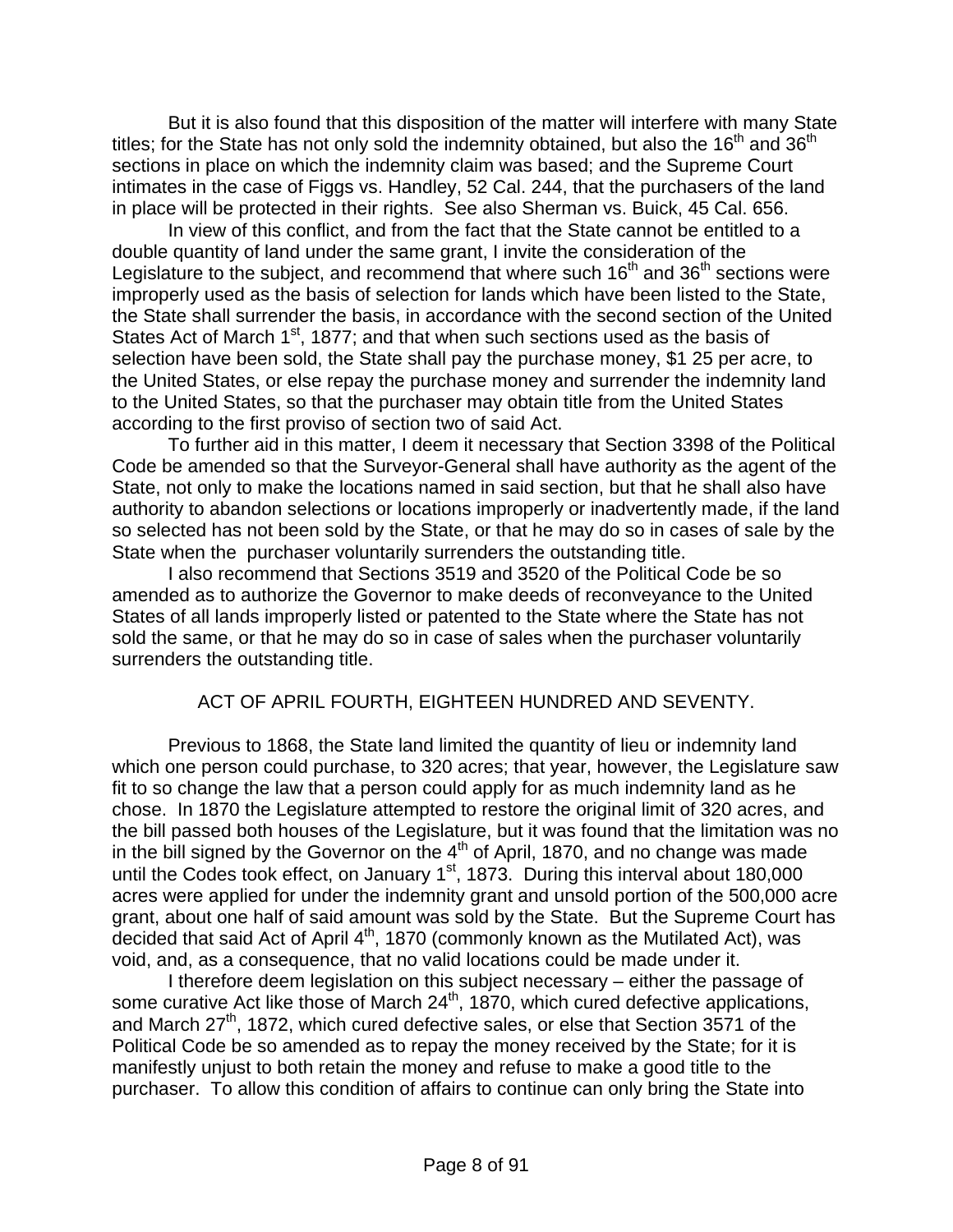But it is also found that this disposition of the matter will interfere with many State titles; for the State has not only sold the indemnity obtained, but also the 16th and 36th sections in place on which the indemnity claim was based; and the Supreme Court intimates in the case of Figgs vs. Handley, 52 Cal. 244, that the purchasers of the land in place will be protected in their rights. See also Sherman vs. Buick, 45 Cal. 656.

In view of this conflict, and from the fact that the State cannot be entitled to a double quantity of land under the same grant, I invite the consideration of the Legislature to the subject, and recommend that where such 16th and 36th sections were improperly used as the basis of selection for lands which have been listed to the State, the State shall surrender the basis, in accordance with the second section of the United States Act of March 1st, 1877; and that when such sections used as the basis of selection have been sold, the State shall pay the purchase money, $1 25 per acre, to the United States, or else repay the purchase money and surrender the indemnity land to the United States, so that the purchaser may obtain title from the United States according to the first proviso of section two of said Act.

To further aid in this matter, I deem it necessary that Section 3398 of the Political Code be amended so that the Surveyor-General shall have authority as the agent of the State, not only to make the locations named in said section, but that he shall also have authority to abandon selections or locations improperly or inadvertently made, if the land so selected has not been sold by the State, or that he may do so in cases of sale by the State when the purchaser voluntarily surrenders the outstanding title.

I also recommend that Sections 3519 and 3520 of the Political Code be so amended as to authorize the Governor to make deeds of reconveyance to the United States of all lands improperly listed or patented to the State where the State has not sold the same, or that he may do so in case of sales when the purchaser voluntarily surrenders the outstanding title.

## ACT OF APRIL FOURTH, EIGHTEEN HUNDRED AND SEVENTY.

Previous to 1868, the State land limited the quantity of lieu or indemnity land which one person could purchase, to 320 acres; that year, however, the Legislature saw fit to so change the law that a person could apply for as much indemnity land as he chose. In 1870 the Legislature attempted to restore the original limit of 320 acres, and the bill passed both houses of the Legislature, but it was found that the limitation was no in the bill signed by the Governor on the 4th of April, 1870, and no change was made until the Codes took effect, on January 1st, 1873. During this interval about 180,000 acres were applied for under the indemnity grant and unsold portion of the 500,000 acre grant, about one half of said amount was sold by the State. But the Supreme Court has decided that said Act of April 4th, 1870 (commonly known as the Mutilated Act), was void, and, as a consequence, that no valid locations could be made under it.

I therefore deem legislation on this subject necessary – either the passage of some curative Act like those of March 24th, 1870, which cured defective applications, and March 27th, 1872, which cured defective sales, or else that Section 3571 of the Political Code be so amended as to repay the money received by the State; for it is manifestly unjust to both retain the money and refuse to make a good title to the purchaser. To allow this condition of affairs to continue can only bring the State into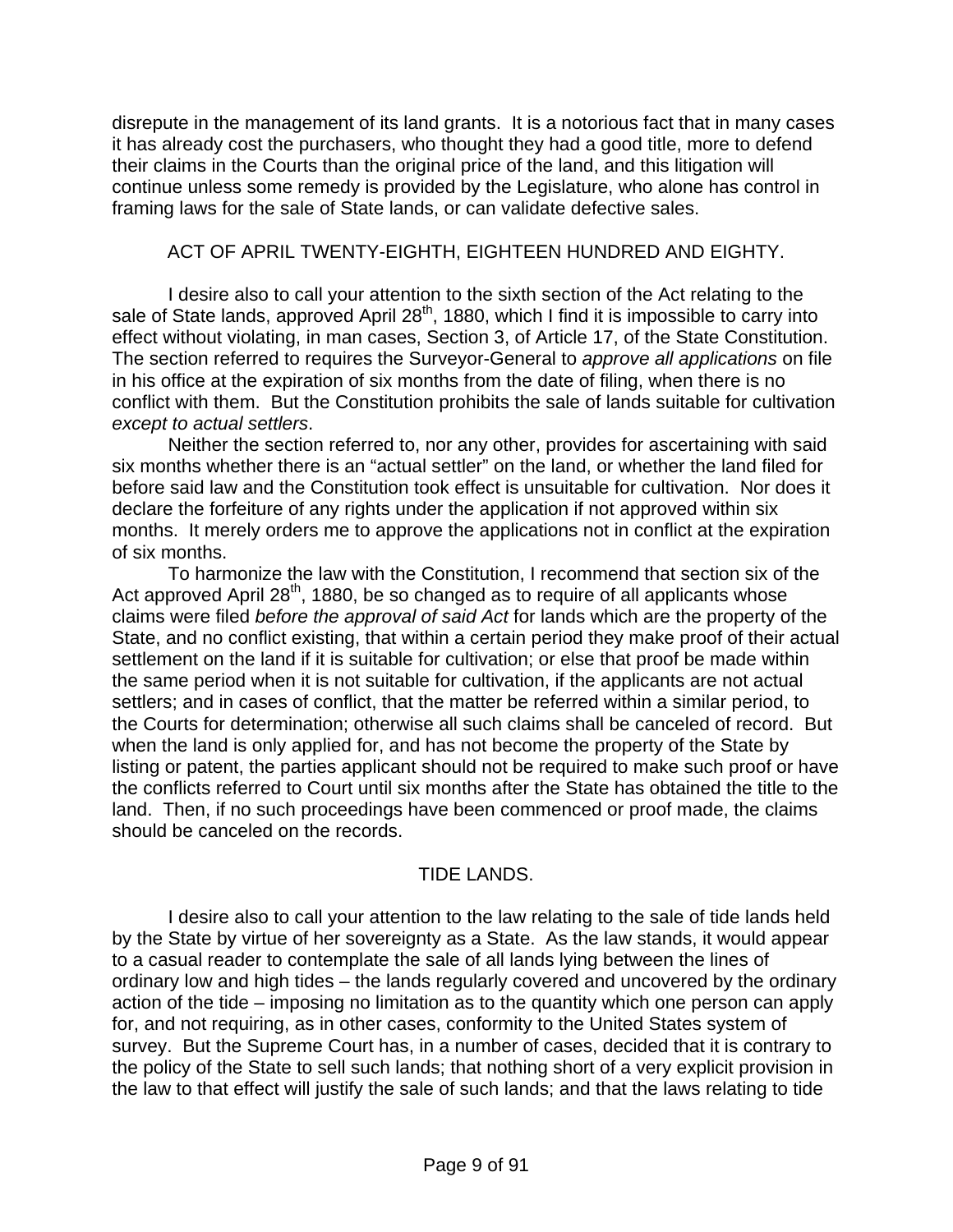disrepute in the management of its land grants. It is a notorious fact that in many cases it has already cost the purchasers, who thought they had a good title, more to defend their claims in the Courts than the original price of the land, and this litigation will continue unless some remedy is provided by the Legislature, who alone has control in framing laws for the sale of State lands, or can validate defective sales.

## ACT OF APRIL TWENTY-EIGHTH, EIGHTEEN HUNDRED AND EIGHTY.

I desire also to call your attention to the sixth section of the Act relating to the sale of State lands, approved April 28th, 1880, which I find it is impossible to carry into effect without violating, in man cases, Section 3, of Article 17, of the State Constitution. The section referred to requires the Surveyor-General to *approve all applications* on file in his office at the expiration of six months from the date of filing, when there is no conflict with them. But the Constitution prohibits the sale of lands suitable for cultivation *except to actual settlers*.

Neither the section referred to, nor any other, provides for ascertaining with said six months whether there is an "actual settler" on the land, or whether the land filed for before said law and the Constitution took effect is unsuitable for cultivation. Nor does it declare the forfeiture of any rights under the application if not approved within six months. It merely orders me to approve the applications not in conflict at the expiration of six months.

To harmonize the law with the Constitution, I recommend that section six of the Act approved April 28th, 1880, be so changed as to require of all applicants whose claims were filed *before the approval of said Act* for lands which are the property of the State, and no conflict existing, that within a certain period they make proof of their actual settlement on the land if it is suitable for cultivation; or else that proof be made within the same period when it is not suitable for cultivation, if the applicants are not actual settlers; and in cases of conflict, that the matter be referred within a similar period, to the Courts for determination; otherwise all such claims shall be canceled of record. But when the land is only applied for, and has not become the property of the State by listing or patent, the parties applicant should not be required to make such proof or have the conflicts referred to Court until six months after the State has obtained the title to the land. Then, if no such proceedings have been commenced or proof made, the claims should be canceled on the records.

## TIDE LANDS.

I desire also to call your attention to the law relating to the sale of tide lands held by the State by virtue of her sovereignty as a State. As the law stands, it would appear to a casual reader to contemplate the sale of all lands lying between the lines of ordinary low and high tides – the lands regularly covered and uncovered by the ordinary action of the tide – imposing no limitation as to the quantity which one person can apply for, and not requiring, as in other cases, conformity to the United States system of survey. But the Supreme Court has, in a number of cases, decided that it is contrary to the policy of the State to sell such lands; that nothing short of a very explicit provision in the law to that effect will justify the sale of such lands; and that the laws relating to tide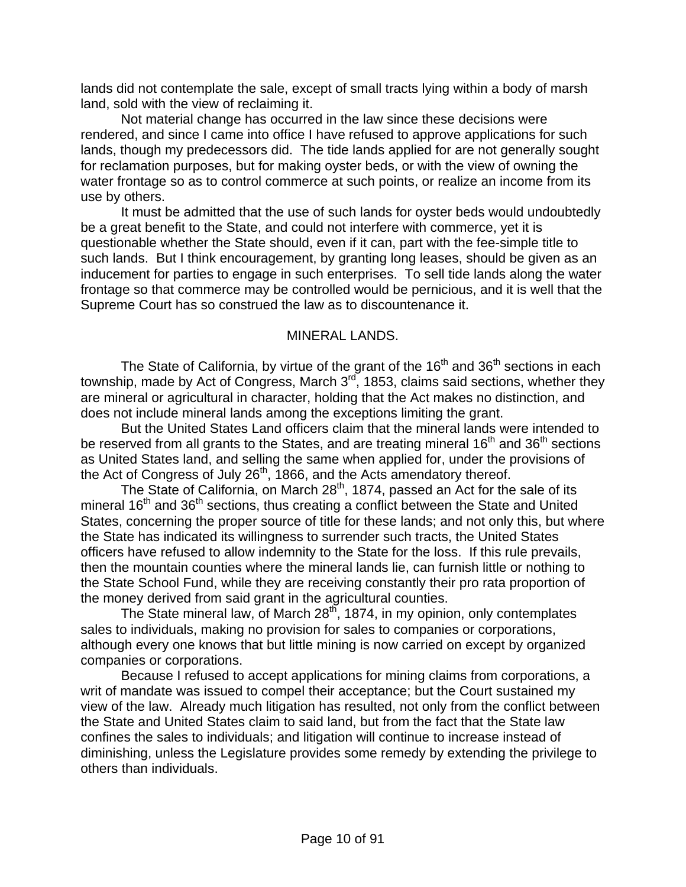lands did not contemplate the sale, except of small tracts lying within a body of marsh land, sold with the view of reclaiming it.

Not material change has occurred in the law since these decisions were rendered, and since I came into office I have refused to approve applications for such lands, though my predecessors did. The tide lands applied for are not generally sought for reclamation purposes, but for making oyster beds, or with the view of owning the water frontage so as to control commerce at such points, or realize an income from its use by others.

It must be admitted that the use of such lands for oyster beds would undoubtedly be a great benefit to the State, and could not interfere with commerce, yet it is questionable whether the State should, even if it can, part with the fee-simple title to such lands. But I think encouragement, by granting long leases, should be given as an inducement for parties to engage in such enterprises. To sell tide lands along the water frontage so that commerce may be controlled would be pernicious, and it is well that the Supreme Court has so construed the law as to discountenance it.

## MINERAL LANDS.

The State of California, by virtue of the grant of the 16th and 36th sections in each township, made by Act of Congress, March 3rd, 1853, claims said sections, whether they are mineral or agricultural in character, holding that the Act makes no distinction, and does not include mineral lands among the exceptions limiting the grant.

But the United States Land officers claim that the mineral lands were intended to be reserved from all grants to the States, and are treating mineral 16th and 36th sections as United States land, and selling the same when applied for, under the provisions of the Act of Congress of July 26th, 1866, and the Acts amendatory thereof.

The State of California, on March 28th, 1874, passed an Act for the sale of its mineral 16th and 36th sections, thus creating a conflict between the State and United States, concerning the proper source of title for these lands; and not only this, but where the State has indicated its willingness to surrender such tracts, the United States officers have refused to allow indemnity to the State for the loss. If this rule prevails, then the mountain counties where the mineral lands lie, can furnish little or nothing to the State School Fund, while they are receiving constantly their pro rata proportion of the money derived from said grant in the agricultural counties.

The State mineral law, of March 28th, 1874, in my opinion, only contemplates sales to individuals, making no provision for sales to companies or corporations, although every one knows that but little mining is now carried on except by organized companies or corporations.

Because I refused to accept applications for mining claims from corporations, a writ of mandate was issued to compel their acceptance; but the Court sustained my view of the law. Already much litigation has resulted, not only from the conflict between the State and United States claim to said land, but from the fact that the State law confines the sales to individuals; and litigation will continue to increase instead of diminishing, unless the Legislature provides some remedy by extending the privilege to others than individuals.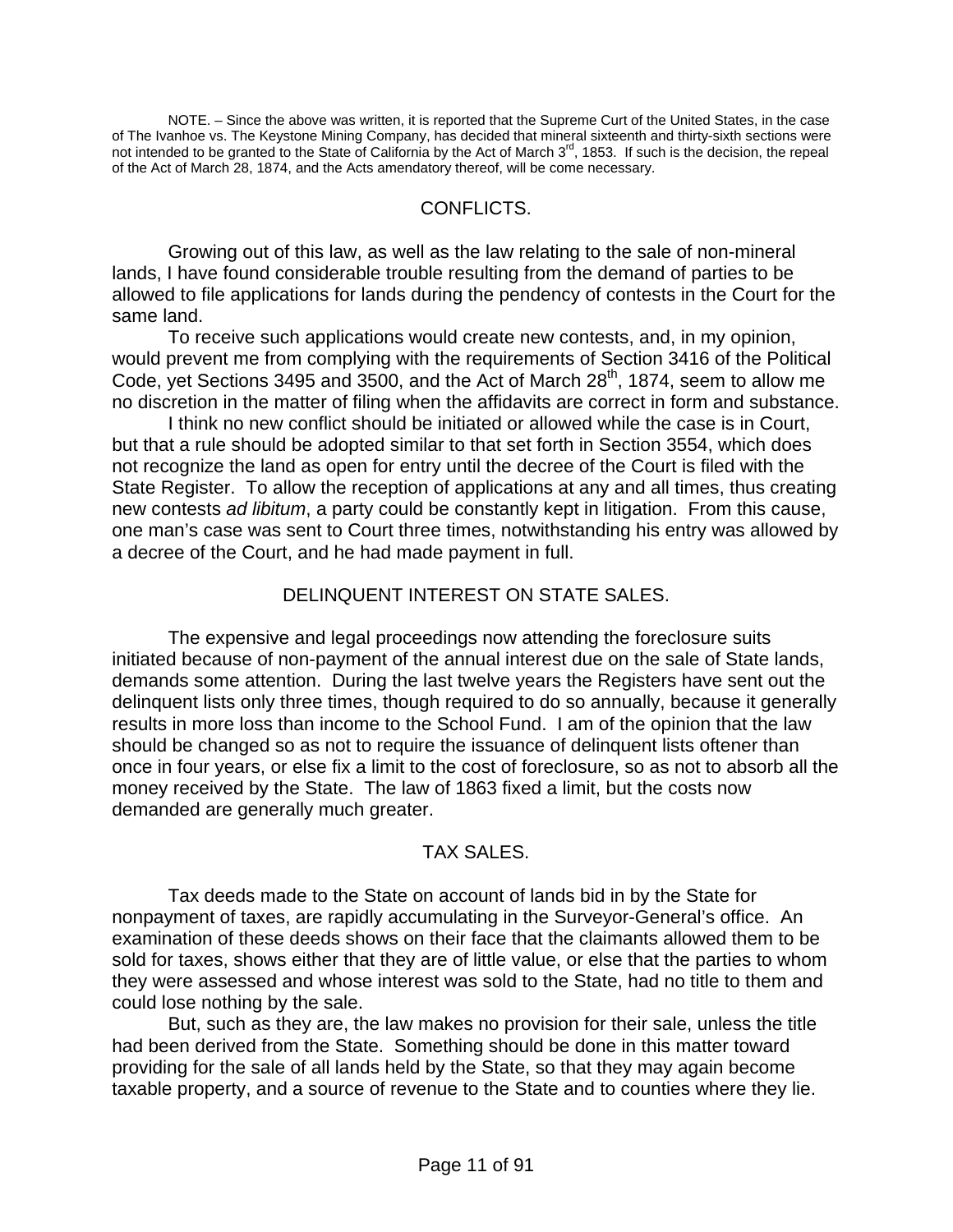NOTE. – Since the above was written, it is reported that the Supreme Curt of the United States, in the case of The Ivanhoe vs. The Keystone Mining Company, has decided that mineral sixteenth and thirty-sixth sections were not intended to be granted to the State of California by the Act of March 3rd, 1853. If such is the decision, the repeal of the Act of March 28, 1874, and the Acts amendatory thereof, will be come necessary.

## CONFLICTS.

Growing out of this law, as well as the law relating to the sale of non-mineral lands, I have found considerable trouble resulting from the demand of parties to be allowed to file applications for lands during the pendency of contests in the Court for the same land.

To receive such applications would create new contests, and, in my opinion, would prevent me from complying with the requirements of Section 3416 of the Political Code, yet Sections 3495 and 3500, and the Act of March 28th, 1874, seem to allow me no discretion in the matter of filing when the affidavits are correct in form and substance.

I think no new conflict should be initiated or allowed while the case is in Court, but that a rule should be adopted similar to that set forth in Section 3554, which does not recognize the land as open for entry until the decree of the Court is filed with the State Register. To allow the reception of applications at any and all times, thus creating new contests *ad libitum*, a party could be constantly kept in litigation. From this cause, one man's case was sent to Court three times, notwithstanding his entry was allowed by a decree of the Court, and he had made payment in full.

## DELINQUENT INTEREST ON STATE SALES.

The expensive and legal proceedings now attending the foreclosure suits initiated because of non-payment of the annual interest due on the sale of State lands, demands some attention. During the last twelve years the Registers have sent out the delinquent lists only three times, though required to do so annually, because it generally results in more loss than income to the School Fund. I am of the opinion that the law should be changed so as not to require the issuance of delinquent lists oftener than once in four years, or else fix a limit to the cost of foreclosure, so as not to absorb all the money received by the State. The law of 1863 fixed a limit, but the costs now demanded are generally much greater.

## TAX SALES.

Tax deeds made to the State on account of lands bid in by the State for nonpayment of taxes, are rapidly accumulating in the Surveyor-General's office. An examination of these deeds shows on their face that the claimants allowed them to be sold for taxes, shows either that they are of little value, or else that the parties to whom they were assessed and whose interest was sold to the State, had no title to them and could lose nothing by the sale.

But, such as they are, the law makes no provision for their sale, unless the title had been derived from the State. Something should be done in this matter toward providing for the sale of all lands held by the State, so that they may again become taxable property, and a source of revenue to the State and to counties where they lie.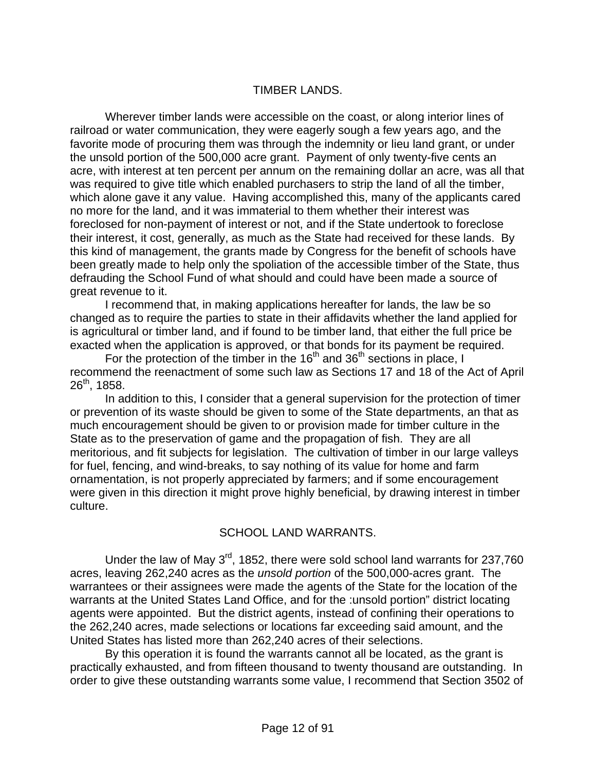## TIMBER LANDS.

Wherever timber lands were accessible on the coast, or along interior lines of railroad or water communication, they were eagerly sough a few years ago, and the favorite mode of procuring them was through the indemnity or lieu land grant, or under the unsold portion of the 500,000 acre grant. Payment of only twenty-five cents an acre, with interest at ten percent per annum on the remaining dollar an acre, was all that was required to give title which enabled purchasers to strip the land of all the timber, which alone gave it any value. Having accomplished this, many of the applicants cared no more for the land, and it was immaterial to them whether their interest was foreclosed for non-payment of interest or not, and if the State undertook to foreclose their interest, it cost, generally, as much as the State had received for these lands. By this kind of management, the grants made by Congress for the benefit of schools have been greatly made to help only the spoliation of the accessible timber of the State, thus defrauding the School Fund of what should and could have been made a source of great revenue to it.

I recommend that, in making applications hereafter for lands, the law be so changed as to require the parties to state in their affidavits whether the land applied for is agricultural or timber land, and if found to be timber land, that either the full price be exacted when the application is approved, or that bonds for its payment be required.

For the protection of the timber in the 16th and 36th sections in place, I recommend the reenactment of some such law as Sections 17 and 18 of the Act of April 26th, 1858.

In addition to this, I consider that a general supervision for the protection of timer or prevention of its waste should be given to some of the State departments, an that as much encouragement should be given to or provision made for timber culture in the State as to the preservation of game and the propagation of fish. They are all meritorious, and fit subjects for legislation. The cultivation of timber in our large valleys for fuel, fencing, and wind-breaks, to say nothing of its value for home and farm ornamentation, is not properly appreciated by farmers; and if some encouragement were given in this direction it might prove highly beneficial, by drawing interest in timber culture.

## SCHOOL LAND WARRANTS.

Under the law of May 3rd, 1852, there were sold school land warrants for 237,760 acres, leaving 262,240 acres as the *unsold portion* of the 500,000-acres grant. The warrantees or their assignees were made the agents of the State for the location of the warrants at the United States Land Office, and for the :unsold portion" district locating agents were appointed. But the district agents, instead of confining their operations to the 262,240 acres, made selections or locations far exceeding said amount, and the United States has listed more than 262,240 acres of their selections.

By this operation it is found the warrants cannot all be located, as the grant is practically exhausted, and from fifteen thousand to twenty thousand are outstanding. In order to give these outstanding warrants some value, I recommend that Section 3502 of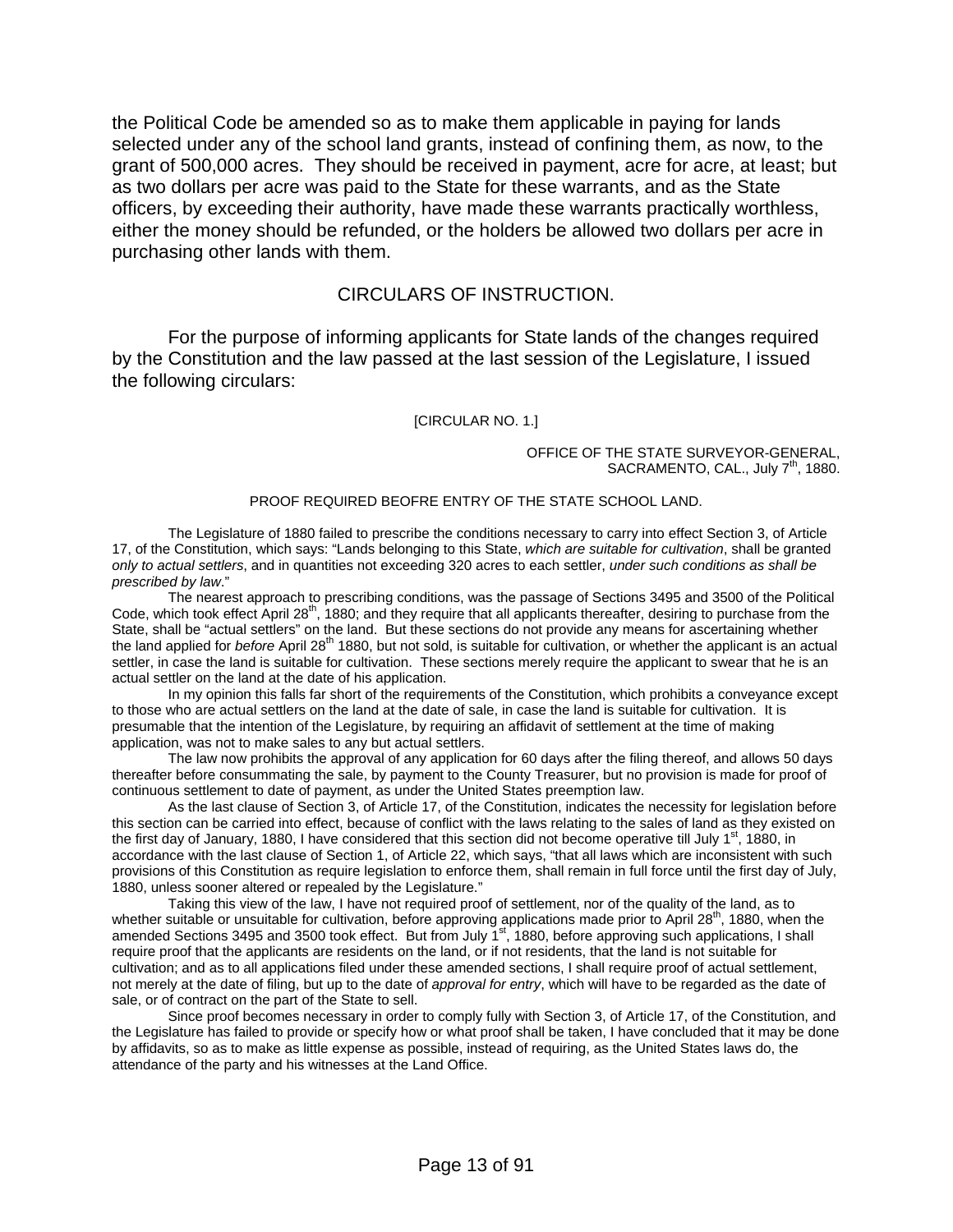the Political Code be amended so as to make them applicable in paying for lands selected under any of the school land grants, instead of confining them, as now, to the grant of 500,000 acres. They should be received in payment, acre for acre, at least; but as two dollars per acre was paid to the State for these warrants, and as the State officers, by exceeding their authority, have made these warrants practically worthless, either the money should be refunded, or the holders be allowed two dollars per acre in purchasing other lands with them.

## CIRCULARS OF INSTRUCTION.

For the purpose of informing applicants for State lands of the changes required by the Constitution and the law passed at the last session of the Legislature, I issued the following circulars:

[CIRCULAR NO. 1.]

OFFICE OF THE STATE SURVEYOR-GENERAL,
SACRAMENTO, CAL., July 7th, 1880.

PROOF REQUIRED BEOFRE ENTRY OF THE STATE SCHOOL LAND.

The Legislature of 1880 failed to prescribe the conditions necessary to carry into effect Section 3, of Article 17, of the Constitution, which says: "Lands belonging to this State, *which are suitable for cultivation*, shall be granted *only to actual settlers*, and in quantities not exceeding 320 acres to each settler, *under such conditions as shall be prescribed by law*."

The nearest approach to prescribing conditions, was the passage of Sections 3495 and 3500 of the Political Code, which took effect April 28th, 1880; and they require that all applicants thereafter, desiring to purchase from the State, shall be "actual settlers" on the land. But these sections do not provide any means for ascertaining whether the land applied for *before* April 28th 1880, but not sold, is suitable for cultivation, or whether the applicant is an actual settler, in case the land is suitable for cultivation. These sections merely require the applicant to swear that he is an actual settler on the land at the date of his application.

In my opinion this falls far short of the requirements of the Constitution, which prohibits a conveyance except to those who are actual settlers on the land at the date of sale, in case the land is suitable for cultivation. It is presumable that the intention of the Legislature, by requiring an affidavit of settlement at the time of making application, was not to make sales to any but actual settlers.

The law now prohibits the approval of any application for 60 days after the filing thereof, and allows 50 days thereafter before consummating the sale, by payment to the County Treasurer, but no provision is made for proof of continuous settlement to date of payment, as under the United States preemption law.

As the last clause of Section 3, of Article 17, of the Constitution, indicates the necessity for legislation before this section can be carried into effect, because of conflict with the laws relating to the sales of land as they existed on the first day of January, 1880, I have considered that this section did not become operative till July 1st, 1880, in accordance with the last clause of Section 1, of Article 22, which says, "that all laws which are inconsistent with such provisions of this Constitution as require legislation to enforce them, shall remain in full force until the first day of July, 1880, unless sooner altered or repealed by the Legislature."

Taking this view of the law, I have not required proof of settlement, nor of the quality of the land, as to whether suitable or unsuitable for cultivation, before approving applications made prior to April 28th, 1880, when the amended Sections 3495 and 3500 took effect. But from July 1st, 1880, before approving such applications, I shall require proof that the applicants are residents on the land, or if not residents, that the land is not suitable for cultivation; and as to all applications filed under these amended sections, I shall require proof of actual settlement, not merely at the date of filing, but up to the date of *approval for entry*, which will have to be regarded as the date of sale, or of contract on the part of the State to sell.

Since proof becomes necessary in order to comply fully with Section 3, of Article 17, of the Constitution, and the Legislature has failed to provide or specify how or what proof shall be taken, I have concluded that it may be done by affidavits, so as to make as little expense as possible, instead of requiring, as the United States laws do, the attendance of the party and his witnesses at the Land Office.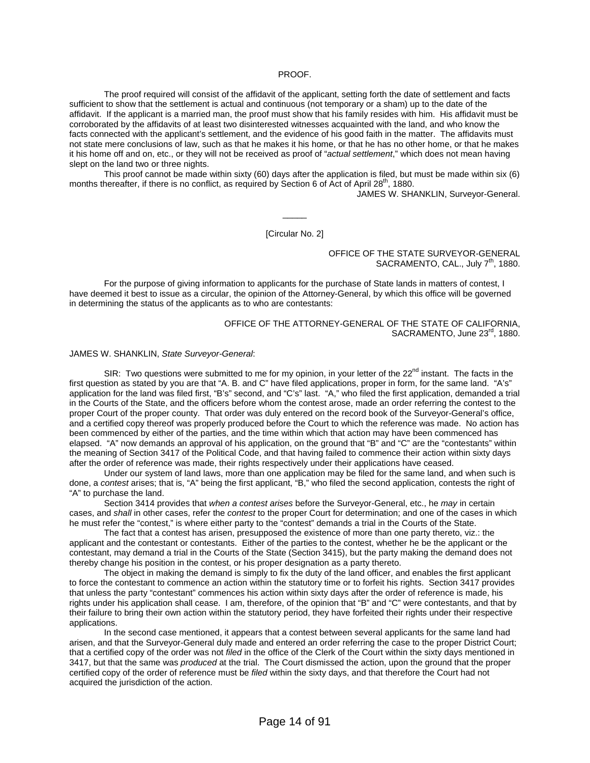PROOF.

The proof required will consist of the affidavit of the applicant, setting forth the date of settlement and facts sufficient to show that the settlement is actual and continuous (not temporary or a sham) up to the date of the affidavit. If the applicant is a married man, the proof must show that his family resides with him. His affidavit must be corroborated by the affidavits of at least two disinterested witnesses acquainted with the land, and who know the facts connected with the applicant's settlement, and the evidence of his good faith in the matter. The affidavits must not state mere conclusions of law, such as that he makes it his home, or that he has no other home, or that he makes it his home off and on, etc., or they will not be received as proof of "*actual settlement*," which does not mean having slept on the land two or three nights.

This proof cannot be made within sixty (60) days after the application is filed, but must be made within six (6) months thereafter, if there is no conflict, as required by Section 6 of Act of April 28th, 1880.

JAMES W. SHANKLIN, Surveyor-General.

_____

[Circular No. 2]

OFFICE OF THE STATE SURVEYOR-GENERAL
SACRAMENTO, CAL., July 7th, 1880.

For the purpose of giving information to applicants for the purchase of State lands in matters of contest, I have deemed it best to issue as a circular, the opinion of the Attorney-General, by which this office will be governed in determining the status of the applicants as to who are contestants:

OFFICE OF THE ATTORNEY-GENERAL OF THE STATE OF CALIFORNIA,
SACRAMENTO, June 23rd, 1880.

JAMES W. SHANKLIN, *State Surveyor-General*:

SIR: Two questions were submitted to me for my opinion, in your letter of the 22nd instant. The facts in the first question as stated by you are that "A. B. and C" have filed applications, proper in form, for the same land. "A's" application for the land was filed first, "B's" second, and "C's" last. "A," who filed the first application, demanded a trial in the Courts of the State, and the officers before whom the contest arose, made an order referring the contest to the proper Court of the proper county. That order was duly entered on the record book of the Surveyor-General's office, and a certified copy thereof was properly produced before the Court to which the reference was made. No action has been commenced by either of the parties, and the time within which that action may have been commenced has elapsed. "A" now demands an approval of his application, on the ground that "B" and "C" are the "contestants" within the meaning of Section 3417 of the Political Code, and that having failed to commence their action within sixty days after the order of reference was made, their rights respectively under their applications have ceased.

Under our system of land laws, more than one application may be filed for the same land, and when such is done, a *contest* arises; that is, "A" being the first applicant, "B," who filed the second application, contests the right of "A" to purchase the land.

Section 3414 provides that *when a contest arises* before the Surveyor-General, etc., he *may* in certain cases, and *shall* in other cases, refer the *contest* to the proper Court for determination; and one of the cases in which he must refer the "contest," is where either party to the "contest" demands a trial in the Courts of the State.

The fact that a contest has arisen, presupposed the existence of more than one party thereto, viz.: the applicant and the contestant or contestants. Either of the parties to the contest, whether he be the applicant or the contestant, may demand a trial in the Courts of the State (Section 3415), but the party making the demand does not thereby change his position in the contest, or his proper designation as a party thereto.

The object in making the demand is simply to fix the duty of the land officer, and enables the first applicant to force the contestant to commence an action within the statutory time or to forfeit his rights. Section 3417 provides that unless the party "contestant" commences his action within sixty days after the order of reference is made, his rights under his application shall cease. I am, therefore, of the opinion that "B" and "C" were contestants, and that by their failure to bring their own action within the statutory period, they have forfeited their rights under their respective applications.

In the second case mentioned, it appears that a contest between several applicants for the same land had arisen, and that the Surveyor-General duly made and entered an order referring the case to the proper District Court; that a certified copy of the order was not *filed* in the office of the Clerk of the Court within the sixty days mentioned in 3417, but that the same was *produced* at the trial. The Court dismissed the action, upon the ground that the proper certified copy of the order of reference must be *filed* within the sixty days, and that therefore the Court had not acquired the jurisdiction of the action.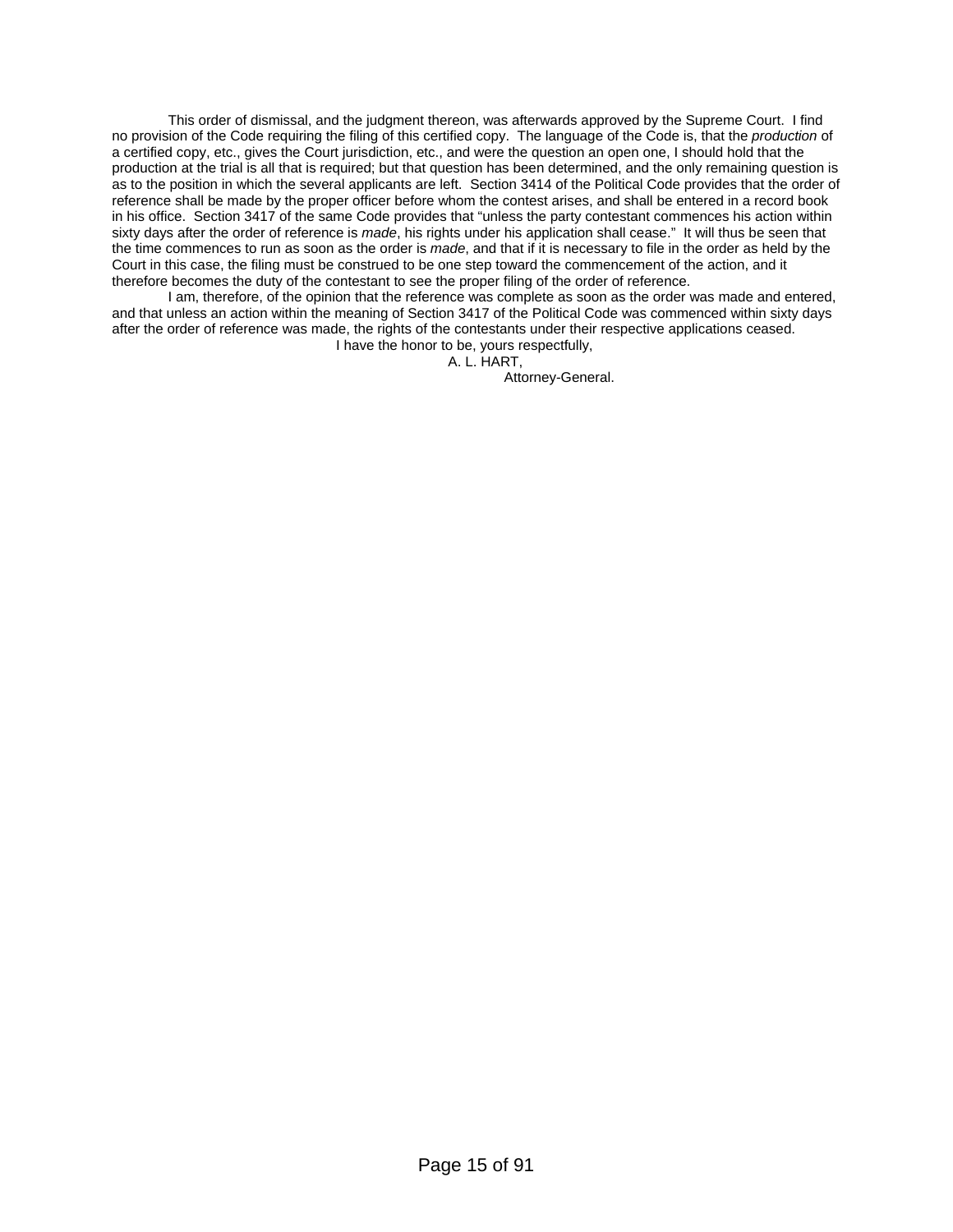This order of dismissal, and the judgment thereon, was afterwards approved by the Supreme Court. I find no provision of the Code requiring the filing of this certified copy. The language of the Code is, that the *production* of a certified copy, etc., gives the Court jurisdiction, etc., and were the question an open one, I should hold that the production at the trial is all that is required; but that question has been determined, and the only remaining question is as to the position in which the several applicants are left. Section 3414 of the Political Code provides that the order of reference shall be made by the proper officer before whom the contest arises, and shall be entered in a record book in his office. Section 3417 of the same Code provides that "unless the party contestant commences his action within sixty days after the order of reference is *made*, his rights under his application shall cease." It will thus be seen that the time commences to run as soon as the order is *made*, and that if it is necessary to file in the order as held by the Court in this case, the filing must be construed to be one step toward the commencement of the action, and it therefore becomes the duty of the contestant to see the proper filing of the order of reference.

I am, therefore, of the opinion that the reference was complete as soon as the order was made and entered, and that unless an action within the meaning of Section 3417 of the Political Code was commenced within sixty days after the order of reference was made, the rights of the contestants under their respective applications ceased.

I have the honor to be, yours respectfully,

A. L. HART,

Attorney-General.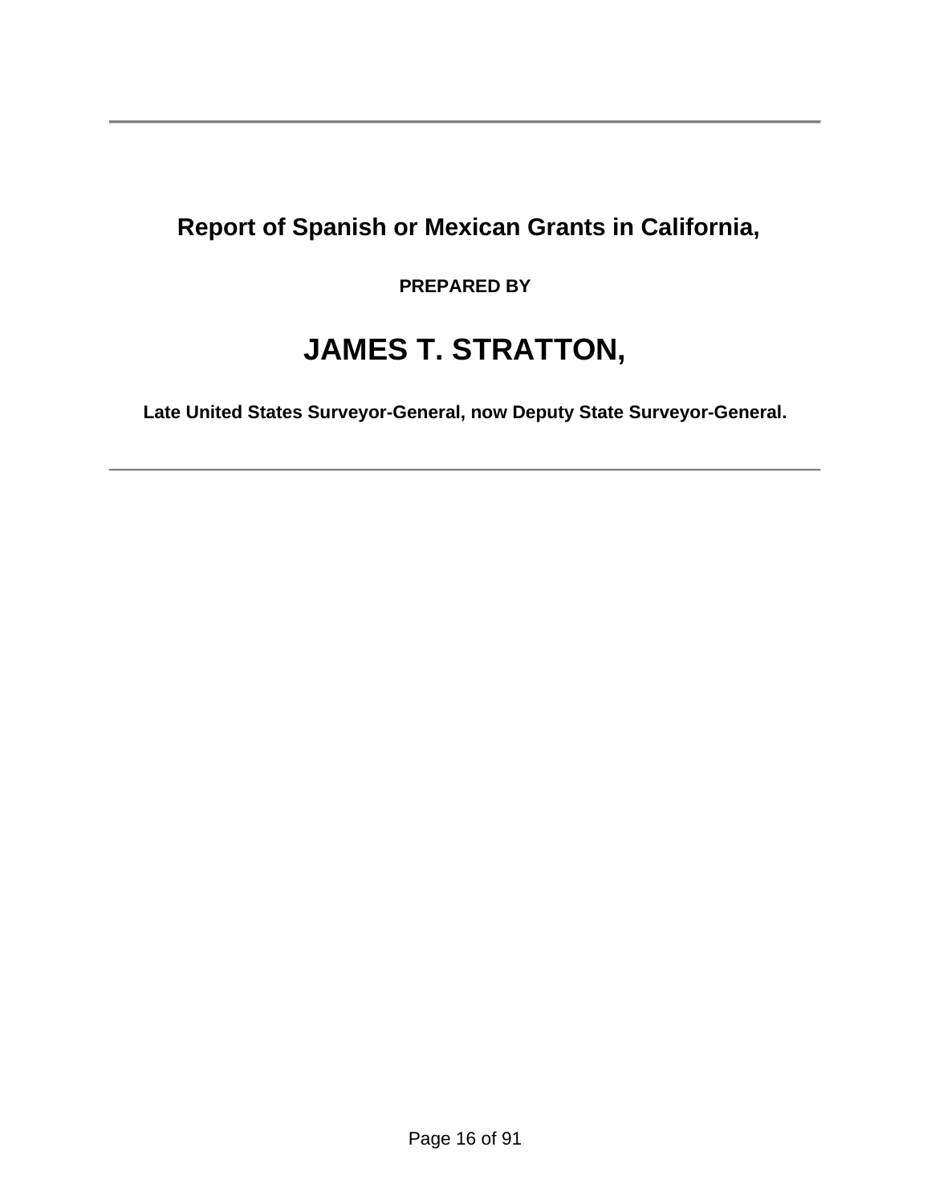---

## Report of Spanish or Mexican Grants in California,

**PREPARED BY**

# JAMES T. STRATTON,

**Late United States Surveyor-General, now Deputy State Surveyor-General.**

---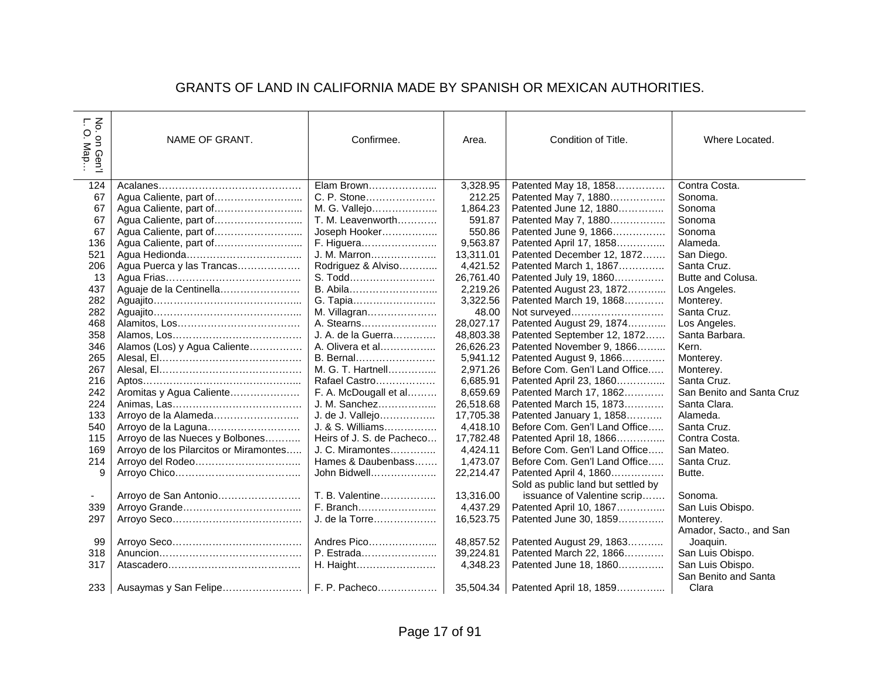# GRANTS OF LAND IN CALIFORNIA MADE BY SPANISH OR MEXICAN AUTHORITIES.

| No. on Gen'l L. O. Map… | NAME OF GRANT. | Confirmee. | Area. | Condition of Title. | Where Located. |
|---|---|---|---|---|---|
| 124 | Acalanes……………………………………. | Elam Brown……………….. | 3,328.95 | Patented May 18, 1858…………… | Contra Costa. |
| 67 | Agua Caliente, part of…………………….. | C. P. Stone………………… | 212.25 | Patented May 7, 1880…………….. | Sonoma. |
| 67 | Agua Caliente, part of…………………….. | M. G. Vallejo……………….. | 1,864.23 | Patented June 12, 1880………….. | Sonoma |
| 67 | Agua Caliente, part of…………………….. | T. M. Leavenworth………… | 591.87 | Patented May 7, 1880…………….. | Sonoma |
| 67 | Agua Caliente, part of…………………….. | Joseph Hooker…………….. | 550.86 | Patented June 9, 1866……………. | Sonoma |
| 136 | Agua Caliente, part of…………………….. | F. Higuera………………….. | 9,563.87 | Patented April 17, 1858………….. | Alameda. |
| 521 | Agua Hedionda……………………………. | J. M. Marron……………….. | 13,311.01 | Patented December 12, 1872……. | San Diego. |
| 206 | Agua Puerca y las Trancas………………. | Rodriguez & Alviso……….. | 4,421.52 | Patented March 1, 1867………….. | Santa Cruz. |
| 13 | Agua Frias…………………………………. | S. Todd…………………….. | 26,761.40 | Patented July 19, 1860…………… | Butte and Colusa. |
| 437 | Aguaje de la Centinella……………………. | B. Abila…………………….. | 2,219.26 | Patented August 23, 1872……….. | Los Angeles. |
| 282 | Aguajito…………………………………….. | G. Tapia……………………. | 3,322.56 | Patented March 19, 1868………… | Monterey. |
| 282 | Aguajito…………………………………….. | M. Villagran………………… | 48.00 | Not surveyed……………………… | Santa Cruz. |
| 468 | Alamitos, Los………………………………. | A. Stearns………………….. | 28,027.17 | Patented August 29, 1874……….. | Los Angeles. |
| 358 | Alamos, Los………………………………… | J. A. de la Guerra………… | 48,803.38 | Patented September 12, 1872…… | Santa Barbara. |
| 346 | Alamos (Los) y Agua Caliente…………… | A. Olivera et al……………. | 26,626.23 | Patented November 9, 1866…….. | Kern. |
| 265 | Alesal, El…………………………………… | B. Bernal…………………… | 5,941.12 | Patented August 9, 1866………… | Monterey. |
| 267 | Alesal, El…………………………………… | M. G. T. Hartnell………….. | 2,971.26 | Before Com. Gen'l Land Office…. | Monterey. |
| 216 | Aptos………………………………………... | Rafael Castro……………… | 6,685.91 | Patented April 23, 1860………….. | Santa Cruz. |
| 242 | Aromitas y Agua Caliente………………… | F. A. McDougall et al……… | 8,659.69 | Patented March 17, 1862………… | San Benito and Santa Cruz |
| 224 | Animas, Las………………………………… | J. M. Sanchez…………….. | 26,518.68 | Patented March 15, 1873………… | Santa Clara. |
| 133 | Arroyo de la Alameda…………………….. | J. de J. Vallejo……………. | 17,705.38 | Patented January 1, 1858……….. | Alameda. |
| 540 | Arroyo de la Laguna………………………. | J. & S. Williams…………… | 4,418.10 | Before Com. Gen'l Land Office….. | Santa Cruz. |
| 115 | Arroyo de las Nueces y Bolbones……….. | Heirs of J. S. de Pacheco… | 17,782.48 | Patented April 18, 1866………….. | Contra Costa. |
| 169 | Arroyo de los Pilarcitos or Miramontes….. | J. C. Miramontes………….. | 4,424.11 | Before Com. Gen'l Land Office….. | San Mateo. |
| 214 | Arroyo del Rodeo………………………….. | Hames & Daubenbass……. | 1,473.07 | Before Com. Gen'l Land Office….. | Santa Cruz. |
| 9 | Arroyo Chico……………………………….. | John Bidwell………………. | 22,214.47 | Patented April 4, 1860…………… | Butte. |
| - | Arroyo de San Antonio……………………. | T. B. Valentine…………….. | 13,316.00 | Sold as public land but settled by issuance of Valentine scrip……. | Sonoma. |
| 339 | Arroyo Grande……………………………... | F. Branch…………………... | 4,437.29 | Patented April 10, 1867………….. | San Luis Obispo. |
| 297 | Arroyo Seco………………………………… | J. de la Torre………………. | 16,523.75 | Patented June 30, 1859………….. | Monterey. |
| 99 | Arroyo Seco………………………………… | Andres Pico………………... | 48,857.52 | Patented August 29, 1863………. | Amador, Sacto., and San Joaquin. |
| 318 | Anuncion…………………………………… | P. Estrada………………….. | 39,224.81 | Patented March 22, 1866………… | San Luis Obispo. |
| 317 | Atascadero…………………………………. | H. Haight…………………… | 4,348.23 | Patented June 18, 1860………….. | San Luis Obispo. |
| 233 | Ausaymas y San Felipe…………………… | F. P. Pacheco……………… | 35,504.34 | Patented April 18, 1859………….. | San Benito and Santa Clara |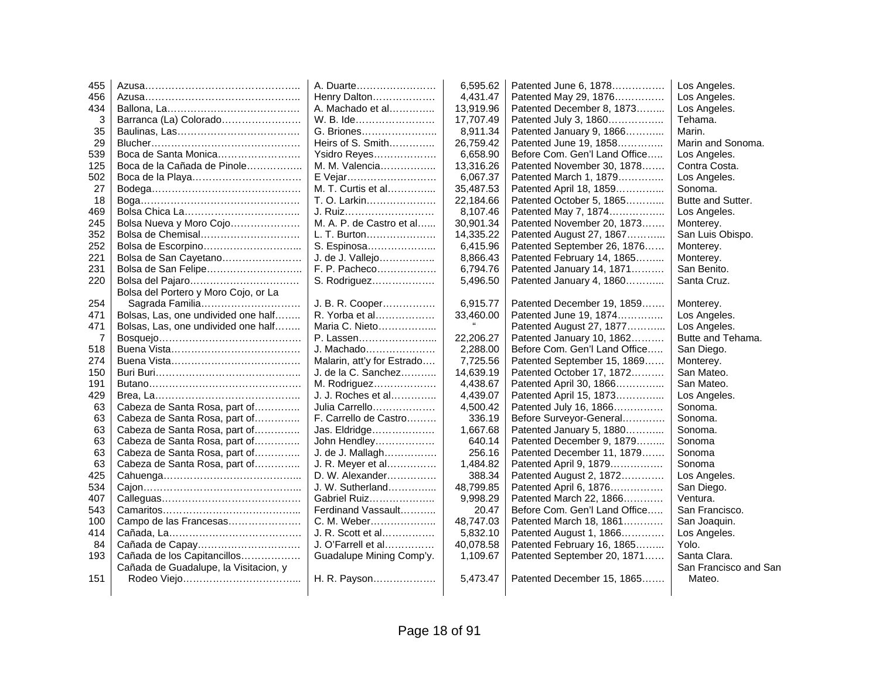| | | | | | |
|---|---|---|---|---|---|
| 455 | Azusa………………………………………. | A. Duarte…………………… | 6,595.62 | Patented June 6, 1878…………… | Los Angeles. |
| 456 | Azusa………………………………………. | Henry Dalton……………… | 4,431.47 | Patented May 29, 1876…………… | Los Angeles. |
| 434 | Ballona, La………………………………… | A. Machado et al………….. | 13,919.96 | Patented December 8, 1873…….. | Los Angeles. |
| 3 | Barranca (La) Colorado…………………… | W. B. Ide…………………… | 17,707.49 | Patented July 3, 1860…………….. | Tehama. |
| 35 | Baulinas, Las……………………………… | G. Briones………………….. | 8,911.34 | Patented January 9, 1866……….. | Marin. |
| 29 | Blucher……………………………………… | Heirs of S. Smith………….. | 26,759.42 | Patented June 19, 1858………….. | Marin and Sonoma. |
| 539 | Boca de Santa Monica…………………… | Ysidro Reyes……………… | 6,658.90 | Before Com. Gen'l Land Office….. | Los Angeles. |
| 125 | Boca de la Cañada de Pinole…………….. | M. M. Valencia……………. | 13,316.26 | Patented November 30, 1878……. | Contra Costa. |
| 502 | Boca de la Playa…………………………… | E Vejar……………………… | 6,067.37 | Patented March 1, 1879………….. | Los Angeles. |
| 27 | Bodega……………………………………… | M. T. Curtis et al………….. | 35,487.53 | Patented April 18, 1859………….. | Sonoma. |
| 18 | Boga………………………………………… | T. O. Larkin………………… | 22,184.66 | Patented October 5, 1865……….. | Butte and Sutter. |
| 469 | Bolsa Chica La……………………………. | J. Ruiz……………………… | 8,107.46 | Patented May 7, 1874……………. | Los Angeles. |
| 245 | Bolsa Nueva y Moro Cojo………………… | M. A. P. de Castro et al…... | 30,901.34 | Patented November 20, 1873……. | Monterey. |
| 352 | Bolsa de Chemisal………………………… | L. T. Burton………………… | 14,335.22 | Patented August 27, 1867……….. | San Luis Obispo. |
| 252 | Bolsa de Escorpino……………………….. | S. Espinosa……………….. | 6,415.96 | Patented September 26, 1876…… | Monterey. |
| 221 | Bolsa de San Cayetano…………………… | J. de J. Vallejo…………….. | 8,866.43 | Patented February 14, 1865…….. | Monterey. |
| 231 | Bolsa de San Felipe……………………….. | F. P. Pacheco……………… | 6,794.76 | Patented January 14, 1871……… | San Benito. |
| 220 | Bolsa del Pajaro…………………………… | S. Rodriguez……………… | 5,496.50 | Patented January 4, 1860……….. | Santa Cruz. |
| 254 | Bolsa del Portero y Moro Cojo, or La Sagrada Familia………………………… | J. B. R. Cooper…………… | 6,915.77 | Patented December 19, 1859……. | Monterey. |
| 471 | Bolsas, Las, one undivided one half…….. | R. Yorba et al……………… | 33,460.00 | Patented June 19, 1874………….. | Los Angeles. |
| 471 | Bolsas, Las, one undivided one half…….. | Maria C. Nieto…………….. | " | Patented August 27, 1877……….. | Los Angeles. |
| 7 | Bosquejo…………………………………… | P. Lassen………………….. | 22,206.27 | Patented January 10, 1862……… | Butte and Tehama. |
| 518 | Buena Vista………………………………… | J. Machado………………… | 2,288.00 | Before Com. Gen'l Land Office….. | San Diego. |
| 274 | Buena Vista………………………………… | Malarin, att'y for Estrado…. | 7,725.56 | Patented September 15, 1869…… | Monterey. |
| 150 | Buri Buri……………………………………. | J. de la C. Sanchez………. | 14,639.19 | Patented October 17, 1872……… | San Mateo. |
| 191 | Butano………………………………………. | M. Rodriguez……………… | 4,438.67 | Patented April 30, 1866………….. | San Mateo. |
| 429 | Brea, La……………………………………. | J. J. Roches et al…………. | 4,439.07 | Patented April 15, 1873………….. | Los Angeles. |
| 63 | Cabeza de Santa Rosa, part of………….. | Julia Carrello……………… | 4,500.42 | Patented July 16, 1866…………… | Sonoma. |
| 63 | Cabeza de Santa Rosa, part of………….. | F. Carrello de Castro……… | 336.19 | Before Surveyor-General………… | Sonoma. |
| 63 | Cabeza de Santa Rosa, part of………….. | Jas. Eldridge……………… | 1,667.68 | Patented January 5, 1880……….. | Sonoma. |
| 63 | Cabeza de Santa Rosa, part of………….. | John Hendley……………… | 640.14 | Patented December 9, 1879…….. | Sonoma |
| 63 | Cabeza de Santa Rosa, part of………….. | J. de J. Mallagh…………… | 256.16 | Patented December 11, 1879……. | Sonoma |
| 63 | Cabeza de Santa Rosa, part of………….. | J. R. Meyer et al………….. | 1,484.82 | Patented April 9, 1879……………. | Sonoma |
| 425 | Cahuenga………………………………….. | D. W. Alexander………….. | 388.34 | Patented August 2, 1872………… | Los Angeles. |
| 534 | Cajon……………………………………….. | J. W. Sutherland………….. | 48,799.85 | Patented April 6, 1876…………… | San Diego. |
| 407 | Calleguas…………………………………… | Gabriel Ruiz……………….. | 9,998.29 | Patented March 22, 1866………… | Ventura. |
| 543 | Camaritos………………………………….. | Ferdinand Vassault………. | 20.47 | Before Com. Gen'l Land Office….. | San Francisco. |
| 100 | Campo de las Francesas………………… | C. M. Weber………………. | 48,747.03 | Patented March 18, 1861………… | San Joaquin. |
| 414 | Cañada, La………………………………… | J. R. Scott et al…………… | 5,832.10 | Patented August 1, 1866………… | Los Angeles. |
| 84 | Cañada de Capay…………………………. | J. O'Farrell et al…………… | 40,078.58 | Patented February 16, 1865…….. | Yolo. |
| 193 | Cañada de los Capitancillos……………… | Guadalupe Mining Comp'y. | 1,109.67 | Patented September 20, 1871…… | Santa Clara. |
| 151 | Cañada de Guadalupe, la Visitacion, y Rodeo Viejo……………………………... | H. R. Payson……………… | 5,473.47 | Patented December 15, 1865……. | San Francisco and San Mateo. |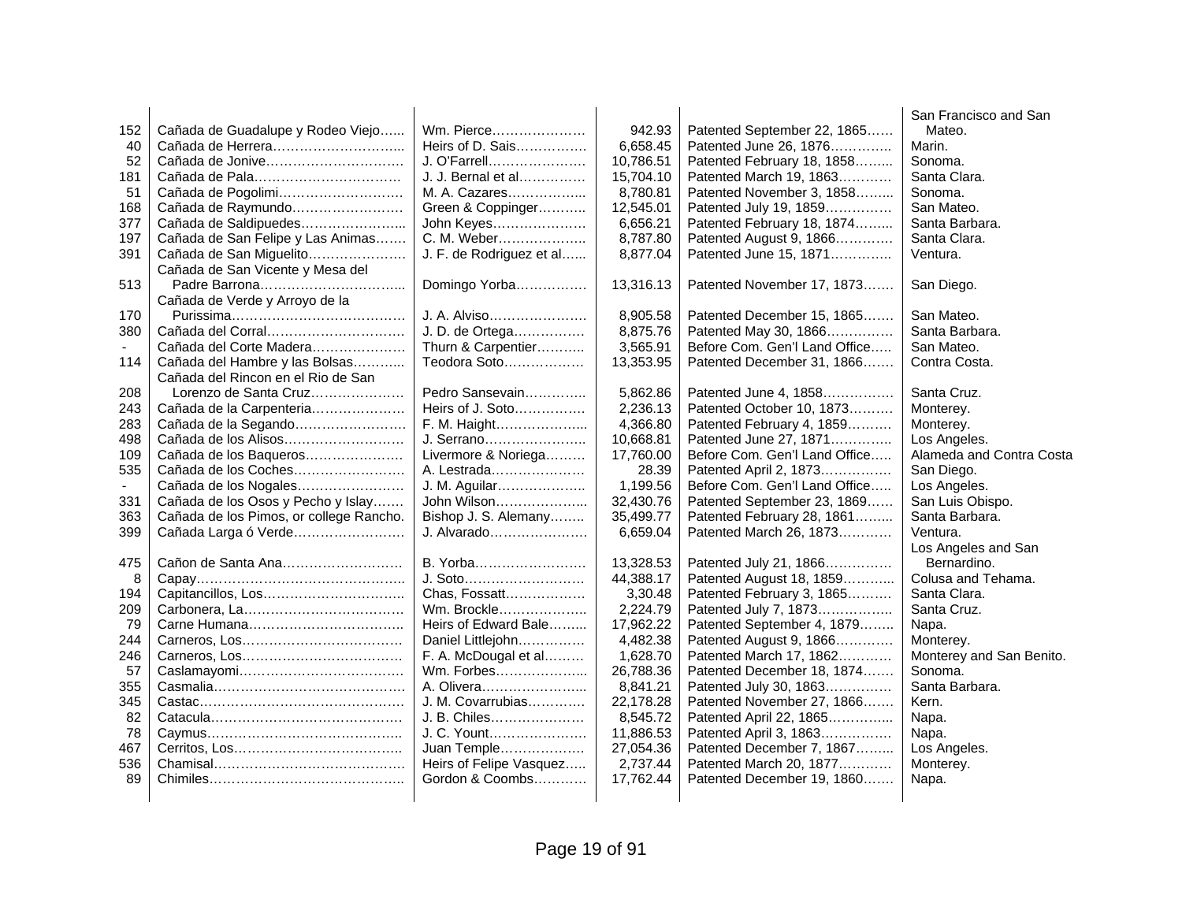| | | | | | |
|---|---|---|---|---|---|
| 152 | Cañada de Guadalupe y Rodeo Viejo…... | Wm. Pierce………………… | 942.93 | Patented September 22, 1865…… | San Francisco and San Mateo. |
| 40 | Cañada de Herrera……………………….. | Heirs of D. Sais…………… | 6,658.45 | Patented June 26, 1876…………. | Marin. |
| 52 | Cañada de Jonive………………………… | J. O'Farrell………………… | 10,786.51 | Patented February 18, 1858…….. | Sonoma. |
| 181 | Cañada de Pala…………………………… | J. J. Bernal et al…………… | 15,704.10 | Patented March 19, 1863………… | Santa Clara. |
| 51 | Cañada de Pogolimi……………………… | M. A. Cazares……………... | 8,780.81 | Patented November 3, 1858…….. | Sonoma. |
| 168 | Cañada de Raymundo……………………. | Green & Coppinger……….. | 12,545.01 | Patented July 19, 1859…………… | San Mateo. |
| 377 | Cañada de Saldipuedes…………………... | John Keyes………………… | 6,656.21 | Patented February 18, 1874…….. | Santa Barbara. |
| 197 | Cañada de San Felipe y Las Animas……. | C. M. Weber……………….. | 8,787.80 | Patented August 9, 1866…………. | Santa Clara. |
| 391 | Cañada de San Miguelito…………………. | J. F. de Rodriguez et al…... | 8,877.04 | Patented June 15, 1871…………. | Ventura. |
| 513 | Cañada de San Vicente y Mesa del Padre Barrona………………………….. | Domingo Yorba…………… | 13,316.13 | Patented November 17, 1873…… | San Diego. |
| 170 | Cañada de Verde y Arroyo de la Purissima………………………………… | J. A. Alviso………………… | 8,905.58 | Patented December 15, 1865……. | San Mateo. |
| 380 | Cañada del Corral…………………………. | J. D. de Ortega…………… | 8,875.76 | Patented May 30, 1866…………… | Santa Barbara. |
| - | Cañada del Corte Madera………………… | Thurn & Carpentier……….. | 3,565.91 | Before Com. Gen'l Land Office….. | San Mateo. |
| 114 | Cañada del Hambre y las Bolsas………... | Teodora Soto……………… | 13,353.95 | Patented December 31, 1866……. | Contra Costa. |
| 208 | Cañada del Rincon en el Rio de San Lorenzo de Santa Cruz…………………. | Pedro Sansevain…………. | 5,862.86 | Patented June 4, 1858……………. | Santa Cruz. |
| 243 | Cañada de la Carpenteria………………… | Heirs of J. Soto…………… | 2,236.13 | Patented October 10, 1873……… | Monterey. |
| 283 | Cañada de la Segando……………………. | F. M. Haight……………….. | 4,366.80 | Patented February 4, 1859……… | Monterey. |
| 498 | Cañada de los Alisos……………………… | J. Serrano…………………. | 10,668.81 | Patented June 27, 1871…………. | Los Angeles. |
| 109 | Cañada de los Baqueros…………………. | Livermore & Noriega……… | 17,760.00 | Before Com. Gen'l Land Office….. | Alameda and Contra Costa |
| 535 | Cañada de los Coches……………………. | A. Lestrada………………… | 28.39 | Patented April 2, 1873…………… | San Diego. |
| - | Cañada de los Nogales…………………… | J. M. Aguilar………………. | 1,199.56 | Before Com. Gen'l Land Office….. | Los Angeles. |
| 331 | Cañada de los Osos y Pecho y Islay……. | John Wilson……………….. | 32,430.76 | Patented September 23, 1869…… | San Luis Obispo. |
| 363 | Cañada de los Pimos, or college Rancho. | Bishop J. S. Alemany…….. | 35,499.77 | Patented February 28, 1861…….. | Santa Barbara. |
| 399 | Cañada Larga ó Verde……………………. | J. Alvarado………………… | 6,659.04 | Patented March 26, 1873………… | Ventura. |
| 475 | Cañon de Santa Ana……………………… | B. Yorba…………………… | 13,328.53 | Patented July 21, 1866…………… | Los Angeles and San Bernardino. |
| 8 | Capay……………………………………….. | J. Soto……………………… | 44,388.17 | Patented August 18, 1859………... | Colusa and Tehama. |
| 194 | Capitancillos, Los…………………………. | Chas, Fossatt……………… | 3,30.48 | Patented February 3, 1865……… | Santa Clara. |
| 209 | Carbonera, La……………………………… | Wm. Brockle……………….. | 2,224.79 | Patented July 7, 1873……………. | Santa Cruz. |
| 79 | Carne Humana…………………………….. | Heirs of Edward Bale……... | 17,962.22 | Patented September 4, 1879…….. | Napa. |
| 244 | Carneros, Los……………………………… | Daniel Littlejohn…………… | 4,482.38 | Patented August 9, 1866………… | Monterey. |
| 246 | Carneros, Los……………………………… | F. A. McDougal et al……… | 1,628.70 | Patented March 17, 1862………… | Monterey and San Benito. |
| 57 | Caslamayomi………………………………. | Wm. Forbes……………….. | 26,788.36 | Patented December 18, 1874……. | Sonoma. |
| 355 | Casmalia……………………………………. | A. Olivera………………….. | 8,841.21 | Patented July 30, 1863…………… | Santa Barbara. |
| 345 | Castac………………………………………. | J. M. Covarrubias…………. | 22,178.28 | Patented November 27, 1866…… | Kern. |
| 82 | Catacula……………………………………. | J. B. Chiles………………… | 8,545.72 | Patented April 22, 1865…………... | Napa. |
| 78 | Caymus…………………………………….. | J. C. Yount…………………. | 11,886.53 | Patented April 3, 1863…………… | Napa. |
| 467 | Cerritos, Los……………………………….. | Juan Temple………………. | 27,054.36 | Patented December 7, 1867…….. | Los Angeles. |
| 536 | Chamisal…………………………………… | Heirs of Felipe Vasquez….. | 2,737.44 | Patented March 20, 1877………… | Monterey. |
| 89 | Chimiles……………………………………. | Gordon & Coombs………… | 17,762.44 | Patented December 19, 1860……. | Napa. |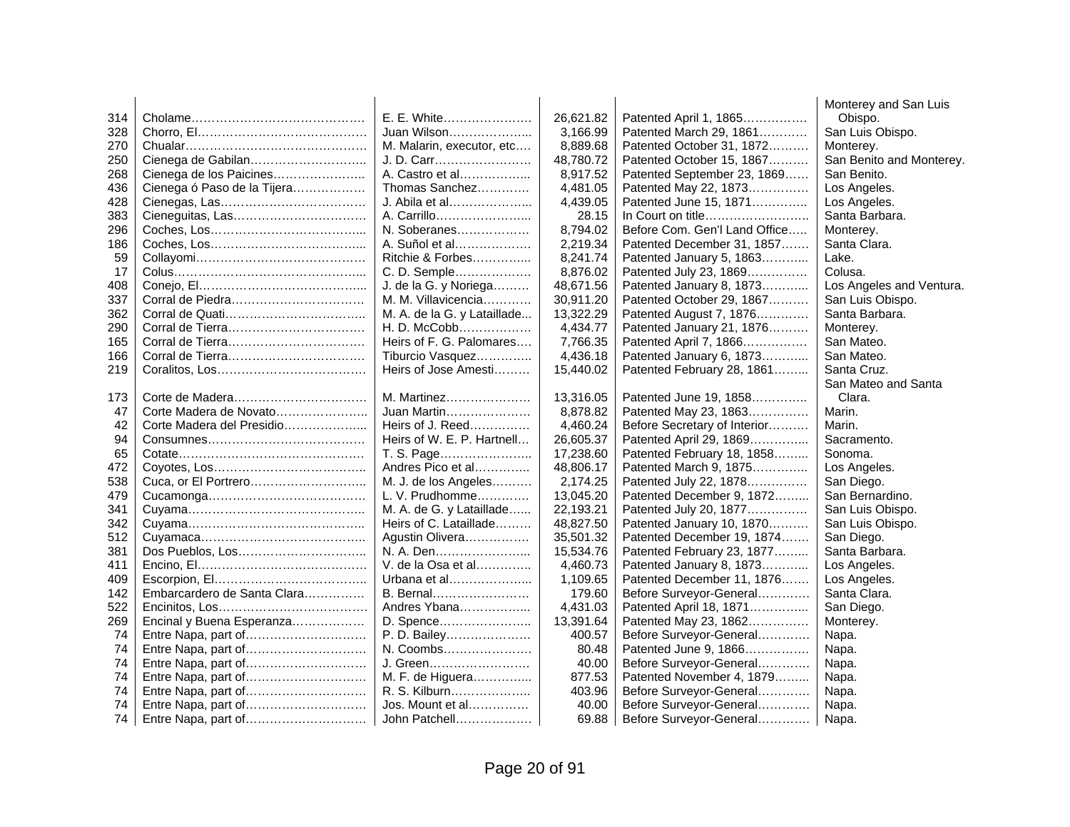|  |  |  |  |  |  |
|---|---|---|---|---|---|
| 314 | Cholame | E. E. White | 26,621.82 | Patented April 1, 1865 | Monterey and San Luis Obispo. |
| 328 | Chorro, El | Juan Wilson | 3,166.99 | Patented March 29, 1861 | San Luis Obispo. |
| 270 | Chualar | M. Malarin, executor, etc | 8,889.68 | Patented October 31, 1872 | Monterey. |
| 250 | Cienega de Gabilan | J. D. Carr | 48,780.72 | Patented October 15, 1867 | San Benito and Monterey. |
| 268 | Cienega de los Paicines | A. Castro et al | 8,917.52 | Patented September 23, 1869 | San Benito. |
| 436 | Cienega ó Paso de la Tijera | Thomas Sanchez | 4,481.05 | Patented May 22, 1873 | Los Angeles. |
| 428 | Cienegas, Las | J. Abila et al | 4,439.05 | Patented June 15, 1871 | Los Angeles. |
| 383 | Cieneguitas, Las | A. Carrillo | 28.15 | In Court on title | Santa Barbara. |
| 296 | Coches, Los | N. Soberanes | 8,794.02 | Before Com. Gen'l Land Office | Monterey. |
| 186 | Coches, Los | A. Suñol et al | 2,219.34 | Patented December 31, 1857 | Santa Clara. |
| 59 | Collayomi | Ritchie & Forbes | 8,241.74 | Patented January 5, 1863 | Lake. |
| 17 | Colus | C. D. Semple | 8,876.02 | Patented July 23, 1869 | Colusa. |
| 408 | Conejo, El | J. de la G. y Noriega | 48,671.56 | Patented January 8, 1873 | Los Angeles and Ventura. |
| 337 | Corral de Piedra | M. M. Villavicencia | 30,911.20 | Patented October 29, 1867 | San Luis Obispo. |
| 362 | Corral de Quati | M. A. de la G. y Lataillade | 13,322.29 | Patented August 7, 1876 | Santa Barbara. |
| 290 | Corral de Tierra | H. D. McCobb | 4,434.77 | Patented January 21, 1876 | Monterey. |
| 165 | Corral de Tierra | Heirs of F. G. Palomares | 7,766.35 | Patented April 7, 1866 | San Mateo. |
| 166 | Corral de Tierra | Tiburcio Vasquez | 4,436.18 | Patented January 6, 1873 | San Mateo. |
| 219 | Coralitos, Los | Heirs of Jose Amesti | 15,440.02 | Patented February 28, 1861 | Santa Cruz. |
| 173 | Corte de Madera | M. Martinez | 13,316.05 | Patented June 19, 1858 | San Mateo and Santa Clara. |
| 47 | Corte Madera de Novato | Juan Martin | 8,878.82 | Patented May 23, 1863 | Marin. |
| 42 | Corte Madera del Presidio | Heirs of J. Reed | 4,460.24 | Before Secretary of Interior | Marin. |
| 94 | Consumnes | Heirs of W. E. P. Hartnell | 26,605.37 | Patented April 29, 1869 | Sacramento. |
| 65 | Cotate | T. S. Page | 17,238.60 | Patented February 18, 1858 | Sonoma. |
| 472 | Coyotes, Los | Andres Pico et al | 48,806.17 | Patented March 9, 1875 | Los Angeles. |
| 538 | Cuca, or El Portrero | M. J. de los Angeles | 2,174.25 | Patented July 22, 1878 | San Diego. |
| 479 | Cucamonga | L. V. Prudhomme | 13,045.20 | Patented December 9, 1872 | San Bernardino. |
| 341 | Cuyama | M. A. de G. y Lataillade | 22,193.21 | Patented July 20, 1877 | San Luis Obispo. |
| 342 | Cuyama | Heirs of C. Lataillade | 48,827.50 | Patented January 10, 1870 | San Luis Obispo. |
| 512 | Cuyamaca | Agustin Olivera | 35,501.32 | Patented December 19, 1874 | San Diego. |
| 381 | Dos Pueblos, Los | N. A. Den | 15,534.76 | Patented February 23, 1877 | Santa Barbara. |
| 411 | Encino, El | V. de la Osa et al | 4,460.73 | Patented January 8, 1873 | Los Angeles. |
| 409 | Escorpion, El | Urbana et al | 1,109.65 | Patented December 11, 1876 | Los Angeles. |
| 142 | Embarcardero de Santa Clara | B. Bernal | 179.60 | Before Surveyor-General | Santa Clara. |
| 522 | Encinitos, Los | Andres Ybana | 4,431.03 | Patented April 18, 1871 | San Diego. |
| 269 | Encinal y Buena Esperanza | D. Spence | 13,391.64 | Patented May 23, 1862 | Monterey. |
| 74 | Entre Napa, part of | P. D. Bailey | 400.57 | Before Surveyor-General | Napa. |
| 74 | Entre Napa, part of | N. Coombs | 80.48 | Patented June 9, 1866 | Napa. |
| 74 | Entre Napa, part of | J. Green | 40.00 | Before Surveyor-General | Napa. |
| 74 | Entre Napa, part of | M. F. de Higuera | 877.53 | Patented November 4, 1879 | Napa. |
| 74 | Entre Napa, part of | R. S. Kilburn | 403.96 | Before Surveyor-General | Napa. |
| 74 | Entre Napa, part of | Jos. Mount et al | 40.00 | Before Surveyor-General | Napa. |
| 74 | Entre Napa, part of | John Patchell | 69.88 | Before Surveyor-General | Napa. |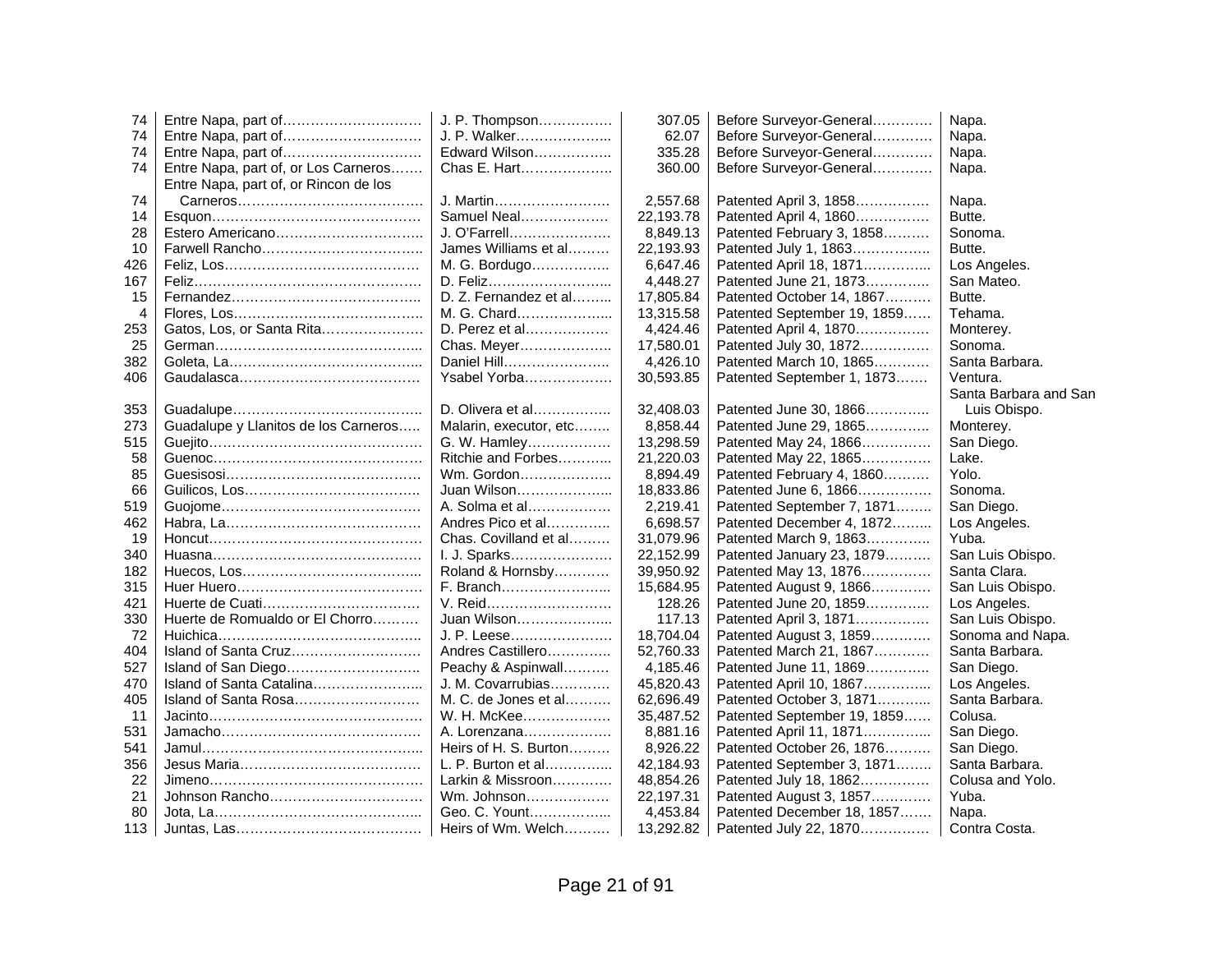| | | | | | |
|---|---|---|---|---|---|
| 74 | Entre Napa, part of………………………… | J. P. Thompson……………. | 307.05 | Before Surveyor-General………… | Napa. |
| 74 | Entre Napa, part of………………………… | J. P. Walker……………….. | 62.07 | Before Surveyor-General………… | Napa. |
| 74 | Entre Napa, part of………………………… | Edward Wilson…………….. | 335.28 | Before Surveyor-General………… | Napa. |
| 74 | Entre Napa, part of, or Los Carneros……. | Chas E. Hart……………….. | 360.00 | Before Surveyor-General………… | Napa. |
| 74 | Entre Napa, part of, or Rincon de los Carneros………………………………… | J. Martin…………………… | 2,557.68 | Patented April 3, 1858……………. | Napa. |
| 14 | Esquon……………………………………… | Samuel Neal……………… | 22,193.78 | Patented April 4, 1860……………. | Butte. |
| 28 | Estero Americano………………………….. | J. O'Farrell………………… | 8,849.13 | Patented February 3, 1858………. | Sonoma. |
| 10 | Farwell Rancho…………………………….. | James Williams et al……… | 22,193.93 | Patented July 1, 1863…………….. | Butte. |
| 426 | Feliz, Los…………………………………… | M. G. Bordugo…………….. | 6,647.46 | Patented April 18, 1871………….... | Los Angeles. |
| 167 | Feliz…………………………………………. | D. Feliz……………………... | 4,448.27 | Patented June 21, 1873………….. | San Mateo. |
| 15 | Fernandez………………………………….. | D. Z. Fernandez et al……... | 17,805.84 | Patented October 14, 1867………. | Butte. |
| 4 | Flores, Los………………………………….. | M. G. Chard………………... | 13,315.58 | Patented September 19, 1859…… | Tehama. |
| 253 | Gatos, Los, or Santa Rita…………………. | D. Perez et al……………… | 4,424.46 | Patented April 4, 1870……………. | Monterey. |
| 25 | German……………………………………… | Chas. Meyer……………….. | 17,580.01 | Patented July 30, 1872…………… | Sonoma. |
| 382 | Goleta, La…………………………………... | Daniel Hill………………….. | 4,426.10 | Patented March 10, 1865………… | Santa Barbara. |
| 406 | Gaudalasca………………………………… | Ysabel Yorba……………… | 30,593.85 | Patented September 1, 1873……. | Ventura. |
| 353 | Guadalupe………………………………….. | D. Olivera et al…………….. | 32,408.03 | Patented June 30, 1866………….. | Santa Barbara and San Luis Obispo. |
| 273 | Guadalupe y Llanitos de los Carneros….. | Malarin, executor, etc…….. | 8,858.44 | Patented June 29, 1865………….. | Monterey. |
| 515 | Guejito……………………………………… | G. W. Hamley…………….. | 13,298.59 | Patented May 24, 1866…………… | San Diego. |
| 58 | Guenoc……………………………………… | Ritchie and Forbes………... | 21,220.03 | Patented May 22, 1865…………… | Lake. |
| 85 | Guesisosi…………………………………… | Wm. Gordon……………….. | 8,894.49 | Patented February 4, 1860………. | Yolo. |
| 66 | Guilicos, Los……………………………….. | Juan Wilson………………... | 18,833.86 | Patented June 6, 1866……………. | Sonoma. |
| 519 | Guojome……………………………………. | A. Solma et al……………… | 2,219.41 | Patented September 7, 1871……. | San Diego. |
| 462 | Habra, La…………………………………… | Andres Pico et al………….. | 6,698.57 | Patented December 4, 1872……... | Los Angeles. |
| 19 | Honcut………………………………………. | Chas. Covilland et al……… | 31,079.96 | Patented March 9, 1863………….. | Yuba. |
| 340 | Huasna……………………………………… | I. J. Sparks………………… | 22,152.99 | Patented January 23, 1879………. | San Luis Obispo. |
| 182 | Huecos, Los………………………………... | Roland & Hornsby………… | 39,950.92 | Patented May 13, 1876…………… | Santa Clara. |
| 315 | Huer Huero…………………………………. | F. Branch…………………... | 15,684.95 | Patented August 9, 1866………… | San Luis Obispo. |
| 421 | Huerte de Cuati……………………………. | V. Reid……………………… | 128.26 | Patented June 20, 1859………….. | Los Angeles. |
| 330 | Huerte de Romualdo or El Chorro………. | Juan Wilson………………... | 117.13 | Patented April 3, 1871……………. | San Luis Obispo. |
| 72 | Huichica……………………………………... | J. P. Leese………………… | 18,704.04 | Patented August 3, 1859………… | Sonoma and Napa. |
| 404 | Island of Santa Cruz………………………. | Andres Castillero…………. | 52,760.33 | Patented March 21, 1867………… | Santa Barbara. |
| 527 | Island of San Diego……………………….. | Peachy & Aspinwall………. | 4,185.46 | Patented June 11, 1869………….. | San Diego. |
| 470 | Island of Santa Catalina…………………... | J. M. Covarrubias………… | 45,820.43 | Patented April 10, 1867………….... | Los Angeles. |
| 405 | Island of Santa Rosa……………………… | M. C. de Jones et al………. | 62,696.49 | Patented October 3, 1871………... | Santa Barbara. |
| 11 | Jacinto………………………………………. | W. H. McKee……………… | 35,487.52 | Patented September 19, 1859…… | Colusa. |
| 531 | Jamacho……………………………………. | A. Lorenzana……………… | 8,881.16 | Patented April 11, 1871………….... | San Diego. |
| 541 | Jamul………………………………………... | Heirs of H. S. Burton……… | 8,926.22 | Patented October 26, 1876………. | San Diego. |
| 356 | Jesus Maria………………………………… | L. P. Burton et al…………... | 42,184.93 | Patented September 3, 1871…….. | Santa Barbara. |
| 22 | Jimeno………………………………………. | Larkin & Missroon………… | 48,854.26 | Patented July 18, 1862…………… | Colusa and Yolo. |
| 21 | Johnson Rancho…………………………… | Wm. Johnson……………… | 22,197.31 | Patented August 3, 1857………… | Yuba. |
| 80 | Jota, La……………………………………... | Geo. C. Yount……………... | 4,453.84 | Patented December 18, 1857……. | Napa. |
| 113 | Juntas, Las…………………………………. | Heirs of Wm. Welch………. | 13,292.82 | Patented July 22, 1870…………… | Contra Costa. |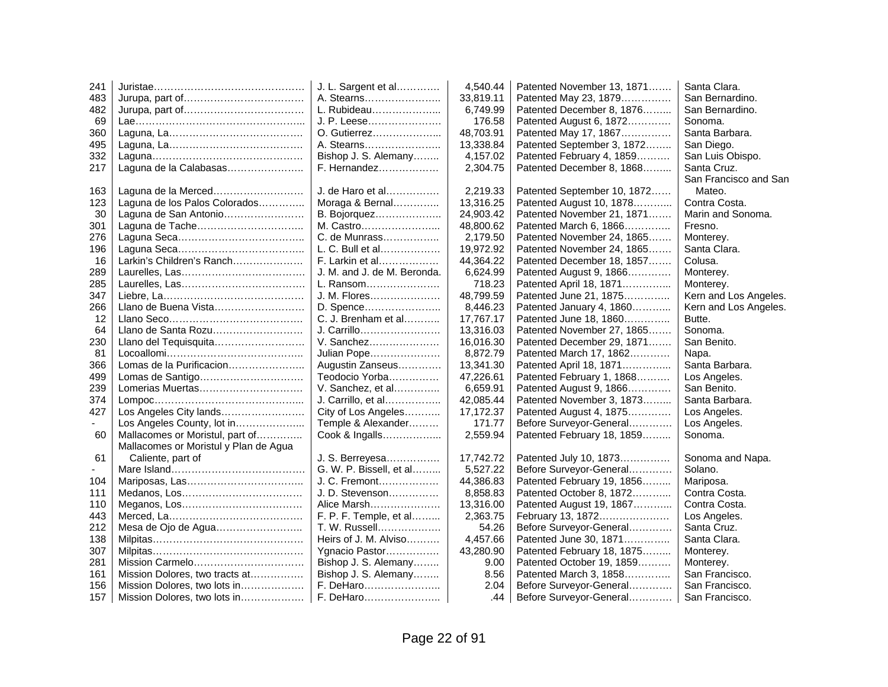| | | | | | |
|---|---|---|---|---|---|
| 241 | Juristae……………………………………… | J. L. Sargent et al………… | 4,540.44 | Patented November 13, 1871…… | Santa Clara. |
| 483 | Jurupa, part of……………………………… | A. Stearns………………….. | 33,819.11 | Patented May 23, 1879…………… | San Bernardino. |
| 482 | Jurupa, part of……………………………… | L. Rubideau………………... | 6,749.99 | Patented December 8, 1876…….. | San Bernardino. |
| 69 | Lae…………………………………………... | J. P. Leese………………… | 176.58 | Patented August 6, 1872………… | Sonoma. |
| 360 | Laguna, La………………………………… | O. Gutierrez………………... | 48,703.91 | Patented May 17, 1867…………… | Santa Barbara. |
| 495 | Laguna, La………………………………… | A. Stearns………………….. | 13,338.84 | Patented September 3, 1872…….. | San Diego. |
| 332 | Laguna……………………………………… | Bishop J. S. Alemany…….. | 4,157.02 | Patented February 4, 1859……… | San Luis Obispo. |
| 217 | Laguna de la Calabasas………………….. | F. Hernandez……………… | 2,304.75 | Patented December 8, 1868…….. | Santa Cruz. |
| 163 | Laguna de la Merced……………………… | J. de Haro et al…………… | 2,219.33 | Patented September 10, 1872…… | San Francisco and San Mateo. |
| 123 | Laguna de los Palos Colorados………….. | Moraga & Bernal…………. | 13,316.25 | Patented August 10, 1878……….. | Contra Costa. |
| 30 | Laguna de San Antonio…………………… | B. Bojorquez……………….. | 24,903.42 | Patented November 21, 1871……. | Marin and Sonoma. |
| 301 | Laguna de Tache………………………….. | M. Castro…………………... | 48,800.62 | Patented March 6, 1866………….. | Fresno. |
| 276 | Laguna Seca……………………………….. | C. de Munrass…………….. | 2,179.50 | Patented November 24, 1865……. | Monterey. |
| 196 | Laguna Seca……………………………….. | L. C. Bull et al…………….. | 19,972.92 | Patented November 24, 1865……. | Santa Clara. |
| 16 | Larkin's Children's Ranch………………… | F. Larkin et al……………… | 44,364.22 | Patented December 18, 1857……. | Colusa. |
| 289 | Laurelles, Las……………………………… | J. M. and J. de M. Beronda. | 6,624.99 | Patented August 9, 1866………… | Monterey. |
| 285 | Laurelles, Las……………………………… | L. Ransom………………… | 718.23 | Patented April 18, 1871………….. | Monterey. |
| 347 | Liebre, La…………………………………… | J. M. Flores………………… | 48,799.59 | Patented June 21, 1875………….. | Kern and Los Angeles. |
| 266 | Llano de Buena Vista……………………… | D. Spence………………….. | 8,446.23 | Patented January 4, 1860……….. | Kern and Los Angeles. |
| 12 | Llano Seco…………………………………. | C. J. Brenham et al……….. | 17,767.17 | Patented June 18, 1860………….. | Butte. |
| 64 | Llano de Santa Rozu……………………… | J. Carrillo…………………… | 13,316.03 | Patented November 27, 1865……. | Sonoma. |
| 230 | Llano del Tequisquita……………………… | V. Sanchez………………… | 16,016.30 | Patented December 29, 1871……. | San Benito. |
| 81 | Locoallomi………………………………….. | Julian Pope………………… | 8,872.79 | Patented March 17, 1862………… | Napa. |
| 366 | Lomas de la Purificacion………………….. | Augustin Zanseus…………. | 13,341.30 | Patented April 18, 1871………….. | Santa Barbara. |
| 499 | Lomas de Santigo………………………… | Teodocio Yorba…………… | 47,226.61 | Patented February 1, 1868……… | Los Angeles. |
| 239 | Lomerias Muertas…………………………. | V. Sanchez, et al…………. | 6,659.91 | Patented August 9, 1866………… | San Benito. |
| 374 | Lompoc……………………………………... | J. Carrillo, et al……………. | 42,085.44 | Patented November 3, 1873…….. | Santa Barbara. |
| 427 | Los Angeles City lands……………………. | City of Los Angeles………. | 17,172.37 | Patented August 4, 1875………… | Los Angeles. |
| - | Los Angeles County, lot in……………….. | Temple & Alexander……… | 171.77 | Before Surveyor-General………… | Los Angeles. |
| 60 | Mallacomes or Moristul, part of…………. | Cook & Ingalls……………... | 2,559.94 | Patented February 18, 1859…….. | Sonoma. |
| 61 | Mallacomes or Moristul y Plan de Agua Caliente, part of | J. S. Berreyesa…………… | 17,742.72 | Patented July 10, 1873…………… | Sonoma and Napa. |
| - | Mare Island…………………………………. | G. W. P. Bissell, et al…….. | 5,527.22 | Before Surveyor-General………… | Solano. |
| 104 | Mariposas, Las……………………………. | J. C. Fremont……………… | 44,386.83 | Patented February 19, 1856…….. | Mariposa. |
| 111 | Medanos, Los……………………………… | J. D. Stevenson…………… | 8,858.83 | Patented October 8, 1872……….. | Contra Costa. |
| 110 | Meganos, Los……………………………… | Alice Marsh………………… | 13,316.00 | Patented August 19, 1867……….. | Contra Costa. |
| 443 | Merced, La…………………………………. | F. P. F. Temple, et al…….. | 2,363.75 | February 13, 1872………………… | Los Angeles. |
| 212 | Mesa de Ojo de Agua…………………….. | T. W. Russell……………… | 54.26 | Before Surveyor-General………… | Santa Cruz. |
| 138 | Milpitas……………………………………… | Heirs of J. M. Alviso……… | 4,457.66 | Patented June 30, 1871…………. | Santa Clara. |
| 307 | Milpitas……………………………………… | Ygnacio Pastor……………. | 43,280.90 | Patented February 18, 1875…….. | Monterey. |
| 281 | Mission Carmelo…………………………… | Bishop J. S. Alemany…….. | 9.00 | Patented October 19, 1859……… | Monterey. |
| 161 | Mission Dolores, two tracts at…………… | Bishop J. S. Alemany…….. | 8.56 | Patented March 3, 1858…………. | San Francisco. |
| 156 | Mission Dolores, two lots in……………… | F. DeHaro………………….. | 2.04 | Before Surveyor-General………… | San Francisco. |
| 157 | Mission Dolores, two lots in……………… | F. DeHaro………………….. | .44 | Before Surveyor-General………… | San Francisco. |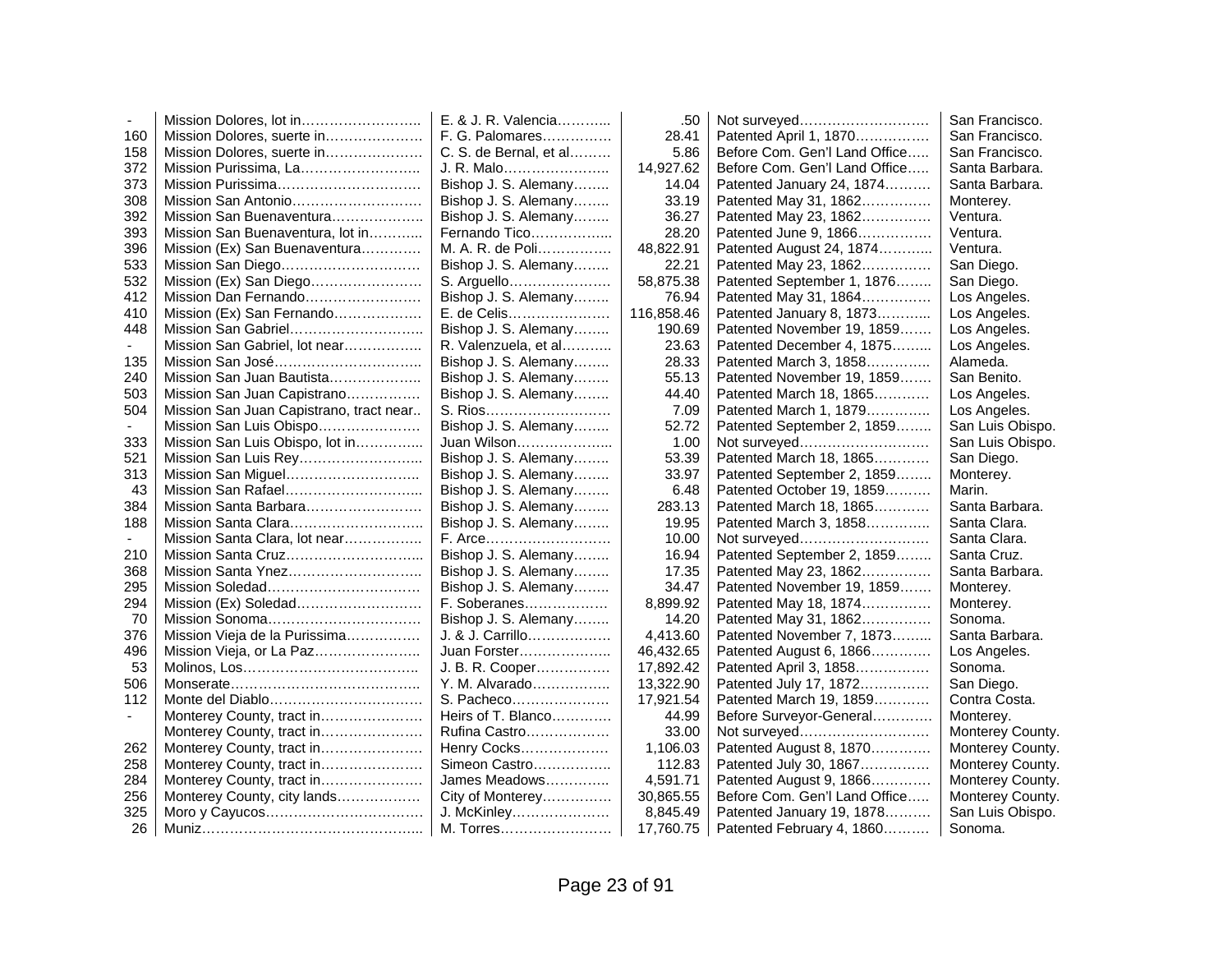| | | | | | |
|---|---|---|---|---|---|
| - | Mission Dolores, lot in…………………….. | E. & J. R. Valencia……….. | .50 | Not surveyed……………………… | San Francisco. |
| 160 | Mission Dolores, suerte in………………… | F. G. Palomares…………… | 28.41 | Patented April 1, 1870…………… | San Francisco. |
| 158 | Mission Dolores, suerte in………………… | C. S. de Bernal, et al……… | 5.86 | Before Com. Gen'l Land Office….. | San Francisco. |
| 372 | Mission Purissima, La…………………….. | J. R. Malo………………….. | 14,927.62 | Before Com. Gen'l Land Office….. | Santa Barbara. |
| 373 | Mission Purissima………………………… | Bishop J. S. Alemany…….. | 14.04 | Patented January 24, 1874……… | Santa Barbara. |
| 308 | Mission San Antonio……………………… | Bishop J. S. Alemany…….. | 33.19 | Patented May 31, 1862…………… | Monterey. |
| 392 | Mission San Buenaventura……………….. | Bishop J. S. Alemany…….. | 36.27 | Patented May 23, 1862…………… | Ventura. |
| 393 | Mission San Buenaventura, lot in……….. | Fernando Tico…………….... | 28.20 | Patented June 9, 1866…………… | Ventura. |
| 396 | Mission (Ex) San Buenaventura………… | M. A. R. de Poli……………. | 48,822.91 | Patented August 24, 1874……….. | Ventura. |
| 533 | Mission San Diego………………………… | Bishop J. S. Alemany…….. | 22.21 | Patented May 23, 1862…………… | San Diego. |
| 532 | Mission (Ex) San Diego…………………… | S. Arguello………………… | 58,875.38 | Patented September 1, 1876…….. | San Diego. |
| 412 | Mission Dan Fernando……………………. | Bishop J. S. Alemany…….. | 76.94 | Patented May 31, 1864…………… | Los Angeles. |
| 410 | Mission (Ex) San Fernando………………. | E. de Celis………………… | 116,858.46 | Patented January 8, 1873……….. | Los Angeles. |
| 448 | Mission San Gabriel………………………. | Bishop J. S. Alemany…….. | 190.69 | Patented November 19, 1859……. | Los Angeles. |
| - | Mission San Gabriel, lot near……………. | R. Valenzuela, et al……….. | 23.63 | Patented December 4, 1875……... | Los Angeles. |
| 135 | Mission San José………………………….. | Bishop J. S. Alemany…….. | 28.33 | Patented March 3, 1858………….. | Alameda. |
| 240 | Mission San Juan Bautista……………….. | Bishop J. S. Alemany…….. | 55.13 | Patented November 19, 1859……. | San Benito. |
| 503 | Mission San Juan Capistrano……………. | Bishop J. S. Alemany…….. | 44.40 | Patented March 18, 1865………… | Los Angeles. |
| 504 | Mission San Juan Capistrano, tract near.. | S. Rios……………………… | 7.09 | Patented March 1, 1879………….. | Los Angeles. |
| - | Mission San Luis Obispo…………………. | Bishop J. S. Alemany…….. | 52.72 | Patented September 2, 1859…….. | San Luis Obispo. |
| 333 | Mission San Luis Obispo, lot in………….. | Juan Wilson………………... | 1.00 | Not surveyed……………………… | San Luis Obispo. |
| 521 | Mission San Luis Rey……………………... | Bishop J. S. Alemany…….. | 53.39 | Patented March 18, 1865………… | San Diego. |
| 313 | Mission San Miguel……………………….. | Bishop J. S. Alemany…….. | 33.97 | Patented September 2, 1859…….. | Monterey. |
| 43 | Mission San Rafael………………………... | Bishop J. S. Alemany…….. | 6.48 | Patented October 19, 1859………. | Marin. |
| 384 | Mission Santa Barbara……………………. | Bishop J. S. Alemany…….. | 283.13 | Patented March 18, 1865………… | Santa Barbara. |
| 188 | Mission Santa Clara……………………….. | Bishop J. S. Alemany…….. | 19.95 | Patented March 3, 1858………….. | Santa Clara. |
| - | Mission Santa Clara, lot near…………….. | F. Arce……………………… | 10.00 | Not surveyed……………………… | Santa Clara. |
| 210 | Mission Santa Cruz………………………... | Bishop J. S. Alemany…….. | 16.94 | Patented September 2, 1859…….. | Santa Cruz. |
| 368 | Mission Santa Ynez……………………….. | Bishop J. S. Alemany…….. | 17.35 | Patented May 23, 1862…………… | Santa Barbara. |
| 295 | Mission Soledad…………………………… | Bishop J. S. Alemany…….. | 34.47 | Patented November 19, 1859……. | Monterey. |
| 294 | Mission (Ex) Soledad……………………… | F. Soberanes……………… | 8,899.92 | Patented May 18, 1874…………… | Monterey. |
| 70 | Mission Sonoma…………………………… | Bishop J. S. Alemany…….. | 14.20 | Patented May 31, 1862…………… | Sonoma. |
| 376 | Mission Vieja de la Purissima……………. | J. & J. Carrillo……………… | 4,413.60 | Patented November 7, 1873……... | Santa Barbara. |
| 496 | Mission Vieja, or La Paz………………….. | Juan Forster……………….. | 46,432.65 | Patented August 6, 1866………… | Los Angeles. |
| 53 | Molinos, Los……………………………….. | J. B. R. Cooper…………… | 17,892.42 | Patented April 3, 1858……………. | Sonoma. |
| 506 | Monserate………………………………….. | Y. M. Alvarado…………….. | 13,322.90 | Patented July 17, 1872…………… | San Diego. |
| 112 | Monte del Diablo…………………………… | S. Pacheco………………… | 17,921.54 | Patented March 19, 1859………… | Contra Costa. |
| - | Monterey County, tract in…………………. | Heirs of T. Blanco………… | 44.99 | Before Surveyor-General………… | Monterey. |
| | Monterey County, tract in…………………. | Rufina Castro……………… | 33.00 | Not surveyed……………………… | Monterey County. |
| 262 | Monterey County, tract in…………………. | Henry Cocks………………. | 1,106.03 | Patented August 8, 1870………… | Monterey County. |
| 258 | Monterey County, tract in…………………. | Simeon Castro…………….. | 112.83 | Patented July 30, 1867…………… | Monterey County. |
| 284 | Monterey County, tract in…………………. | James Meadows………….. | 4,591.71 | Patented August 9, 1866………… | Monterey County. |
| 256 | Monterey County, city lands……………… | City of Monterey………….. | 30,865.55 | Before Com. Gen'l Land Office….. | Monterey County. |
| 325 | Moro y Cayucos……………………………. | J. McKinley………………… | 8,845.49 | Patented January 19, 1878………. | San Luis Obispo. |
| 26 | Muniz……………………………………….. | M. Torres…………………… | 17,760.75 | Patented February 4, 1860………. | Sonoma. |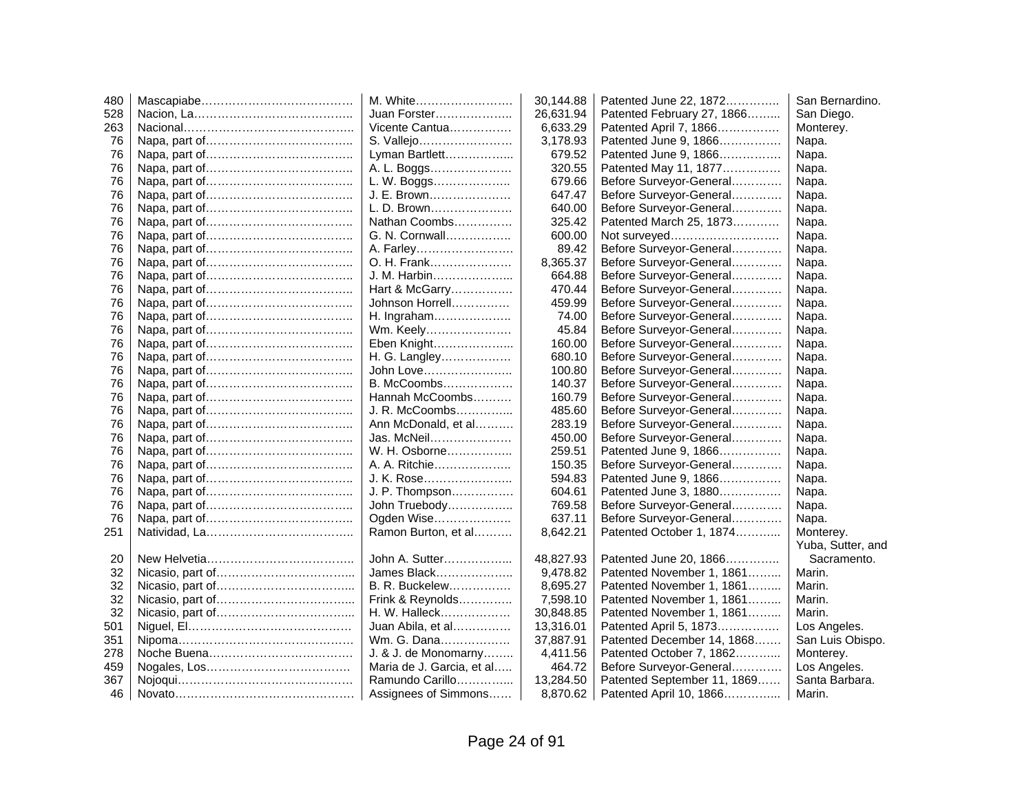| | | | | | |
|---|---|---|---|---|---|
| 480 | Mascapiabe…………………………………. | M. White……………………. | 30,144.88 | Patented June 22, 1872………….. | San Bernardino. |
| 528 | Nacion, La………………………………….. | Juan Forster……………….. | 26,631.94 | Patented February 27, 1866……... | San Diego. |
| 263 | Nacional…………………………………….. | Vicente Cantua…………… | 6,633.29 | Patented April 7, 1866…………… | Monterey. |
| 76 | Napa, part of……………………………….. | S. Vallejo…………………… | 3,178.93 | Patented June 9, 1866……………. | Napa. |
| 76 | Napa, part of……………………………….. | Lyman Bartlett…………….... | 679.52 | Patented June 9, 1866……………. | Napa. |
| 76 | Napa, part of……………………………….. | A. L. Boggs………………… | 320.55 | Patented May 11, 1877…………… | Napa. |
| 76 | Napa, part of……………………………….. | L. W. Boggs……………….. | 679.66 | Before Surveyor-General………… | Napa. |
| 76 | Napa, part of……………………………….. | J. E. Brown………………… | 647.47 | Before Surveyor-General………… | Napa. |
| 76 | Napa, part of……………………………….. | L. D. Brown………………… | 640.00 | Before Surveyor-General………… | Napa. |
| 76 | Napa, part of……………………………….. | Nathan Coombs…………… | 325.42 | Patented March 25, 1873………… | Napa. |
| 76 | Napa, part of……………………………….. | G. N. Cornwall…………….. | 600.00 | Not surveyed……………………… | Napa. |
| 76 | Napa, part of……………………………….. | A. Farley…………………… | 89.42 | Before Surveyor-General………… | Napa. |
| 76 | Napa, part of……………………………….. | O. H. Frank………………… | 8,365.37 | Before Surveyor-General………… | Napa. |
| 76 | Napa, part of……………………………….. | J. M. Harbin………………... | 664.88 | Before Surveyor-General………… | Napa. |
| 76 | Napa, part of……………………………….. | Hart & McGarry……………. | 470.44 | Before Surveyor-General………… | Napa. |
| 76 | Napa, part of……………………………….. | Johnson Horrell…………… | 459.99 | Before Surveyor-General………… | Napa. |
| 76 | Napa, part of……………………………….. | H. Ingraham……………….. | 74.00 | Before Surveyor-General………… | Napa. |
| 76 | Napa, part of……………………………….. | Wm. Keely…………………. | 45.84 | Before Surveyor-General………… | Napa. |
| 76 | Napa, part of……………………………….. | Eben Knight………………... | 160.00 | Before Surveyor-General………… | Napa. |
| 76 | Napa, part of……………………………….. | H. G. Langley……………… | 680.10 | Before Surveyor-General………… | Napa. |
| 76 | Napa, part of……………………………….. | John Love………………….. | 100.80 | Before Surveyor-General………… | Napa. |
| 76 | Napa, part of……………………………….. | B. McCoombs……………… | 140.37 | Before Surveyor-General………… | Napa. |
| 76 | Napa, part of……………………………….. | Hannah McCoombs……… | 160.79 | Before Surveyor-General………… | Napa. |
| 76 | Napa, part of……………………………….. | J. R. McCoombs…………... | 485.60 | Before Surveyor-General………… | Napa. |
| 76 | Napa, part of……………………………….. | Ann McDonald, et al………. | 283.19 | Before Surveyor-General………… | Napa. |
| 76 | Napa, part of……………………………….. | Jas. McNeil………………… | 450.00 | Before Surveyor-General………… | Napa. |
| 76 | Napa, part of……………………………….. | W. H. Osborne…………….. | 259.51 | Patented June 9, 1866……………. | Napa. |
| 76 | Napa, part of……………………………….. | A. A. Ritchie……………….. | 150.35 | Before Surveyor-General………… | Napa. |
| 76 | Napa, part of……………………………….. | J. K. Rose………………….. | 594.83 | Patented June 9, 1866……………. | Napa. |
| 76 | Napa, part of……………………………….. | J. P. Thompson……………. | 604.61 | Patented June 3, 1880……………. | Napa. |
| 76 | Napa, part of……………………………….. | John Truebody…………….. | 769.58 | Before Surveyor-General………… | Napa. |
| 76 | Napa, part of……………………………….. | Ogden Wise……………….. | 637.11 | Before Surveyor-General………… | Napa. |
| 251 | Natividad, La……………………………….. | Ramon Burton, et al………. | 8,642.21 | Patented October 1, 1874………... | Monterey. |
| 20 | New Helvetia……………………………….. | John A. Sutter……………... | 48,827.93 | Patented June 20, 1866………….. | Yuba, Sutter, and Sacramento. |
| 32 | Nicasio, part of……………………………... | James Black……………….. | 9,478.82 | Patented November 1, 1861……... | Marin. |
| 32 | Nicasio, part of……………………………... | B. R. Buckelew……………. | 8,695.27 | Patented November 1, 1861……... | Marin. |
| 32 | Nicasio, part of……………………………... | Frink & Reynolds…………. | 7,598.10 | Patented November 1, 1861……... | Marin. |
| 32 | Nicasio, part of……………………………... | H. W. Halleck……………… | 30,848.85 | Patented November 1, 1861……... | Marin. |
| 501 | Niguel, El…………………………………… | Juan Abila, et al…………… | 13,316.01 | Patented April 5, 1873…………… | Los Angeles. |
| 351 | Nipoma………………………………………. | Wm. G. Dana……………… | 37,887.91 | Patented December 14, 1868…… | San Luis Obispo. |
| 278 | Noche Buena………………………………. | J. & J. de Monomarny…….. | 4,411.56 | Patented October 7, 1862………... | Monterey. |
| 459 | Nogales, Los………………………………. | Maria de J. Garcia, et al….. | 464.72 | Before Surveyor-General………… | Los Angeles. |
| 367 | Nojoqui………………………………………. | Ramundo Carillo…………... | 13,284.50 | Patented September 11, 1869…… | Santa Barbara. |
| 46 | Novato……………………………………….. | Assignees of Simmons…… | 8,870.62 | Patented April 10, 1866………….. | Marin. |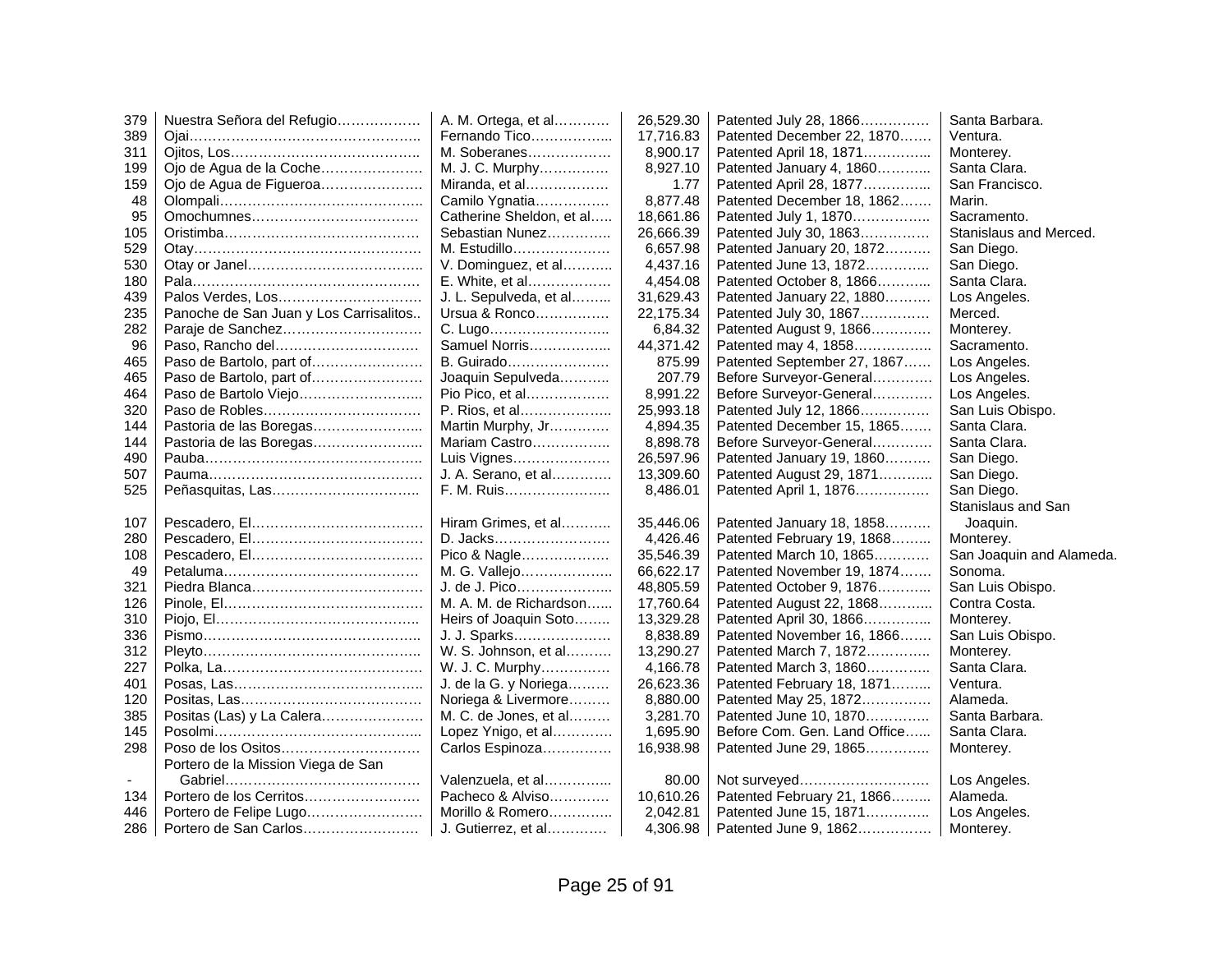| | | | | | |
|---|---|---|---|---|---|
| 379 | Nuestra Señora del Refugio……………… | A. M. Ortega, et al………… | 26,529.30 | Patented July 28, 1866…………… | Santa Barbara. |
| 389 | Ojai………………………………………….. | Fernando Tico…………….... | 17,716.83 | Patented December 22, 1870……. | Ventura. |
| 311 | Ojitos, Los………………………………….. | M. Soberanes……………… | 8,900.17 | Patented April 18, 1871………….... | Monterey. |
| 199 | Ojo de Agua de la Coche………………… | M. J. C. Murphy…………… | 8,927.10 | Patented January 4, 1860……….... | Santa Clara. |
| 159 | Ojo de Agua de Figueroa………………… | Miranda, et al……………… | 1.77 | Patented April 28, 1877………….... | San Francisco. |
| 48 | Olompali…………………………………….. | Camilo Ygnatia…………… | 8,877.48 | Patented December 18, 1862……. | Marin. |
| 95 | Omochumnes……………………………… | Catherine Sheldon, et al….. | 18,661.86 | Patented July 1, 1870…………….. | Sacramento. |
| 105 | Oristimba…………………………………… | Sebastian Nunez…………. | 26,666.39 | Patented July 30, 1863…………… | Stanislaus and Merced. |
| 529 | Otay………………………………………… | M. Estudillo………………… | 6,657.98 | Patented January 20, 1872………. | San Diego. |
| 530 | Otay or Janel……………………………….. | V. Dominguez, et al……….. | 4,437.16 | Patented June 13, 1872………….. | San Diego. |
| 180 | Pala………………………………………….. | E. White, et al……………… | 4,454.08 | Patented October 8, 1866……….... | Santa Clara. |
| 439 | Palos Verdes, Los………………………… | J. L. Sepulveda, et al…….... | 31,629.43 | Patented January 22, 1880………. | Los Angeles. |
| 235 | Panoche de San Juan y Los Carrisalitos.. | Ursua & Ronco…………… | 22,175.34 | Patented July 30, 1867…………… | Merced. |
| 282 | Paraje de Sanchez………………………… | C. Lugo…………………….. | 6,84.32 | Patented August 9, 1866………… | Monterey. |
| 96 | Paso, Rancho del………………………… | Samuel Norris…………….... | 44,371.42 | Patented may 4, 1858……………. | Sacramento. |
| 465 | Paso de Bartolo, part of…………………… | B. Guirado………………… | 875.99 | Patented September 27, 1867…… | Los Angeles. |
| 465 | Paso de Bartolo, part of…………………… | Joaquin Sepulveda……….. | 207.79 | Before Surveyor-General………… | Los Angeles. |
| 464 | Paso de Bartolo Viejo……………………… | Pio Pico, et al……………… | 8,991.22 | Before Surveyor-General………… | Los Angeles. |
| 320 | Paso de Robles……………………………. | P. Rios, et al……………….. | 25,993.18 | Patented July 12, 1866…………… | San Luis Obispo. |
| 144 | Pastoria de las Boregas…………………... | Martin Murphy, Jr………… | 4,894.35 | Patented December 15, 1865……. | Santa Clara. |
| 144 | Pastoria de las Boregas…………………... | Mariam Castro…………….. | 8,898.78 | Before Surveyor-General………… | Santa Clara. |
| 490 | Pauba……………………………………….. | Luis Vignes………………… | 26,597.96 | Patented January 19, 1860………. | San Diego. |
| 507 | Pauma………………………………………. | J. A. Serano, et al………… | 13,309.60 | Patented August 29, 1871………... | San Diego. |
| 525 | Peñasquitas, Las………………………….. | F. M. Ruis………………….. | 8,486.01 | Patented April 1, 1876……………. | San Diego. |
| 107 | Pescadero, El……………………………… | Hiram Grimes, et al……….. | 35,446.06 | Patented January 18, 1858………. | Stanislaus and San Joaquin. |
| 280 | Pescadero, El……………………………… | D. Jacks…………………… | 4,426.46 | Patented February 19, 1868…….... | Monterey. |
| 108 | Pescadero, El……………………………… | Pico & Nagle……………… | 35,546.39 | Patented March 10, 1865………… | San Joaquin and Alameda. |
| 49 | Petaluma…………………………………… | M. G. Vallejo……………….. | 66,622.17 | Patented November 19, 1874……. | Sonoma. |
| 321 | Piedra Blanca……………………………… | J. de J. Pico………………... | 48,805.59 | Patented October 9, 1876……….... | San Luis Obispo. |
| 126 | Pinole, El…………………………………… | M. A. M. de Richardson…... | 17,760.64 | Patented August 22, 1868……….... | Contra Costa. |
| 310 | Piojo, El…………………………………….. | Heirs of Joaquin Soto…….. | 13,329.28 | Patented April 30, 1866………….... | Monterey. |
| 336 | Pismo……………………………………….. | J. J. Sparks………………… | 8,838.89 | Patented November 16, 1866……. | San Luis Obispo. |
| 312 | Pleyto……………………………………….. | W. S. Johnson, et al………. | 13,290.27 | Patented March 7, 1872………….. | Monterey. |
| 227 | Polka, La…………………………………… | W. J. C. Murphy…………… | 4,166.78 | Patented March 3, 1860………….. | Santa Clara. |
| 401 | Posas, Las………………………………….. | J. de la G. y Noriega……… | 26,623.36 | Patented February 18, 1871…….... | Ventura. |
| 120 | Positas, Las………………………………… | Noriega & Livermore……… | 8,880.00 | Patented May 25, 1872…………… | Alameda. |
| 385 | Positas (Las) y La Calera………………… | M. C. de Jones, et al……… | 3,281.70 | Patented June 10, 1870………….. | Santa Barbara. |
| 145 | Posolmi……………………………………... | Lopez Ynigo, et al………… | 1,695.90 | Before Com. Gen. Land Office….. | Santa Clara. |
| 298 | Poso de los Ositos………………………… | Carlos Espinoza…………… | 16,938.98 | Patented June 29, 1865………….. | Monterey. |
| - | Portero de la Mission Viega de San Gabriel……………………………………. | Valenzuela, et al………….. | 80.00 | Not surveyed……………………… | Los Angeles. |
| 134 | Portero de los Cerritos…………………… | Pacheco & Alviso………… | 10,610.26 | Patented February 21, 1866…….... | Alameda. |
| 446 | Portero de Felipe Lugo…………………… | Morillo & Romero………….. | 2,042.81 | Patented June 15, 1871………….. | Los Angeles. |
| 286 | Portero de San Carlos…………………… | J. Gutierrez, et al………… | 4,306.98 | Patented June 9, 1862…………… | Monterey. |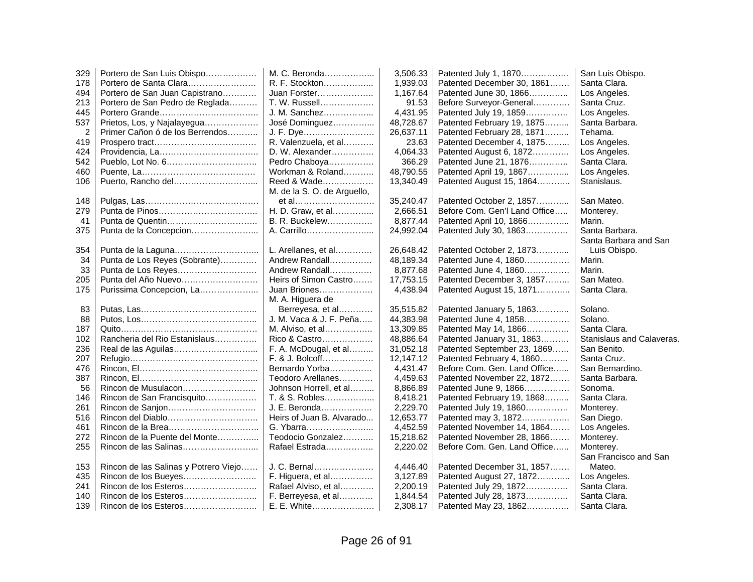| | | | | | |
|---|---|---|---|---|---|
| 329 | Portero de San Luis Obispo……………… | M. C. Beronda…………….... | 3,506.33 | Patented July 1, 1870…………….. | San Luis Obispo. |
| 178 | Portero de Santa Clara…………………… | R. F. Stockton…………….... | 1,939.03 | Patented December 30, 1861……. | Santa Clara. |
| 494 | Portero de San Juan Capistrano………… | Juan Forster……………….. | 1,167.64 | Patented June 30, 1866………….. | Los Angeles. |
| 213 | Portero de San Pedro de Reglada………. | T. W. Russell………………. | 91.53 | Before Surveyor-General…………. | Santa Cruz. |
| 445 | Portero Grande…………………………….. | J. M. Sanchez…………….... | 4,431.95 | Patented July 19, 1859…………… | Los Angeles. |
| 537 | Prietos, Los, y Najalayegua……………… | José Dominguez………….... | 48,728.67 | Patented February 19, 1875…….... | Santa Barbara. |
| 2 | Primer Cañon ó de los Berrendos……….. | J. F. Dye……………………. | 26,637.11 | Patented February 28, 1871…….... | Tehama. |
| 419 | Prospero tract……………………………… | R. Valenzuela, et al……….. | 23.63 | Patented December 4, 1875…….... | Los Angeles. |
| 424 | Providencia, La…………………………….. | D. W. Alexander…………… | 4,064.33 | Patented August 6, 1872………… | Los Angeles. |
| 542 | Pueblo, Lot No. 6………………………….. | Pedro Chaboya……………. | 366.29 | Patented June 21, 1876………….. | Santa Clara. |
| 460 | Puente, La…………………………………. | Workman & Roland……….. | 48,790.55 | Patented April 19, 1867………….... | Los Angeles. |
| 106 | Puerto, Rancho del………………………... | Reed & Wade……………… | 13,340.49 | Patented August 15, 1864……….... | Stanislaus. |
| 148 | Pulgas, Las…………………………………. | M. de la S. O. de Arguello, et al………………………. | 35,240.47 | Patented October 2, 1857……….... | San Mateo. |
| 279 | Punta de Pinos…………………………….. | H. D. Graw, et al………….... | 2,666.51 | Before Com. Gen'l Land Office….. | Monterey. |
| 41 | Punta de Quentin………………………….. | B. R. Buckelew……………. | 8,877.44 | Patented April 10, 1866………….... | Marin. |
| 375 | Punta de la Concepcion…………………... | A. Carrillo………………….... | 24,992.04 | Patented July 30, 1863…………… | Santa Barbara. |
| 354 | Punta de la Laguna………………………... | L. Arellanes, et al………… | 26,648.42 | Patented October 2, 1873……….... | Santa Barbara and San Luis Obispo. |
| 34 | Punta de Los Reyes (Sobrante)………… | Andrew Randall…………… | 48,189.34 | Patented June 4, 1860…………… | Marin. |
| 33 | Punta de Los Reyes……………………… | Andrew Randall…………… | 8,877.68 | Patented June 4, 1860…………… | Marin. |
| 205 | Punta del Año Nuevo……………………… | Heirs of Simon Castro……. | 17,753.15 | Patented December 3, 1857…….... | San Mateo. |
| 175 | Purissima Concepcion, La………………... | Juan Briones……………… | 4,438.94 | Patented August 15, 1871……….... | Santa Clara. |
| 83 | Putas, Las………………………………….. | M. A. Higuera de Berreyesa, et al………… | 35,515.82 | Patented January 5, 1863……….... | Solano. |
| 88 | Putos, Los………………………………….. | J. M. Vaca & J. F. Peña….. | 44,383.98 | Patented June 4, 1858…………… | Solano. |
| 187 | Quito………………………………………… | M. Alviso, et al…………….. | 13,309.85 | Patented May 14, 1866…………… | Santa Clara. |
| 102 | Rancheria del Rio Estanislaus…………… | Rico & Castro……………… | 48,886.64 | Patented January 31, 1863………. | Stanislaus and Calaveras. |
| 236 | Real de las Aguilas………………………... | F. A. McDougal, et al…….... | 31,052.18 | Patented September 23, 1869…… | San Benito. |
| 207 | Refugio……………………………………… | F. & J. Bolcoff……………… | 12,147.12 | Patented February 4, 1860………. | Santa Cruz. |
| 476 | Rincon, El…………………………………... | Bernardo Yorba…………… | 4,431.47 | Before Com. Gen. Land Office…... | San Bernardino. |
| 387 | Rincon, El…………………………………... | Teodoro Arellanes………… | 4,459.63 | Patented November 22, 1872……. | Santa Barbara. |
| 56 | Rincon de Musulacon…………………….. | Johnson Horrell, et al…….... | 8,866.89 | Patented June 9, 1866…………… | Sonoma. |
| 146 | Rincon de San Francisquito……………… | T. & S. Robles…………….... | 8,418.21 | Patented February 19, 1868…….... | Santa Clara. |
| 261 | Rincon de Sanjon………………………… | J. E. Beronda……………… | 2,229.70 | Patented July 19, 1860…………… | Monterey. |
| 516 | Rincon del Diablo………………………….. | Heirs of Juan B. Alvarado... | 12,653.77 | Patented may 3, 1872…………….. | San Diego. |
| 461 | Rincon de la Brea………………………….. | G. Ybarra………………….... | 4,452.59 | Patented November 14, 1864……. | Los Angeles. |
| 272 | Rincon de la Puente del Monte………….. | Teodocio Gonzalez……….. | 15,218.62 | Patented November 28, 1866……. | Monterey. |
| 255 | Rincon de las Salinas……………………... | Rafael Estrada…………….. | 2,220.02 | Before Com. Gen. Land Office…... | Monterey. |
| 153 | Rincon de las Salinas y Potrero Viejo…… | J. C. Bernal………………… | 4,446.40 | Patented December 31, 1857……. | San Francisco and San Mateo. |
| 435 | Rincon de los Bueyes…………………….. | F. Higuera, et al…………… | 3,127.89 | Patented August 27, 1872……….... | Los Angeles. |
| 241 | Rincon de los Esteros…………………….. | Rafael Alviso, et al………… | 2,200.19 | Patented July 29, 1872…………… | Santa Clara. |
| 140 | Rincon de los Esteros…………………….. | F. Berreyesa, et al………… | 1,844.54 | Patented July 28, 1873…………… | Santa Clara. |
| 139 | Rincon de los Esteros…………………….. | E. E. White…………………. | 2,308.17 | Patented May 23, 1862…………… | Santa Clara. |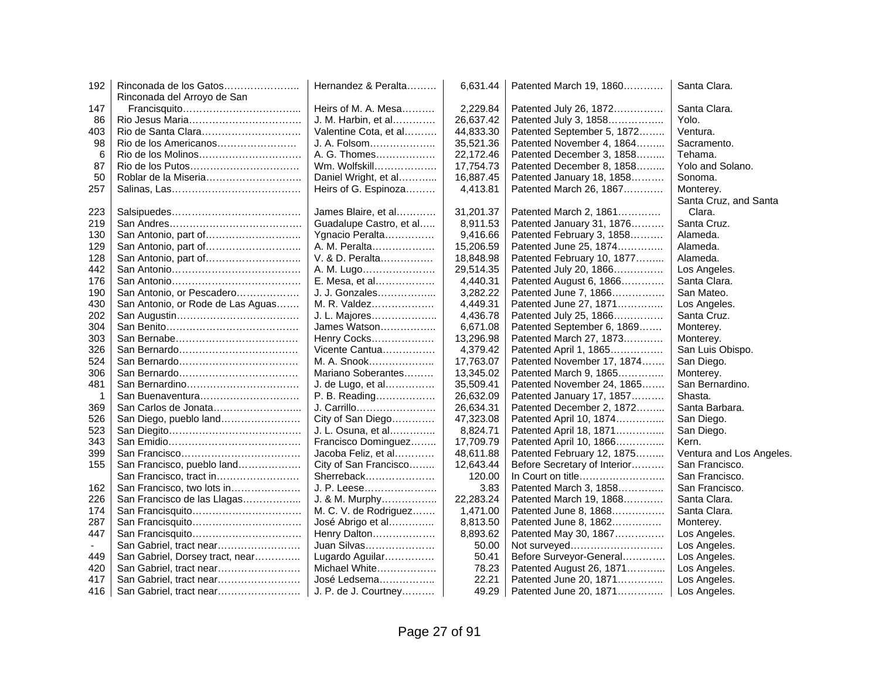| | | | | | |
|---|---|---|---|---|---|
| 192 | Rinconada de los Gatos…………………. | Hernandez & Peralta……… | 6,631.44 | Patented March 19, 1860………… | Santa Clara. |
| 147 | Rinconada del Arroyo de San Francisquito……………………………... | Heirs of M. A. Mesa………. | 2,229.84 | Patented July 26, 1872…………… | Santa Clara. |
| 86 | Rio Jesus Maria……………………………. | J. M. Harbin, et al…………. | 26,637.42 | Patented July 3, 1858…………….. | Yolo. |
| 403 | Rio de Santa Clara………………………… | Valentine Cota, et al………. | 44,833.30 | Patented September 5, 1872…….. | Ventura. |
| 98 | Rio de los Americanos…………………… | J. A. Folsom……………….. | 35,521.36 | Patented November 4, 1864……... | Sacramento. |
| 6 | Rio de los Molinos………………………… | A. G. Thomes……………… | 22,172.46 | Patented December 3, 1858……... | Tehama. |
| 87 | Rio de los Putos…………………………… | Wm. Wolfskill……………… | 17,754.73 | Patented December 8, 1858……... | Yolo and Solano. |
| 50 | Roblar de la Miseria……………………….. | Daniel Wright, et al………... | 16,887.45 | Patented January 18, 1858………. | Sonoma. |
| 257 | Salinas, Las………………………………… | Heirs of G. Espinoza……… | 4,413.81 | Patented March 26, 1867………… | Monterey. |
| 223 | Salsipuedes………………………………… | James Blaire, et al………… | 31,201.37 | Patented March 2, 1861…………. | Santa Cruz, and Santa Clara. |
| 219 | San Andres………………………………… | Guadalupe Castro, et al….. | 8,911.53 | Patented January 31, 1876………. | Santa Cruz. |
| 130 | San Antonio, part of……………………….. | Ygnacio Peralta…………… | 9,416.66 | Patented February 3, 1858………. | Alameda. |
| 129 | San Antonio, part of……………………….. | A. M. Peralta……………… | 15,206.59 | Patented June 25, 1874………….. | Alameda. |
| 128 | San Antonio, part of……………………….. | V. & D. Peralta…………… | 18,848.98 | Patented February 10, 1877……... | Alameda. |
| 442 | San Antonio………………………………… | A. M. Lugo………………… | 29,514.35 | Patented July 20, 1866…………… | Los Angeles. |
| 176 | San Antonio………………………………… | E. Mesa, et al……………… | 4,440.31 | Patented August 6, 1866…………. | Santa Clara. |
| 190 | San Antonio, or Pescadero……………… | J. J. Gonzales……………... | 3,282.22 | Patented June 7, 1866……………. | San Mateo. |
| 430 | San Antonio, or Rode de Las Aguas……. | M. R. Valdez……………… | 4,449.31 | Patented June 27, 1871………….. | Los Angeles. |
| 202 | San Augustin………………………………. | J. L. Majores……………….. | 4,436.78 | Patented July 25, 1866…………… | Santa Cruz. |
| 304 | San Benito………………………………… | James Watson…………….. | 6,671.08 | Patented September 6, 1869……. | Monterey. |
| 303 | San Bernabe………………………………. | Henry Cocks……………… | 13,296.98 | Patented March 27, 1873………… | Monterey. |
| 326 | San Bernardo……………………………… | Vicente Cantua…………… | 4,379.42 | Patented April 1, 1865……………. | San Luis Obispo. |
| 524 | San Bernardo……………………………… | M. A. Snook……………….. | 17,763.07 | Patented November 17, 1874……. | San Diego. |
| 306 | San Bernardo……………………………… | Mariano Soberantes……… | 13,345.02 | Patented March 9, 1865………….. | Monterey. |
| 481 | San Bernardino……………………………. | J. de Lugo, et al…………… | 35,509.41 | Patented November 24, 1865……. | San Bernardino. |
| 1 | San Buenaventura………………………… | P. B. Reading……………… | 26,632.09 | Patented January 17, 1857………. | Shasta. |
| 369 | San Carlos de Jonata……………………... | J. Carrillo………………….. | 26,634.31 | Patented December 2, 1872……... | Santa Barbara. |
| 526 | San Diego, pueblo land…………………… | City of San Diego………… | 47,323.08 | Patented April 10, 1874…………... | San Diego. |
| 523 | San Diegito………………………………… | J. L. Osuna, et al………….. | 8,824.71 | Patented April 18, 1871…………... | San Diego. |
| 343 | San Emidio………………………………… | Francisco Dominguez…….. | 17,709.79 | Patented April 10, 1866…………... | Kern. |
| 399 | San Francisco……………………………… | Jacoba Feliz, et al………… | 48,611.88 | Patented February 12, 1875……... | Ventura and Los Angeles. |
| 155 | San Francisco, pueblo land……………… | City of San Francisco…….. | 12,643.44 | Before Secretary of Interior………. | San Francisco. |
| | San Francisco, tract in…………………… | Sherreback………………… | 120.00 | In Court on title……………………. | San Francisco. |
| 162 | San Francisco, two lots in………………… | J. P. Leese…………………. | 3.83 | Patented March 3, 1858………….. | San Francisco. |
| 226 | San Francisco de las Llagas……………... | J. & M. Murphy……………. | 22,283.24 | Patented March 19, 1868………… | Santa Clara. |
| 174 | San Francisquito…………………………… | M. C. V. de Rodriguez……. | 1,471.00 | Patented June 8, 1868……………. | Santa Clara. |
| 287 | San Francisquito…………………………… | José Abrigo et al…………. | 8,813.50 | Patented June 8, 1862…………… | Monterey. |
| 447 | San Francisquito…………………………… | Henry Dalton……………… | 8,893.62 | Patented May 30, 1867…………… | Los Angeles. |
| - | San Gabriel, tract near…………………… | Juan Silvas………………… | 50.00 | Not surveyed………………………. | Los Angeles. |
| 449 | San Gabriel, Dorsey tract, near…………. | Lugardo Aguilar…………… | 50.41 | Before Surveyor-General………… | Los Angeles. |
| 420 | San Gabriel, tract near…………………… | Michael White……………… | 78.23 | Patented August 26, 1871………... | Los Angeles. |
| 417 | San Gabriel, tract near…………………… | José Ledsema…………….. | 22.21 | Patented June 20, 1871………….. | Los Angeles. |
| 416 | San Gabriel, tract near…………………… | J. P. de J. Courtney………. | 49.29 | Patented June 20, 1871………….. | Los Angeles. |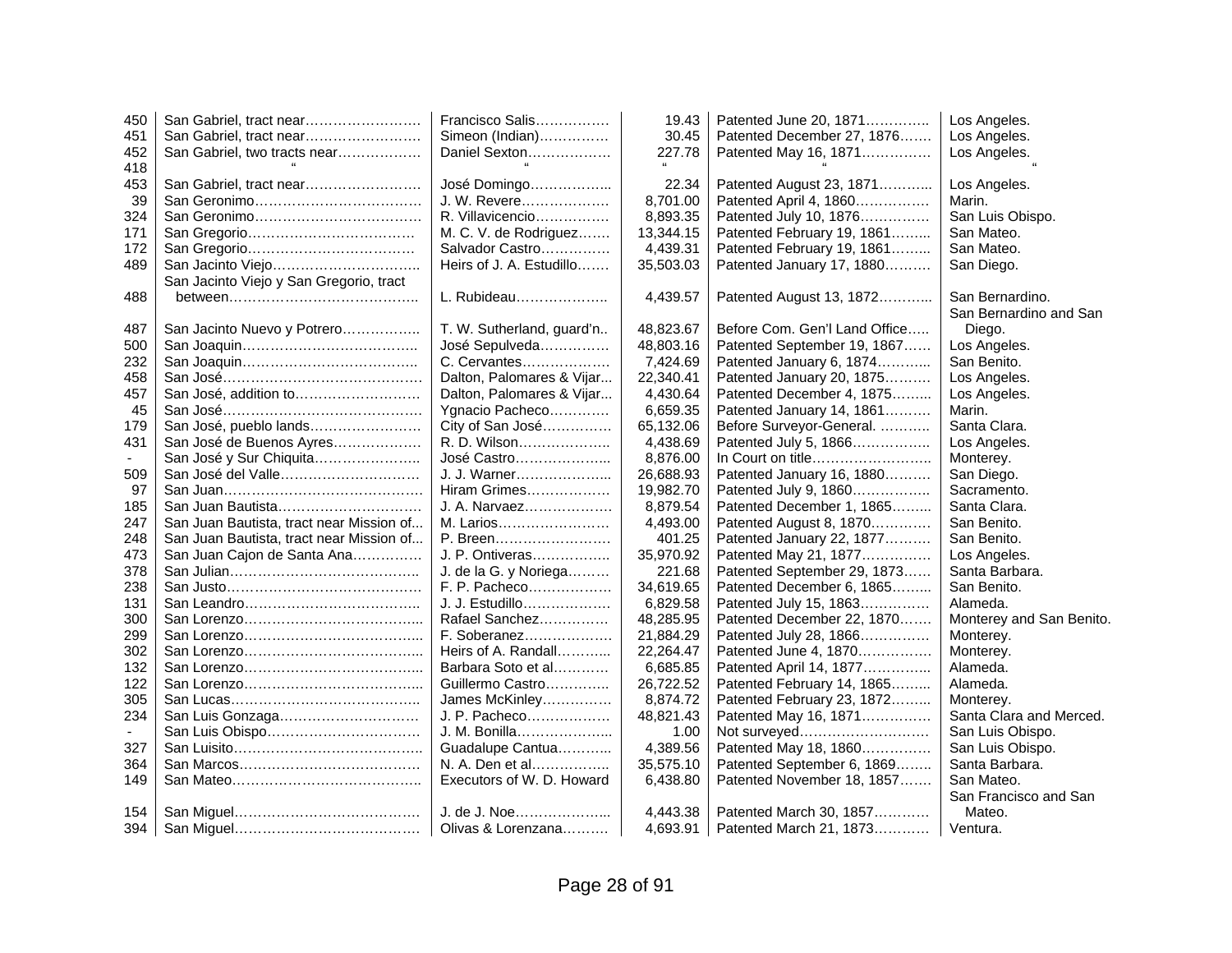| | | | | | |
|---|---|---|---|---|---|
| 450 | San Gabriel, tract near…………………… | Francisco Salis…………… | 19.43 | Patented June 20, 1871………….. | Los Angeles. |
| 451 | San Gabriel, tract near…………………… | Simeon (Indian)…………… | 30.45 | Patented December 27, 1876……. | Los Angeles. |
| 452 | San Gabriel, two tracts near……………… | Daniel Sexton……………… | 227.78 | Patented May 16, 1871…………… | Los Angeles. |
| 418 | " | " | " | " | " |
| 453 | San Gabriel, tract near…………………… | José Domingo…………….. | 22.34 | Patented August 23, 1871……….. | Los Angeles. |
| 39 | San Geronimo……………………………… | J. W. Revere……………… | 8,701.00 | Patented April 4, 1860……………. | Marin. |
| 324 | San Geronimo……………………………… | R. Villavicencio…………… | 8,893.35 | Patented July 10, 1876…………… | San Luis Obispo. |
| 171 | San Gregorio……………………………… | M. C. V. de Rodriguez…… | 13,344.15 | Patented February 19, 1861…….. | San Mateo. |
| 172 | San Gregorio……………………………… | Salvador Castro…………… | 4,439.31 | Patented February 19, 1861…….. | San Mateo. |
| 489 | San Jacinto Viejo………………………….. | Heirs of J. A. Estudillo…… | 35,503.03 | Patented January 17, 1880……… | San Diego. |
| 488 | San Jacinto Viejo y San Gregorio, tract between………………………………….. | L. Rubideau……………….. | 4,439.57 | Patented August 13, 1872……….. | San Bernardino. |
| 487 | San Jacinto Nuevo y Potrero…………….. | T. W. Sutherland, guard'n.. | 48,823.67 | Before Com. Gen'l Land Office….. | San Bernardino and San Diego. |
| 500 | San Joaquin………………………………. | José Sepulveda…………… | 48,803.16 | Patented September 19, 1867…… | Los Angeles. |
| 232 | San Joaquin……………………………….. | C. Cervantes……………… | 7,424.69 | Patented January 6, 1874……….. | San Benito. |
| 458 | San José…………………………………… | Dalton, Palomares & Vijar... | 22,340.41 | Patented January 20, 1875……… | Los Angeles. |
| 457 | San José, addition to……………………… | Dalton, Palomares & Vijar... | 4,430.64 | Patented December 4, 1875…….. | Los Angeles. |
| 45 | San José…………………………………… | Ygnacio Pacheco………… | 6,659.35 | Patented January 14, 1861……… | Marin. |
| 179 | San José, pueblo lands…………………… | City of San José………….. | 65,132.06 | Before Surveyor-General. ……….. | Santa Clara. |
| 431 | San José de Buenos Ayres……………… | R. D. Wilson……………….. | 4,438.69 | Patented July 5, 1866…………….. | Los Angeles. |
| - | San José y Sur Chiquita………………….. | José Castro……………….. | 8,876.00 | In Court on title…………………….. | Monterey. |
| 509 | San José del Valle………………………… | J. J. Warner……………….. | 26,688.93 | Patented January 16, 1880……… | San Diego. |
| 97 | San Juan…………………………………… | Hiram Grimes……………… | 19,982.70 | Patented July 9, 1860…………….. | Sacramento. |
| 185 | San Juan Bautista………………………… | J. A. Narvaez……………… | 8,879.54 | Patented December 1, 1865…….. | Santa Clara. |
| 247 | San Juan Bautista, tract near Mission of... | M. Larios…………………… | 4,493.00 | Patented August 8, 1870………… | San Benito. |
| 248 | San Juan Bautista, tract near Mission of... | P. Breen…………………… | 401.25 | Patented January 22, 1877……… | San Benito. |
| 473 | San Juan Cajon de Santa Ana…………… | J. P. Ontiveras…………….. | 35,970.92 | Patented May 21, 1877…………… | Los Angeles. |
| 378 | San Julian………………………………….. | J. de la G. y Noriega……… | 221.68 | Patented September 29, 1873…… | Santa Barbara. |
| 238 | San Justo…………………………………… | F. P. Pacheco……………… | 34,619.65 | Patented December 6, 1865…….. | San Benito. |
| 131 | San Leandro………………………………. | J. J. Estudillo……………… | 6,829.58 | Patented July 15, 1863…………… | Alameda. |
| 300 | San Lorenzo……………………………….. | Rafael Sanchez…………… | 48,285.95 | Patented December 22, 1870……. | Monterey and San Benito. |
| 299 | San Lorenzo……………………………….. | F. Soberanez……………… | 21,884.29 | Patented July 28, 1866…………… | Monterey. |
| 302 | San Lorenzo……………………………….. | Heirs of A. Randall……….. | 22,264.47 | Patented June 4, 1870……………. | Monterey. |
| 132 | San Lorenzo……………………………….. | Barbara Soto et al………… | 6,685.85 | Patented April 14, 1877………….. | Alameda. |
| 122 | San Lorenzo……………………………….. | Guillermo Castro………….. | 26,722.52 | Patented February 14, 1865…….. | Alameda. |
| 305 | San Lucas………………………………….. | James McKinley…………… | 8,874.72 | Patented February 23, 1872…….. | Monterey. |
| 234 | San Luis Gonzaga………………………… | J. P. Pacheco……………… | 48,821.43 | Patented May 16, 1871…………… | Santa Clara and Merced. |
| - | San Luis Obispo…………………………… | J. M. Bonilla……………….. | 1.00 | Not surveyed………………………. | San Luis Obispo. |
| 327 | San Luisito…………………………………. | Guadalupe Cantua……….. | 4,389.56 | Patented May 18, 1860…………… | San Luis Obispo. |
| 364 | San Marcos………………………………… | N. A. Den et al…………….. | 35,575.10 | Patented September 6, 1869……. | Santa Barbara. |
| 149 | San Mateo………………………………….. | Executors of W. D. Howard | 6,438.80 | Patented November 18, 1857……. | San Mateo. |
| 154 | San Miguel…………………………………. | J. de J. Noe……………….. | 4,443.38 | Patented March 30, 1857………… | San Francisco and San Mateo. |
| 394 | San Miguel…………………………………. | Olivas & Lorenzana……… | 4,693.91 | Patented March 21, 1873………… | Ventura. |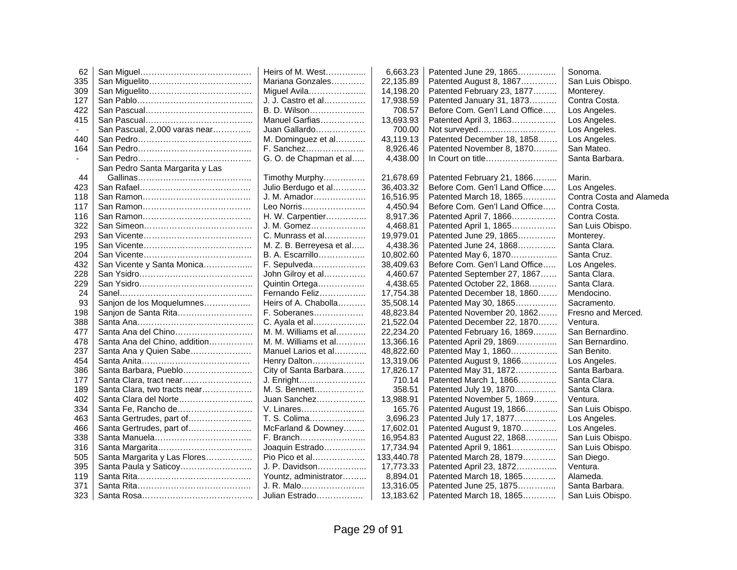| | | | | | |
|---|---|---|---|---|---|
| 62 | San Miguel………………………………… | Heirs of M. West………….. | 6,663.23 | Patented June 29, 1865………….. | Sonoma. |
| 335 | San Miguelito……………………………… | Mariana Gonzales………… | 22,135.89 | Patented August 8, 1867………… | San Luis Obispo. |
| 309 | San Miguelito……………………………… | Miguel Avila……………….. | 14,198.20 | Patented February 23, 1877…….. | Monterey. |
| 127 | San Pablo………………………………….. | J. J. Castro et al…………… | 17,938.59 | Patented January 31, 1873………. | Contra Costa. |
| 422 | San Pascual……………………………….. | B. D. Wilson……………….. | 708.57 | Before Com. Gen'l Land Office….. | Los Angeles. |
| 415 | San Pascual……………………………….. | Manuel Garfias……………. | 13,693.93 | Patented April 3, 1863…………… | Los Angeles. |
| - | San Pascual, 2,000 varas near………….. | Juan Gallardo……………… | 700.00 | Not surveyed……………………… | Los Angeles. |
| 440 | San Pedro………………………………….. | M. Dominguez et al……….. | 43,119.13 | Patented December 18, 1858……. | Los Angeles. |
| 164 | San Pedro………………………………….. | F. Sanchez………………… | 8,926.46 | Patented November 8, 1870…….. | San Mateo. |
| - | San Pedro………………………………….. | G. O. de Chapman et al….. | 4,438.00 | In Court on title……………………. | Santa Barbara. |
| 44 | San Pedro Santa Margarita y Las Gallinas………………………………….. | Timothy Murphy…………… | 21,678.69 | Patented February 21, 1866…….. | Marin. |
| 423 | San Rafael…………………………………. | Julio Berdugo et al………… | 36,403.32 | Before Com. Gen'l Land Office….. | Los Angeles. |
| 118 | San Ramon………………………………… | J. M. Amador……………… | 16,516.95 | Patented March 18, 1865………… | Contra Costa and Alameda |
| 117 | San Ramon………………………………… | Leo Norris………………….. | 4,450.94 | Before Com. Gen'l Land Office….. | Contra Costa. |
| 116 | San Ramon………………………………… | H. W. Carpentier………….. | 8,917.36 | Patented April 7, 1866……………. | Contra Costa. |
| 322 | San Simeon………………………………… | J. M. Gomez……………….. | 4,468.81 | Patented April 1, 1865……………. | San Luis Obispo. |
| 293 | San Vicente………………………………… | C. Munrass et al…………… | 19,970.01 | Patented June 29, 1865………….. | Monterey. |
| 195 | San Vicente………………………………… | M. Z. B. Berreyesa et al….. | 4,438.36 | Patented June 24, 1868………….. | Santa Clara. |
| 204 | San Vicente………………………………… | B. A. Escarrillo……………. | 10,802.60 | Patented May 6, 1870……………. | Santa Cruz. |
| 432 | San Vicente y Santa Monica…………….. | F. Sepulveda………………. | 38,409.63 | Before Com. Gen'l Land Office….. | Los Angeles. |
| 228 | San Ysidro…………………………………. | John Gilroy et al…………… | 4,460.67 | Patented September 27, 1867…… | Santa Clara. |
| 229 | San Ysidro………………………………….. | Quintin Ortega……………. | 4,438.65 | Patented October 22, 1868………. | Santa Clara. |
| 24 | Sanel………………………………………... | Fernando Feliz……………. | 17,754.38 | Patented December 18, 1860……. | Mendocino. |
| 93 | Sanjon de los Moquelumnes…………….. | Heirs of A. Chabolla………. | 35,508.14 | Patented May 30, 1865…………… | Sacramento. |
| 198 | Sanjon de Santa Rita……………………… | F. Soberanes……………… | 48,823.84 | Patented November 20, 1862……. | Fresno and Merced. |
| 388 | Santa Ana…………………………………... | C. Ayala et al……………… | 21,522.04 | Patented December 22, 1870……. | Ventura. |
| 477 | Santa Ana del Chino……………………… | M. M. Williams et al……….. | 22,234.20 | Patented February 16, 1869…….. | San Bernardino. |
| 478 | Santa Ana del Chino, addition…………… | M. M. Williams et al……….. | 13,366.16 | Patented April 29, 1869………….. | San Bernardino. |
| 237 | Santa Ana y Quien Sabe…………………. | Manuel Larios et al……….. | 48,822.60 | Patented May 1, 1860……………. | San Benito. |
| 454 | Santa Anita…………………………………. | Henry Dalton………………. | 13,319.06 | Patented August 9, 1866…………. | Los Angeles. |
| 386 | Santa Barbara, Pueblo……………………. | City of Santa Barbara…….. | 17,826.17 | Patented May 31, 1872…………… | Santa Barbara. |
| 177 | Santa Clara, tract near……………………. | J. Enright…………………… | 710.14 | Patented March 1, 1866………….. | Santa Clara. |
| 189 | Santa Clara, two tracts near……………… | M. S. Bennett……………… | 358.51 | Patented July 19, 1870…………… | Santa Clara. |
| 402 | Santa Clara del Norte……………………... | Juan Sanchez……………... | 13,988.91 | Patented November 5, 1869…….. | Ventura. |
| 334 | Santa Fe, Rancho de……………………… | V. Linares………………….. | 165.76 | Patented August 19, 1866……….. | San Luis Obispo. |
| 463 | Santa Gertrudes, part of………………….. | T. S. Colima……………….. | 3,696.23 | Patented July 17, 1877…………… | Los Angeles. |
| 466 | Santa Gertrudes, part of………………….. | McFarland & Downey…….. | 17,602.01 | Patented August 9, 1870…………. | Los Angeles. |
| 338 | Santa Manuela……………………………. | F. Branch………………….. | 16,954.83 | Patented August 22, 1868……….. | San Luis Obispo. |
| 316 | Santa Margarita……………………………. | Joaquin Estrado…………… | 17,734.94 | Patented April 9, 1861……………. | San Luis Obispo. |
| 505 | Santa Margarita y Las Flores…………….. | Pio Pico et al………………. | 133,440.78 | Patented March 28, 1879………… | San Diego. |
| 395 | Santa Paula y Saticoy…………………….. | J. P. Davidson……………... | 17,773.33 | Patented April 23, 1872………….. | Ventura. |
| 119 | Santa Rita………………………………….. | Yountz, administrator…….. | 8,894.01 | Patented March 18, 1865………… | Alameda. |
| 371 | Santa Rita………………………………….. | J. R. Malo………………….. | 13,316.05 | Patented June 25, 1875………….. | Santa Barbara. |
| 323 | Santa Rosa…………………………………. | Julian Estrado……………. | 13,183.62 | Patented March 18, 1865………… | San Luis Obispo. |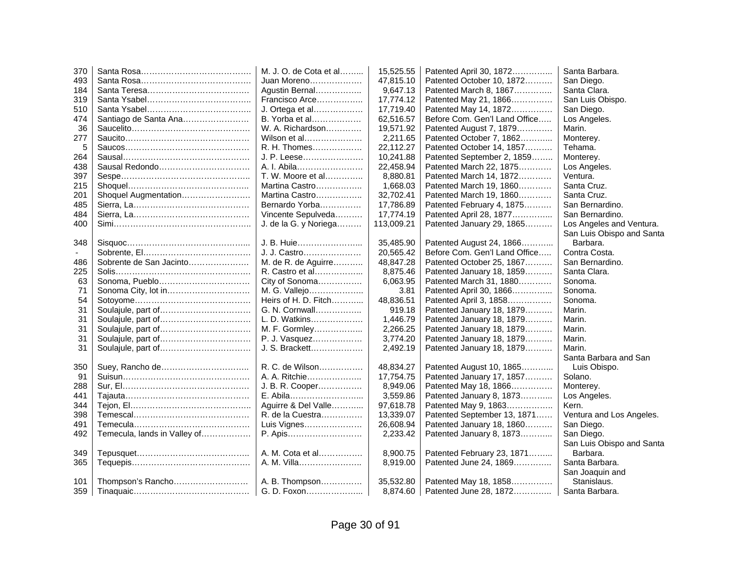| | | | | | |
|---|---|---|---|---|---|
| 370 | Santa Rosa | M. J. O. de Cota et al | 15,525.55 | Patented April 30, 1872 | Santa Barbara. |
| 493 | Santa Rosa | Juan Moreno | 47,815.10 | Patented October 10, 1872 | San Diego. |
| 184 | Santa Teresa | Agustin Bernal | 9,647.13 | Patented March 8, 1867 | Santa Clara. |
| 319 | Santa Ysabel | Francisco Arce | 17,774.12 | Patented May 21, 1866 | San Luis Obispo. |
| 510 | Santa Ysabel | J. Ortega et al | 17,719.40 | Patented May 14, 1872 | San Diego. |
| 474 | Santiago de Santa Ana | B. Yorba et al | 62,516.57 | Before Com. Gen'l Land Office | Los Angeles. |
| 36 | Saucelito | W. A. Richardson | 19,571.92 | Patented August 7, 1879 | Marin. |
| 277 | Saucito | Wilson et al | 2,211.65 | Patented October 7, 1862 | Monterey. |
| 5 | Saucos | R. H. Thomes | 22,112.27 | Patented October 14, 1857 | Tehama. |
| 264 | Sausal | J. P. Leese | 10,241.88 | Patented September 2, 1859 | Monterey. |
| 438 | Sausal Redondo | A. I. Abila | 22,458.94 | Patented March 22, 1875 | Los Angeles. |
| 397 | Sespe | T. W. Moore et al | 8,880.81 | Patented March 14, 1872 | Ventura. |
| 215 | Shoquel | Martina Castro | 1,668.03 | Patented March 19, 1860 | Santa Cruz. |
| 201 | Shoquel Augmentation | Martina Castro | 32,702.41 | Patented March 19, 1860 | Santa Cruz. |
| 485 | Sierra, La | Bernardo Yorba | 17,786.89 | Patented February 4, 1875 | San Bernardino. |
| 484 | Sierra, La | Vincente Sepulveda | 17,774.19 | Patented April 28, 1877 | San Bernardino. |
| 400 | Simi | J. de la G. y Noriega | 113,009.21 | Patented January 29, 1865 | Los Angeles and Ventura. |
| 348 | Sisquoc | J. B. Huie | 35,485.90 | Patented August 24, 1866 | San Luis Obispo and Santa Barbara. |
| - | Sobrente, El | J. J. Castro | 20,565.42 | Before Com. Gen'l Land Office | Contra Costa. |
| 486 | Sobrente de San Jacinto | M. de R. de Aguirre | 48,847.28 | Patented October 25, 1867 | San Bernardino. |
| 225 | Solis | R. Castro et al | 8,875.46 | Patented January 18, 1859 | Santa Clara. |
| 63 | Sonoma, Pueblo | City of Sonoma | 6,063.95 | Patented March 31, 1880 | Sonoma. |
| 71 | Sonoma City, lot in | M. G. Vallejo | 3.81 | Patented April 30, 1866 | Sonoma. |
| 54 | Sotoyome | Heirs of H. D. Fitch | 48,836.51 | Patented April 3, 1858 | Sonoma. |
| 31 | Soulajule, part of | G. N. Cornwall | 919.18 | Patented January 18, 1879 | Marin. |
| 31 | Soulajule, part of | L. D. Watkins | 1,446.79 | Patented January 18, 1879 | Marin. |
| 31 | Soulajule, part of | M. F. Gormley | 2,266.25 | Patented January 18, 1879 | Marin. |
| 31 | Soulajule, part of | P. J. Vasquez | 3,774.20 | Patented January 18, 1879 | Marin. |
| 31 | Soulajule, part of | J. S. Brackett | 2,492.19 | Patented January 18, 1879 | Marin. |
| 350 | Suey, Rancho de | R. C. de Wilson | 48,834.27 | Patented August 10, 1865 | Santa Barbara and San Luis Obispo. |
| 91 | Suisun | A. A. Ritchie | 17,754.75 | Patented January 17, 1857 | Solano. |
| 288 | Sur, El | J. B. R. Cooper | 8,949.06 | Patented May 18, 1866 | Monterey. |
| 441 | Tajauta | E. Abila | 3,559.86 | Patented January 8, 1873 | Los Angeles. |
| 344 | Tejon, El | Aguirre & Del Valle | 97,618.78 | Patented May 9, 1863 | Kern. |
| 398 | Temescal | R. de la Cuestra | 13,339.07 | Patented September 13, 1871 | Ventura and Los Angeles. |
| 491 | Temecula | Luis Vignes | 26,608.94 | Patented January 18, 1860 | San Diego. |
| 492 | Temecula, lands in Valley of | P. Apis | 2,233.42 | Patented January 8, 1873 | San Diego. |
| 349 | Tepusquet | A. M. Cota et al | 8,900.75 | Patented February 23, 1871 | San Luis Obispo and Santa Barbara. |
| 365 | Tequepis | A. M. Villa | 8,919.00 | Patented June 24, 1869 | Santa Barbara. |
| 101 | Thompson's Rancho | A. B. Thompson | 35,532.80 | Patented May 18, 1858 | San Joaquin and Stanislaus. |
| 359 | Tinaquaic | G. D. Foxon | 8,874.60 | Patented June 28, 1872 | Santa Barbara. |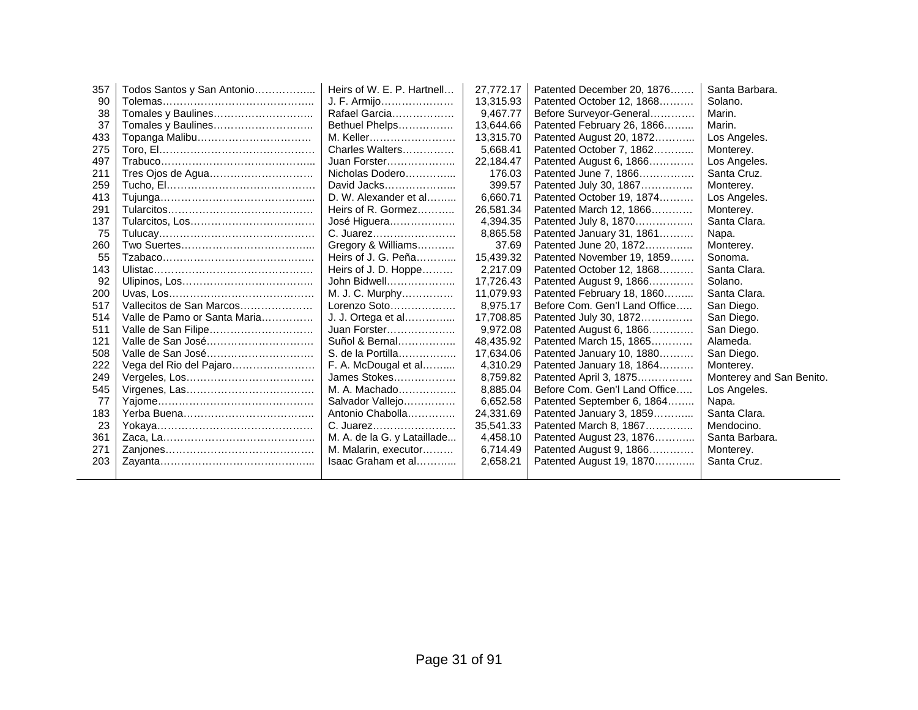| | | | | | |
|---|---|---|---|---|---|
| 357 | Todos Santos y San Antonio…………….... | Heirs of W. E. P. Hartnell… | 27,772.17 | Patented December 20, 1876……. | Santa Barbara. |
| 90 | Tolemas…………………………………….. | J. F. Armijo………………… | 13,315.93 | Patented October 12, 1868………. | Solano. |
| 38 | Tomales y Baulines……………………….. | Rafael Garcia……………… | 9,467.77 | Before Surveyor-General………… | Marin. |
| 37 | Tomales y Baulines……………………….. | Bethuel Phelps…………… | 13,644.66 | Patented February 26, 1866……... | Marin. |
| 433 | Topanga Malibu…………………………… | M. Keller…………………… | 13,315.70 | Patented August 20, 1872………... | Los Angeles. |
| 275 | Toro, El……………………………………… | Charles Walters…………… | 5,668.41 | Patented October 7, 1862………... | Monterey. |
| 497 | Trabuco…………………………………….... | Juan Forster……………….. | 22,184.47 | Patented August 6, 1866………… | Los Angeles. |
| 211 | Tres Ojos de Agua………………………… | Nicholas Dodero…………... | 176.03 | Patented June 7, 1866……………. | Santa Cruz. |
| 259 | Tucho, El……………………………………. | David Jacks……………….... | 399.57 | Patented July 30, 1867…………… | Monterey. |
| 413 | Tujunga…………………………………….... | D. W. Alexander et al…….... | 6,660.71 | Patented October 19, 1874……… | Los Angeles. |
| 291 | Tularcitos…………………………………… | Heirs of R. Gormez……….. | 26,581.34 | Patented March 12, 1866………… | Monterey. |
| 137 | Tularcitos, Los……………………………… | José Higuera……………… | 4,394.35 | Patented July 8, 1870…………….. | Santa Clara. |
| 75 | Tulucay……………………………………… | C. Juarez…………………… | 8,865.58 | Patented January 31, 1861………. | Napa. |
| 260 | Two Suertes……………………………….... | Gregory & Williams……….. | 37.69 | Patented June 20, 1872………….. | Monterey. |
| 55 | Tzabaco…………………………………….. | Heirs of J. G. Peña……….... | 15,439.32 | Patented November 19, 1859……. | Sonoma. |
| 143 | Ulistac……………………………………… | Heirs of J. D. Hoppe……… | 2,217.09 | Patented October 12, 1868………. | Santa Clara. |
| 92 | Ulipinos, Los……………………………….. | John Bidwell……………….. | 17,726.43 | Patented August 9, 1866………… | Solano. |
| 200 | Uvas, Los…………………………………… | M. J. C. Murphy…………… | 11,079.93 | Patented February 18, 1860……... | Santa Clara. |
| 517 | Vallecitos de San Marcos………………… | Lorenzo Soto……………… | 8,975.17 | Before Com. Gen'l Land Office….. | San Diego. |
| 514 | Valle de Pamo or Santa Maria…………… | J. J. Ortega et al………….. | 17,708.85 | Patented July 30, 1872…………… | San Diego. |
| 511 | Valle de San Filipe………………………… | Juan Forster……………….. | 9,972.08 | Patented August 6, 1866………… | San Diego. |
| 121 | Valle de San José………………………… | Suñol & Bernal…………….. | 48,435.92 | Patented March 15, 1865………… | Alameda. |
| 508 | Valle de San José………………………… | S. de la Portilla…………….. | 17,634.06 | Patented January 10, 1880………. | San Diego. |
| 222 | Vega del Rio del Pajaro…………………… | F. A. McDougal et al……... | 4,310.29 | Patented January 18, 1864………. | Monterey. |
| 249 | Vergeles, Los……………………………… | James Stokes……………… | 8,759.82 | Patented April 3, 1875…………… | Monterey and San Benito. |
| 545 | Virgenes, Las……………………………… | M. A. Machado…………….. | 8,885.04 | Before Com. Gen'l Land Office….. | Los Angeles. |
| 77 | Yajome……………………………………… | Salvador Vallejo…………… | 6,652.58 | Patented September 6, 1864…….. | Napa. |
| 183 | Yerba Buena……………………………….. | Antonio Chabolla………….. | 24,331.69 | Patented January 3, 1859………... | Santa Clara. |
| 23 | Yokaya……………………………………… | C. Juarez…………………… | 35,541.33 | Patented March 8, 1867………….. | Mendocino. |
| 361 | Zaca, La…………………………………….. | M. A. de la G. y Lataillade... | 4,458.10 | Patented August 23, 1876………... | Santa Barbara. |
| 271 | Zanjones……………………………………. | M. Malarin, executor……… | 6,714.49 | Patented August 9, 1866………… | Monterey. |
| 203 | Zayanta…………………………………….. | Isaac Graham et al………... | 2,658.21 | Patented August 19, 1870………... | Santa Cruz. |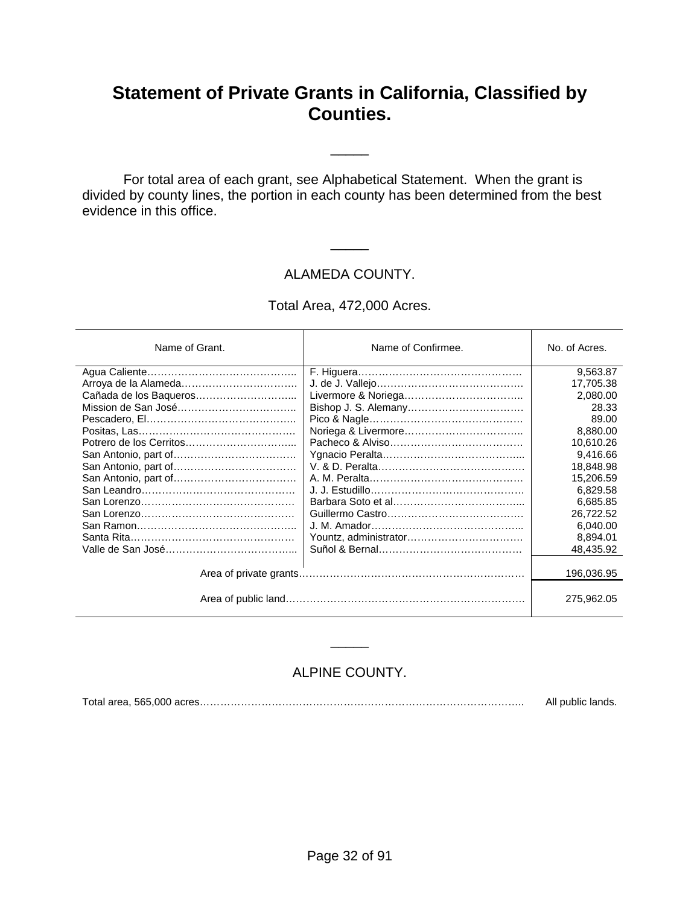# Statement of Private Grants in California, Classified by Counties.

---

For total area of each grant, see Alphabetical Statement. When the grant is divided by county lines, the portion in each county has been determined from the best evidence in this office.

---

## ALAMEDA COUNTY.

### Total Area, 472,000 Acres.

| Name of Grant. | Name of Confirmee. | No. of Acres. |
|---|---|---|
| Agua Caliente | F. Higuera | 9,563.87 |
| Arroya de la Alameda | J. de J. Vallejo | 17,705.38 |
| Cañada de los Baqueros | Livermore & Noriega | 2,080.00 |
| Mission de San José | Bishop J. S. Alemany | 28.33 |
| Pescadero, El | Pico & Nagle | 89.00 |
| Positas, Las | Noriega & Livermore | 8,880.00 |
| Potrero de los Cerritos | Pacheco & Alviso | 10,610.26 |
| San Antonio, part of | Ygnacio Peralta | 9,416.66 |
| San Antonio, part of | V. & D. Peralta | 18,848.98 |
| San Antonio, part of | A. M. Peralta | 15,206.59 |
| San Leandro | J. J. Estudillo | 6,829.58 |
| San Lorenzo | Barbara Soto et al | 6,685.85 |
| San Lorenzo | Guillermo Castro | 26,722.52 |
| San Ramon | J. M. Amador | 6,040.00 |
| Santa Rita | Yountz, administrator | 8,894.01 |
| Valle de San José | Suñol & Bernal | 48,435.92 |
| Area of private grants | | 196,036.95 |
| Area of public land | | 275,962.05 |

---

## ALPINE COUNTY.

Total area, 565,000 acres ........ All public lands.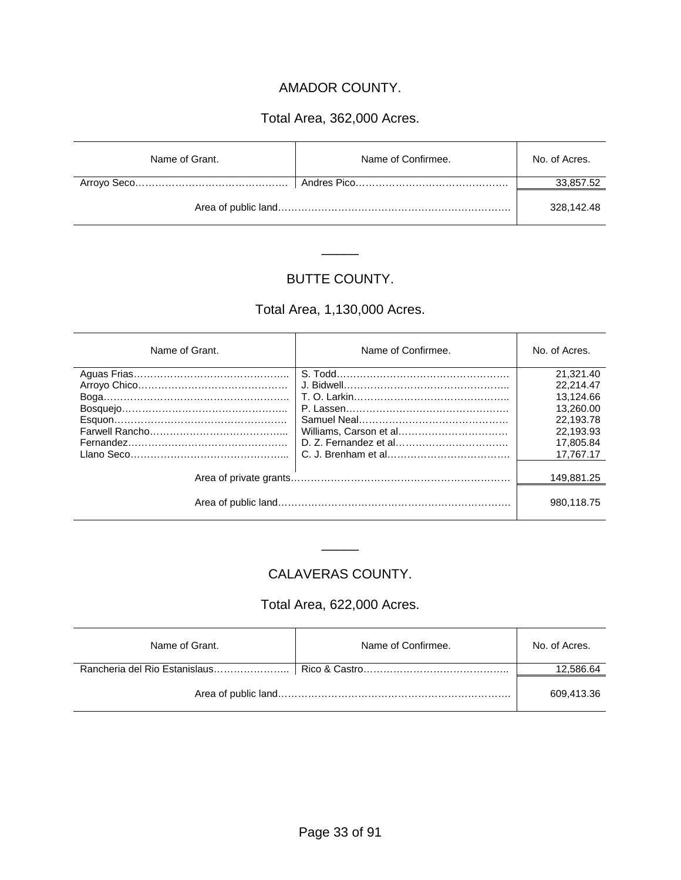## AMADOR COUNTY.

### Total Area, 362,000 Acres.

| Name of Grant. | Name of Confirmee. | No. of Acres. |
|---|---|---|
| Arroyo Seco………………………………………… | Andres Pico……………………………………… | 33,857.52 |
| Area of public land……………………………………………………………… | | 328,142.48 |

## BUTTE COUNTY.

### Total Area, 1,130,000 Acres.

| Name of Grant. | Name of Confirmee. | No. of Acres. |
|---|---|---|
| Aguas Frias……………………………………….. | S. Todd…………………………………………… | 21,321.40 |
| Arroyo Chico……………………………………… | J. Bidwell………………………………………….. | 22,214.47 |
| Boga……………………………………………….. | T. O. Larkin……………………………………….. | 13,124.66 |
| Bosquejo…………………………………………... | P. Lassen………………………………………….. | 13,260.00 |
| Esquon…………………………………………… | Samuel Neal………………………………………. | 22,193.78 |
| Farwell Rancho………………………………….... | Williams, Carson et al…………………………… | 22,193.93 |
| Fernandez………………………………………… | D. Z. Fernandez et al……………………………. | 17,805.84 |
| Llano Seco………………………………………... | C. J. Brenham et al……………………………… | 17,767.17 |
| Area of private grants………………………………………………………… | | 149,881.25 |
| Area of public land……………………………………………………………… | | 980,118.75 |

## CALAVERAS COUNTY.

### Total Area, 622,000 Acres.

| Name of Grant. | Name of Confirmee. | No. of Acres. |
|---|---|---|
| Rancheria del Rio Estanislaus………………….. | Rico & Castro…………………………………….. | 12,586.64 |
| Area of public land……………………………………………………………… | | 609,413.36 |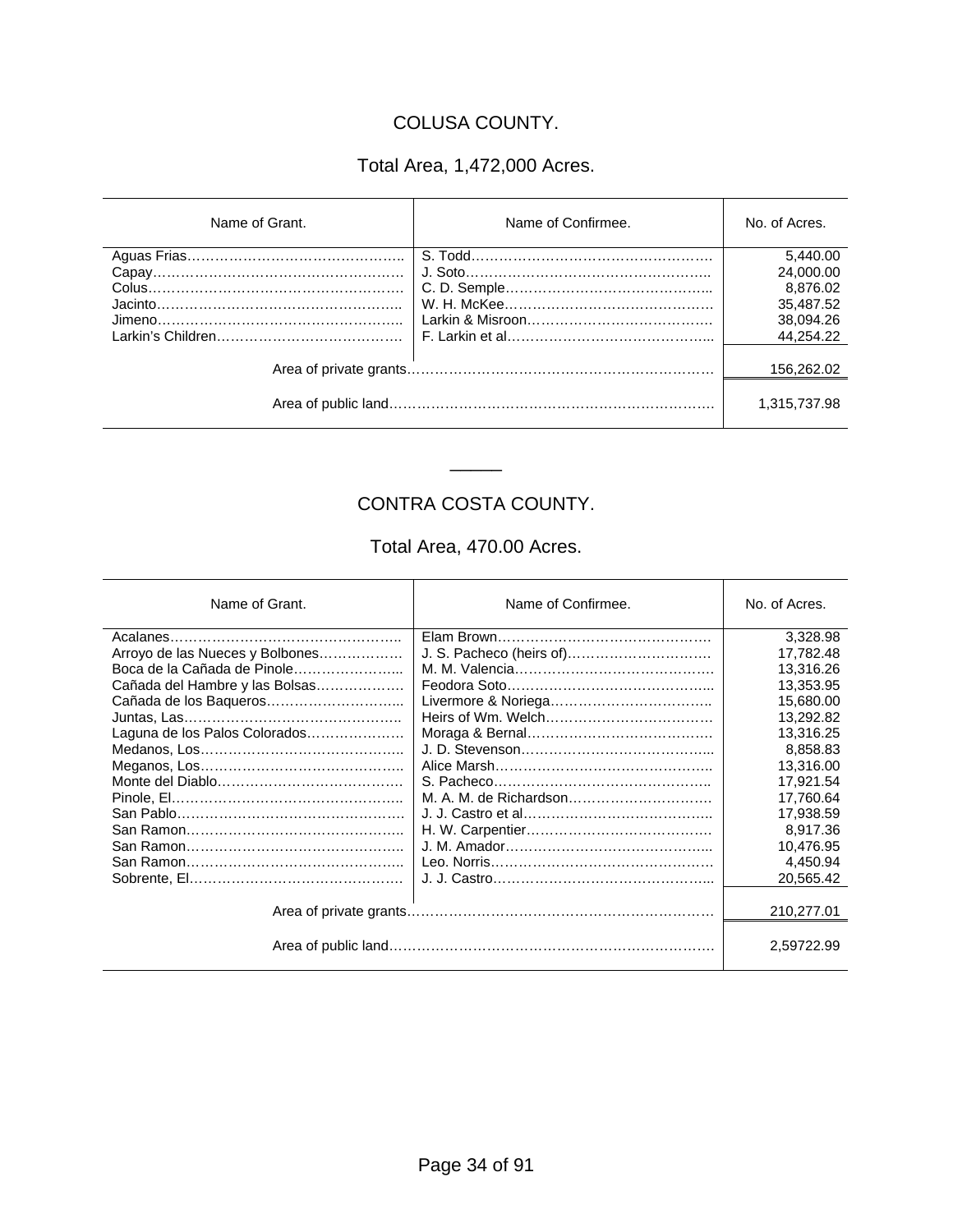## COLUSA COUNTY.

### Total Area, 1,472,000 Acres.

| Name of Grant. | Name of Confirmee. | No. of Acres. |
|---|---|---|
| Aguas Frias | S. Todd | 5,440.00 |
| Capay | J. Soto | 24,000.00 |
| Colus | C. D. Semple | 8,876.02 |
| Jacinto | W. H. McKee | 35,487.52 |
| Jimeno | Larkin & Misroon | 38,094.26 |
| Larkin's Children | F. Larkin et al | 44,254.22 |
| Area of private grants | | 156,262.02 |
| Area of public land | | 1,315,737.98 |

---

## CONTRA COSTA COUNTY.

### Total Area, 470.00 Acres.

| Name of Grant. | Name of Confirmee. | No. of Acres. |
|---|---|---|
| Acalanes | Elam Brown | 3,328.98 |
| Arroyo de las Nueces y Bolbones | J. S. Pacheco (heirs of) | 17,782.48 |
| Boca de la Cañada de Pinole | M. M. Valencia | 13,316.26 |
| Cañada del Hambre y las Bolsas | Feodora Soto | 13,353.95 |
| Cañada de los Baqueros | Livermore & Noriega | 15,680.00 |
| Juntas, Las | Heirs of Wm. Welch | 13,292.82 |
| Laguna de los Palos Colorados | Moraga & Bernal | 13,316.25 |
| Medanos, Los | J. D. Stevenson | 8,858.83 |
| Meganos, Los | Alice Marsh | 13,316.00 |
| Monte del Diablo | S. Pacheco | 17,921.54 |
| Pinole, El | M. A. M. de Richardson | 17,760.64 |
| San Pablo | J. J. Castro et al | 17,938.59 |
| San Ramon | H. W. Carpentier | 8,917.36 |
| San Ramon | J. M. Amador | 10,476.95 |
| San Ramon | Leo. Norris | 4,450.94 |
| Sobrente, El | J. J. Castro | 20,565.42 |
| Area of private grants | | 210,277.01 |
| Area of public land | | 2,59722.99 |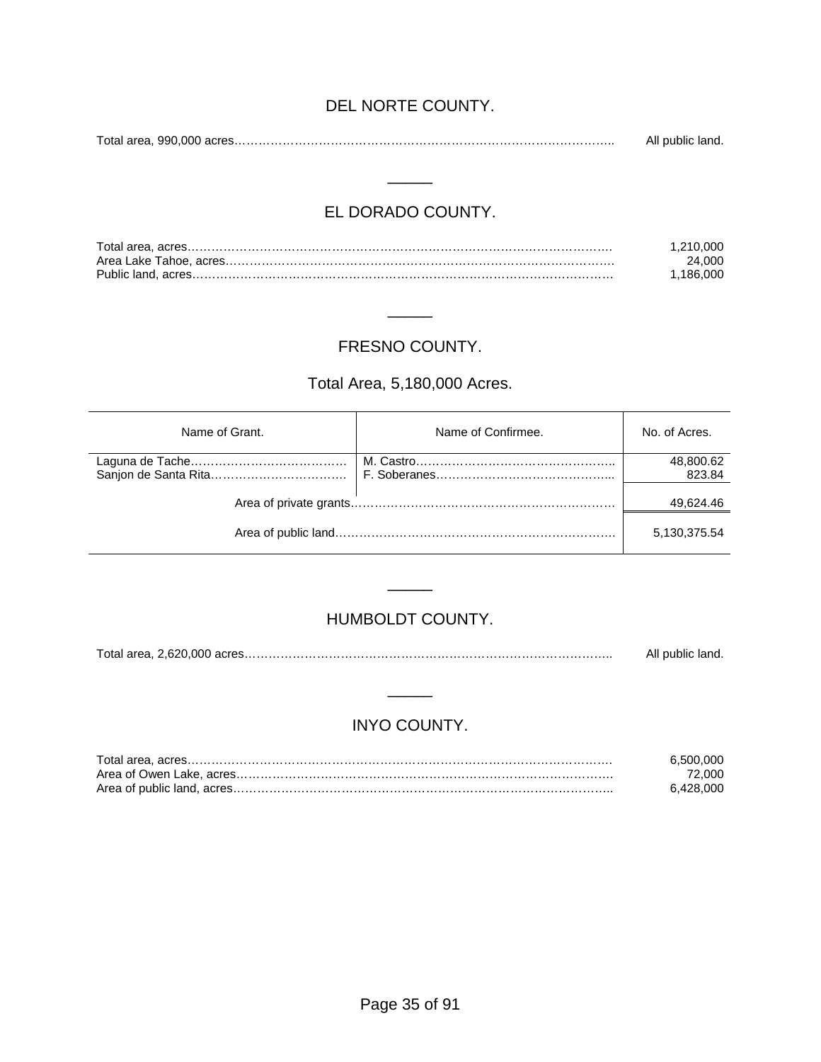## DEL NORTE COUNTY.

| | |
|---|---|
| Total area, 990,000 acres | All public land. |

---

## EL DORADO COUNTY.

| | |
|---|---|
| Total area, acres | 1,210,000 |
| Area Lake Tahoe, acres | 24,000 |
| Public land, acres | 1,186,000 |

---

## FRESNO COUNTY.

### Total Area, 5,180,000 Acres.

| Name of Grant. | Name of Confirmee. | No. of Acres. |
|---|---|---|
| Laguna de Tache | M. Castro | 48,800.62 |
| Sanjon de Santa Rita | F. Soberanes | 823.84 |
| Area of private grants | | 49,624.46 |
| Area of public land | | 5,130,375.54 |

---

## HUMBOLDT COUNTY.

| | |
|---|---|
| Total area, 2,620,000 acres | All public land. |

---

## INYO COUNTY.

| | |
|---|---|
| Total area, acres | 6,500,000 |
| Area of Owen Lake, acres | 72,000 |
| Area of public land, acres | 6,428,000 |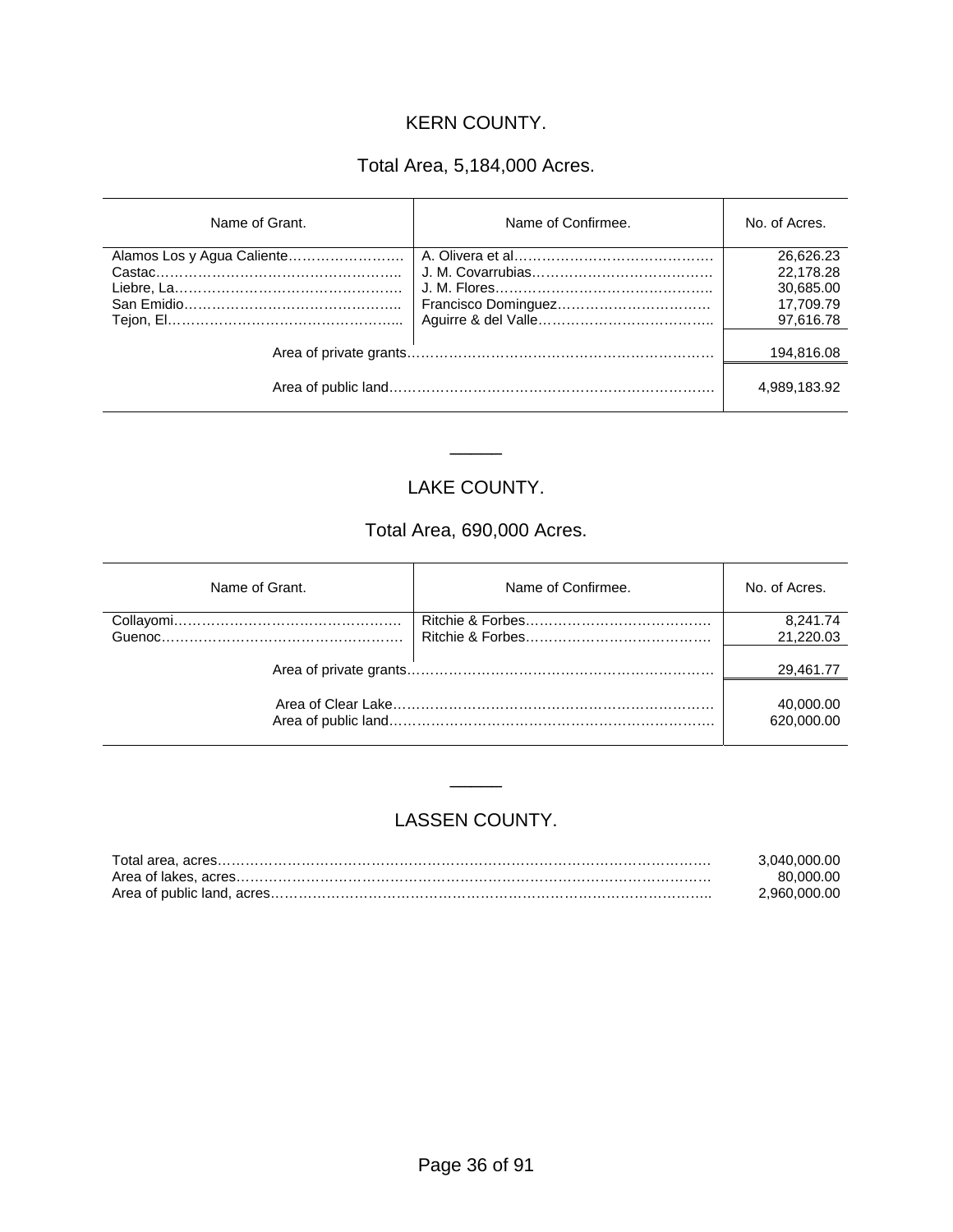## KERN COUNTY.

### Total Area, 5,184,000 Acres.

| Name of Grant. | Name of Confirmee. | No. of Acres. |
|---|---|---|
| Alamos Los y Agua Caliente | A. Olivera et al | 26,626.23 |
| Castac | J. M. Covarrubias | 22,178.28 |
| Liebre, La | J. M. Flores | 30,685.00 |
| San Emidio | Francisco Dominguez | 17,709.79 |
| Tejon, El | Aguirre & del Valle | 97,616.78 |
| Area of private grants | | 194,816.08 |
| Area of public land | | 4,989,183.92 |

---

## LAKE COUNTY.

### Total Area, 690,000 Acres.

| Name of Grant. | Name of Confirmee. | No. of Acres. |
|---|---|---|
| Collayomi | Ritchie & Forbes | 8,241.74 |
| Guenoc | Ritchie & Forbes | 21,220.03 |
| Area of private grants | | 29,461.77 |
| Area of Clear Lake | | 40,000.00 |
| Area of public land | | 620,000.00 |

---

## LASSEN COUNTY.

| | |
|---|---|
| Total area, acres | 3,040,000.00 |
| Area of lakes, acres | 80,000.00 |
| Area of public land, acres | 2,960,000.00 |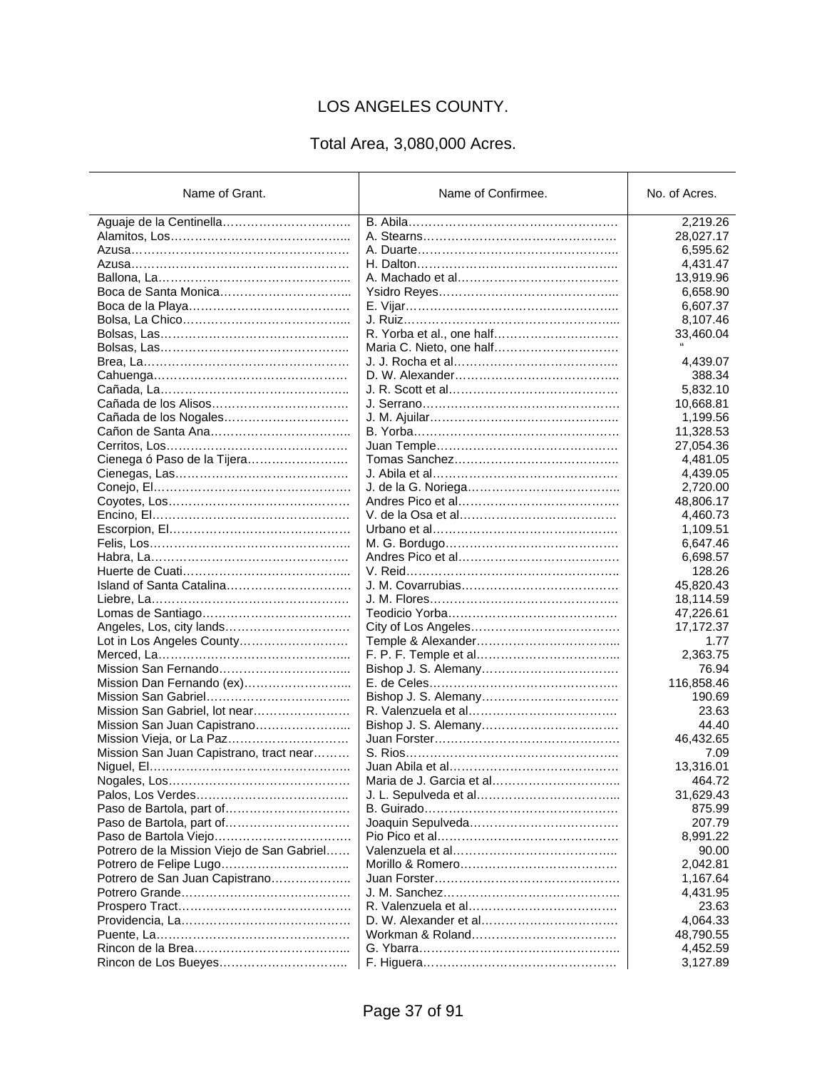# LOS ANGELES COUNTY.

## Total Area, 3,080,000 Acres.

| Name of Grant. | Name of Confirmee. | No. of Acres. |
|---|---|---|
| Aguaje de la Centinella………………………….. | B. Abila……………………………………………… | 2,219.26 |
| Alamitos, Los…………………………………….. | A. Stearns………………………………………… | 28,027.17 |
| Azusa……………………………………………… | A. Duarte………………………………………….. | 6,595.62 |
| Azusa……………………………………………… | H. Dalton………………………………………….. | 4,431.47 |
| Ballona, La……………………………………….. | A. Machado et al………………………………….. | 13,919.96 |
| Boca de Santa Monica………………………….... | Ysidro Reyes……………………………………... | 6,658.90 |
| Boca de la Playa…………………………………. | E. Vijar…………………………………………….. | 6,607.37 |
| Bolsa, La Chico………………………………….. | J. Ruiz……………………………………………... | 8,107.46 |
| Bolsas, Las……………………………………….. | R. Yorba et al., one half………………………… | 33,460.04 |
| Bolsas, Las……………………………………….. | Maria C. Nieto, one half………………………… | " |
| Brea, La…………………………………………… | J. J. Rocha et al………………………………….. | 4,439.07 |
| Cahuenga…………………………………………. | D. W. Alexander…………………………………... | 388.34 |
| Cañada, La……………………………………….. | J. R. Scott et al…………………………………… | 5,832.10 |
| Cañada de los Alisos……………………………. | J. Serrano………………………………………….. | 10,668.81 |
| Cañada de los Nogales…………………………. | J. M. Ajuilar………………………………………... | 1,199.56 |
| Cañon de Santa Ana…………………………….. | B. Yorba……………………………………………. | 11,328.53 |
| Cerritos, Los……………………………………… | Juan Temple………………………………………. | 27,054.36 |
| Cienega ó Paso de la Tijera……………………. | Tomas Sanchez…………………………………... | 4,481.05 |
| Cienegas, Las……………………………………. | J. Abila et al………………………………………. | 4,439.05 |
| Conejo, El…………………………………………. | J. de la G. Noriega……………………………….. | 2,720.00 |
| Coyotes, Los……………………………………… | Andres Pico et al…………………………………. | 48,806.17 |
| Encino, El…………………………………………. | V. de la Osa et al…………………………………. | 4,460.73 |
| Escorpion, El……………………………………… | Urbano et al………………………………………. | 1,109.51 |
| Felis, Los…………………………………………. | M. G. Bordugo……………………………………. | 6,647.46 |
| Habra, La…………………………………………. | Andres Pico et al…………………………………. | 6,698.57 |
| Huerte de Cuati………………………………….. | V. Reid……………………………………………... | 128.26 |
| Island of Santa Catalina…………………………. | J. M. Covarrubias…………………………………. | 45,820.43 |
| Liebre, La…………………………………………. | J. M. Flores………………………………………... | 18,114.59 |
| Lomas de Santiago………………………………. | Teodicio Yorba……………………………………. | 47,226.61 |
| Angeles, Los, city lands…………………………. | City of Los Angeles………………………………. | 17,172.37 |
| Lot in Los Angeles County………………………. | Temple & Alexander……………………………... | 1.77 |
| Merced, La………………………………………... | F. P. F. Temple et al……………………………... | 2,363.75 |
| Mission San Fernando………………………….. | Bishop J. S. Alemany…………………………….. | 76.94 |
| Mission Dan Fernando (ex)……………………... | E. de Celes………………………………………... | 116,858.46 |
| Mission San Gabriel……………………………... | Bishop J. S. Alemany…………………………….. | 190.69 |
| Mission San Gabriel, lot near…………………… | R. Valenzuela et al……………………………….. | 23.63 |
| Mission San Juan Capistrano…………………... | Bishop J. S. Alemany…………………………….. | 44.40 |
| Mission Vieja, or La Paz………………………… | Juan Forster……………………………………….. | 46,432.65 |
| Mission San Juan Capistrano, tract near……… | S. Rios……………………………………………... | 7.09 |
| Niguel, El………………………………………….. | Juan Abila et al……………………………………. | 13,316.01 |
| Nogales, Los……………………………………… | Maria de J. Garcia et al………………………….. | 464.72 |
| Palos, Los Verdes……………………………….. | J. L. Sepulveda et al……………………………... | 31,629.43 |
| Paso de Bartola, part of…………………………. | B. Guirado…………………………………………. | 875.99 |
| Paso de Bartola, part of…………………………. | Joaquin Sepulveda……………………………….. | 207.79 |
| Paso de Bartola Viejo……………………………. | Pio Pico et al………………………………………. | 8,991.22 |
| Potrero de la Mission Viejo de San Gabriel…… | Valenzuela et al…………………………………... | 90.00 |
| Potrero de Felipe Lugo………………………….. | Morillo & Romero…………………………………. | 2,042.81 |
| Potrero de San Juan Capistrano……………….. | Juan Forster……………………………………….. | 1,167.64 |
| Potrero Grande……………………………………. | J. M. Sanchez……………………………………... | 4,431.95 |
| Prospero Tract……………………………………. | R. Valenzuela et al……………………………….. | 23.63 |
| Providencia, La……………………………………. | D. W. Alexander et al…………………………….. | 4,064.33 |
| Puente, La…………………………………………. | Workman & Roland………………………………. | 48,790.55 |
| Rincon de la Brea………………………………... | G. Ybarra…………………………………………... | 4,452.59 |
| Rincon de Los Bueyes………………………….. | F. Higuera…………………………………………. | 3,127.89 |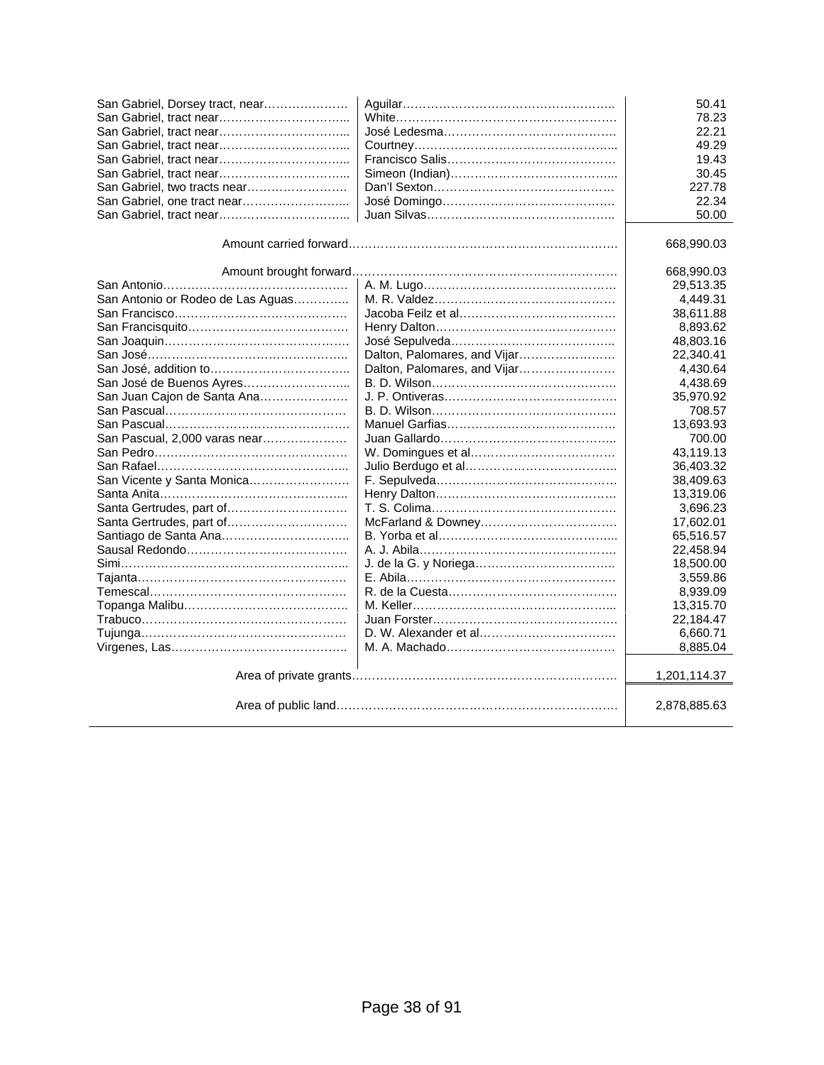| | | |
|---|---|---|
| San Gabriel, Dorsey tract, near………………… | Aguilar…………………………………………….. | 50.41 |
| San Gabriel, tract near…………………………... | White………………………………………………. | 78.23 |
| San Gabriel, tract near…………………………... | José Ledesma…………………………………… | 22.21 |
| San Gabriel, tract near…………………………... | Courtney…………………………………………... | 49.29 |
| San Gabriel, tract near…………………………... | Francisco Salis…………………………………… | 19.43 |
| San Gabriel, tract near…………………………... | Simeon (Indian)…………………………………... | 30.45 |
| San Gabriel, two tracts near…………………… | Dan'l Sexton……………………………………… | 227.78 |
| San Gabriel, one tract near……………………... | José Domingo……………………………………. | 22.34 |
| San Gabriel, tract near…………………………... | Juan Silvas……………………………………….. | 50.00 |
| Amount carried forward…………………………………………………………… | | 668,990.03 |
| Amount brought forward…………………………………………………………… | | 668,990.03 |
| San Antonio……………………………………… | A. M. Lugo………………………………………… | 29,513.35 |
| San Antonio or Rodeo de Las Aguas………….. | M. R. Valdez……………………………………… | 4,449.31 |
| San Francisco…………………………………… | Jacoba Feilz et al………………………………… | 38,611.88 |
| San Francisquito………………………………… | Henry Dalton……………………………………… | 8,893.62 |
| San Joaquin……………………………………… | José Sepulveda………………………………….. | 48,803.16 |
| San José………………………………………….. | Dalton, Palomares, and Vijar…………………… | 22,340.41 |
| San José, addition to…………………………….. | Dalton, Palomares, and Vijar…………………… | 4,430.64 |
| San José de Buenos Ayres……………………... | B. D. Wilson……………………………………… | 4,438.69 |
| San Juan Cajon de Santa Ana…………………. | J. P. Ontiveras…………………………………… | 35,970.92 |
| San Pascual……………………………………… | B. D. Wilson……………………………………… | 708.57 |
| San Pascual……………………………………… | Manuel Garfias…………………………………… | 13,693.93 |
| San Pascual, 2,000 varas near………………… | Juan Gallardo…………………………………….. | 700.00 |
| San Pedro………………………………………… | W. Domingues et al……………………………… | 43,119.13 |
| San Rafael………………………………………... | Julio Berdugo et al……………………………….. | 36,403.32 |
| San Vicente y Santa Monica……………………. | F. Sepulveda……………………………………… | 38,409.63 |
| Santa Anita……………………………………….. | Henry Dalton……………………………………… | 13,319.06 |
| Santa Gertrudes, part of………………………… | T. S. Colima……………………………………… | 3,696.23 |
| Santa Gertrudes, part of………………………… | McFarland & Downey……………………………. | 17,602.01 |
| Santiago de Santa Ana………………………….. | B. Yorba et al……………………………………... | 65,516.57 |
| Sausal Redondo…………………………………. | A. J. Abila…………………………………………. | 22,458.94 |
| Simi………………………………………………... | J. de la G. y Noriega…………………………….. | 18,500.00 |
| Tajanta……………………………………………. | E. Abila……………………………………………. | 3,559.86 |
| Temescal…………………………………………. | R. de la Cuesta…………………………………… | 8,939.09 |
| Topanga Malibu………………………………….. | M. Keller…………………………………………... | 13,315.70 |
| Trabuco…………………………………………… | Juan Forster……………………………………… | 22,184.47 |
| Tujunga…………………………………………… | D. W. Alexander et al……………………………. | 6,660.71 |
| Virgenes, Las…………………………………….. | M. A. Machado…………………………………… | 8,885.04 |
| Area of private grants………………………………………………………… | | 1,201,114.37 |
| Area of public land…………………………………………………………… | | 2,878,885.63 |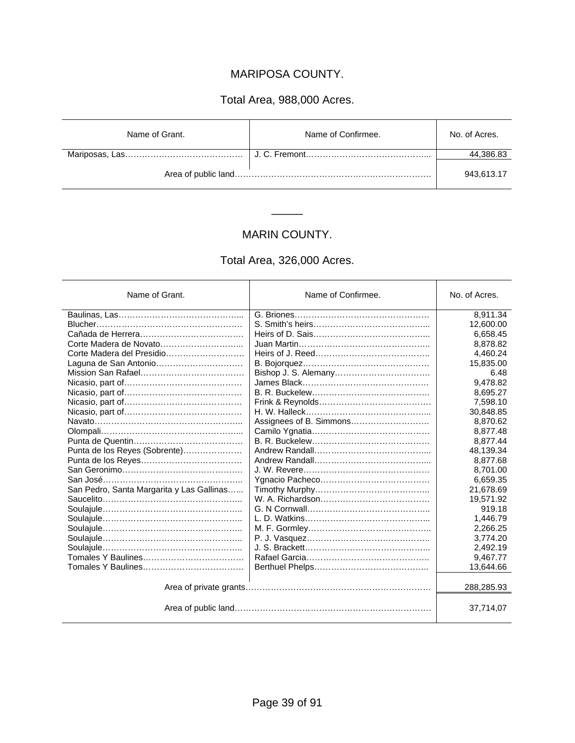## MARIPOSA COUNTY.

### Total Area, 988,000 Acres.

| Name of Grant. | Name of Confirmee. | No. of Acres. |
|---|---|---|
| Mariposas, Las…………………………………… | J. C. Fremont……………………………………... | 44,386.83 |
| Area of public land……………………………………………………………… | | 943,613.17 |

______

## MARIN COUNTY.

### Total Area, 326,000 Acres.

| Name of Grant. | Name of Confirmee. | No. of Acres. |
|---|---|---|
| Baulinas, Las……………………………………... | G. Briones………………………………………… | 8,911.34 |
| Blucher…………………………………………… | S. Smith's heirs…………………………………... | 12,600.00 |
| Cañada de Herrera……………………………… | Heirs of D. Sais…………………………………... | 6,658.45 |
| Corte Madera de Novato………………………... | Juan Martin………………………………………. | 8,878.82 |
| Corte Madera del Presidio………………………. | Heirs of J. Reed………………………………….. | 4,460.24 |
| Laguna de San Antonio…………………………. | B. Bojorquez……………………………………… | 15,835.00 |
| Mission San Rafael……………………………… | Bishop J. S. Alemany…………………………… | 6.48 |
| Nicasio, part of…………………………………… | James Black……………………………………… | 9,478.82 |
| Nicasio, part of…………………………………… | B. R. Buckelew…………………………………… | 8,695.27 |
| Nicasio, part of…………………………………… | Frink & Reynolds………………………………… | 7,598.10 |
| Nicasio, part of…………………………………… | H. W. Halleck……………………………………... | 30,848.85 |
| Navato……………………………………………. | Assignees of B. Simmons………………………. | 8,870.62 |
| Olompali…………………………………………... | Camilo Ygnatia…………………………………… | 8,877.48 |
| Punta de Quentin………………………………… | B. R. Buckelew…………………………………… | 8,877.44 |
| Punta de los Reyes (Sobrente)………………… | Andrew Randall…………………………………... | 48,139.34 |
| Punta de los Reyes……………………………… | Andrew Randall…………………………………... | 8,877.68 |
| San Geronimo……………………………………. | J. W. Revere……………………………………… | 8,701.00 |
| San José………………………………………….. | Ygnacio Pacheco………………………………… | 6,659.35 |
| San Pedro, Santa Margarita y Las Gallinas…... | Timothy Murphy………………………………….. | 21,678.69 |
| Saucelito………………………………………….. | W. A. Richardson………………………………… | 19,571.92 |
| Soulajule………………………………………….. | G. N Cornwall…………………………………….. | 919.18 |
| Soulajule………………………………………….. | L. D. Watkins……………………………………... | 1,446.79 |
| Soulajule………………………………………….. | M. F. Gormley……………………………………. | 2,266.25 |
| Soulajule………………………………………….. | P. J. Vasquez…………………………………….. | 3,774.20 |
| Soulajule………………………………………….. | J. S. Brackett……………………………………... | 2,492.19 |
| Tomales Y Baulines……………………………… | Rafael Garcia…………………………………….. | 9,467.77 |
| Tomales Y Baulines……………………………… | Berthuel Phelps………………………………….. | 13,644.66 |
| Area of private grants………………………………………………………… | | 288,285.93 |
| Area of public land……………………………………………………………… | | 37,714,07 |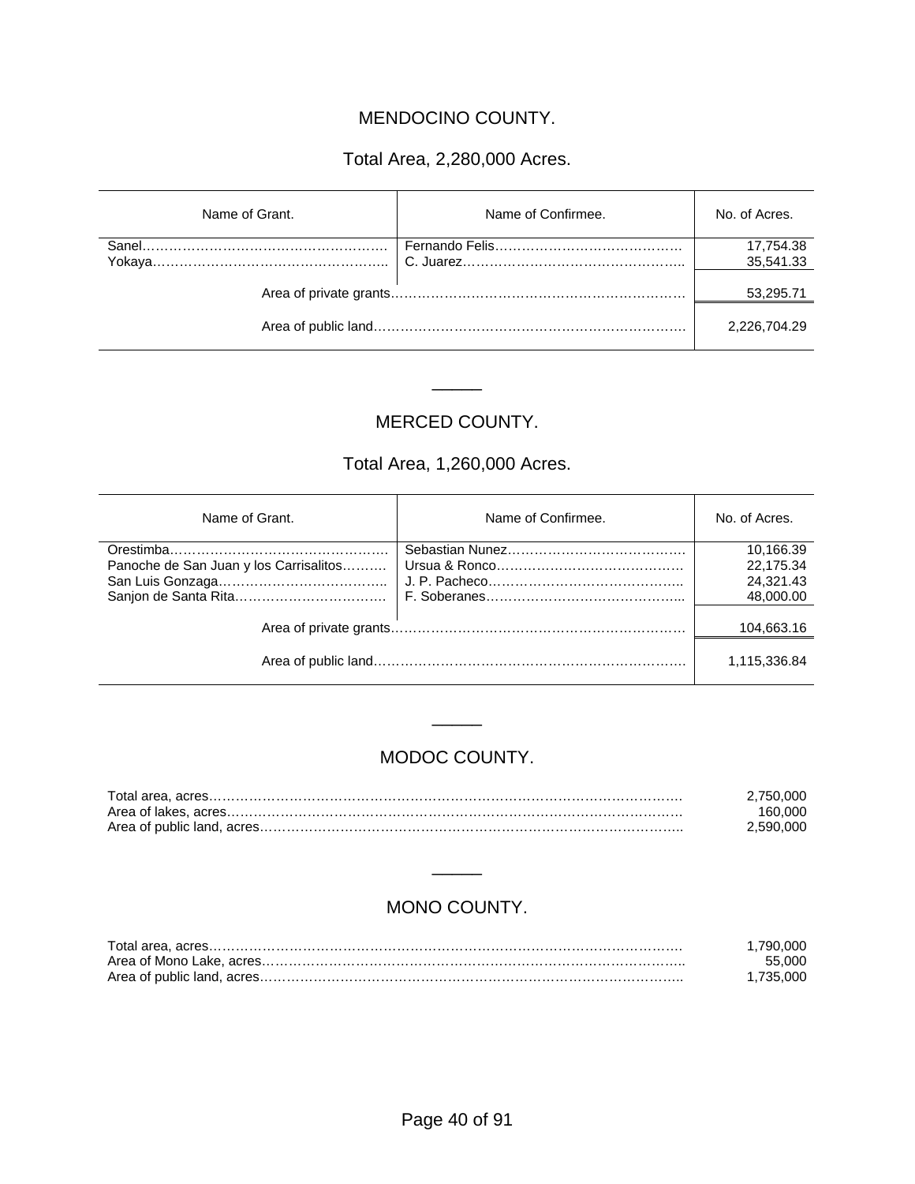## MENDOCINO COUNTY.

### Total Area, 2,280,000 Acres.

| Name of Grant. | Name of Confirmee. | No. of Acres. |
|---|---|---|
| Sanel | Fernando Felis | 17,754.38 |
| Yokaya | C. Juarez | 35,541.33 |
| Area of private grants | | 53,295.71 |
| Area of public land | | 2,226,704.29 |

______

## MERCED COUNTY.

### Total Area, 1,260,000 Acres.

| Name of Grant. | Name of Confirmee. | No. of Acres. |
|---|---|---|
| Orestimba | Sebastian Nunez | 10,166.39 |
| Panoche de San Juan y los Carrisalitos | Ursua & Ronco | 22,175.34 |
| San Luis Gonzaga | J. P. Pacheco | 24,321.43 |
| Sanjon de Santa Rita | F. Soberanes | 48,000.00 |
| Area of private grants | | 104,663.16 |
| Area of public land | | 1,115,336.84 |

______

## MODOC COUNTY.

| | |
|---|---|
| Total area, acres | 2,750,000 |
| Area of lakes, acres | 160,000 |
| Area of public land, acres | 2,590,000 |

______

## MONO COUNTY.

| | |
|---|---|
| Total area, acres | 1,790,000 |
| Area of Mono Lake, acres | 55,000 |
| Area of public land, acres | 1,735,000 |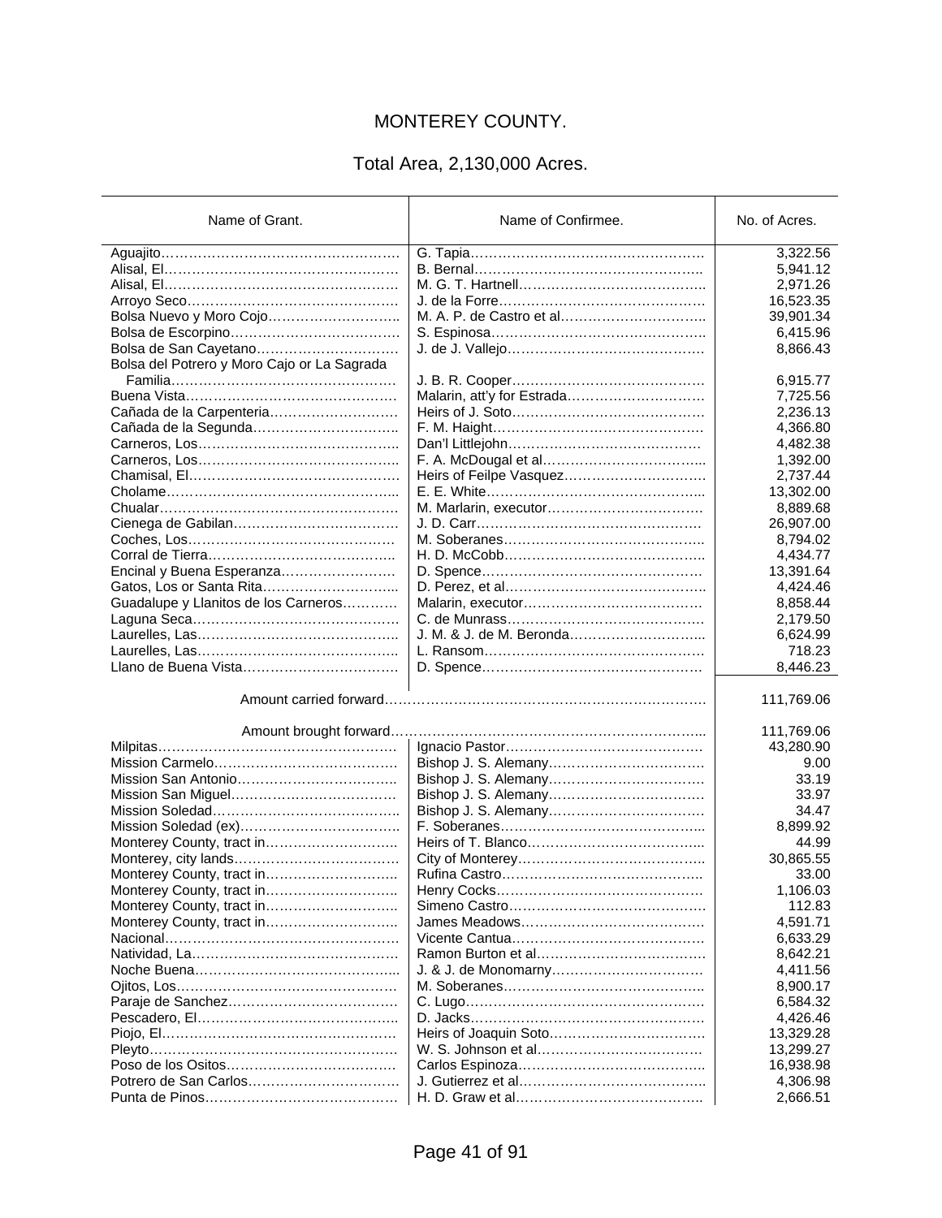# MONTEREY COUNTY.

## Total Area, 2,130,000 Acres.

| Name of Grant. | Name of Confirmee. | No. of Acres. |
|---|---|---|
| Aguajito | G. Tapia | 3,322.56 |
| Alisal, El | B. Bernal | 5,941.12 |
| Alisal, El | M. G. T. Hartnell | 2,971.26 |
| Arroyo Seco | J. de la Forre | 16,523.35 |
| Bolsa Nuevo y Moro Cojo | M. A. P. de Castro et al | 39,901.34 |
| Bolsa de Escorpino | S. Espinosa | 6,415.96 |
| Bolsa de San Cayetano | J. de J. Vallejo | 8,866.43 |
| Bolsa del Potrero y Moro Cajo or La Sagrada Familia | J. B. R. Cooper | 6,915.77 |
| Buena Vista | Malarin, att'y for Estrada | 7,725.56 |
| Cañada de la Carpenteria | Heirs of J. Soto | 2,236.13 |
| Cañada de la Segunda | F. M. Haight | 4,366.80 |
| Carneros, Los | Dan'l Littlejohn | 4,482.38 |
| Carneros, Los | F. A. McDougal et al | 1,392.00 |
| Chamisal, El | Heirs of Feilpe Vasquez | 2,737.44 |
| Cholame | E. E. White | 13,302.00 |
| Chualar | M. Marlarin, executor | 8,889.68 |
| Cienega de Gabilan | J. D. Carr | 26,907.00 |
| Coches, Los | M. Soberanes | 8,794.02 |
| Corral de Tierra | H. D. McCobb | 4,434.77 |
| Encinal y Buena Esperanza | D. Spence | 13,391.64 |
| Gatos, Los or Santa Rita | D. Perez, et al | 4,424.46 |
| Guadalupe y Llanitos de los Carneros | Malarin, executor | 8,858.44 |
| Laguna Seca | C. de Munrass | 2,179.50 |
| Laurelles, Las | J. M. & J. de M. Beronda | 6,624.99 |
| Laurelles, Las | L. Ransom | 718.23 |
| Llano de Buena Vista | D. Spence | 8,446.23 |
| Amount carried forward | | 111,769.06 |
| Amount brought forward | | 111,769.06 |
| Milpitas | Ignacio Pastor | 43,280.90 |
| Mission Carmelo | Bishop J. S. Alemany | 9.00 |
| Mission San Antonio | Bishop J. S. Alemany | 33.19 |
| Mission San Miguel | Bishop J. S. Alemany | 33.97 |
| Mission Soledad | Bishop J. S. Alemany | 34.47 |
| Mission Soledad (ex) | F. Soberanes | 8,899.92 |
| Monterey County, tract in | Heirs of T. Blanco | 44.99 |
| Monterey, city lands | City of Monterey | 30,865.55 |
| Monterey County, tract in | Rufina Castro | 33.00 |
| Monterey County, tract in | Henry Cocks | 1,106.03 |
| Monterey County, tract in | Simeno Castro | 112.83 |
| Monterey County, tract in | James Meadows | 4,591.71 |
| Nacional | Vicente Cantua | 6,633.29 |
| Natividad, La | Ramon Burton et al | 8,642.21 |
| Noche Buena | J. & J. de Monomarny | 4,411.56 |
| Ojitos, Los | M. Soberanes | 8,900.17 |
| Paraje de Sanchez | C. Lugo | 6,584.32 |
| Pescadero, El | D. Jacks | 4,426.46 |
| Piojo, El | Heirs of Joaquin Soto | 13,329.28 |
| Pleyto | W. S. Johnson et al | 13,299.27 |
| Poso de los Ositos | Carlos Espinoza | 16,938.98 |
| Potrero de San Carlos | J. Gutierrez et al | 4,306.98 |
| Punta de Pinos | H. D. Graw et al | 2,666.51 |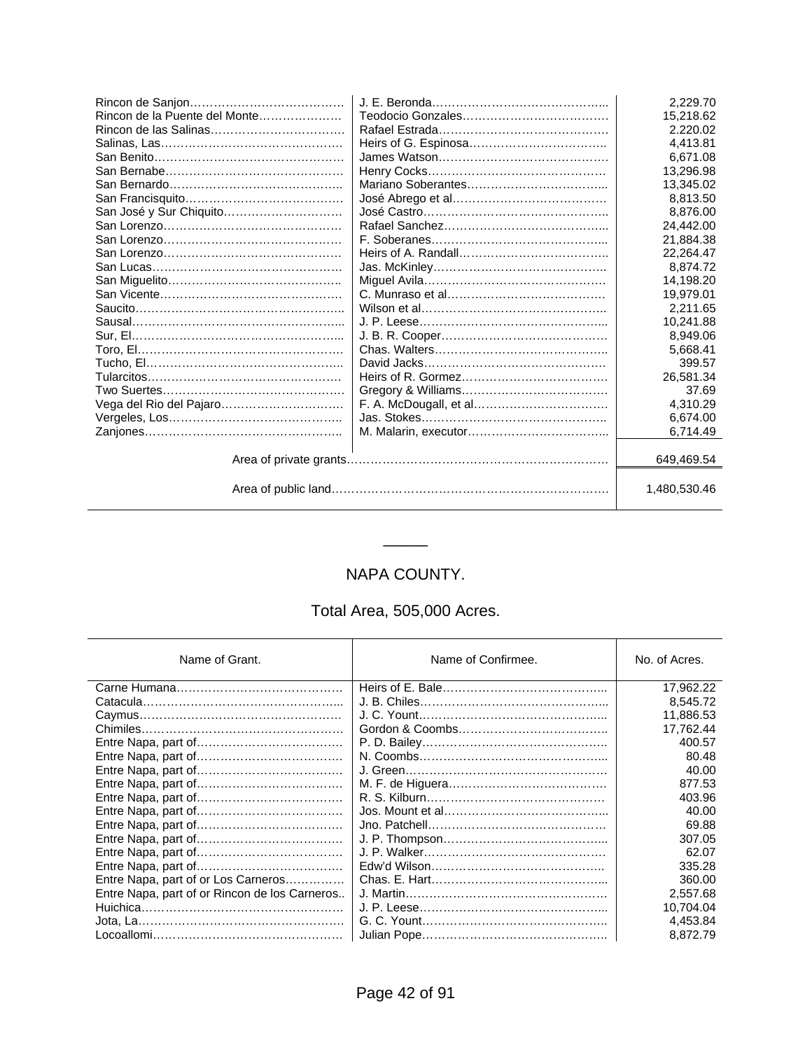| | | |
|---|---|---|
| Rincon de Sanjon………………………………… | J. E. Beronda……………………………………... | 2,229.70 |
| Rincon de la Puente del Monte………………… | Teodocio Gonzales……………………………… | 15,218.62 |
| Rincon de las Salinas…………………………… | Rafael Estrada…………………………………… | 2.220.02 |
| Salinas, Las……………………………………… | Heirs of G. Espinosa…………………………….. | 4,413.81 |
| San Benito……………………………………… | James Watson…………………………………… | 6,671.08 |
| San Bernabe……………………………………… | Henry Cocks……………………………………… | 13,296.98 |
| San Bernardo…………………………………….. | Mariano Soberantes……………………………... | 13,345.02 |
| San Francisquito………………………………… | José Abrego et al………………………………… | 8,813.50 |
| San José y Sur Chiquito………………………… | José Castro……………………………………….. | 8,876.00 |
| San Lorenzo……………………………………… | Rafael Sanchez…………………………………... | 24,442.00 |
| San Lorenzo……………………………………… | F. Soberanes……………………………………... | 21,884.38 |
| San Lorenzo……………………………………… | Heirs of A. Randall……………………………….. | 22,264.47 |
| San Lucas………………………………………… | Jas. McKinley…………………………………….. | 8,874.72 |
| San Miguelito…………………………………….. | Miguel Avila……………………………………… | 14,198.20 |
| San Vicente……………………………………… | C. Munraso et al………………………………… | 19,979.01 |
| Saucito……………………………………………... | Wilson et al……………………………………….. | 2,211.65 |
| Sausal……………………………………………... | J. P. Leese………………………………………... | 10,241.88 |
| Sur, El……………………………………………... | J. B. R. Cooper…………………………………… | 8,949.06 |
| Toro, El…………………………………………… | Chas. Walters…………………………………….. | 5,668.41 |
| Tucho, El………………………………………….. | David Jacks……………………………………… | 399.57 |
| Tularcitos………………………………………… | Heirs of R. Gormez……………………………… | 26,581.34 |
| Two Suertes……………………………………… | Gregory & Williams……………………………… | 37.69 |
| Vega del Rio del Pajaro………………………… | F. A. McDougall, et al…………………………… | 4,310.29 |
| Vergeles, Los…………………………………….. | Jas. Stokes……………………………………….. | 6,674.00 |
| Zanjones………………………………………….. | M. Malarin, executor…………………………….. | 6,714.49 |
| Area of private grants……………………………………………………………… | | 649,469.54 |
| Area of public land………………………………………………………………… | | 1,480,530.46 |

## NAPA COUNTY.

### Total Area, 505,000 Acres.

| Name of Grant. | Name of Confirmee. | No. of Acres. |
|---|---|---|
| Carne Humana…………………………………… | Heirs of E. Bale…………………………………... | 17,962.22 |
| Catacula…………………………………………... | J. B. Chiles………………………………………... | 8,545.72 |
| Caymus…………………………………………… | J. C. Yount………………………………………... | 11,886.53 |
| Chimiles…………………………………………… | Gordon & Coombs……………………………….. | 17,762.44 |
| Entre Napa, part of……………………………… | P. D. Bailey……………………………………….. | 400.57 |
| Entre Napa, part of……………………………… | N. Coombs………………………………………... | 80.48 |
| Entre Napa, part of……………………………… | J. Green…………………………………………… | 40.00 |
| Entre Napa, part of……………………………… | M. F. de Higuera………………………………… | 877.53 |
| Entre Napa, part of……………………………… | R. S. Kilburn……………………………………… | 403.96 |
| Entre Napa, part of……………………………… | Jos. Mount et al…………………………………... | 40.00 |
| Entre Napa, part of……………………………… | Jno. Patchell……………………………………… | 69.88 |
| Entre Napa, part of……………………………… | J. P. Thompson…………………………………... | 307.05 |
| Entre Napa, part of……………………………… | J. P. Walker……………………………………… | 62.07 |
| Entre Napa, part of……………………………… | Edw'd Wilson…………………………………….. | 335.28 |
| Entre Napa, part of or Los Carneros…………… | Chas. E. Hart……………………………………... | 360.00 |
| Entre Napa, part of or Rincon de los Carneros.. | J. Martin…………………………………………… | 2,557.68 |
| Huichica…………………………………………… | J. P. Leese………………………………………... | 10,704.04 |
| Jota, La…………………………………………… | G. C. Yount……………………………………….. | 4,453.84 |
| Locoallomi………………………………………… | Julian Pope……………………………………….. | 8,872.79 |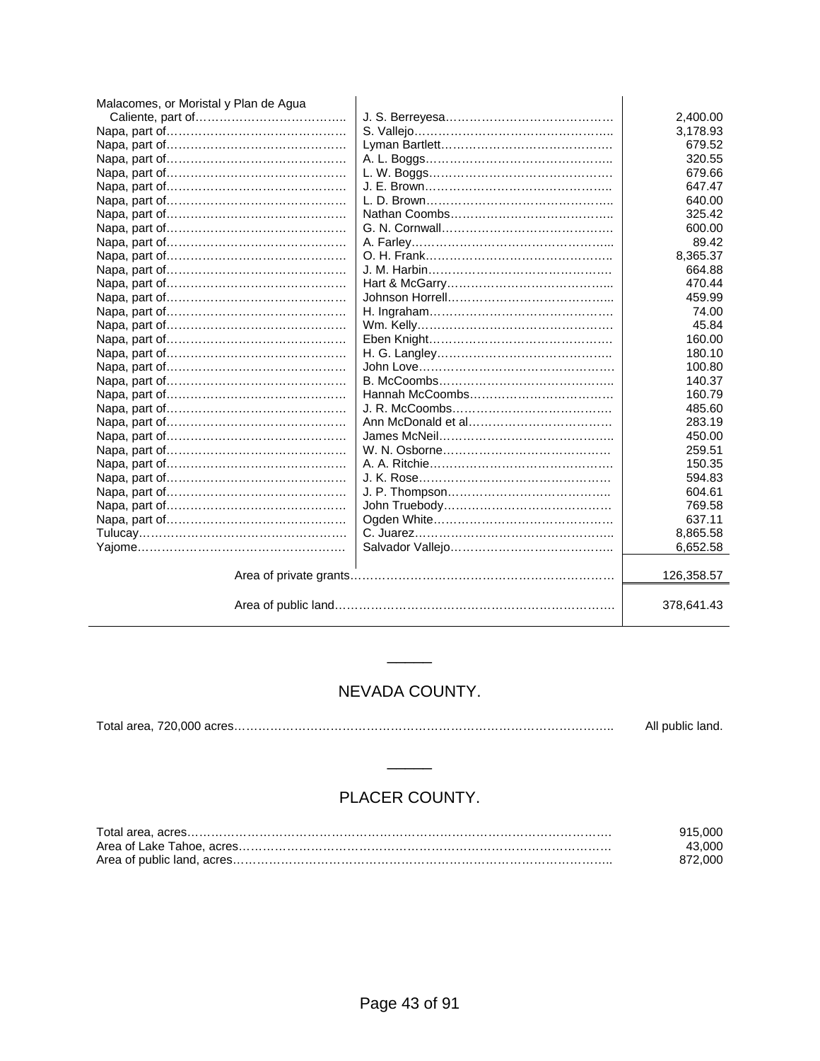| | | |
|---|---|---|
| Malacomes, or Moristal y Plan de Agua Caliente, part of | J. S. Berreyesa | 2,400.00 |
| Napa, part of | S. Vallejo | 3,178.93 |
| Napa, part of | Lyman Bartlett | 679.52 |
| Napa, part of | A. L. Boggs | 320.55 |
| Napa, part of | L. W. Boggs | 679.66 |
| Napa, part of | J. E. Brown | 647.47 |
| Napa, part of | L. D. Brown | 640.00 |
| Napa, part of | Nathan Coombs | 325.42 |
| Napa, part of | G. N. Cornwall | 600.00 |
| Napa, part of | A. Farley | 89.42 |
| Napa, part of | O. H. Frank | 8,365.37 |
| Napa, part of | J. M. Harbin | 664.88 |
| Napa, part of | Hart & McGarry | 470.44 |
| Napa, part of | Johnson Horrell | 459.99 |
| Napa, part of | H. Ingraham | 74.00 |
| Napa, part of | Wm. Kelly | 45.84 |
| Napa, part of | Eben Knight | 160.00 |
| Napa, part of | H. G. Langley | 180.10 |
| Napa, part of | John Love | 100.80 |
| Napa, part of | B. McCoombs | 140.37 |
| Napa, part of | Hannah McCoombs | 160.79 |
| Napa, part of | J. R. McCoombs | 485.60 |
| Napa, part of | Ann McDonald et al | 283.19 |
| Napa, part of | James McNeil | 450.00 |
| Napa, part of | W. N. Osborne | 259.51 |
| Napa, part of | A. A. Ritchie | 150.35 |
| Napa, part of | J. K. Rose | 594.83 |
| Napa, part of | J. P. Thompson | 604.61 |
| Napa, part of | John Truebody | 769.58 |
| Napa, part of | Ogden White | 637.11 |
| Tulucay | C. Juarez | 8,865.58 |
| Yajome | Salvador Vallejo | 6,652.58 |
| Area of private grants | | 126,358.57 |
| Area of public land | | 378,641.43 |

## NEVADA COUNTY.

Total area, 720,000 acres.......... All public land.

## PLACER COUNTY.

| | |
|---|---|
| Total area, acres | 915,000 |
| Area of Lake Tahoe, acres | 43,000 |
| Area of public land, acres | 872,000 |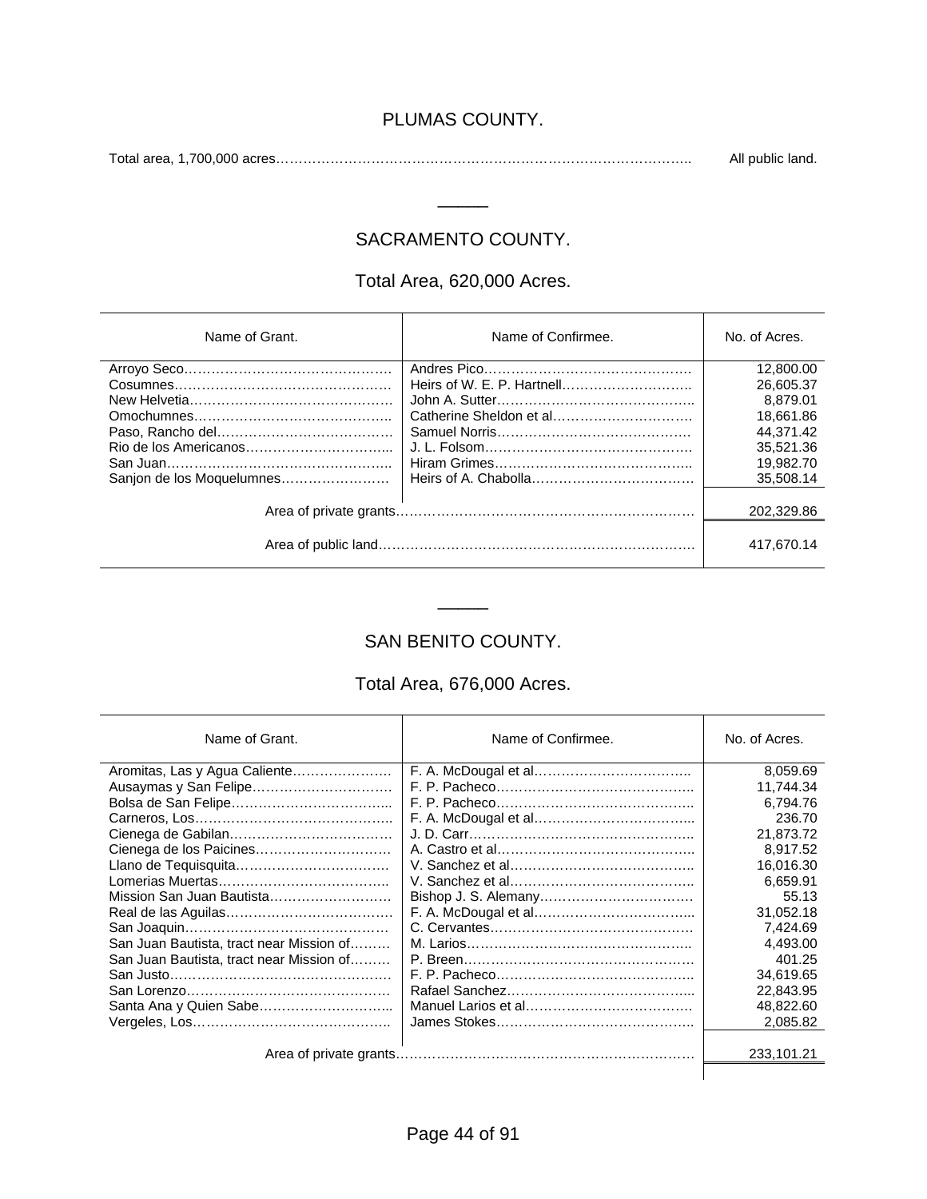## PLUMAS COUNTY.

Total area, 1,700,000 acres……………………………………………………………………………….. All public land.

---

## SACRAMENTO COUNTY.

### Total Area, 620,000 Acres.

| Name of Grant. | Name of Confirmee. | No. of Acres. |
|---|---|---|
| Arroyo Seco……………………………………… | Andres Pico……………………………………… | 12,800.00 |
| Cosumnes………………………………………… | Heirs of W. E. P. Hartnell……………………….. | 26,605.37 |
| New Helvetia……………………………………… | John A. Sutter…………………………………….. | 8,879.01 |
| Omochumnes…………………………………….. | Catherine Sheldon et al………………………… | 18,661.86 |
| Paso, Rancho del………………………………… | Samuel Norris…………………………………… | 44,371.42 |
| Rio de los Americanos…………………………... | J. L. Folsom……………………………………… | 35,521.36 |
| San Juan………………………………………….. | Hiram Grimes…………………………………….. | 19,982.70 |
| Sanjon de los Moquelumnes…………………… | Heirs of A. Chabolla……………………………… | 35,508.14 |
| | Area of private grants…………………………………………………………… | 202,329.86 |
| | Area of public land……………………………………………………………… | 417,670.14 |

---

## SAN BENITO COUNTY.

### Total Area, 676,000 Acres.

| Name of Grant. | Name of Confirmee. | No. of Acres. |
|---|---|---|
| Aromitas, Las y Agua Caliente…………………. | F. A. McDougal et al…………………………….. | 8,059.69 |
| Ausaymas y San Felipe…………………………. | F. P. Pacheco…………………………………….. | 11,744.34 |
| Bolsa de San Felipe……………………………... | F. P. Pacheco…………………………………….. | 6,794.76 |
| Carneros, Los…………………………………….. | F. A. McDougal et al…………………………….. | 236.70 |
| Cienega de Gabilan……………………………… | J. D. Carr…………………………………………. | 21,873.72 |
| Cienega de los Paicines………………………… | A. Castro et al……………………………………. | 8,917.52 |
| Llano de Tequisquita……………………………. | V. Sanchez et al………………………………….. | 16,016.30 |
| Lomerias Muertas……………………………….. | V. Sanchez et al………………………………….. | 6,659.91 |
| Mission San Juan Bautista……………………… | Bishop J. S. Alemany…………………………… | 55.13 |
| Real de las Aguilas………………………………. | F. A. McDougal et al…………………………….. | 31,052.18 |
| San Joaquin……………………………………… | C. Cervantes……………………………………… | 7,424.69 |
| San Juan Bautista, tract near Mission of……… | M. Larios………………………………………….. | 4,493.00 |
| San Juan Bautista, tract near Mission of……… | P. Breen…………………………………………… | 401.25 |
| San Justo…………………………………………. | F. P. Pacheco…………………………………….. | 34,619.65 |
| San Lorenzo……………………………………… | Rafael Sanchez…………………………………... | 22,843.95 |
| Santa Ana y Quien Sabe………………………... | Manuel Larios et al………………………………. | 48,822.60 |
| Vergeles, Los…………………………………….. | James Stokes…………………………………….. | 2,085.82 |
| | Area of private grants…………………………………………………………… | 233,101.21 |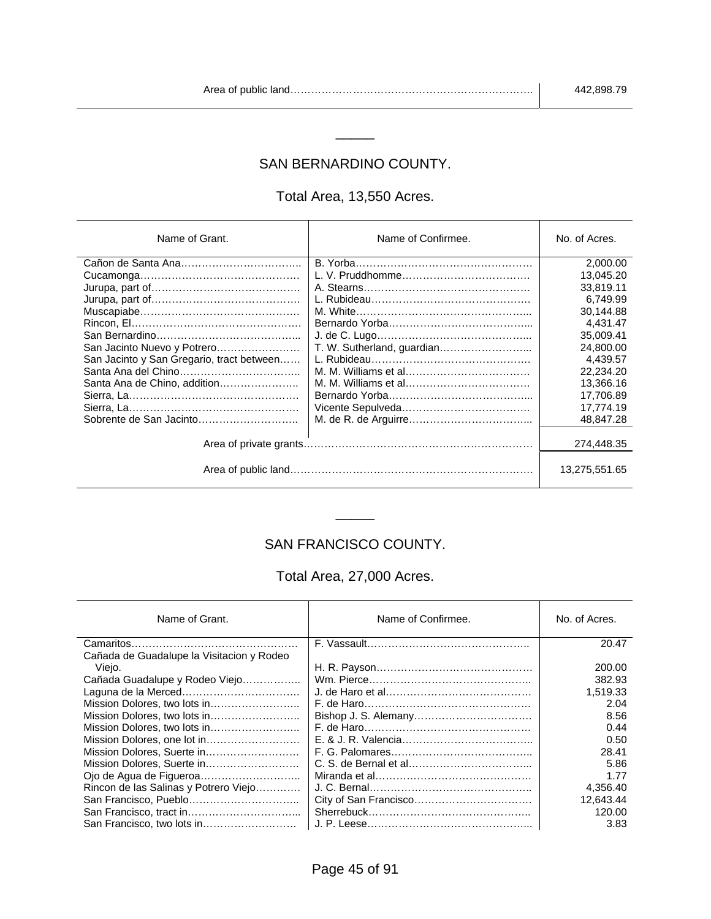| | |
|---|---|
| Area of public land……………………………………………………………. | 442,898.79 |

---

## SAN BERNARDINO COUNTY.

### Total Area, 13,550 Acres.

| Name of Grant. | Name of Confirmee. | No. of Acres. |
|---|---|---|
| Cañon de Santa Ana…………………………….. | B. Yorba……………………………………………. | 2,000.00 |
| Cucamonga……………………………………… | L. V. Pruddhomme………………………………. | 13,045.20 |
| Jurupa, part of……………………………………. | A. Stearns…………………………………………. | 33,819.11 |
| Jurupa, part of……………………………………. | L. Rubideau………………………………………. | 6,749.99 |
| Muscapiabe………………………………………. | M. White…………………………………………... | 30,144.88 |
| Rincon, El…………………………………………. | Bernardo Yorba…………………………………... | 4,431.47 |
| San Bernardino…………………………………... | J. de C. Lugo……………………………………... | 35,009.41 |
| San Jacinto Nuevo y Potrero……………………. | T. W. Sutherland, guardian……………………... | 24,800.00 |
| San Jacinto y San Gregario, tract between…… | L. Rubideau………………………………………. | 4,439.57 |
| Santa Ana del Chino…………………………….. | M. M. Williams et al……………………………… | 22,234.20 |
| Santa Ana de Chino, addition………………….. | M. M. Williams et al……………………………… | 13,366.16 |
| Sierra, La…………………………………………. | Bernardo Yorba…………………………………... | 17,706.89 |
| Sierra, La…………………………………………. | Vicente Sepulveda………………………………. | 17,774.19 |
| Sobrente de San Jacinto……………………….. | M. de R. de Arguirre……………………………... | 48,847.28 |
| Area of private grants…………………………………………………………… | | 274,448.35 |
| Area of public land……………………………………………………………… | | 13,275,551.65 |

---

## SAN FRANCISCO COUNTY.

### Total Area, 27,000 Acres.

| Name of Grant. | Name of Confirmee. | No. of Acres. |
|---|---|---|
| Camaritos………………………………………… | F. Vassault……………………………………….. | 20.47 |
| Cañada de Guadalupe la Visitacion y Rodeo Viejo. | H. R. Payson……………………………………… | 200.00 |
| Cañada Guadalupe y Rodeo Viejo…………….. | Wm. Pierce……………………………………….. | 382.93 |
| Laguna de la Merced……………………………. | J. de Haro et al…………………………………… | 1,519.33 |
| Mission Dolores, two lots in…………………….. | F. de Haro………………………………………… | 2.04 |
| Mission Dolores, two lots in…………………….. | Bishop J. S. Alemany……………………………. | 8.56 |
| Mission Dolores, two lots in…………………….. | F. de Haro………………………………………… | 0.44 |
| Mission Dolores, one lot in……………………… | E. & J. R. Valencia……………………………….. | 0.50 |
| Mission Dolores, Suerte in……………………… | F. G. Palomares………………………………….. | 28.41 |
| Mission Dolores, Suerte in……………………… | C. S. de Bernal et al……………………………... | 5.86 |
| Ojo de Agua de Figueroa……………………….. | Miranda et al……………………………………… | 1.77 |
| Rincon de las Salinas y Potrero Viejo………… | J. C. Bernal……………………………………….. | 4,356.40 |
| San Francisco, Pueblo………………………….. | City of San Francisco……………………………. | 12,643.44 |
| San Francisco, tract in………………………….. | Sherrebuck……………………………………….. | 120.00 |
| San Francisco, two lots in……………………… | J. P. Leese………………………………………... | 3.83 |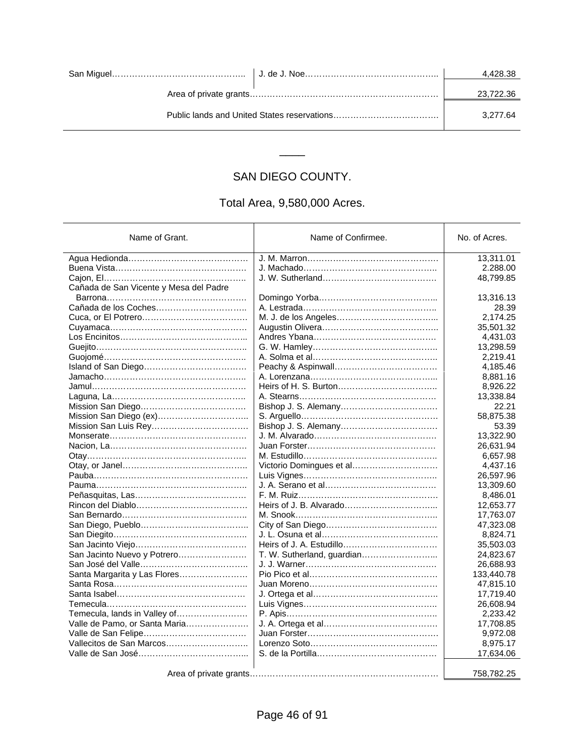| | | |
|---|---|---|
| San Miguel | J. de J. Noe | 4,428.38 |
| | Area of private grants | 23,722.36 |
| | Public lands and United States reservations | 3,277.64 |

---

## SAN DIEGO COUNTY.

### Total Area, 9,580,000 Acres.

| Name of Grant. | Name of Confirmee. | No. of Acres. |
|---|---|---|
| Agua Hedionda | J. M. Marron | 13,311.01 |
| Buena Vista | J. Machado | 2.288.00 |
| Cajon, El | J. W. Sutherland | 48,799.85 |
| Cañada de San Vicente y Mesa del Padre Barrona | Domingo Yorba | 13,316.13 |
| Cañada de los Coches | A. Lestrada | 28.39 |
| Cuca, or El Potrero | M. J. de los Angeles | 2,174.25 |
| Cuyamaca | Augustin Olivera | 35,501.32 |
| Los Encinitos | Andres Ybana | 4,431.03 |
| Guejito | G. W. Hamley | 13,298.59 |
| Guojomé | A. Solma et al | 2,219.41 |
| Island of San Diego | Peachy & Aspinwall | 4,185.46 |
| Jamacho | A. Lorenzana | 8,881.16 |
| Jamul | Heirs of H. S. Burton | 8,926.22 |
| Laguna, La | A. Stearns | 13,338.84 |
| Mission San Diego | Bishop J. S. Alemany | 22.21 |
| Mission San Diego (ex) | S. Arguello | 58,875.38 |
| Mission San Luis Rey | Bishop J. S. Alemany | 53.39 |
| Monserate | J. M. Alvarado | 13,322.90 |
| Nacion, La | Juan Forster | 26,631.94 |
| Otay | M. Estudillo | 6,657.98 |
| Otay, or Janel | Victorio Domingues et al | 4,437.16 |
| Pauba | Luis Vignes | 26,597.96 |
| Pauma | J. A. Serano et al | 13,309.60 |
| Peñasquitas, Las | F. M. Ruiz | 8,486.01 |
| Rincon del Diablo | Heirs of J. B. Alvarado | 12,653.77 |
| San Bernardo | M. Snook | 17,763.07 |
| San Diego, Pueblo | City of San Diego | 47,323.08 |
| San Diegito | J. L. Osuna et al | 8,824.71 |
| San Jacinto Viejo | Heirs of J. A. Estudillo | 35,503.03 |
| San Jacinto Nuevo y Potrero | T. W. Sutherland, guardian | 24,823.67 |
| San José del Valle | J. J. Warner | 26,688.93 |
| Santa Margarita y Las Flores | Pio Pico et al | 133,440.78 |
| Santa Rosa | Juan Moreno | 47,815.10 |
| Santa Isabel | J. Ortega et al | 17,719.40 |
| Temecula | Luis Vignes | 26,608.94 |
| Temecula, lands in Valley of | P. Apis | 2,233.42 |
| Valle de Pamo, or Santa Maria | J. A. Ortega et al | 17,708.85 |
| Valle de San Felipe | Juan Forster | 9,972.08 |
| Vallecitos de San Marcos | Lorenzo Soto | 8,975.17 |
| Valle de San José | S. de la Portilla | 17,634.06 |
| | Area of private grants | 758,782.25 |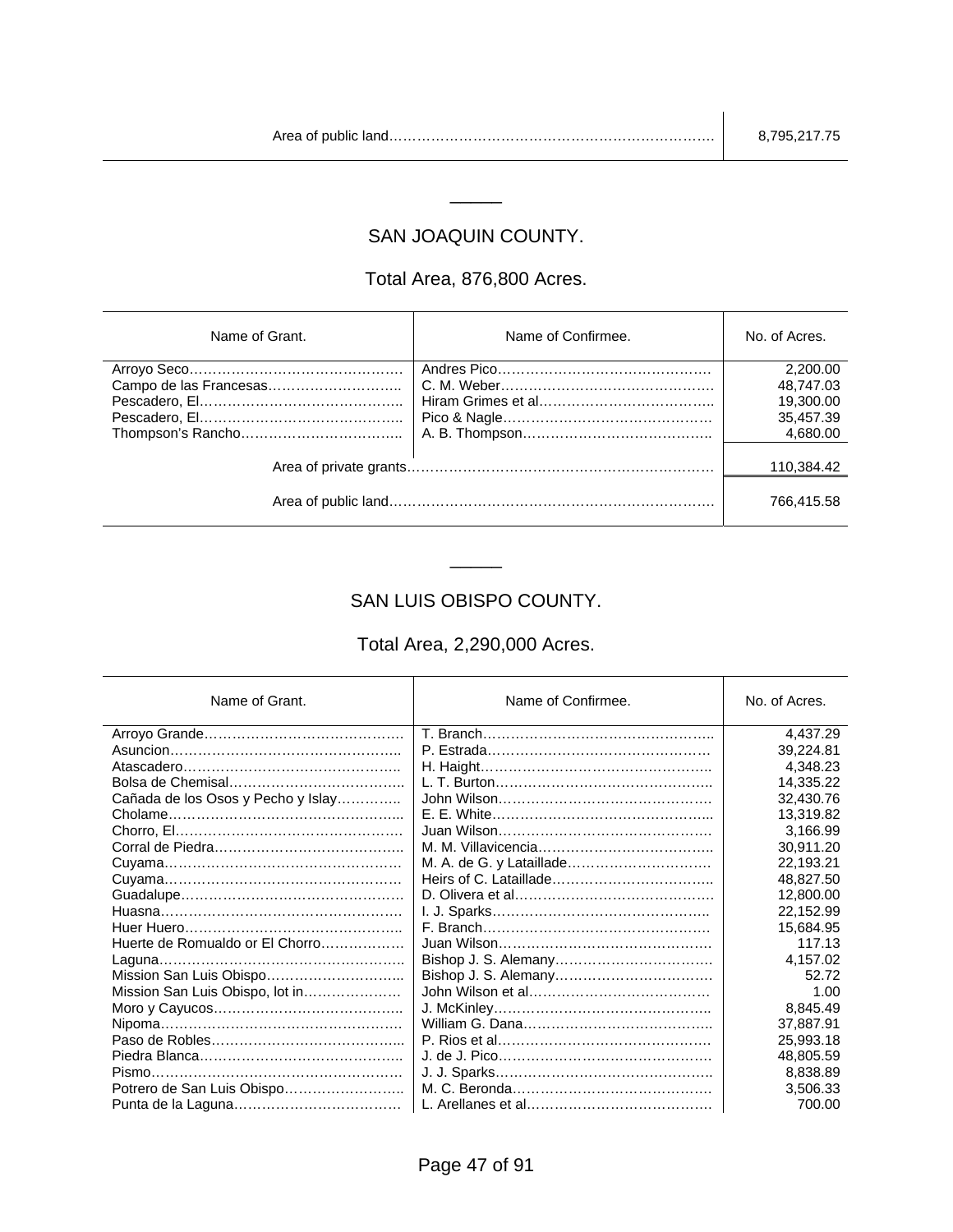| | |
|---|---|
| Area of public land…………………………………………………………… | 8,795,217.75 |

---

## SAN JOAQUIN COUNTY.

### Total Area, 876,800 Acres.

| Name of Grant. | Name of Confirmee. | No. of Acres. |
|---|---|---|
| Arroyo Seco……………………………………… | Andres Pico……………………………………… | 2,200.00 |
| Campo de las Francesas……………………….. | C. M. Weber……………………………………… | 48,747.03 |
| Pescadero, El…………………………………….. | Hiram Grimes et al……………………………….. | 19,300.00 |
| Pescadero, El…………………………………….. | Pico & Nagle……………………………………… | 35,457.39 |
| Thompson's Rancho…………………………….. | A. B. Thompson………………………………….. | 4,680.00 |
| Area of private grants………………………………………………………… | | 110,384.42 |
| Area of public land…………………………………………………………… | | 766,415.58 |

---

## SAN LUIS OBISPO COUNTY.

### Total Area, 2,290,000 Acres.

| Name of Grant. | Name of Confirmee. | No. of Acres. |
|---|---|---|
| Arroyo Grande…………………………………… | T. Branch………………………………………….. | 4,437.29 |
| Asuncion………………………………………….. | P. Estrada………………………………………… | 39,224.81 |
| Atascadero……………………………………….. | H. Haight………………………………………….. | 4,348.23 |
| Bolsa de Chemisal……………………………….. | L. T. Burton……………………………………….. | 14,335.22 |
| Cañada de los Osos y Pecho y Islay………….. | John Wilson……………………………………… | 32,430.76 |
| Cholame………………………………………….... | E. E. White……………………………………….... | 13,319.82 |
| Chorro, El………………………………………… | Juan Wilson……………………………………… | 3,166.99 |
| Corral de Piedra………………………………….. | M. M. Villavicencia……………………………….. | 30,911.20 |
| Cuyama…………………………………………… | M. A. de G. y Lataillade…………………………. | 22,193.21 |
| Cuyama…………………………………………… | Heirs of C. Lataillade…………………………….. | 48,827.50 |
| Guadalupe………………………………………… | D. Olivera et al…………………………………… | 12,800.00 |
| Huasna……………………………………………. | I. J. Sparks……………………………………….. | 22,152.99 |
| Huer Huero……………………………………….. | F. Branch…………………………………………. | 15,684.95 |
| Huerte de Romualdo or El Chorro……………… | Juan Wilson………………………………………. | 117.13 |
| Laguna…………………………………………….. | Bishop J. S. Alemany……………………………. | 4,157.02 |
| Mission San Luis Obispo……………………….... | Bishop J. S. Alemany……………………………. | 52.72 |
| Mission San Luis Obispo, lot in………………… | John Wilson et al………………………………… | 1.00 |
| Moro y Cayucos………………………………….. | J. McKinley……………………………………….. | 8,845.49 |
| Nipoma……………………………………………. | William G. Dana………………………………….. | 37,887.91 |
| Paso de Robles…………………………………... | P. Rios et al………………………………………. | 25,993.18 |
| Piedra Blanca…………………………………….. | J. de J. Pico……………………………………… | 48,805.59 |
| Pismo……………………………………………… | J. J. Sparks……………………………………….. | 8,838.89 |
| Potrero de San Luis Obispo…………………….. | M. C. Beronda……………………………………. | 3,506.33 |
| Punta de la Laguna……………………………… | L. Arellanes et al…………………………………. | 700.00 |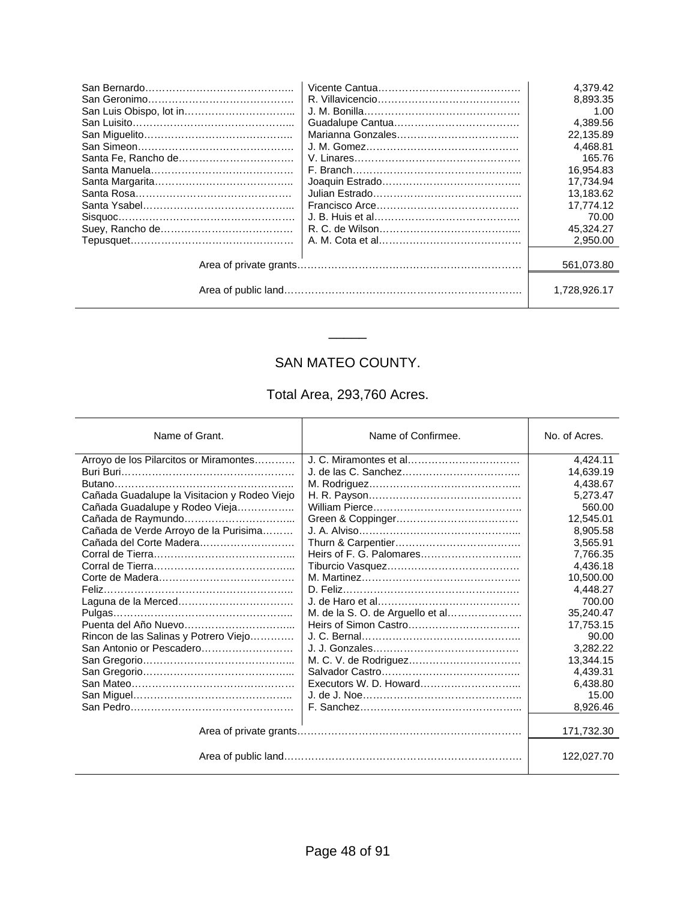| | | |
|---|---|---|
| San Bernardo…………………………………… | Vicente Cantua…………………………………… | 4,379.42 |
| San Geronimo…………………………………… | R. Villavicencio…………………………………… | 8,893.35 |
| San Luis Obispo, lot in………………………….. | J. M. Bonilla……………………………………… | 1.00 |
| San Luisito……………………………………….. | Guadalupe Cantua……………………………… | 4,389.56 |
| San Miguelito…………………………………….. | Marianna Gonzales……………………………… | 22,135.89 |
| San Simeon……………………………………… | J. M. Gomez……………………………………… | 4,468.81 |
| Santa Fe, Rancho de…………………………… | V. Linares………………………………………… | 165.76 |
| Santa Manuela…………………………………… | F. Branch………………………………………….. | 16,954.83 |
| Santa Margarita………………………………….. | Joaquin Estrado………………………………….. | 17,734.94 |
| Santa Rosa……………………………………… | Julian Estrado…………………………………….. | 13,183.62 |
| Santa Ysabel……………………………………... | Francisco Arce…………………………………… | 17,774.12 |
| Sisquoc…………………………………………… | J. B. Huis et al…………………………………… | 70.00 |
| Suey, Rancho de………………………………… | R. C. de Wilson…………………………………... | 45,324.27 |
| Tepusquet………………………………………… | A. M. Cota et al…………………………………… | 2,950.00 |
| Area of private grants………………………………………………………… | | 561,073.80 |
| Area of public land…………………………………………………………….. | | 1,728,926.17 |

## SAN MATEO COUNTY.

### Total Area, 293,760 Acres.

| Name of Grant. | Name of Confirmee. | No. of Acres. |
|---|---|---|
| Arroyo de los Pilarcitos or Miramontes………… | J. C. Miramontes et al…………………………… | 4,424.11 |
| Buri Buri…………………………………………… | J. de las C. Sanchez…………………………….. | 14,639.19 |
| Butano…………………………………………….. | M. Rodriguez……………………………………... | 4,438.67 |
| Cañada Guadalupe la Visitacion y Rodeo Viejo | H. R. Payson……………………………………… | 5,273.47 |
| Cañada Guadalupe y Rodeo Vieja…………….. | William Pierce…………………………………….. | 560.00 |
| Cañada de Raymundo…………………………... | Green & Coppinger……………………………… | 12,545.01 |
| Cañada de Verde Arroyo de la Purisima……… | J. A. Alviso………………………………………... | 8,905.58 |
| Cañada del Corte Madera……………………… | Thurn & Carpentier……………………………… | 3,565.91 |
| Corral de Tierra…………………………………... | Heirs of F. G. Palomares………………………... | 7,766.35 |
| Corral de Tierra…………………………………... | Tiburcio Vasquez………………………………… | 4,436.18 |
| Corte de Madera………………………………… | M. Martinez……………………………………….. | 10,500.00 |
| Feliz……………………………………………….. | D. Feliz…………………………………………… | 4,448.27 |
| Laguna de la Merced…………………………… | J. de Haro et al…………………………………… | 700.00 |
| Pulgas…………………………………………….. | M. de la S. O. de Arguello et al………………… | 35,240.47 |
| Puenta del Año Nuevo…………………………... | Heirs of Simon Castro…………………………… | 17,753.15 |
| Rincon de las Salinas y Potrero Viejo………… | J. C. Bernal……………………………………….. | 90.00 |
| San Antonio or Pescadero……………………… | J. J. Gonzales…………………………………… | 3,282.22 |
| San Gregorio……………………………………... | M. C. V. de Rodriguez…………………………… | 13,344.15 |
| San Gregorio……………………………………... | Salvador Castro…………………………………... | 4,439.31 |
| San Mateo………………………………………… | Executors W. D. Howard………………………... | 6,438.80 |
| San Miguel……………………………………….. | J. de J. Noe……………………………………….. | 15.00 |
| San Pedro………………………………………… | F. Sanchez………………………………………... | 8,926.46 |
| Area of private grants………………………………………………………… | | 171,732.30 |
| Area of public land…………………………………………………………….. | | 122,027.70 |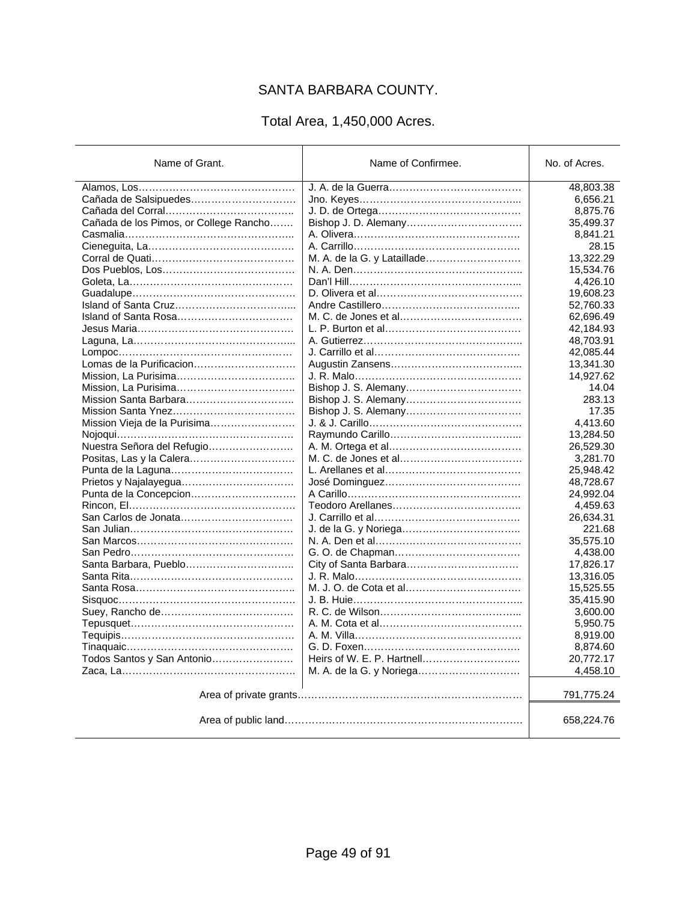# SANTA BARBARA COUNTY.

## Total Area, 1,450,000 Acres.

| Name of Grant. | Name of Confirmee. | No. of Acres. |
|---|---|---|
| Alamos, Los | J. A. de la Guerra | 48,803.38 |
| Cañada de Salsipuedes | Jno. Keyes | 6,656.21 |
| Cañada del Corral | J. D. de Ortega | 8,875.76 |
| Cañada de los Pimos, or College Rancho | Bishop J. D. Alemany | 35,499.37 |
| Casmalia | A. Olivera | 8,841.21 |
| Cieneguita, La | A. Carrillo | 28.15 |
| Corral de Quati | M. A. de la G. y Lataillade | 13,322.29 |
| Dos Pueblos, Los | N. A. Den | 15,534.76 |
| Goleta, La | Dan'l Hill | 4,426.10 |
| Guadalupe | D. Olivera et al | 19,608.23 |
| Island of Santa Cruz | Andre Castillero | 52,760.33 |
| Island of Santa Rosa | M. C. de Jones et al | 62,696.49 |
| Jesus Maria | L. P. Burton et al | 42,184.93 |
| Laguna, La | A. Gutierrez | 48,703.91 |
| Lompoc | J. Carrillo et al | 42,085.44 |
| Lomas de la Purificacion | Augustin Zansens | 13,341.30 |
| Mission, La Purisima | J. R. Malo | 14,927.62 |
| Mission, La Purisima | Bishop J. S. Alemany | 14.04 |
| Mission Santa Barbara | Bishop J. S. Alemany | 283.13 |
| Mission Santa Ynez | Bishop J. S. Alemany | 17.35 |
| Mission Vieja de la Purisima | J. & J. Carillo | 4,413.60 |
| Nojoqui | Raymundo Carillo | 13,284.50 |
| Nuestra Señora del Refugio | A. M. Ortega et al | 26,529.30 |
| Positas, Las y la Calera | M. C. de Jones et al | 3,281.70 |
| Punta de la Laguna | L. Arellanes et al | 25,948.42 |
| Prietos y Najalayegua | José Dominguez | 48,728.67 |
| Punta de la Concepcion | A Carillo | 24,992.04 |
| Rincon, El | Teodoro Arellanes | 4,459.63 |
| San Carlos de Jonata | J. Carrillo et al | 26,634.31 |
| San Julian | J. de la G. y Noriega | 221.68 |
| San Marcos | N. A. Den et al | 35,575.10 |
| San Pedro | G. O. de Chapman | 4,438.00 |
| Santa Barbara, Pueblo | City of Santa Barbara | 17,826.17 |
| Santa Rita | J. R. Malo | 13,316.05 |
| Santa Rosa | M. J. O. de Cota et al | 15,525.55 |
| Sisquoc | J. B. Huie | 35,415.90 |
| Suey, Rancho de | R. C. de Wilson | 3,600.00 |
| Tepusquet | A. M. Cota et al | 5,950.75 |
| Tequipis | A. M. Villa | 8,919.00 |
| Tinaquaic | G. D. Foxen | 8,874.60 |
| Todos Santos y San Antonio | Heirs of W. E. P. Hartnell | 20,772.17 |
| Zaca, La | M. A. de la G. y Noriega | 4,458.10 |
| Area of private grants | | 791,775.24 |
| Area of public land | | 658,224.76 |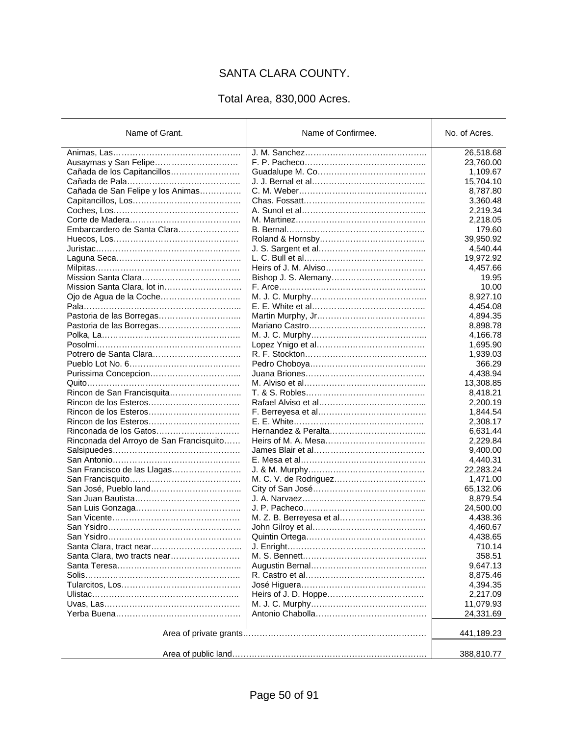# SANTA CLARA COUNTY.

## Total Area, 830,000 Acres.

| Name of Grant. | Name of Confirmee. | No. of Acres. |
|---|---|---|
| Animas, Las | J. M. Sanchez | 26,518.68 |
| Ausaymas y San Felipe | F. P. Pacheco | 23,760.00 |
| Cañada de los Capitancillos | Guadalupe M. Co | 1,109.67 |
| Cañada de Pala | J. J. Bernal et al | 15,704.10 |
| Cañada de San Felipe y los Animas | C. M. Weber | 8,787.80 |
| Capitancillos, Los | Chas. Fossatt | 3,360.48 |
| Coches, Los | A. Sunol et al | 2,219.34 |
| Corte de Madera | M. Martinez | 2,218.05 |
| Embarcardero de Santa Clara | B. Bernal | 179.60 |
| Huecos, Los | Roland & Hornsby | 39,950.92 |
| Juristac | J. S. Sargent et al | 4,540.44 |
| Laguna Seca | L. C. Bull et al | 19,972.92 |
| Milpitas | Heirs of J. M. Alviso | 4,457.66 |
| Mission Santa Clara | Bishop J. S. Alemany | 19.95 |
| Mission Santa Clara, lot in | F. Arce | 10.00 |
| Ojo de Agua de la Coche | M. J. C. Murphy | 8,927.10 |
| Pala | E. E. White et al | 4,454.08 |
| Pastoria de las Borregas | Martin Murphy, Jr | 4,894.35 |
| Pastoria de las Borregas | Mariano Castro | 8,898.78 |
| Polka, La | M. J. C. Murphy | 4,166.78 |
| Posolmi | Lopez Ynigo et al | 1,695.90 |
| Potrero de Santa Clara | R. F. Stockton | 1,939.03 |
| Pueblo Lot No. 6 | Pedro Choboya | 366.29 |
| Purissima Concepcion | Juana Briones | 4,438.94 |
| Quito | M. Alviso et al | 13,308.85 |
| Rincon de San Francisquita | T. & S. Robles | 8,418.21 |
| Rincon de los Esteros | Rafael Alviso et al | 2,200.19 |
| Rincon de los Esteros | F. Berreyesa et al | 1,844.54 |
| Rincon de los Esteros | E. E. White | 2,308.17 |
| Rinconada de los Gatos | Hernandez & Peralta | 6,631.44 |
| Rinconada del Arroyo de San Francisquito | Heirs of M. A. Mesa | 2,229.84 |
| Salsipuedes | James Blair et al | 9,400.00 |
| San Antonio | E. Mesa et al | 4,440.31 |
| San Francisco de las Llagas | J. & M. Murphy | 22,283.24 |
| San Francisquito | M. C. V. de Rodriguez | 1,471.00 |
| San José, Pueblo land | City of San José | 65,132.06 |
| San Juan Bautista | J. A. Narvaez | 8,879.54 |
| San Luis Gonzaga | J. P. Pacheco | 24,500.00 |
| San Vicente | M. Z. B. Berreyesa et al | 4,438.36 |
| San Ysidro | John Gilroy et al | 4,460.67 |
| San Ysidro | Quintin Ortega | 4,438.65 |
| Santa Clara, tract near | J. Enright | 710.14 |
| Santa Clara, two tracts near | M. S. Bennett | 358.51 |
| Santa Teresa | Augustin Bernal | 9,647.13 |
| Solis | R. Castro et al | 8,875.46 |
| Tularcitos, Los | José Higuera | 4,394.35 |
| Ulistac | Heirs of J. D. Hoppe | 2,217.09 |
| Uvas, Las | M. J. C. Murphy | 11,079.93 |
| Yerba Buena | Antonio Chabolla | 24,331.69 |
| Area of private grants | | 441,189.23 |
| Area of public land | | 388,810.77 |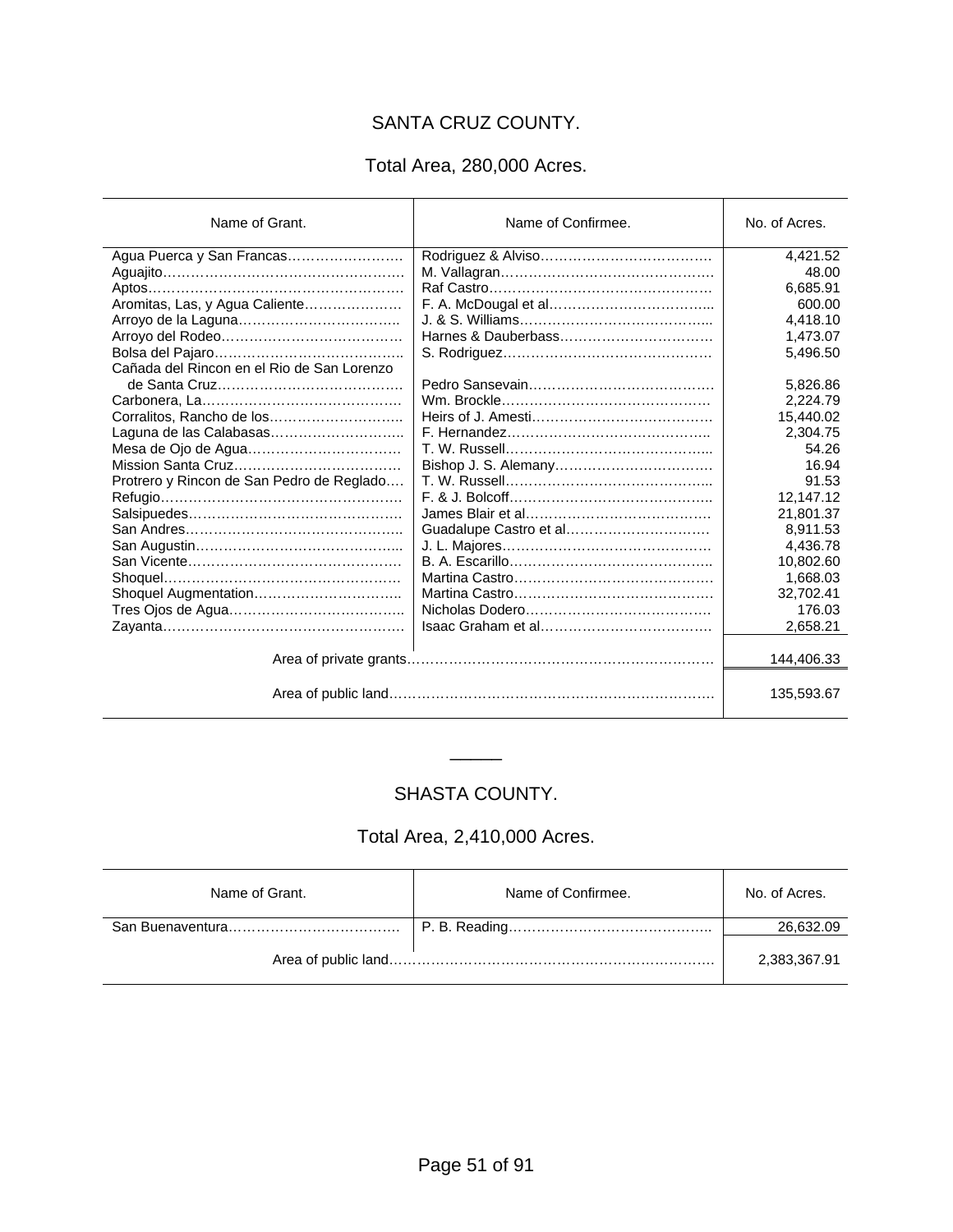## SANTA CRUZ COUNTY.

### Total Area, 280,000 Acres.

| Name of Grant. | Name of Confirmee. | No. of Acres. |
|---|---|---|
| Agua Puerca y San Francas | Rodriguez & Alviso | 4,421.52 |
| Aguajito | M. Vallagran | 48.00 |
| Aptos | Raf Castro | 6,685.91 |
| Aromitas, Las, y Agua Caliente | F. A. McDougal et al | 600.00 |
| Arroyo de la Laguna | J. & S. Williams | 4,418.10 |
| Arroyo del Rodeo | Harnes & Dauberbass | 1,473.07 |
| Bolsa del Pajaro | S. Rodriguez | 5,496.50 |
| Cañada del Rincon en el Rio de San Lorenzo de Santa Cruz | Pedro Sansevain | 5,826.86 |
| Carbonera, La | Wm. Brockle | 2,224.79 |
| Corralitos, Rancho de los | Heirs of J. Amesti | 15,440.02 |
| Laguna de las Calabasas | F. Hernandez | 2,304.75 |
| Mesa de Ojo de Agua | T. W. Russell | 54.26 |
| Mission Santa Cruz | Bishop J. S. Alemany | 16.94 |
| Protrero y Rincon de San Pedro de Reglado | T. W. Russell | 91.53 |
| Refugio | F. & J. Bolcoff | 12,147.12 |
| Salsipuedes | James Blair et al | 21,801.37 |
| San Andres | Guadalupe Castro et al | 8,911.53 |
| San Augustin | J. L. Majores | 4,436.78 |
| San Vicente | B. A. Escarillo | 10,802.60 |
| Shoquel | Martina Castro | 1,668.03 |
| Shoquel Augmentation | Martina Castro | 32,702.41 |
| Tres Ojos de Agua | Nicholas Dodero | 176.03 |
| Zayanta | Isaac Graham et al | 2,658.21 |
| | Area of private grants | 144,406.33 |
| | Area of public land | 135,593.67 |

---

## SHASTA COUNTY.

### Total Area, 2,410,000 Acres.

| Name of Grant. | Name of Confirmee. | No. of Acres. |
|---|---|---|
| San Buenaventura | P. B. Reading | 26,632.09 |
| | Area of public land | 2,383,367.91 |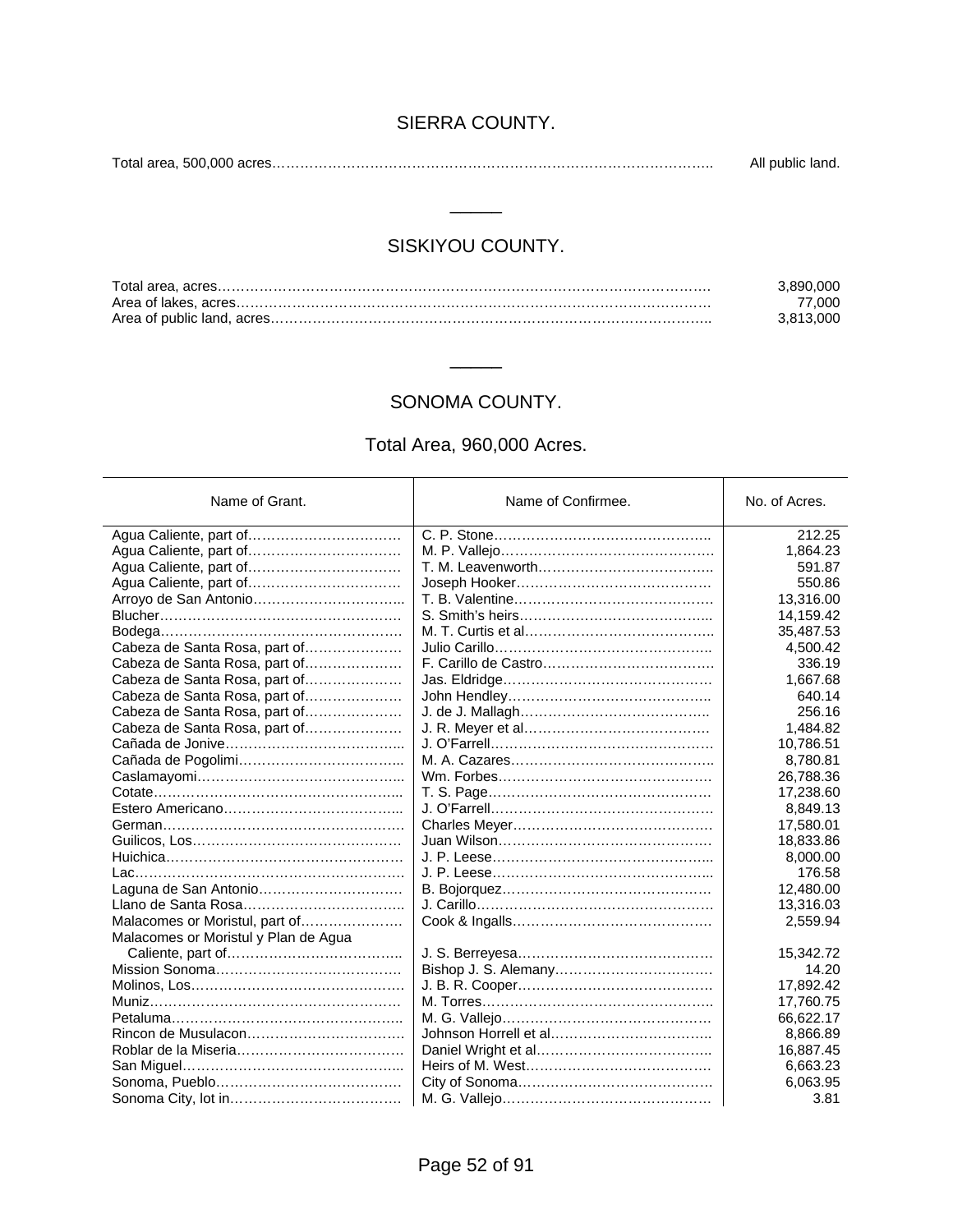## SIERRA COUNTY.

Total area, 500,000 acres………………………………………………………………………………….. All public land.

---

## SISKIYOU COUNTY.

Total area, acres……………………………………………………………………………………………. 3,890,000
Area of lakes, acres…………………………………………………………………………………………. 77,000
Area of public land, acres………………………………………………………………………………….. 3,813,000

---

## SONOMA COUNTY.

### Total Area, 960,000 Acres.

| Name of Grant. | Name of Confirmee. | No. of Acres. |
|---|---|---|
| Agua Caliente, part of…………………………… | C. P. Stone……………………………………….. | 212.25 |
| Agua Caliente, part of…………………………… | M. P. Vallejo………………………………………. | 1,864.23 |
| Agua Caliente, part of…………………………… | T. M. Leavenworth……………………………….. | 591.87 |
| Agua Caliente, part of…………………………… | Joseph Hooker……………………………………. | 550.86 |
| Arroyo de San Antonio…………………………... | T. B. Valentine……………………………………. | 13,316.00 |
| Blucher…………………………………………… | S. Smith's heirs…………………………………... | 14,159.42 |
| Bodega……………………………………………. | M. T. Curtis et al………………………………….. | 35,487.53 |
| Cabeza de Santa Rosa, part of………………… | Julio Carillo……………………………………….. | 4,500.42 |
| Cabeza de Santa Rosa, part of………………… | F. Carillo de Castro………………………………. | 336.19 |
| Cabeza de Santa Rosa, part of………………… | Jas. Eldridge………………………………………. | 1,667.68 |
| Cabeza de Santa Rosa, part of………………… | John Hendley……………………………………... | 640.14 |
| Cabeza de Santa Rosa, part of………………… | J. de J. Mallagh…………………………………... | 256.16 |
| Cabeza de Santa Rosa, part of………………… | J. R. Meyer et al………………………………….. | 1,484.82 |
| Cañada de Jonive………………………………... | J. O'Farrell…………………………………………. | 10,786.51 |
| Cañada de Pogolimi……………………………... | M. A. Cazares……………………………………... | 8,780.81 |
| Caslamayomi……………………………………... | Wm. Forbes………………………………………… | 26,788.36 |
| Cotate……………………………………………... | T. S. Page…………………………………………. | 17,238.60 |
| Estero Americano………………………………... | J. O'Farrell…………………………………………. | 8,849.13 |
| German……………………………………………. | Charles Meyer……………………………………. | 17,580.01 |
| Guilicos, Los……………………………………… | Juan Wilson……………………………………….. | 18,833.86 |
| Huichica………………………………………….. | J. P. Leese………………………………………... | 8,000.00 |
| Lac…………………………………………………. | J. P. Leese………………………………………... | 176.58 |
| Laguna de San Antonio…………………………. | B. Bojorquez………………………………………. | 12,480.00 |
| Llano de Santa Rosa……………………………... | J. Carillo……………………………………………. | 13,316.03 |
| Malacomes or Moristul, part of………………… | Cook & Ingalls……………………………………. | 2,559.94 |
| Malacomes or Moristul y Plan de Agua Caliente, part of……………………………….. | J. S. Berreyesa……………………………………. | 15,342.72 |
| Mission Sonoma………………………………….. | Bishop J. S. Alemany…………………………….. | 14.20 |
| Molinos, Los………………………………………. | J. B. R. Cooper……………………………………. | 17,892.42 |
| Muniz………………………………………………. | M. Torres………………………………………….. | 17,760.75 |
| Petaluma………………………………………….. | M. G. Vallejo………………………………………. | 66,622.17 |
| Rincon de Musulacon……………………………. | Johnson Horrell et al…………………………….. | 8,866.89 |
| Roblar de la Miseria……………………………... | Daniel Wright et al……………………………….. | 16,887.45 |
| San Miguel………………………………………... | Heirs of M. West………………………………….. | 6,663.23 |
| Sonoma, Pueblo………………………………….. | City of Sonoma……………………………………. | 6,063.95 |
| Sonoma City, lot in………………………………. | M. G. Vallejo………………………………………. | 3.81 |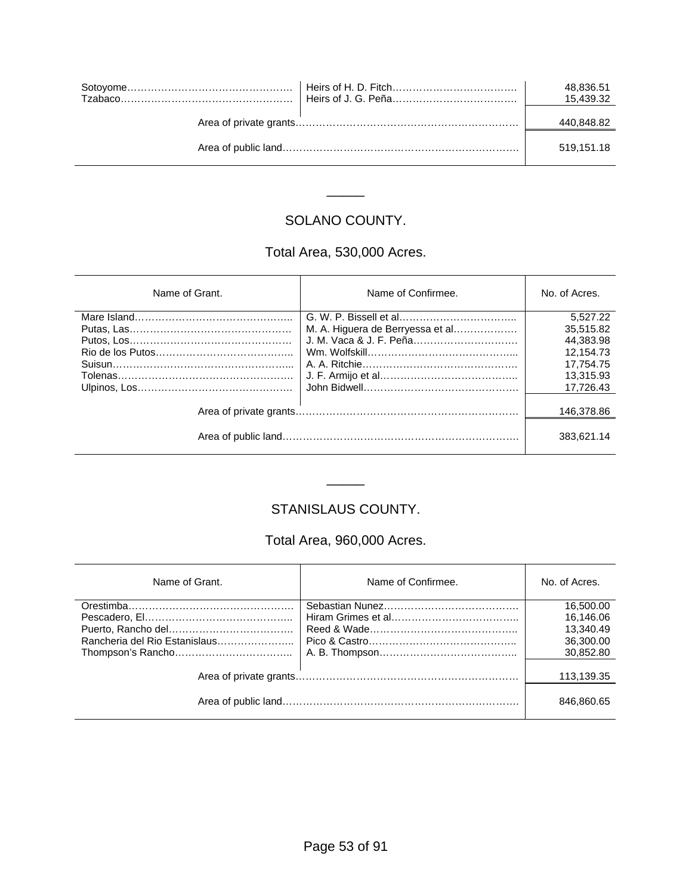| | | |
|---|---|---|
| Sotoyome | Heirs of H. D. Fitch | 48,836.51 |
| Tzabaco | Heirs of J. G. Peña | 15,439.32 |
| Area of private grants | | 440,848.82 |
| Area of public land | | 519,151.18 |

---

## SOLANO COUNTY.

### Total Area, 530,000 Acres.

| Name of Grant. | Name of Confirmee. | No. of Acres. |
|---|---|---|
| Mare Island | G. W. P. Bissell et al | 5,527.22 |
| Putas, Las | M. A. Higuera de Berryessa et al | 35,515.82 |
| Putos, Los | J. M. Vaca & J. F. Peña | 44,383.98 |
| Rio de los Putos | Wm. Wolfskill | 12,154.73 |
| Suisun | A. A. Ritchie | 17,754.75 |
| Tolenas | J. F. Armijo et al | 13,315.93 |
| Ulpinos, Los | John Bidwell | 17,726.43 |
| Area of private grants | | 146,378.86 |
| Area of public land | | 383,621.14 |

---

## STANISLAUS COUNTY.

### Total Area, 960,000 Acres.

| Name of Grant. | Name of Confirmee. | No. of Acres. |
|---|---|---|
| Orestimba | Sebastian Nunez | 16,500.00 |
| Pescadero, El | Hiram Grimes et al | 16,146.06 |
| Puerto, Rancho del | Reed & Wade | 13,340.49 |
| Rancheria del Rio Estanislaus | Pico & Castro | 36,300.00 |
| Thompson's Rancho | A. B. Thompson | 30,852.80 |
| Area of private grants | | 113,139.35 |
| Area of public land | | 846,860.65 |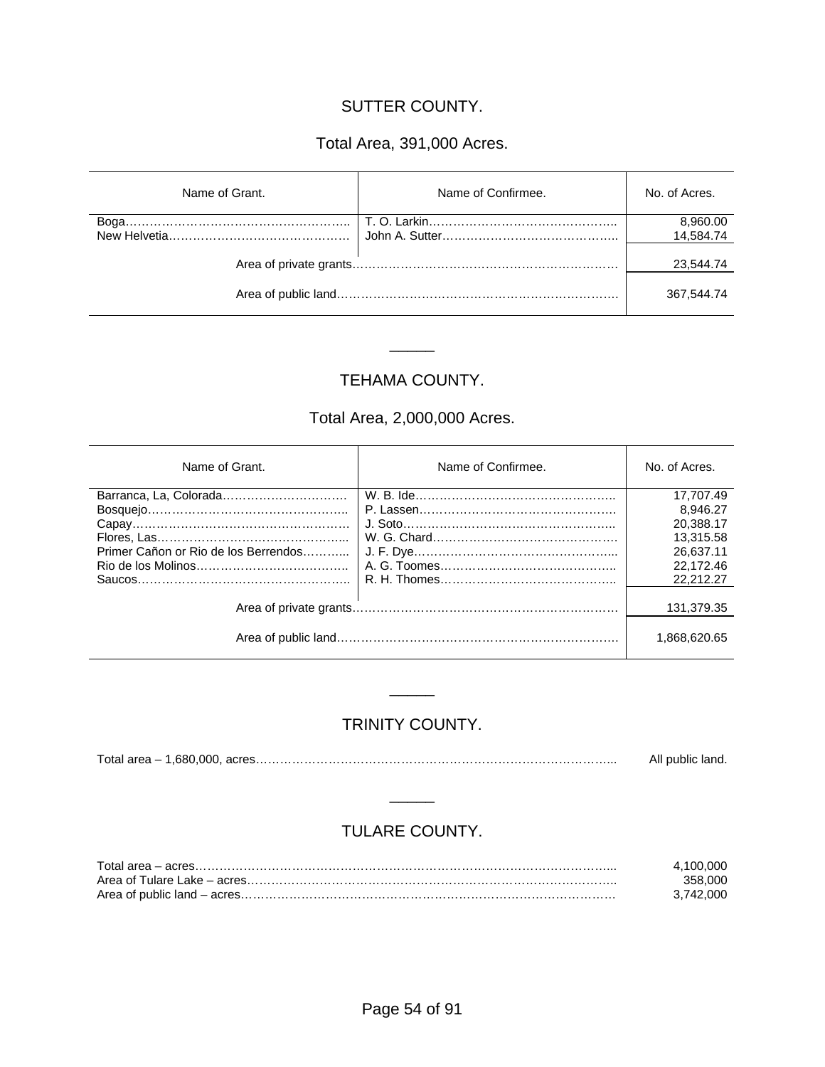## SUTTER COUNTY.

### Total Area, 391,000 Acres.

| Name of Grant. | Name of Confirmee. | No. of Acres. |
| --- | --- | --- |
| Boga | T. O. Larkin | 8,960.00 |
| New Helvetia | John A. Sutter | 14,584.74 |
| Area of private grants | | 23,544.74 |
| Area of public land | | 367,544.74 |

---

## TEHAMA COUNTY.

### Total Area, 2,000,000 Acres.

| Name of Grant. | Name of Confirmee. | No. of Acres. |
| --- | --- | --- |
| Barranca, La, Colorada | W. B. Ide | 17,707.49 |
| Bosquejo | P. Lassen | 8,946.27 |
| Capay | J. Soto | 20,388.17 |
| Flores, Las | W. G. Chard | 13,315.58 |
| Primer Cañon or Rio de los Berrendos | J. F. Dye | 26,637.11 |
| Rio de los Molinos | A. G. Toomes | 22,172.46 |
| Saucos | R. H. Thomes | 22,212.27 |
| Area of private grants | | 131,379.35 |
| Area of public land | | 1,868,620.65 |

---

## TRINITY COUNTY.

Total area – 1,680,000, acres …… All public land.

---

## TULARE COUNTY.

| | |
| --- | --- |
| Total area – acres | 4,100,000 |
| Area of Tulare Lake – acres | 358,000 |
| Area of public land – acres | 3,742,000 |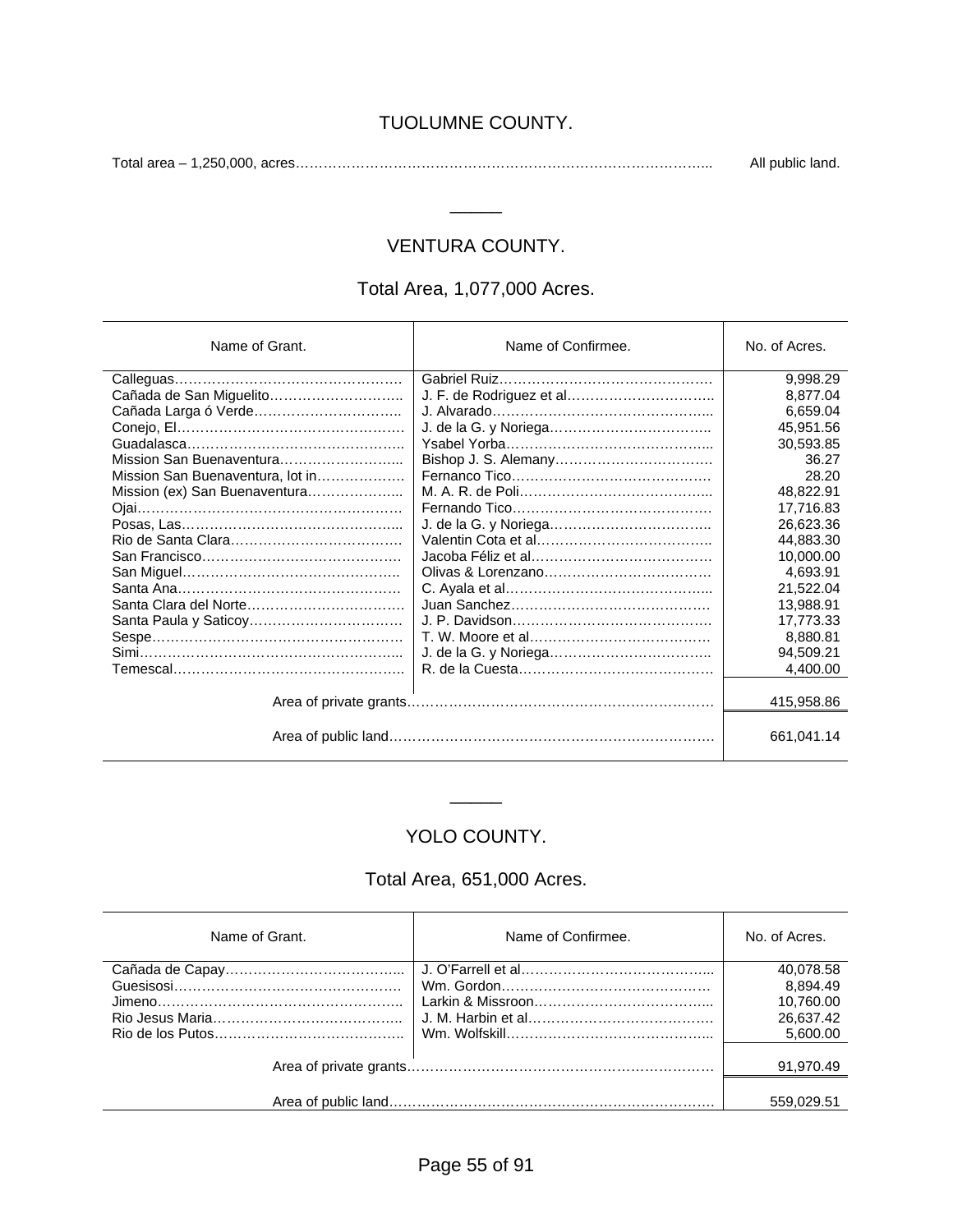## TUOLUMNE COUNTY.

Total area – 1,250,000, acres……………………………………………………………………………….. All public land.

———

## VENTURA COUNTY.

### Total Area, 1,077,000 Acres.

| Name of Grant. | Name of Confirmee. | No. of Acres. |
|---|---|---|
| Calleguas…………………………………………… | Gabriel Ruiz……………………………………… | 9,998.29 |
| Cañada de San Miguelito……………………….. | J. F. de Rodriguez et al………………………….. | 8,877.04 |
| Cañada Larga ó Verde………………………….. | J. Alvarado……………………………………….. | 6,659.04 |
| Conejo, El…………………………………………… | J. de la G. y Noriega…………………………….. | 45,951.56 |
| Guadalasca………………………………………... | Ysabel Yorba……………………………………... | 30,593.85 |
| Mission San Buenaventura…………………….. | Bishop J. S. Alemany……………………………. | 36.27 |
| Mission San Buenaventura, lot in………………. | Fernanco Tico……………………………………. | 28.20 |
| Mission (ex) San Buenaventura………………... | M. A. R. de Poli…………………………………... | 48,822.91 |
| Ojai…………………………………………………. | Fernando Tico……………………………………. | 17,716.83 |
| Posas, Las………………………………………... | J. de la G. y Noriega…………………………….. | 26,623.36 |
| Rio de Santa Clara………………………………. | Valentin Cota et al……………………………….. | 44,883.30 |
| San Francisco……………………………………. | Jacoba Féliz et al………………………………… | 10,000.00 |
| San Miguel……………………………………….. | Olivas & Lorenzano……………………………… | 4,693.91 |
| Santa Ana…………………………………………. | C. Ayala et al……………………………………... | 21,522.04 |
| Santa Clara del Norte……………………………. | Juan Sanchez……………………………………. | 13,988.91 |
| Santa Paula y Saticoy…………………………… | J. P. Davidson……………………………………. | 17,773.33 |
| Sespe………………………………………………. | T. W. Moore et al…………………………………. | 8,880.81 |
| Simi………………………………………………... | J. de la G. y Noriega…………………………….. | 94,509.21 |
| Temescal………………………………………….. | R. de la Cuesta…………………………………… | 4,400.00 |
| Area of private grants………………………………………………………… | | 415,958.86 |
| Area of public land…………………………………………………………… | | 661,041.14 |

———

## YOLO COUNTY.

### Total Area, 651,000 Acres.

| Name of Grant. | Name of Confirmee. | No. of Acres. |
|---|---|---|
| Cañada de Capay………………………………... | J. O'Farrell et al…………………………………... | 40,078.58 |
| Guesisosi…………………………………………… | Wm. Gordon……………………………………… | 8,894.49 |
| Jimeno……………………………………………... | Larkin & Missroon………………………………... | 10,760.00 |
| Rio Jesus Maria………………………………….. | J. M. Harbin et al…………………………………. | 26,637.42 |
| Rio de los Putos………………………………….. | Wm. Wolfskill……………………………………... | 5,600.00 |
| Area of private grants………………………………………………………… | | 91,970.49 |
| Area of public land…………………………………………………………… | | 559,029.51 |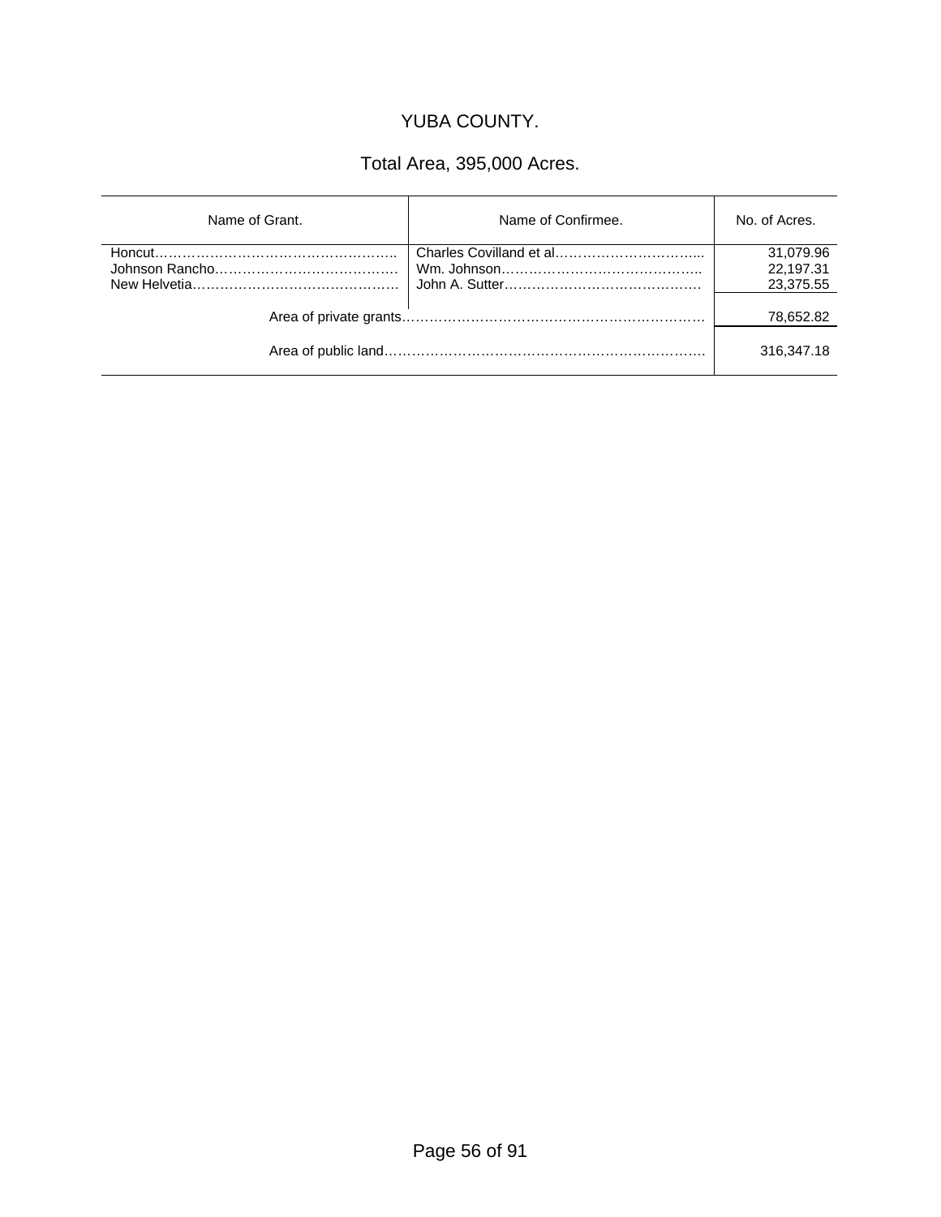# YUBA COUNTY.

## Total Area, 395,000 Acres.

| Name of Grant. | Name of Confirmee. | No. of Acres. |
|---|---|---|
| Honcut | Charles Covilland et al | 31,079.96 |
| Johnson Rancho | Wm. Johnson | 22,197.31 |
| New Helvetia | John A. Sutter | 23,375.55 |
| Area of private grants | | 78,652.82 |
| Area of public land | | 316,347.18 |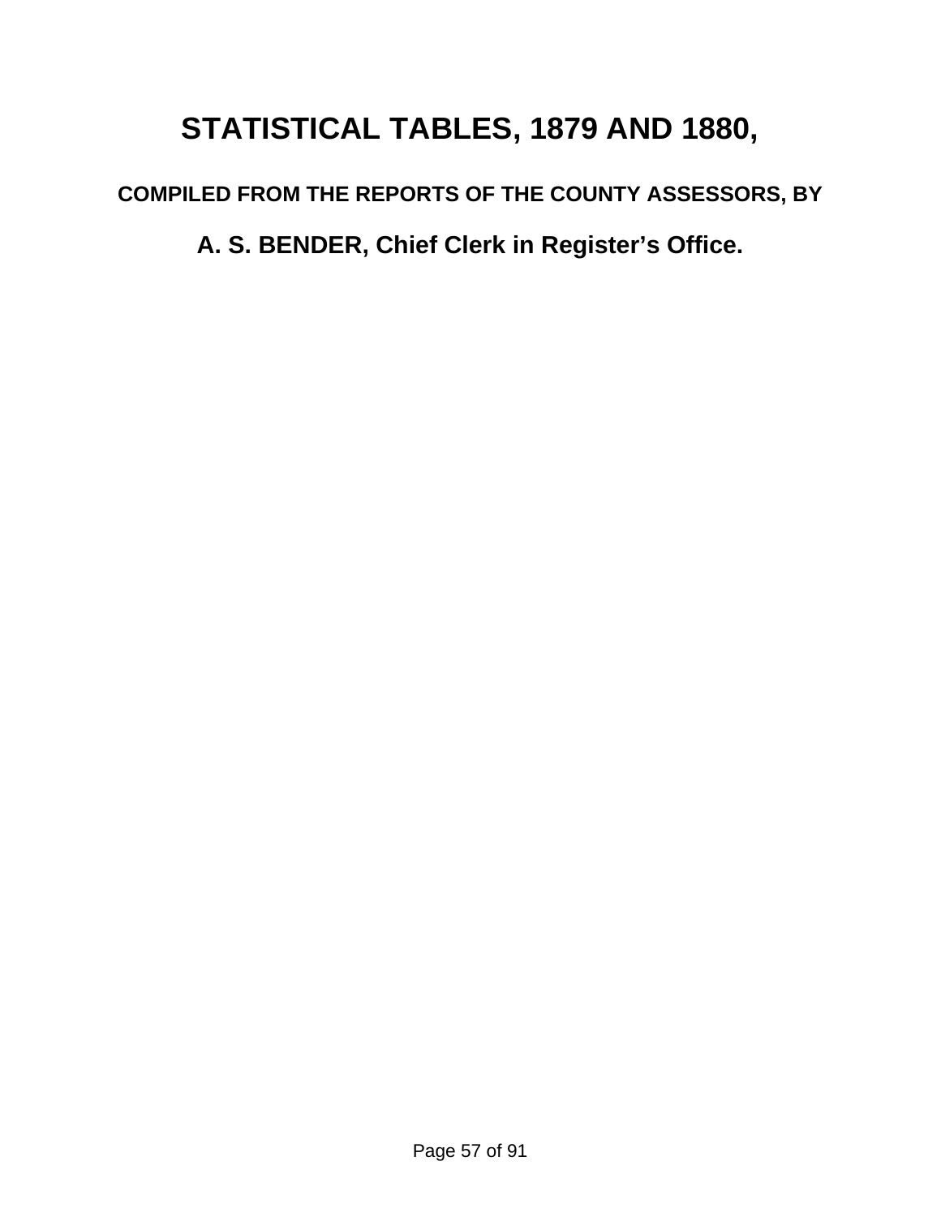# STATISTICAL TABLES, 1879 AND 1880,

### COMPILED FROM THE REPORTS OF THE COUNTY ASSESSORS, BY

## A. S. BENDER, Chief Clerk in Register's Office.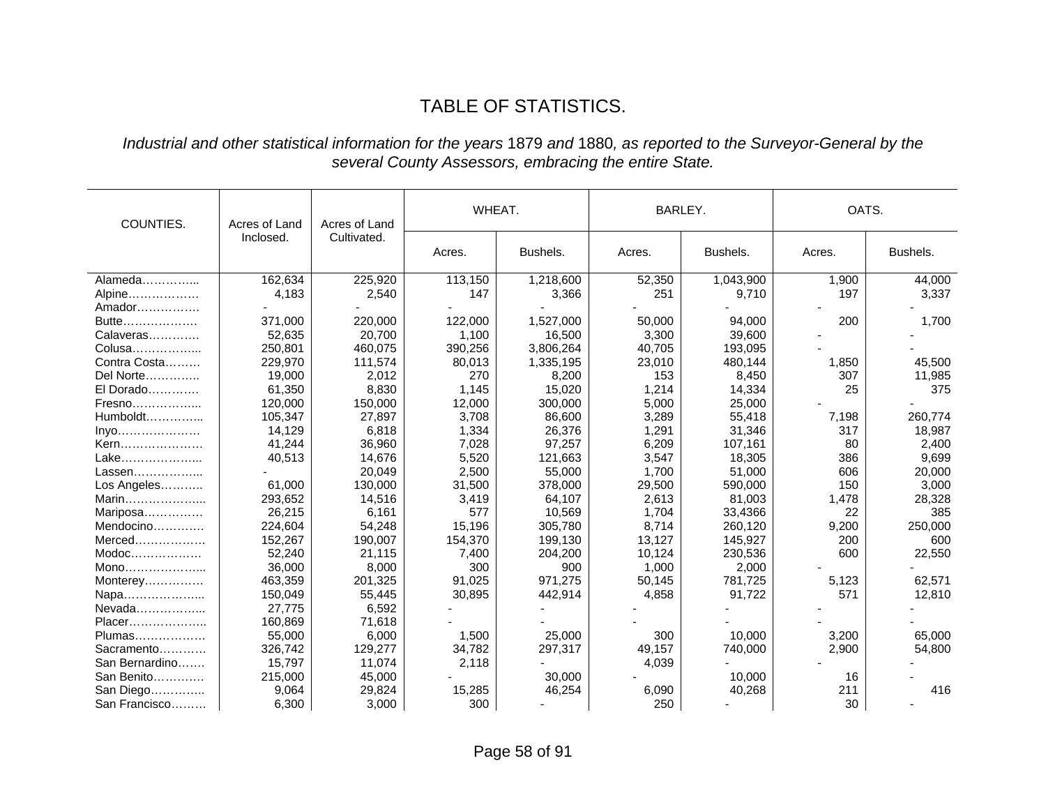# TABLE OF STATISTICS.

*Industrial and other statistical information for the years* 1879 *and* 1880*, as reported to the Surveyor-General by the several County Assessors, embracing the entire State.*

| COUNTIES. | Acres of Land Inclosed. | Acres of Land Cultivated. | WHEAT. | | BARLEY. | | OATS. | |
|---|---|---|---|---|---|---|---|---|
| | | | Acres. | Bushels. | Acres. | Bushels. | Acres. | Bushels. |
| Alameda………….. | 162,634 | 225,920 | 113,150 | 1,218,600 | 52,350 | 1,043,900 | 1,900 | 44,000 |
| Alpine……………… | 4,183 | 2,540 | 147 | 3,366 | 251 | 9,710 | 197 | 3,337 |
| Amador……………. | - | - | - | - | - | - | - | - |
| Butte………………. | 371,000 | 220,000 | 122,000 | 1,527,000 | 50,000 | 94,000 | 200 | 1,700 |
| Calaveras…………. | 52,635 | 20,700 | 1,100 | 16,500 | 3,300 | 39,600 | - | - |
| Colusa…………….. | 250,801 | 460,075 | 390,256 | 3,806,264 | 40,705 | 193,095 | - | - |
| Contra Costa……… | 229,970 | 111,574 | 80,013 | 1,335,195 | 23,010 | 480,144 | 1,850 | 45,500 |
| Del Norte………….. | 19,000 | 2,012 | 270 | 8,200 | 153 | 8,450 | 307 | 11,985 |
| El Dorado…………. | 61,350 | 8,830 | 1,145 | 15,020 | 1,214 | 14,334 | 25 | 375 |
| Fresno…………….. | 120,000 | 150,000 | 12,000 | 300,000 | 5,000 | 25,000 | - | - |
| Humboldt………….. | 105,347 | 27,897 | 3,708 | 86,600 | 3,289 | 55,418 | 7,198 | 260,774 |
| Inyo………………… | 14,129 | 6,818 | 1,334 | 26,376 | 1,291 | 31,346 | 317 | 18,987 |
| Kern………………… | 41,244 | 36,960 | 7,028 | 97,257 | 6,209 | 107,161 | 80 | 2,400 |
| Lake……………….. | 40,513 | 14,676 | 5,520 | 121,663 | 3,547 | 18,305 | 386 | 9,699 |
| Lassen…………….. | - | 20,049 | 2,500 | 55,000 | 1,700 | 51,000 | 606 | 20,000 |
| Los Angeles……….. | 61,000 | 130,000 | 31,500 | 378,000 | 29,500 | 590,000 | 150 | 3,000 |
| Marin……………….. | 293,652 | 14,516 | 3,419 | 64,107 | 2,613 | 81,003 | 1,478 | 28,328 |
| Mariposa…………… | 26,215 | 6,161 | 577 | 10,569 | 1,704 | 33,4366 | 22 | 385 |
| Mendocino…………. | 224,604 | 54,248 | 15,196 | 305,780 | 8,714 | 260,120 | 9,200 | 250,000 |
| Merced……………… | 152,267 | 190,007 | 154,370 | 199,130 | 13,127 | 145,927 | 200 | 600 |
| Modoc………………. | 52,240 | 21,115 | 7,400 | 204,200 | 10,124 | 230,536 | 600 | 22,550 |
| Mono……………….. | 36,000 | 8,000 | 300 | 900 | 1,000 | 2,000 | - | - |
| Monterey…………… | 463,359 | 201,325 | 91,025 | 971,275 | 50,145 | 781,725 | 5,123 | 62,571 |
| Napa……………….. | 150,049 | 55,445 | 30,895 | 442,914 | 4,858 | 91,722 | 571 | 12,810 |
| Nevada…………….. | 27,775 | 6,592 | - | - | - | - | - | - |
| Placer……………….. | 160,869 | 71,618 | - | - | - | - | - | - |
| Plumas……………… | 55,000 | 6,000 | 1,500 | 25,000 | 300 | 10,000 | 3,200 | 65,000 |
| Sacramento………… | 326,742 | 129,277 | 34,782 | 297,317 | 49,157 | 740,000 | 2,900 | 54,800 |
| San Bernardino……. | 15,797 | 11,074 | 2,118 | - | 4,039 | - | - | - |
| San Benito…………. | 215,000 | 45,000 | - | 30,000 | - | 10,000 | 16 | - |
| San Diego………….. | 9,064 | 29,824 | 15,285 | 46,254 | 6,090 | 40,268 | 211 | 416 |
| San Francisco……… | 6,300 | 3,000 | 300 | - | 250 | - | 30 | - |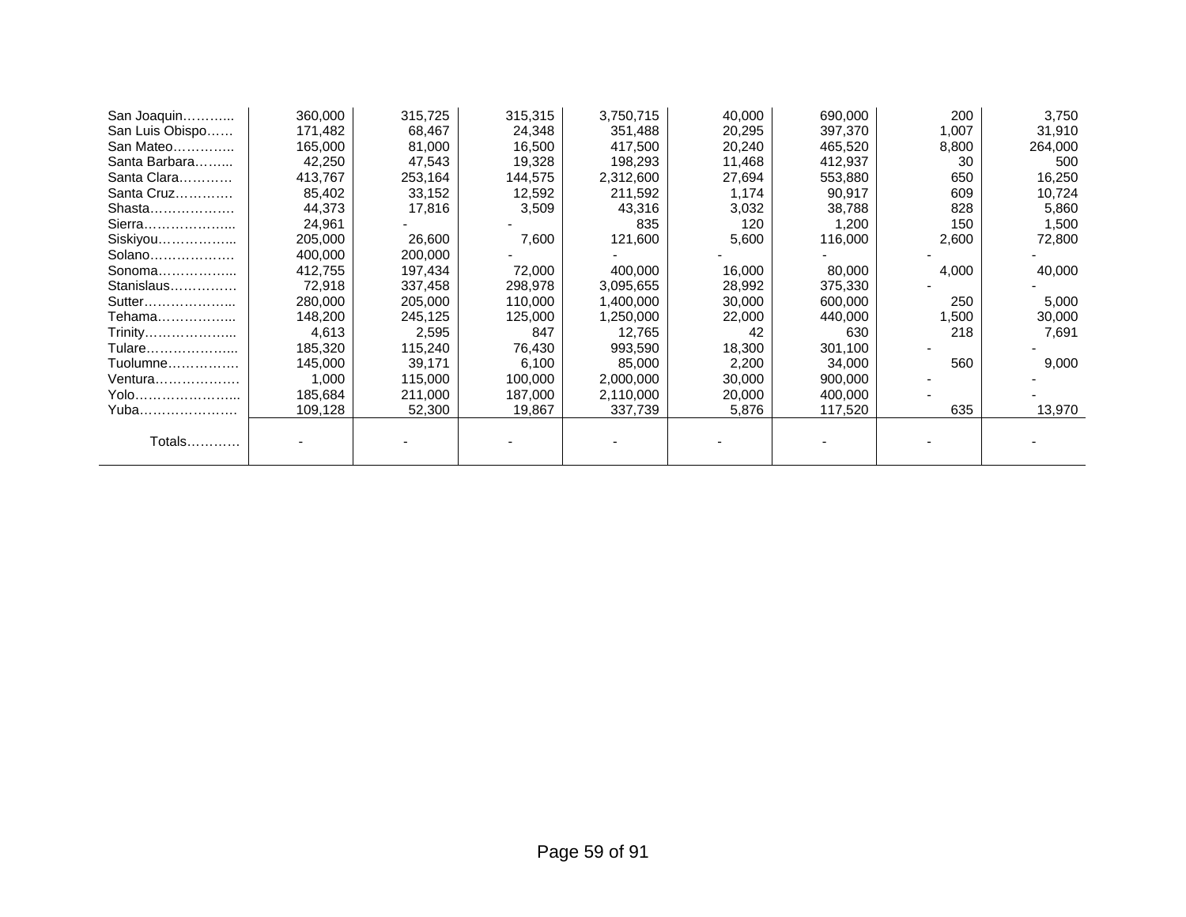| | | | | | | | | |
|---|---|---|---|---|---|---|---|---|
| San Joaquin……….. | 360,000 | 315,725 | 315,315 | 3,750,715 | 40,000 | 690,000 | 200 | 3,750 |
| San Luis Obispo…… | 171,482 | 68,467 | 24,348 | 351,488 | 20,295 | 397,370 | 1,007 | 31,910 |
| San Mateo………….. | 165,000 | 81,000 | 16,500 | 417,500 | 20,240 | 465,520 | 8,800 | 264,000 |
| Santa Barbara……... | 42,250 | 47,543 | 19,328 | 198,293 | 11,468 | 412,937 | 30 | 500 |
| Santa Clara………… | 413,767 | 253,164 | 144,575 | 2,312,600 | 27,694 | 553,880 | 650 | 16,250 |
| Santa Cruz………… | 85,402 | 33,152 | 12,592 | 211,592 | 1,174 | 90,917 | 609 | 10,724 |
| Shasta………………. | 44,373 | 17,816 | 3,509 | 43,316 | 3,032 | 38,788 | 828 | 5,860 |
| Sierra………………... | 24,961 | - | - | 835 | 120 | 1,200 | 150 | 1,500 |
| Siskiyou……………... | 205,000 | 26,600 | 7,600 | 121,600 | 5,600 | 116,000 | 2,600 | 72,800 |
| Solano………………. | 400,000 | 200,000 | - | - | - | - | - | - |
| Sonoma……………... | 412,755 | 197,434 | 72,000 | 400,000 | 16,000 | 80,000 | 4,000 | 40,000 |
| Stanislaus…………… | 72,918 | 337,458 | 298,978 | 3,095,655 | 28,992 | 375,330 | - | - |
| Sutter………………... | 280,000 | 205,000 | 110,000 | 1,400,000 | 30,000 | 600,000 | 250 | 5,000 |
| Tehama……………... | 148,200 | 245,125 | 125,000 | 1,250,000 | 22,000 | 440,000 | 1,500 | 30,000 |
| Trinity………………... | 4,613 | 2,595 | 847 | 12,765 | 42 | 630 | 218 | 7,691 |
| Tulare………………... | 185,320 | 115,240 | 76,430 | 993,590 | 18,300 | 301,100 | - | - |
| Tuolumne……………. | 145,000 | 39,171 | 6,100 | 85,000 | 2,200 | 34,000 | 560 | 9,000 |
| Ventura………………. | 1,000 | 115,000 | 100,000 | 2,000,000 | 30,000 | 900,000 | - | - |
| Yolo…………………... | 185,684 | 211,000 | 187,000 | 2,110,000 | 20,000 | 400,000 | - | - |
| Yuba…………………. | 109,128 | 52,300 | 19,867 | 337,739 | 5,876 | 117,520 | 635 | 13,970 |
| Totals………… | - | - | - | - | - | - | - | - |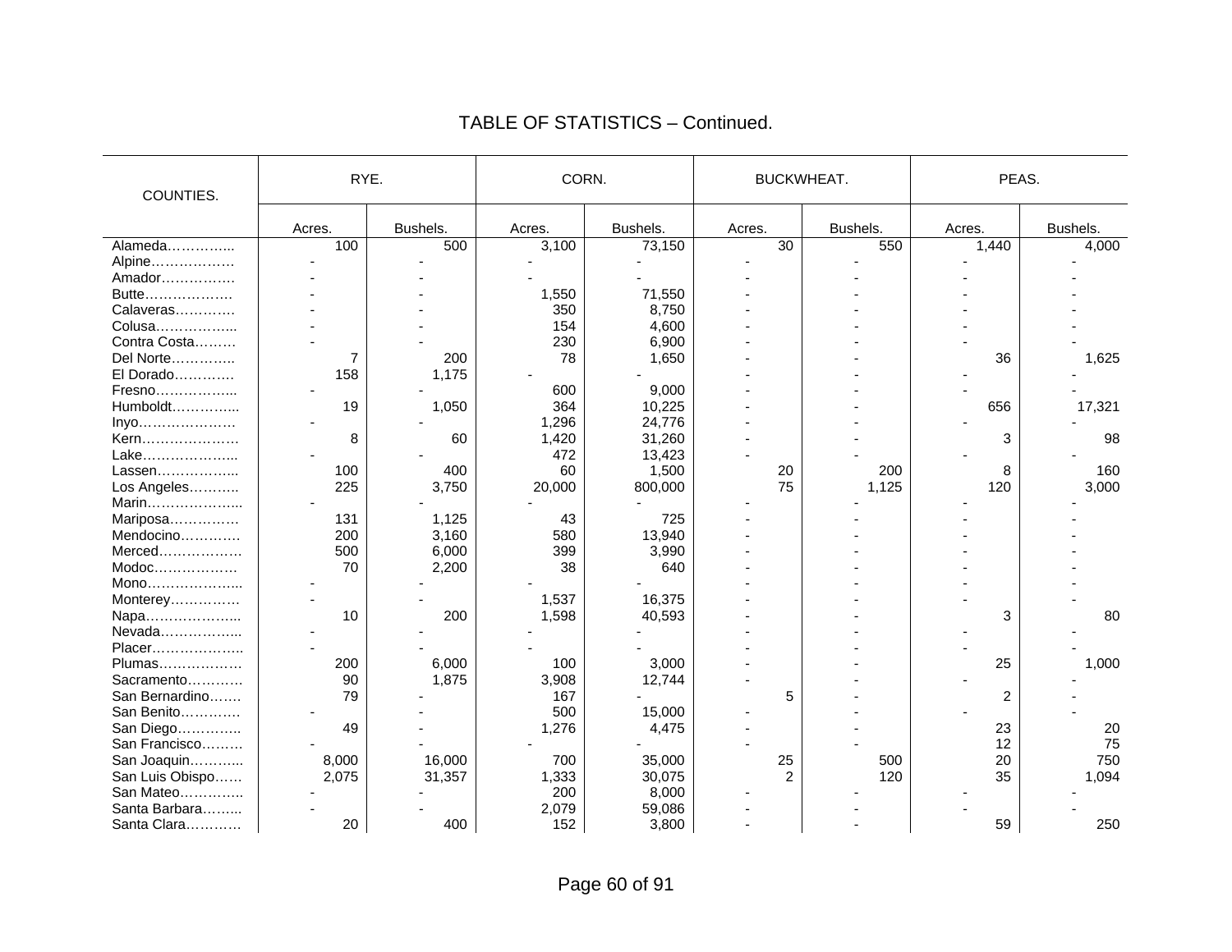## TABLE OF STATISTICS – Continued.

| COUNTIES. | RYE. | | CORN. | | BUCKWHEAT. | | PEAS. | |
|---|---|---|---|---|---|---|---|---|
| | Acres. | Bushels. | Acres. | Bushels. | Acres. | Bushels. | Acres. | Bushels. |
| Alameda………….. | 100 | 500 | 3,100 | 73,150 | 30 | 550 | 1,440 | 4,000 |
| Alpine……………… | - | - | - | - | - | - | - | - |
| Amador……………. | - | - | - | - | - | - | - | - |
| Butte………………. | - | - | 1,550 | 71,550 | - | - | - | - |
| Calaveras………… | - | - | 350 | 8,750 | - | - | - | - |
| Colusa……………... | - | - | 154 | 4,600 | - | - | - | - |
| Contra Costa……… | - | - | 230 | 6,900 | - | - | - | - |
| Del Norte………….. | 7 | 200 | 78 | 1,650 | - | - | 36 | 1,625 |
| El Dorado…………. | 158 | 1,175 | - | - | - | - | - | - |
| Fresno……………... | - | - | 600 | 9,000 | - | - | - | - |
| Humboldt…………... | 19 | 1,050 | 364 | 10,225 | - | - | 656 | 17,321 |
| Inyo………………… | - | - | 1,296 | 24,776 | - | - | - | - |
| Kern………………… | 8 | 60 | 1,420 | 31,260 | - | - | 3 | 98 |
| Lake………………... | - | - | 472 | 13,423 | - | - | - | - |
| Lassen……………... | 100 | 400 | 60 | 1,500 | 20 | 200 | 8 | 160 |
| Los Angeles……….. | 225 | 3,750 | 20,000 | 800,000 | 75 | 1,125 | 120 | 3,000 |
| Marin………………... | - | - | - | - | - | - | - | - |
| Mariposa…………… | 131 | 1,125 | 43 | 725 | - | - | - | - |
| Mendocino…………. | 200 | 3,160 | 580 | 13,940 | - | - | - | - |
| Merced……………… | 500 | 6,000 | 399 | 3,990 | - | - | - | - |
| Modoc……………… | 70 | 2,200 | 38 | 640 | - | - | - | - |
| Mono………………... | - | - | - | - | - | - | - | - |
| Monterey…………… | - | - | 1,537 | 16,375 | - | - | - | - |
| Napa………………... | 10 | 200 | 1,598 | 40,593 | - | - | 3 | 80 |
| Nevada……………... | - | - | - | - | - | - | - | - |
| Placer……………….. | - | - | - | - | - | - | - | - |
| Plumas……………… | 200 | 6,000 | 100 | 3,000 | - | - | 25 | 1,000 |
| Sacramento………… | 90 | 1,875 | 3,908 | 12,744 | - | - | - | - |
| San Bernardino……. | 79 | - | 167 | - | 5 | - | 2 | - |
| San Benito…………. | - | - | 500 | 15,000 | - | - | - | - |
| San Diego………….. | 49 | - | 1,276 | 4,475 | - | - | 23 | 20 |
| San Francisco……… | - | - | - | - | - | - | 12 | 75 |
| San Joaquin………... | 8,000 | 16,000 | 700 | 35,000 | 25 | 500 | 20 | 750 |
| San Luis Obispo…… | 2,075 | 31,357 | 1,333 | 30,075 | 2 | 120 | 35 | 1,094 |
| San Mateo………….. | - | - | 200 | 8,000 | - | - | - | - |
| Santa Barbara……... | - | - | 2,079 | 59,086 | - | - | - | - |
| Santa Clara………… | 20 | 400 | 152 | 3,800 | - | - | 59 | 250 |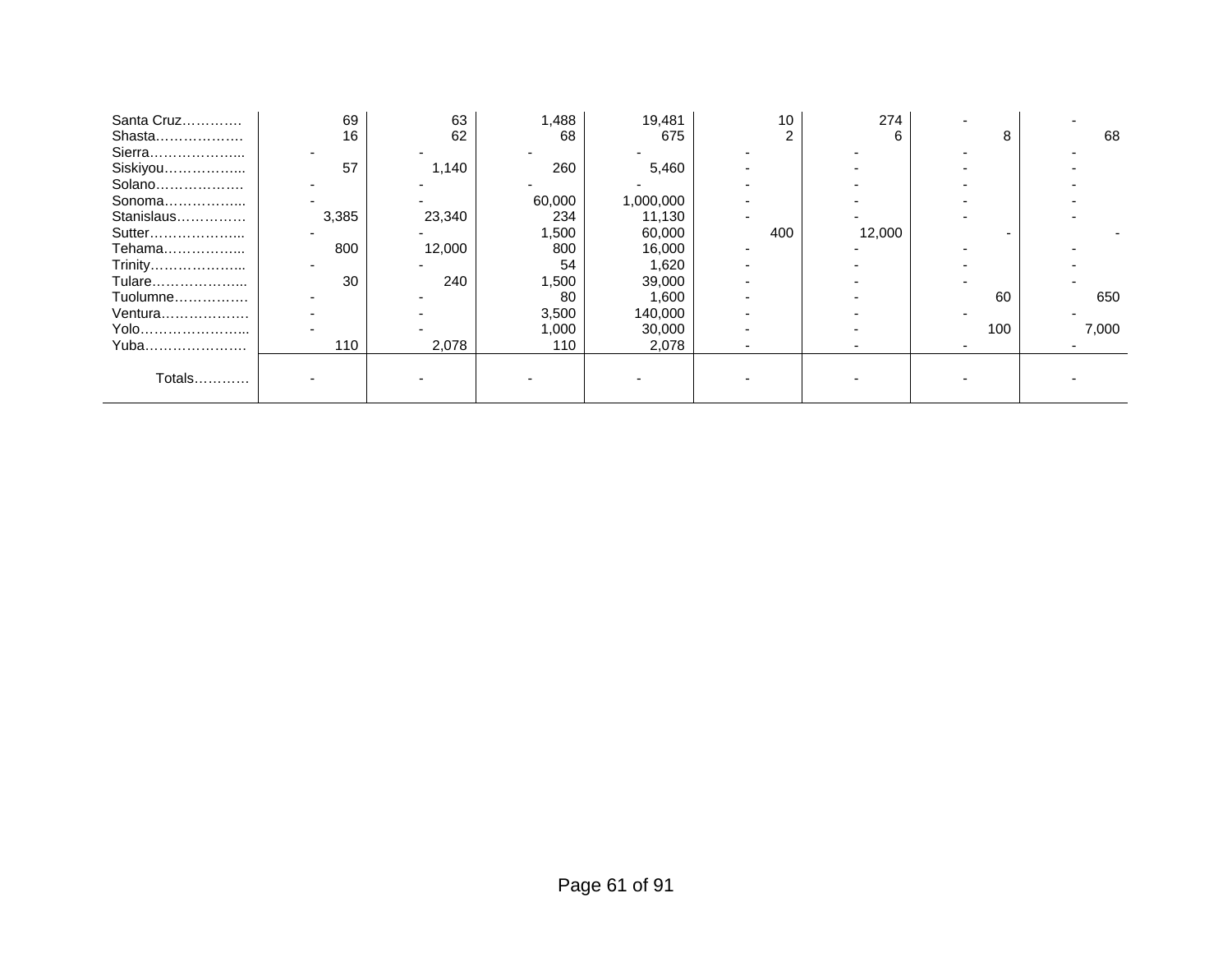| | | | | | | | | |
|---|---|---|---|---|---|---|---|---|
| Santa Cruz…………. | 69 | 63 | 1,488 | 19,481 | 10 | 274 | - | - |
| Shasta………………. | 16 | 62 | 68 | 675 | 2 | 6 | 8 | 68 |
| Sierra………………... | - | - | - | - | - | - | - | - |
| Siskiyou……………... | 57 | 1,140 | 260 | 5,460 | - | - | - | - |
| Solano………………. | - | - | - | - | - | - | - | - |
| Sonoma……………... | - | - | 60,000 | 1,000,000 | - | - | - | - |
| Stanislaus…………… | 3,385 | 23,340 | 234 | 11,130 | - | - | - | - |
| Sutter………………... | - | - | 1,500 | 60,000 | 400 | 12,000 | - | - |
| Tehama……………... | 800 | 12,000 | 800 | 16,000 | - | - | - | - |
| Trinity………………... | - | - | 54 | 1,620 | - | - | - | - |
| Tulare………………... | 30 | 240 | 1,500 | 39,000 | - | - | - | - |
| Tuolumne……………. | - | - | 80 | 1,600 | - | - | 60 | 650 |
| Ventura………………. | - | - | 3,500 | 140,000 | - | - | - | - |
| Yolo…………………... | - | - | 1,000 | 30,000 | - | - | 100 | 7,000 |
| Yuba…………………. | 110 | 2,078 | 110 | 2,078 | - | - | - | - |
| Totals………… | - | - | - | - | - | - | - | - |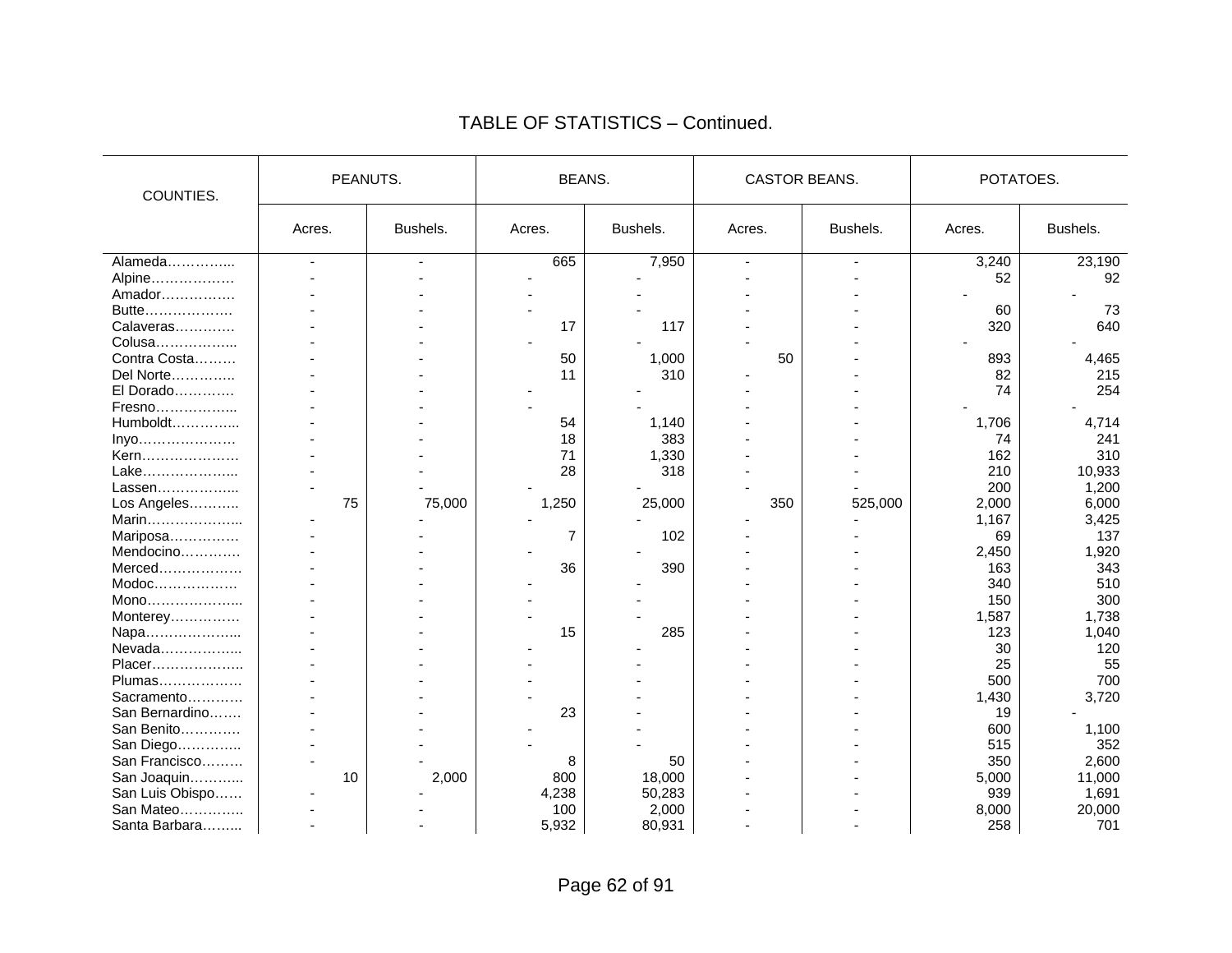## TABLE OF STATISTICS – Continued.

| COUNTIES. | PEANUTS. | | BEANS. | | CASTOR BEANS. | | POTATOES. | |
|---|---|---|---|---|---|---|---|---|
| | Acres. | Bushels. | Acres. | Bushels. | Acres. | Bushels. | Acres. | Bushels. |
| Alameda………….. | - | - | 665 | 7,950 | - | - | 3,240 | 23,190 |
| Alpine……………… | - | - | - | - | - | - | 52 | 92 |
| Amador……………. | - | - | - | - | - | - | - | - |
| Butte………………. | - | - | - | - | - | - | 60 | 73 |
| Calaveras…………. | - | - | 17 | 117 | - | - | 320 | 640 |
| Colusa…………….. | - | - | - | - | - | - | - | - |
| Contra Costa……… | - | - | 50 | 1,000 | 50 | - | 893 | 4,465 |
| Del Norte………….. | - | - | 11 | 310 | - | - | 82 | 215 |
| El Dorado…………. | - | - | - | - | - | - | 74 | 254 |
| Fresno…………….. | - | - | - | - | - | - | - | - |
| Humboldt………….. | - | - | 54 | 1,140 | - | - | 1,706 | 4,714 |
| Inyo………………… | - | - | 18 | 383 | - | - | 74 | 241 |
| Kern………………… | - | - | 71 | 1,330 | - | - | 162 | 310 |
| Lake……………….. | - | - | 28 | 318 | - | - | 210 | 10,933 |
| Lassen…………….. | - | - | - | - | - | - | 200 | 1,200 |
| Los Angeles……….. | 75 | 75,000 | 1,250 | 25,000 | 350 | 525,000 | 2,000 | 6,000 |
| Marin……………….. | - | - | - | - | - | - | 1,167 | 3,425 |
| Mariposa…………… | - | - | 7 | 102 | - | - | 69 | 137 |
| Mendocino…………. | - | - | - | - | - | - | 2,450 | 1,920 |
| Merced……………… | - | - | 36 | 390 | - | - | 163 | 343 |
| Modoc……………… | - | - | - | - | - | - | 340 | 510 |
| Mono……………….. | - | - | - | - | - | - | 150 | 300 |
| Monterey…………… | - | - | - | - | - | - | 1,587 | 1,738 |
| Napa……………….. | - | - | 15 | 285 | - | - | 123 | 1,040 |
| Nevada…………….. | - | - | - | - | - | - | 30 | 120 |
| Placer……………….. | - | - | - | - | - | - | 25 | 55 |
| Plumas……………… | - | - | - | - | - | - | 500 | 700 |
| Sacramento………… | - | - | - | - | - | - | 1,430 | 3,720 |
| San Bernardino……. | - | - | 23 | - | - | - | 19 | - |
| San Benito………… | - | - | - | - | - | - | 600 | 1,100 |
| San Diego………….. | - | - | - | - | - | - | 515 | 352 |
| San Francisco……… | - | - | 8 | 50 | - | - | 350 | 2,600 |
| San Joaquin……….. | 10 | 2,000 | 800 | 18,000 | - | - | 5,000 | 11,000 |
| San Luis Obispo…… | - | - | 4,238 | 50,283 | - | - | 939 | 1,691 |
| San Mateo………….. | - | - | 100 | 2,000 | - | - | 8,000 | 20,000 |
| Santa Barbara…….. | - | - | 5,932 | 80,931 | - | - | 258 | 701 |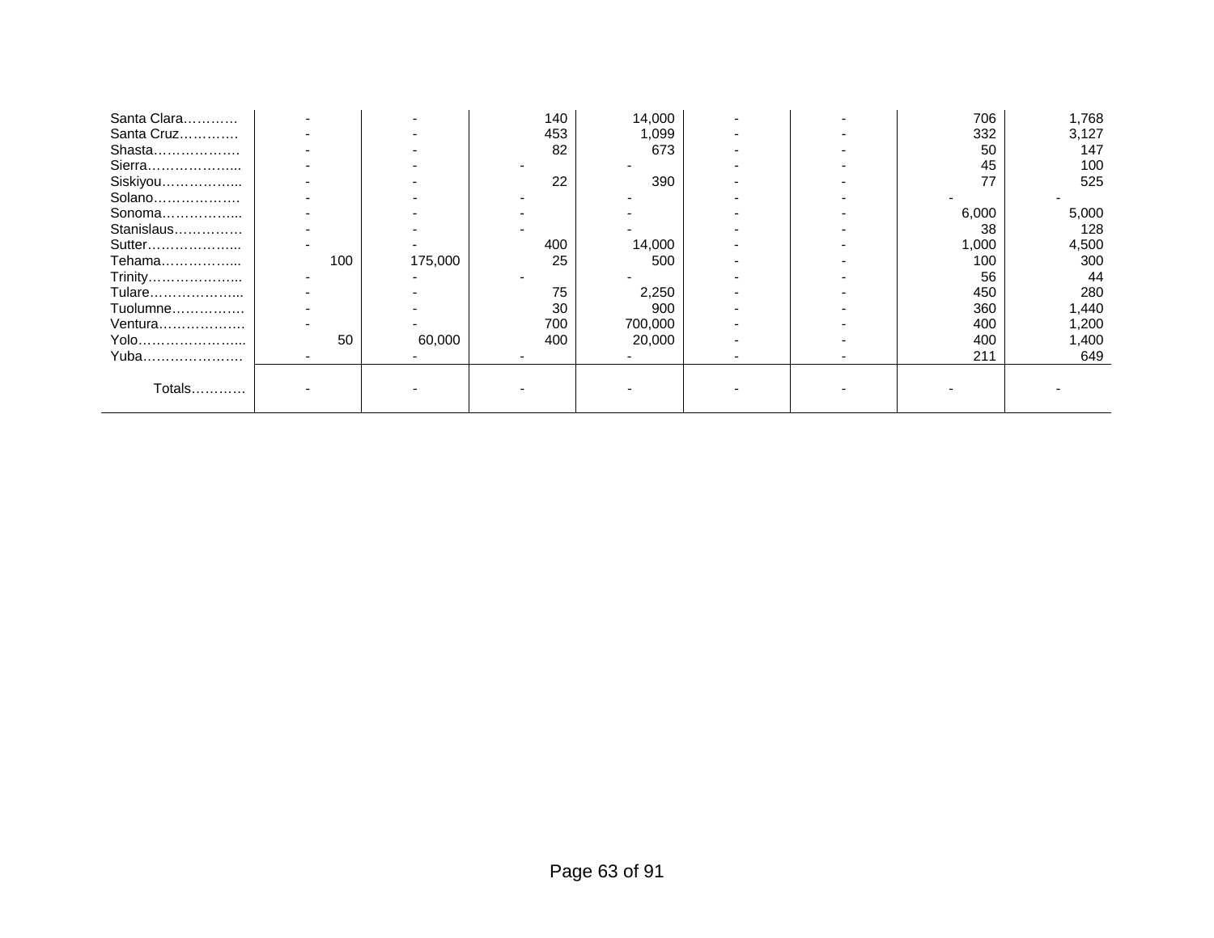| | | | | | | | | |
|---|---|---|---|---|---|---|---|---|
| Santa Clara………… | - | - | 140 | 14,000 | - | - | 706 | 1,768 |
| Santa Cruz…………. | - | - | 453 | 1,099 | - | - | 332 | 3,127 |
| Shasta………………. | - | - | 82 | 673 | - | - | 50 | 147 |
| Sierra………………... | - | - | - | - | - | - | 45 | 100 |
| Siskiyou……………... | - | - | 22 | 390 | - | - | 77 | 525 |
| Solano………………. | - | - | - | - | - | - | - | - |
| Sonoma……………... | - | - | - | - | - | - | 6,000 | 5,000 |
| Stanislaus…………… | - | - | - | - | - | - | 38 | 128 |
| Sutter………………... | - | - | 400 | 14,000 | - | - | 1,000 | 4,500 |
| Tehama……………... | 100 | 175,000 | 25 | 500 | - | - | 100 | 300 |
| Trinity………………... | - | - | - | - | - | - | 56 | 44 |
| Tulare………………... | - | - | 75 | 2,250 | - | - | 450 | 280 |
| Tuolumne……………. | - | - | 30 | 900 | - | - | 360 | 1,440 |
| Ventura………………. | - | - | 700 | 700,000 | - | - | 400 | 1,200 |
| Yolo…………………... | 50 | 60,000 | 400 | 20,000 | - | - | 400 | 1,400 |
| Yuba…………………. | - | - | - | - | - | - | 211 | 649 |
| Totals………… | - | - | - | - | - | - | - | - |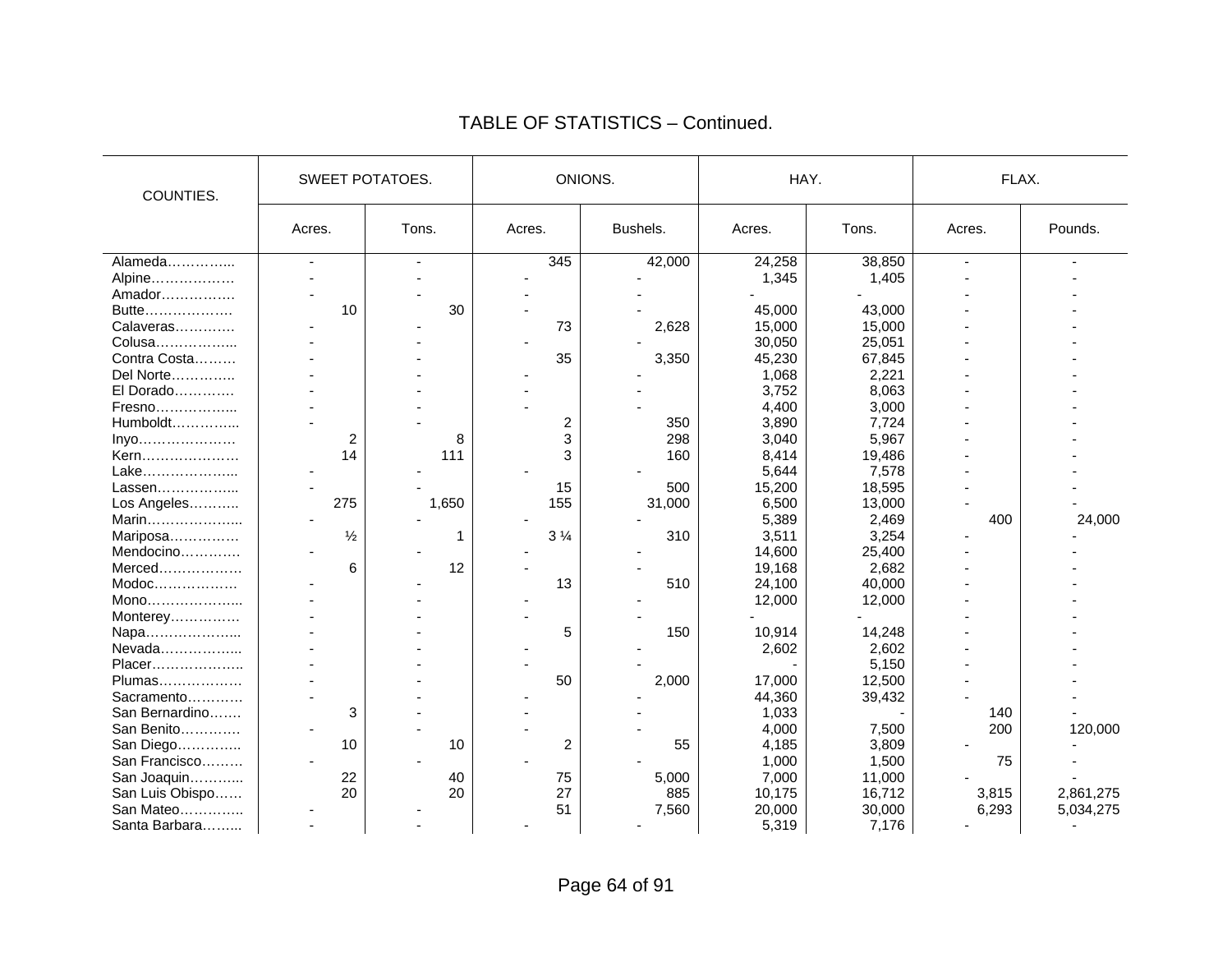## TABLE OF STATISTICS – Continued.

| COUNTIES. | SWEET POTATOES. | | ONIONS. | | HAY. | | FLAX. | |
|---|---|---|---|---|---|---|---|---|
| | Acres. | Tons. | Acres. | Bushels. | Acres. | Tons. | Acres. | Pounds. |
| Alameda………….... | - | - | 345 | 42,000 | 24,258 | 38,850 | - | - |
| Alpine……………… | - | - | - | - | 1,345 | 1,405 | - | - |
| Amador……………. | - | - | - | - | - | - | - | - |
| Butte………………. | 10 | 30 | - | - | 45,000 | 43,000 | - | - |
| Calaveras…………. | - | - | 73 | 2,628 | 15,000 | 15,000 | - | - |
| Colusa……………... | - | - | - | - | 30,050 | 25,051 | - | - |
| Contra Costa……… | - | - | 35 | 3,350 | 45,230 | 67,845 | - | - |
| Del Norte………….. | - | - | - | - | 1,068 | 2,221 | - | - |
| El Dorado…………. | - | - | - | - | 3,752 | 8,063 | - | - |
| Fresno……………... | - | - | - | - | 4,400 | 3,000 | - | - |
| Humboldt…………... | - | - | 2 | 350 | 3,890 | 7,724 | - | - |
| Inyo………………… | 2 | 8 | 3 | 298 | 3,040 | 5,967 | - | - |
| Kern………………… | 14 | 111 | 3 | 160 | 8,414 | 19,486 | - | - |
| Lake………………... | - | - | - | - | 5,644 | 7,578 | - | - |
| Lassen……………... | - | - | 15 | 500 | 15,200 | 18,595 | - | - |
| Los Angeles……….. | 275 | 1,650 | 155 | 31,000 | 6,500 | 13,000 | - | - |
| Marin………………... | - | - | - | - | 5,389 | 2,469 | 400 | 24,000 |
| Mariposa…………… | ½ | 1 | 3 ¼ | 310 | 3,511 | 3,254 | - | - |
| Mendocino…………. | - | - | - | - | 14,600 | 25,400 | - | - |
| Merced……………… | 6 | 12 | - | - | 19,168 | 2,682 | - | - |
| Modoc……………… | - | - | 13 | 510 | 24,100 | 40,000 | - | - |
| Mono………………... | - | - | - | - | 12,000 | 12,000 | - | - |
| Monterey…………… | - | - | - | - | - | - | - | - |
| Napa………………... | - | - | 5 | 150 | 10,914 | 14,248 | - | - |
| Nevada……………... | - | - | - | - | 2,602 | 2,602 | - | - |
| Placer……………….. | - | - | - | - | - | 5,150 | - | - |
| Plumas……………… | - | - | 50 | 2,000 | 17,000 | 12,500 | - | - |
| Sacramento………… | - | - | - | - | 44,360 | 39,432 | - | - |
| San Bernardino……. | 3 | - | - | - | 1,033 | - | 140 | - |
| San Benito………… | - | - | - | - | 4,000 | 7,500 | 200 | 120,000 |
| San Diego………….. | 10 | 10 | 2 | 55 | 4,185 | 3,809 | - | - |
| San Francisco……… | - | - | - | - | 1,000 | 1,500 | 75 | - |
| San Joaquin……….. | 22 | 40 | 75 | 5,000 | 7,000 | 11,000 | - | - |
| San Luis Obispo…… | 20 | 20 | 27 | 885 | 10,175 | 16,712 | 3,815 | 2,861,275 |
| San Mateo………….. | - | - | 51 | 7,560 | 20,000 | 30,000 | 6,293 | 5,034,275 |
| Santa Barbara…….. | - | - | - | - | 5,319 | 7,176 | - | - |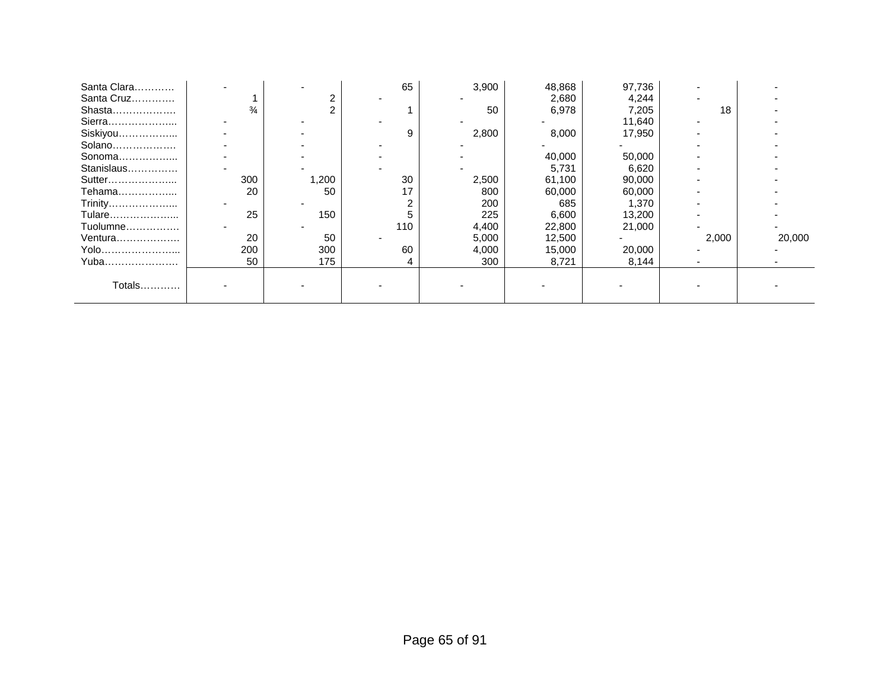| | | | | | | | | |
|---|---|---|---|---|---|---|---|---|
| Santa Clara………… | - | - | 65 | 3,900 | 48,868 | 97,736 | - | - |
| Santa Cruz…………. | 1 | 2 | - | - | 2,680 | 4,244 | - | - |
| Shasta………………. | ¾ | 2 | 1 | 50 | 6,978 | 7,205 | 18 | - |
| Sierra……………….... | - | - | - | - | - | 11,640 | - | - |
| Siskiyou……………... | - | - | 9 | 2,800 | 8,000 | 17,950 | - | - |
| Solano………………. | - | - | - | - | - | - | - | - |
| Sonoma……………... | - | - | - | - | 40,000 | 50,000 | - | - |
| Stanislaus…………… | - | - | - | - | 5,731 | 6,620 | - | - |
| Sutter………………... | 300 | 1,200 | 30 | 2,500 | 61,100 | 90,000 | - | - |
| Tehama……………... | 20 | 50 | 17 | 800 | 60,000 | 60,000 | - | - |
| Trinity………………... | - | - | 2 | 200 | 685 | 1,370 | - | - |
| Tulare………………... | 25 | 150 | 5 | 225 | 6,600 | 13,200 | - | - |
| Tuolumne……………. | - | - | 110 | 4,400 | 22,800 | 21,000 | - | - |
| Ventura………………. | 20 | 50 | - | 5,000 | 12,500 | - | 2,000 | 20,000 |
| Yolo…………………... | 200 | 300 | 60 | 4,000 | 15,000 | 20,000 | - | - |
| Yuba…………………. | 50 | 175 | 4 | 300 | 8,721 | 8,144 | - | - |
| Totals………… | - | - | - | - | - | - | - | - |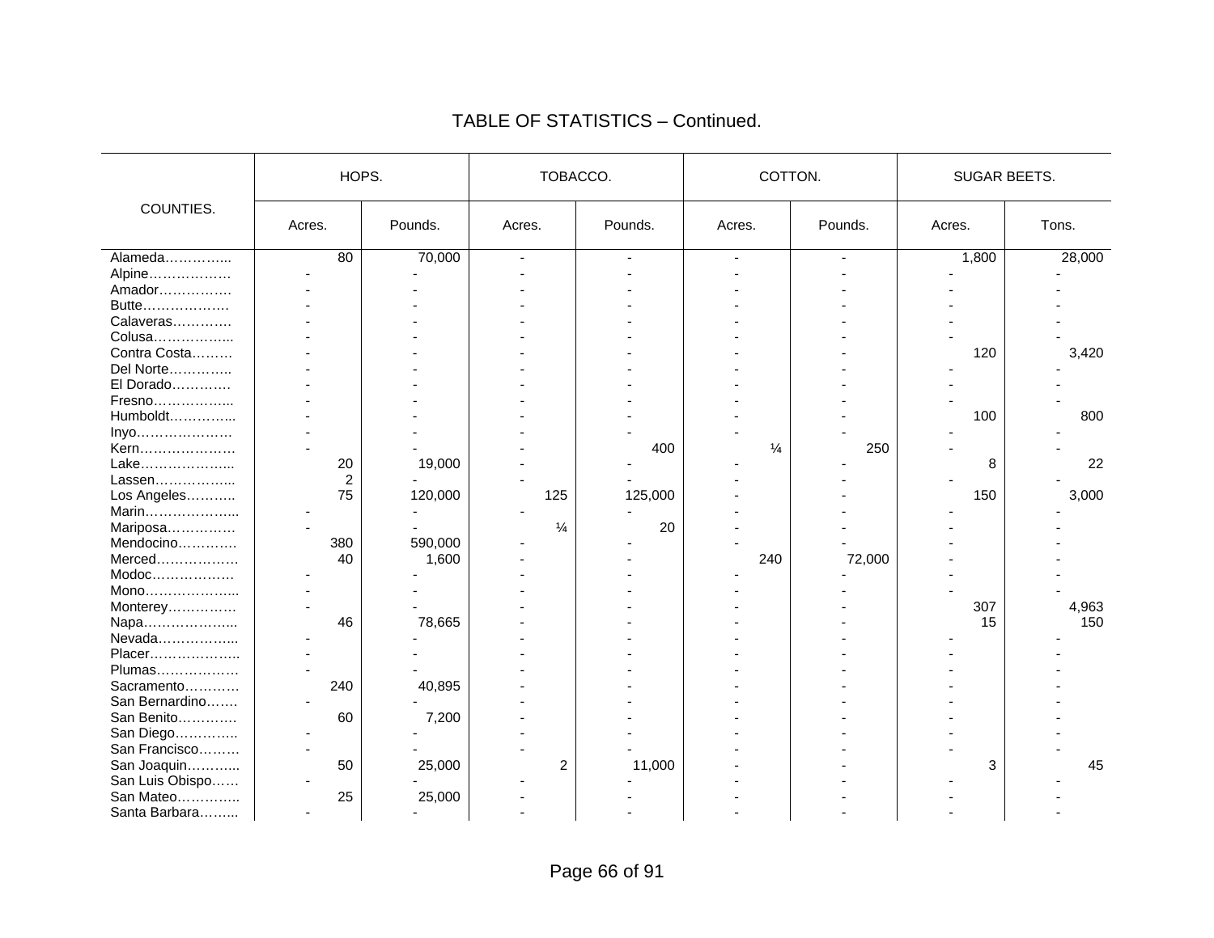## TABLE OF STATISTICS – Continued.

| COUNTIES. | HOPS. | | TOBACCO. | | COTTON. | | SUGAR BEETS. | |
|---|---|---|---|---|---|---|---|---|
| | Acres. | Pounds. | Acres. | Pounds. | Acres. | Pounds. | Acres. | Tons. |
| Alameda………….. | 80 | 70,000 | - | - | - | - | 1,800 | 28,000 |
| Alpine……………… | - | - | - | - | - | - | - | - |
| Amador……………. | - | - | - | - | - | - | - | - |
| Butte………………. | - | - | - | - | - | - | - | - |
| Calaveras…………. | - | - | - | - | - | - | - | - |
| Colusa…………….. | - | - | - | - | - | - | - | - |
| Contra Costa……… | - | - | - | - | - | - | 120 | 3,420 |
| Del Norte………….. | - | - | - | - | - | - | - | - |
| El Dorado…………. | - | - | - | - | - | - | - | - |
| Fresno…………….. | - | - | - | - | - | - | - | - |
| Humboldt………….. | - | - | - | - | - | - | 100 | 800 |
| Inyo………………… | - | - | - | - | - | - | - | - |
| Kern………………… | - | - | - | 400 | ¼ | 250 | - | - |
| Lake……………….. | 20 | 19,000 | - | - | - | - | 8 | 22 |
| Lassen…………….. | 2 | - | - | - | - | - | - | - |
| Los Angeles……….. | 75 | 120,000 | 125 | 125,000 | - | - | 150 | 3,000 |
| Marin……………….. | - | - | - | - | - | - | - | - |
| Mariposa…………… | - | - | ¼ | 20 | - | - | - | - |
| Mendocino…………. | 380 | 590,000 | - | - | - | - | - | - |
| Merced……………… | 40 | 1,600 | - | - | 240 | 72,000 | - | - |
| Modoc……………… | - | - | - | - | - | - | - | - |
| Mono……………….. | - | - | - | - | - | - | - | - |
| Monterey…………… | - | - | - | - | - | - | 307 | 4,963 |
| Napa……………….. | 46 | 78,665 | - | - | - | - | 15 | 150 |
| Nevada…………….. | - | - | - | - | - | - | - | - |
| Placer……………….. | - | - | - | - | - | - | - | - |
| Plumas……………… | - | - | - | - | - | - | - | - |
| Sacramento………… | 240 | 40,895 | - | - | - | - | - | - |
| San Bernardino……. | - | - | - | - | - | - | - | - |
| San Benito………… | 60 | 7,200 | - | - | - | - | - | - |
| San Diego………….. | - | - | - | - | - | - | - | - |
| San Francisco……… | - | - | - | - | - | - | - | - |
| San Joaquin……….. | 50 | 25,000 | 2 | 11,000 | - | - | 3 | 45 |
| San Luis Obispo…… | - | - | - | - | - | - | - | - |
| San Mateo………….. | 25 | 25,000 | - | - | - | - | - | - |
| Santa Barbara…….. | - | - | - | - | - | - | - | - |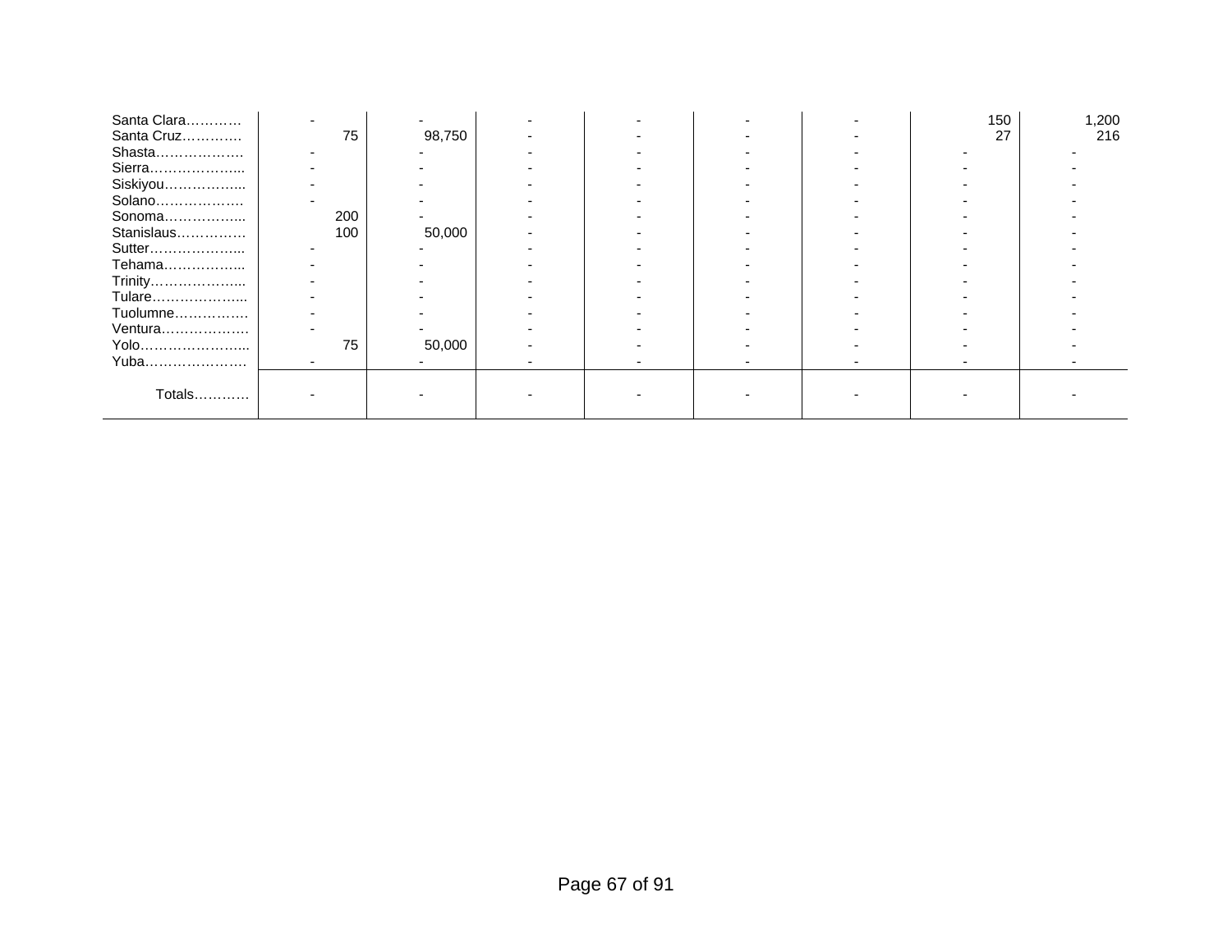| | | | | | | | | |
|---|---|---|---|---|---|---|---|---|
| Santa Clara………… | - | - | - | - | - | - | 150 | 1,200 |
| Santa Cruz…………. | 75 | 98,750 | - | - | - | - | 27 | 216 |
| Shasta………………. | - | - | - | - | - | - | - | - |
| Sierra………………... | - | - | - | - | - | - | - | - |
| Siskiyou……………... | - | - | - | - | - | - | - | - |
| Solano………………. | - | - | - | - | - | - | - | - |
| Sonoma……………... | 200 | - | - | - | - | - | - | - |
| Stanislaus…………… | 100 | 50,000 | - | - | - | - | - | - |
| Sutter………………... | - | - | - | - | - | - | - | - |
| Tehama……………... | - | - | - | - | - | - | - | - |
| Trinity………………... | - | - | - | - | - | - | - | - |
| Tulare………………... | - | - | - | - | - | - | - | - |
| Tuolumne……………. | - | - | - | - | - | - | - | - |
| Ventura………………. | - | - | - | - | - | - | - | - |
| Yolo…………………... | 75 | 50,000 | - | - | - | - | - | - |
| Yuba…………………. | - | - | - | - | - | - | - | - |
| Totals……….. | - | - | - | - | - | - | - | - |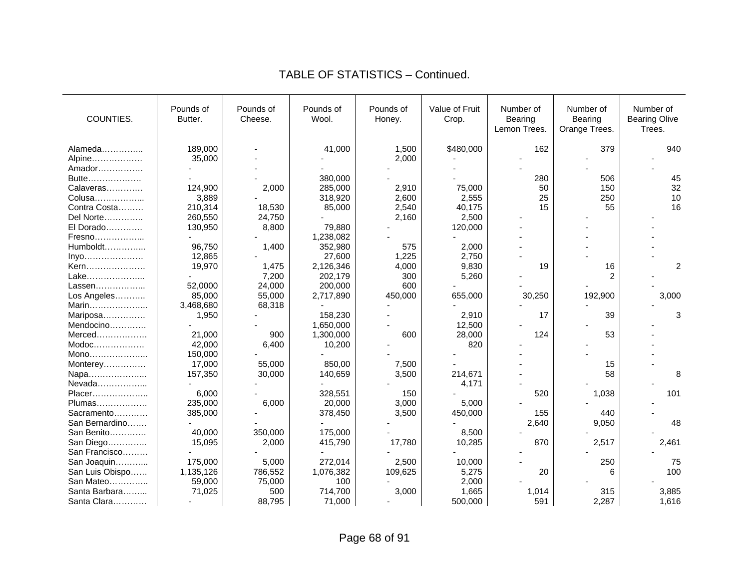## TABLE OF STATISTICS – Continued.

| COUNTIES. | Pounds of Butter. | Pounds of Cheese. | Pounds of Wool. | Pounds of Honey. | Value of Fruit Crop. | Number of Bearing Lemon Trees. | Number of Bearing Orange Trees. | Number of Bearing Olive Trees. |
|---|---|---|---|---|---|---|---|---|
| Alameda………….. | 189,000 | - | 41,000 | 1,500 | $480,000 | 162 | 379 | 940 |
| Alpine……………… | 35,000 | - | - | 2,000 | - | - | - | - |
| Amador……………. | - | - | - | - | - | - | - | - |
| Butte………………. | - | - | 380,000 | - | - | 280 | 506 | 45 |
| Calaveras…………. | 124,900 | 2,000 | 285,000 | 2,910 | 75,000 | 50 | 150 | 32 |
| Colusa…………….. | 3,889 | - | 318,920 | 2,600 | 2,555 | 25 | 250 | 10 |
| Contra Costa……… | 210,314 | 18,530 | 85,000 | 2,540 | 40,175 | 15 | 55 | 16 |
| Del Norte………….. | 260,550 | 24,750 | - | 2,160 | 2,500 | - | - | - |
| El Dorado…………. | 130,950 | 8,800 | 79,880 | - | 120,000 | - | - | - |
| Fresno…………….. | - | - | 1,238,082 | - | - | - | - | - |
| Humboldt………….. | 96,750 | 1,400 | 352,980 | 575 | 2,000 | - | - | - |
| Inyo…………………. | 12,865 | - | 27,600 | 1,225 | 2,750 | - | - | - |
| Kern………………… | 19,970 | 1,475 | 2,126,346 | 4,000 | 9,830 | 19 | 16 | 2 |
| Lake……………….. | - | 7,200 | 202,179 | 300 | 5,260 | - | 2 | - |
| Lassen…………….. | 52,0000 | 24,000 | 200,000 | 600 | - | - | - | - |
| Los Angeles……….. | 85,000 | 55,000 | 2,717,890 | 450,000 | 655,000 | 30,250 | 192,900 | 3,000 |
| Marin……………….. | 3,468,680 | 68,318 | - | - | - | - | - | - |
| Mariposa…………… | 1,950 | - | 158,230 | - | 2,910 | 17 | 39 | 3 |
| Mendocino…………. | - | - | 1,650,000 | - | 12,500 | - | - | - |
| Merced……………… | 21,000 | 900 | 1,300,000 | 600 | 28,000 | 124 | 53 | - |
| Modoc……………… | 42,000 | 6,400 | 10,200 | - | 820 | - | - | - |
| Mono……………….. | 150,000 | - | - | - | - | - | - | - |
| Monterey…………… | 17,000 | 55,000 | 850,00 | 7,500 | - | - | 15 | - |
| Napa……………….. | 157,350 | 30,000 | 140,659 | 3,500 | 214,671 | - | 58 | 8 |
| Nevada…………….. | - | - | - | - | 4,171 | - | - | - |
| Placer……………….. | 6,000 | - | 328,551 | 150 | - | 520 | 1,038 | 101 |
| Plumas……………… | 235,000 | 6,000 | 20,000 | 3,000 | 5,000 | - | - | - |
| Sacramento………… | 385,000 | - | 378,450 | 3,500 | 450,000 | 155 | 440 | - |
| San Bernardino……. | - | - | - | - | - | 2,640 | 9,050 | 48 |
| San Benito…………. | 40,000 | 350,000 | 175,000 | - | 8,500 | - | - | - |
| San Diego………….. | 15,095 | 2,000 | 415,790 | 17,780 | 10,285 | 870 | 2,517 | 2,461 |
| San Francisco……… | - | - | - | - | - | - | - | - |
| San Joaquin……….. | 175,000 | 5,000 | 272,014 | 2,500 | 10,000 | - | 250 | 75 |
| San Luis Obispo…… | 1,135,126 | 786,552 | 1,076,382 | 109,625 | 5,275 | 20 | 6 | 100 |
| San Mateo………….. | 59,000 | 75,000 | 100 | - | 2,000 | - | - | - |
| Santa Barbara……... | 71,025 | 500 | 714,700 | 3,000 | 1,665 | 1,014 | 315 | 3,885 |
| Santa Clara………… | - | 88,795 | 71,000 | - | 500,000 | 591 | 2,287 | 1,616 |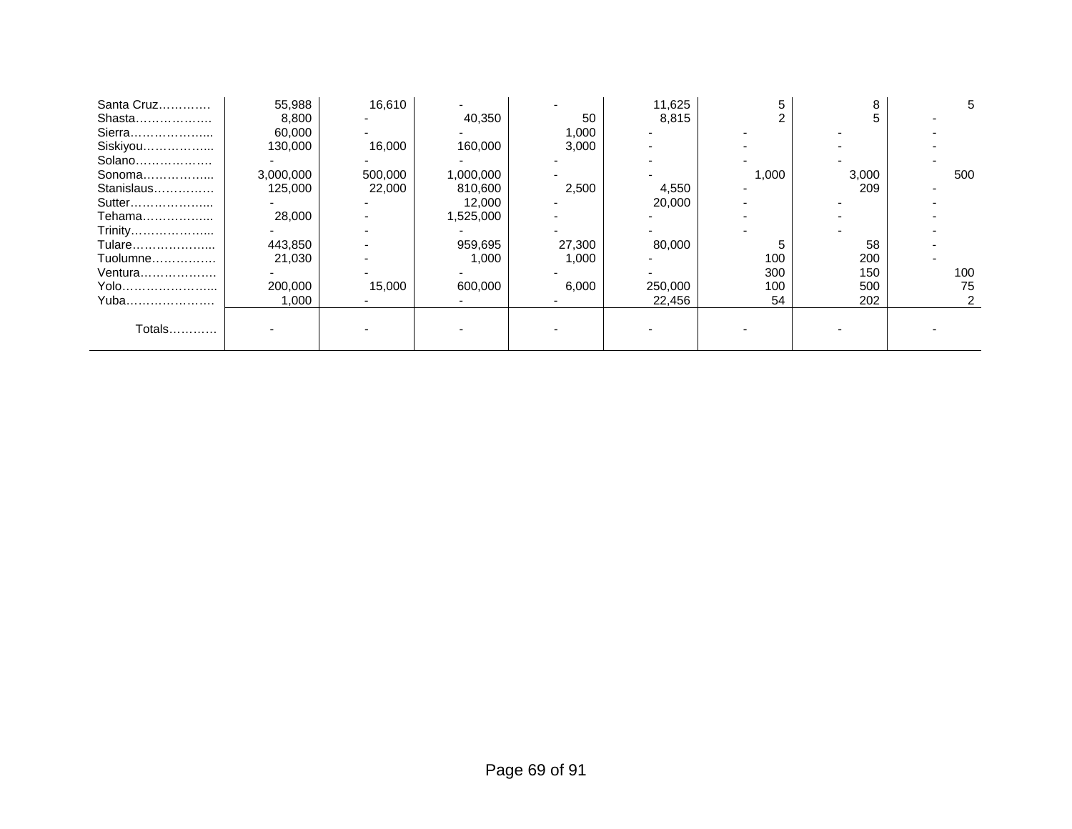| | | | | | | | | |
|---|---|---|---|---|---|---|---|---|
| Santa Cruz…………. | 55,988 | 16,610 | - | - | 11,625 | 5 | 8 | 5 |
| Shasta………………. | 8,800 | - | 40,350 | 50 | 8,815 | 2 | 5 | - |
| Sierra………………... | 60,000 | - | - | 1,000 | - | - | - | - |
| Siskiyou……………... | 130,000 | 16,000 | 160,000 | 3,000 | - | - | - | - |
| Solano………………. | - | - | - | - | - | - | - | - |
| Sonoma……………... | 3,000,000 | 500,000 | 1,000,000 | - | - | 1,000 | 3,000 | 500 |
| Stanislaus…………… | 125,000 | 22,000 | 810,600 | 2,500 | 4,550 | - | 209 | - |
| Sutter………………... | - | - | 12,000 | - | 20,000 | - | - | - |
| Tehama……………... | 28,000 | - | 1,525,000 | - | - | - | - | - |
| Trinity………………... | - | - | - | - | - | - | - | - |
| Tulare………………... | 443,850 | - | 959,695 | 27,300 | 80,000 | 5 | 58 | - |
| Tuolumne……………. | 21,030 | - | 1,000 | 1,000 | - | 100 | 200 | - |
| Ventura………………. | - | - | - | - | - | 300 | 150 | 100 |
| Yolo…………………... | 200,000 | 15,000 | 600,000 | 6,000 | 250,000 | 100 | 500 | 75 |
| Yuba…………………. | 1,000 | - | - | - | 22,456 | 54 | 202 | 2 |
| Totals………… | - | - | - | - | - | - | - | - |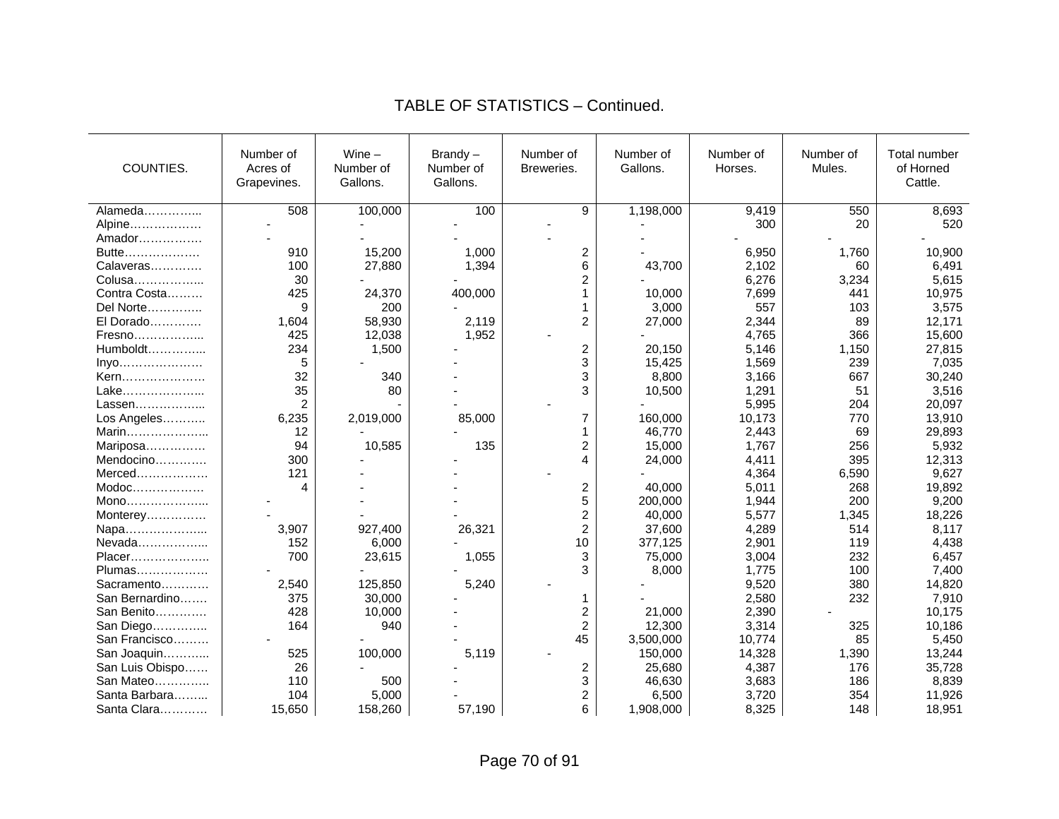## TABLE OF STATISTICS – Continued.

| COUNTIES. | Number of Acres of Grapevines. | Wine – Number of Gallons. | Brandy – Number of Gallons. | Number of Breweries. | Number of Gallons. | Number of Horses. | Number of Mules. | Total number of Horned Cattle. |
|---|---|---|---|---|---|---|---|---|
| Alameda………….. | 508 | 100,000 | 100 | 9 | 1,198,000 | 9,419 | 550 | 8,693 |
| Alpine………………. | - | - | - | - | - | 300 | 20 | 520 |
| Amador……………. | - | - | - | - | - | - | - | - |
| Butte………………. | 910 | 15,200 | 1,000 | 2 | - | 6,950 | 1,760 | 10,900 |
| Calaveras…………. | 100 | 27,880 | 1,394 | 6 | 43,700 | 2,102 | 60 | 6,491 |
| Colusa…………….. | 30 | - | - | 2 | - | 6,276 | 3,234 | 5,615 |
| Contra Costa……… | 425 | 24,370 | 400,000 | 1 | 10,000 | 7,699 | 441 | 10,975 |
| Del Norte………….. | 9 | 200 | - | 1 | 3,000 | 557 | 103 | 3,575 |
| El Dorado…………. | 1,604 | 58,930 | 2,119 | 2 | 27,000 | 2,344 | 89 | 12,171 |
| Fresno…………….. | 425 | 12,038 | 1,952 | - | - | 4,765 | 366 | 15,600 |
| Humboldt………….. | 234 | 1,500 | - | 2 | 20,150 | 5,146 | 1,150 | 27,815 |
| Inyo…………………. | 5 | - | - | 3 | 15,425 | 1,569 | 239 | 7,035 |
| Kern…………………. | 32 | 340 | - | 3 | 8,800 | 3,166 | 667 | 30,240 |
| Lake……………….. | 35 | 80 | - | 3 | 10,500 | 1,291 | 51 | 3,516 |
| Lassen…………….. | 2 | - | - | - | - | 5,995 | 204 | 20,097 |
| Los Angeles……….. | 6,235 | 2,019,000 | 85,000 | 7 | 160,000 | 10,173 | 770 | 13,910 |
| Marin……………….. | 12 | - | - | 1 | 46,770 | 2,443 | 69 | 29,893 |
| Mariposa…………… | 94 | 10,585 | 135 | 2 | 15,000 | 1,767 | 256 | 5,932 |
| Mendocino…………. | 300 | - | - | 4 | 24,000 | 4,411 | 395 | 12,313 |
| Merced……………… | 121 | - | - | - | - | 4,364 | 6,590 | 9,627 |
| Modoc……………… | 4 | - | - | 2 | 40,000 | 5,011 | 268 | 19,892 |
| Mono……………….. | - | - | - | 5 | 200,000 | 1,944 | 200 | 9,200 |
| Monterey…………… | - | - | - | 2 | 40,000 | 5,577 | 1,345 | 18,226 |
| Napa……………….. | 3,907 | 927,400 | 26,321 | 2 | 37,600 | 4,289 | 514 | 8,117 |
| Nevada…………….. | 152 | 6,000 | - | 10 | 377,125 | 2,901 | 119 | 4,438 |
| Placer……………….. | 700 | 23,615 | 1,055 | 3 | 75,000 | 3,004 | 232 | 6,457 |
| Plumas……………… | - | - | - | 3 | 8,000 | 1,775 | 100 | 7,400 |
| Sacramento………… | 2,540 | 125,850 | 5,240 | - | - | 9,520 | 380 | 14,820 |
| San Bernardino……. | 375 | 30,000 | - | 1 | - | 2,580 | 232 | 7,910 |
| San Benito…………. | 428 | 10,000 | - | 2 | 21,000 | 2,390 | - | 10,175 |
| San Diego………….. | 164 | 940 | - | 2 | 12,300 | 3,314 | 325 | 10,186 |
| San Francisco……… | - | - | - | 45 | 3,500,000 | 10,774 | 85 | 5,450 |
| San Joaquin……….. | 525 | 100,000 | 5,119 | - | 150,000 | 14,328 | 1,390 | 13,244 |
| San Luis Obispo…… | 26 | - | - | 2 | 25,680 | 4,387 | 176 | 35,728 |
| San Mateo………….. | 110 | 500 | - | 3 | 46,630 | 3,683 | 186 | 8,839 |
| Santa Barbara…….. | 104 | 5,000 | - | 2 | 6,500 | 3,720 | 354 | 11,926 |
| Santa Clara………… | 15,650 | 158,260 | 57,190 | 6 | 1,908,000 | 8,325 | 148 | 18,951 |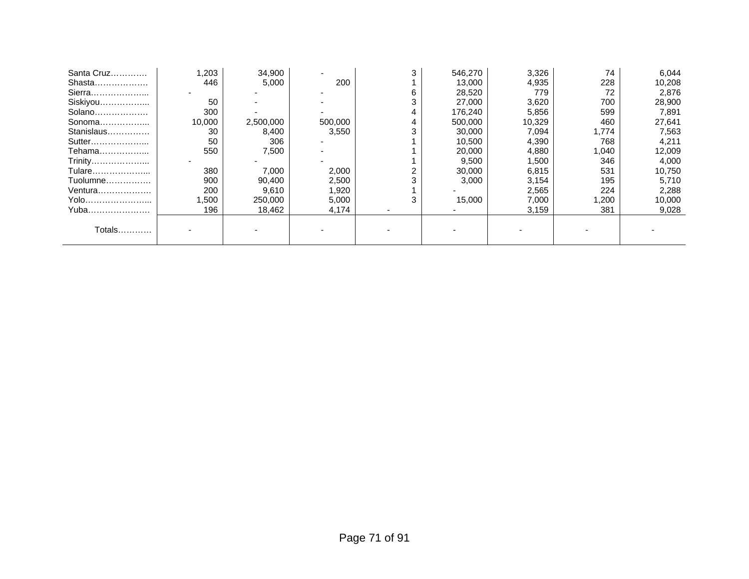| | | | | | | | | |
|---|---|---|---|---|---|---|---|---|
| Santa Cruz…………. | 1,203 | 34,900 | - | 3 | 546,270 | 3,326 | 74 | 6,044 |
| Shasta………………. | 446 | 5,000 | 200 | 1 | 13,000 | 4,935 | 228 | 10,208 |
| Sierra………………... | - | - | - | 6 | 28,520 | 779 | 72 | 2,876 |
| Siskiyou……………... | 50 | - | - | 3 | 27,000 | 3,620 | 700 | 28,900 |
| Solano………………. | 300 | - | - | 4 | 176,240 | 5,856 | 599 | 7,891 |
| Sonoma……………... | 10,000 | 2,500,000 | 500,000 | 4 | 500,000 | 10,329 | 460 | 27,641 |
| Stanislaus…………… | 30 | 8,400 | 3,550 | 3 | 30,000 | 7,094 | 1,774 | 7,563 |
| Sutter………………... | 50 | 306 | - | 1 | 10,500 | 4,390 | 768 | 4,211 |
| Tehama……………... | 550 | 7,500 | - | 1 | 20,000 | 4,880 | 1,040 | 12,009 |
| Trinity………………... | - | - | - | 1 | 9,500 | 1,500 | 346 | 4,000 |
| Tulare………………... | 380 | 7,000 | 2,000 | 2 | 30,000 | 6,815 | 531 | 10,750 |
| Tuolumne……………. | 900 | 90,400 | 2,500 | 3 | 3,000 | 3,154 | 195 | 5,710 |
| Ventura………………. | 200 | 9,610 | 1,920 | 1 | - | 2,565 | 224 | 2,288 |
| Yolo…………………... | 1,500 | 250,000 | 5,000 | 3 | 15,000 | 7,000 | 1,200 | 10,000 |
| Yuba…………………. | 196 | 18,462 | 4,174 | - | - | 3,159 | 381 | 9,028 |
| Totals………… | - | - | - | - | - | - | - | - |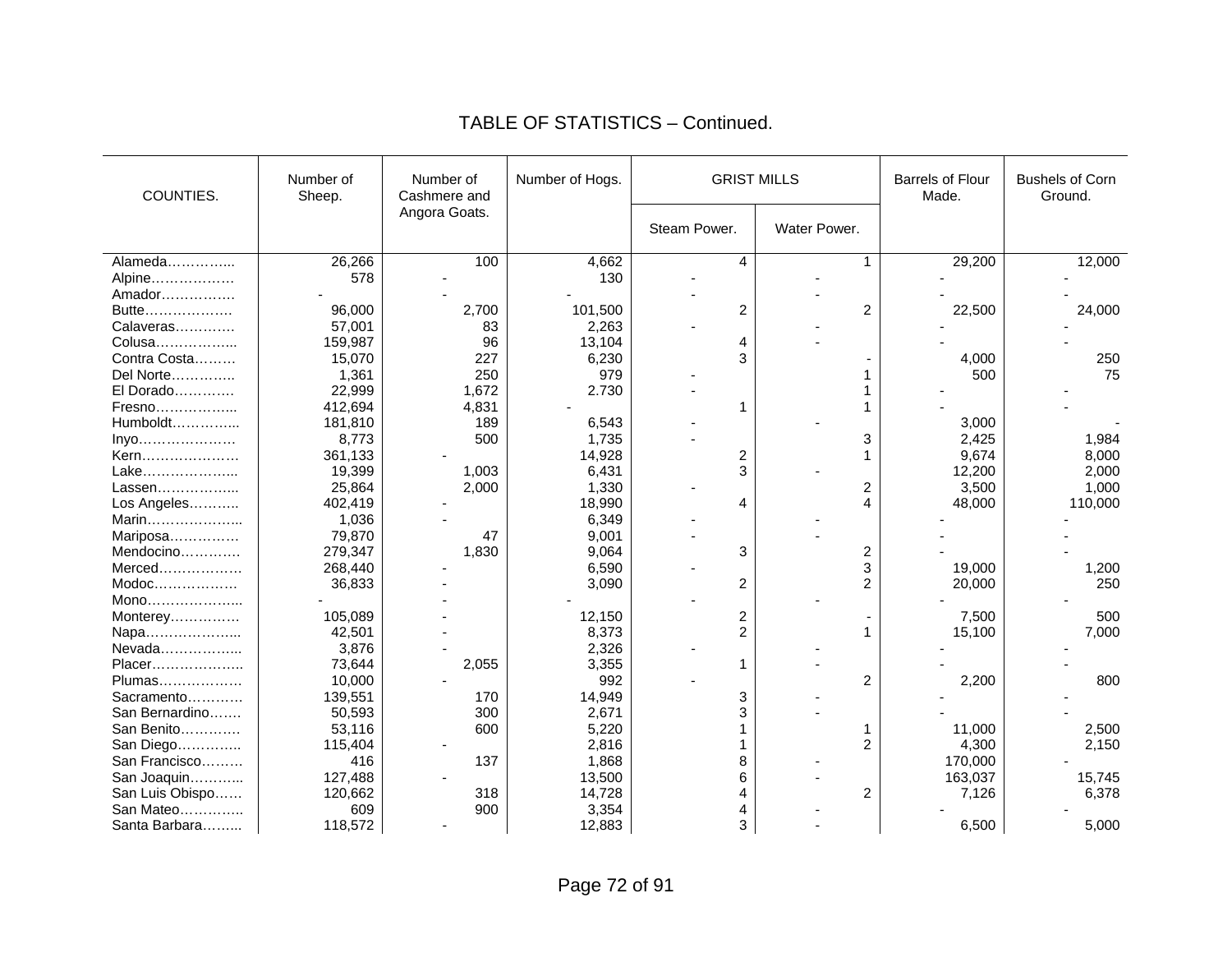## TABLE OF STATISTICS – Continued.

| COUNTIES. | Number of Sheep. | Number of Cashmere and Angora Goats. | Number of Hogs. | GRIST MILLS | | Barrels of Flour Made. | Bushels of Corn Ground. |
|---|---|---|---|---|---|---|---|
| | | | | Steam Power. | Water Power. | | |
| Alameda………….. | 26,266 | 100 | 4,662 | 4 | 1 | 29,200 | 12,000 |
| Alpine………………. | 578 | - | 130 | - | - | - | - |
| Amador……………. | - | - | - | - | - | - | - |
| Butte………………. | 96,000 | 2,700 | 101,500 | 2 | 2 | 22,500 | 24,000 |
| Calaveras…………. | 57,001 | 83 | 2,263 | - | - | - | - |
| Colusa…………….. | 159,987 | 96 | 13,104 | 4 | - | - | - |
| Contra Costa……… | 15,070 | 227 | 6,230 | 3 | - | 4,000 | 250 |
| Del Norte………….. | 1,361 | 250 | 979 | - | 1 | 500 | 75 |
| El Dorado…………. | 22,999 | 1,672 | 2.730 | - | 1 | - | - |
| Fresno…………….. | 412,694 | 4,831 | - | 1 | 1 | - | - |
| Humboldt………….. | 181,810 | 189 | 6,543 | - | - | 3,000 | - |
| Inyo………………… | 8,773 | 500 | 1,735 | - | 3 | 2,425 | 1,984 |
| Kern………………… | 361,133 | - | 14,928 | 2 | 1 | 9,674 | 8,000 |
| Lake……………….. | 19,399 | 1,003 | 6,431 | 3 | - | 12,200 | 2,000 |
| Lassen…………….. | 25,864 | 2,000 | 1,330 | - | 2 | 3,500 | 1,000 |
| Los Angeles……….. | 402,419 | - | 18,990 | 4 | 4 | 48,000 | 110,000 |
| Marin……………….. | 1,036 | - | 6,349 | - | - | - | - |
| Mariposa…………… | 79,870 | 47 | 9,001 | - | - | - | - |
| Mendocino…………. | 279,347 | 1,830 | 9,064 | 3 | 2 | - | - |
| Merced……………… | 268,440 | - | 6,590 | - | 3 | 19,000 | 1,200 |
| Modoc……………… | 36,833 | - | 3,090 | 2 | 2 | 20,000 | 250 |
| Mono……………….. | - | - | - | - | - | - | - |
| Monterey…………… | 105,089 | - | 12,150 | 2 | - | 7,500 | 500 |
| Napa……………….. | 42,501 | - | 8,373 | 2 | 1 | 15,100 | 7,000 |
| Nevada…………….. | 3,876 | - | 2,326 | - | - | - | - |
| Placer……………….. | 73,644 | 2,055 | 3,355 | 1 | - | - | - |
| Plumas……………… | 10,000 | - | 992 | - | 2 | 2,200 | 800 |
| Sacramento………… | 139,551 | 170 | 14,949 | 3 | - | - | - |
| San Bernardino……. | 50,593 | 300 | 2,671 | 3 | - | - | - |
| San Benito………… | 53,116 | 600 | 5,220 | 1 | 1 | 11,000 | 2,500 |
| San Diego………….. | 115,404 | - | 2,816 | 1 | 2 | 4,300 | 2,150 |
| San Francisco……… | 416 | 137 | 1,868 | 8 | - | 170,000 | - |
| San Joaquin……….. | 127,488 | - | 13,500 | 6 | - | 163,037 | 15,745 |
| San Luis Obispo…… | 120,662 | 318 | 14,728 | 4 | 2 | 7,126 | 6,378 |
| San Mateo………….. | 609 | 900 | 3,354 | 4 | - | - | - |
| Santa Barbara…….. | 118,572 | - | 12,883 | 3 | - | 6,500 | 5,000 |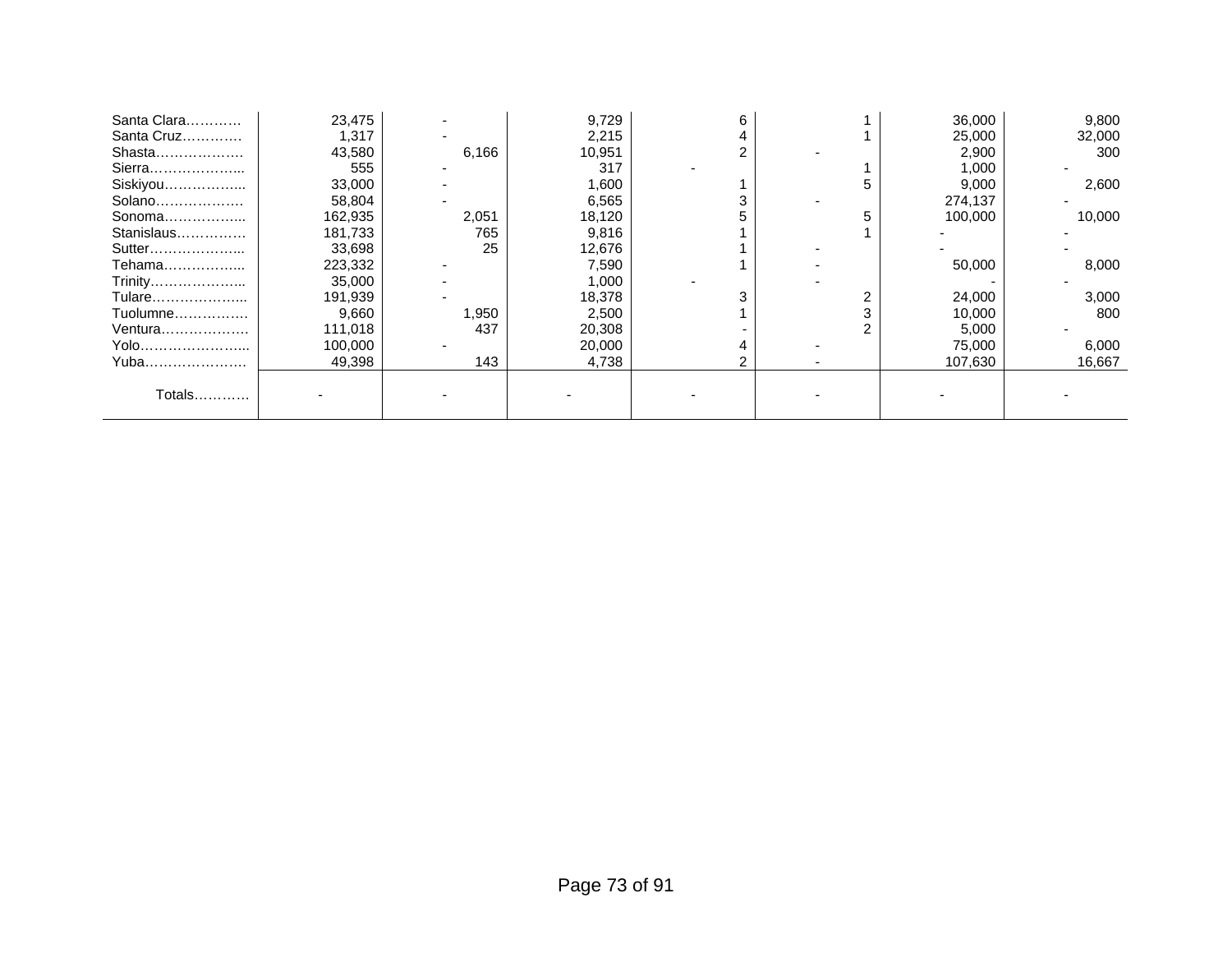| | | | | | | | |
|---|---|---|---|---|---|---|---|
| Santa Clara………… | 23,475 | - | 9,729 | 6 | 1 | 36,000 | 9,800 |
| Santa Cruz…………. | 1,317 | - | 2,215 | 4 | 1 | 25,000 | 32,000 |
| Shasta………………. | 43,580 | 6,166 | 10,951 | 2 | - | 2,900 | 300 |
| Sierra………………... | 555 | - | 317 | - | 1 | 1,000 | - |
| Siskiyou……………... | 33,000 | - | 1,600 | 1 | 5 | 9,000 | 2,600 |
| Solano………………. | 58,804 | - | 6,565 | 3 | - | 274,137 | - |
| Sonoma……………... | 162,935 | 2,051 | 18,120 | 5 | 5 | 100,000 | 10,000 |
| Stanislaus…………… | 181,733 | 765 | 9,816 | 1 | 1 | - | - |
| Sutter………………... | 33,698 | 25 | 12,676 | 1 | - | - | - |
| Tehama……………... | 223,332 | - | 7,590 | 1 | - | 50,000 | 8,000 |
| Trinity………………... | 35,000 | - | 1,000 | - | - | - | - |
| Tulare………………... | 191,939 | - | 18,378 | 3 | 2 | 24,000 | 3,000 |
| Tuolumne……………. | 9,660 | 1,950 | 2,500 | 1 | 3 | 10,000 | 800 |
| Ventura………………. | 111,018 | 437 | 20,308 | - | 2 | 5,000 | - |
| Yolo…………………... | 100,000 | - | 20,000 | 4 | - | 75,000 | 6,000 |
| Yuba…………………. | 49,398 | 143 | 4,738 | 2 | - | 107,630 | 16,667 |
| Totals………… | - | - | - | - | - | - | - |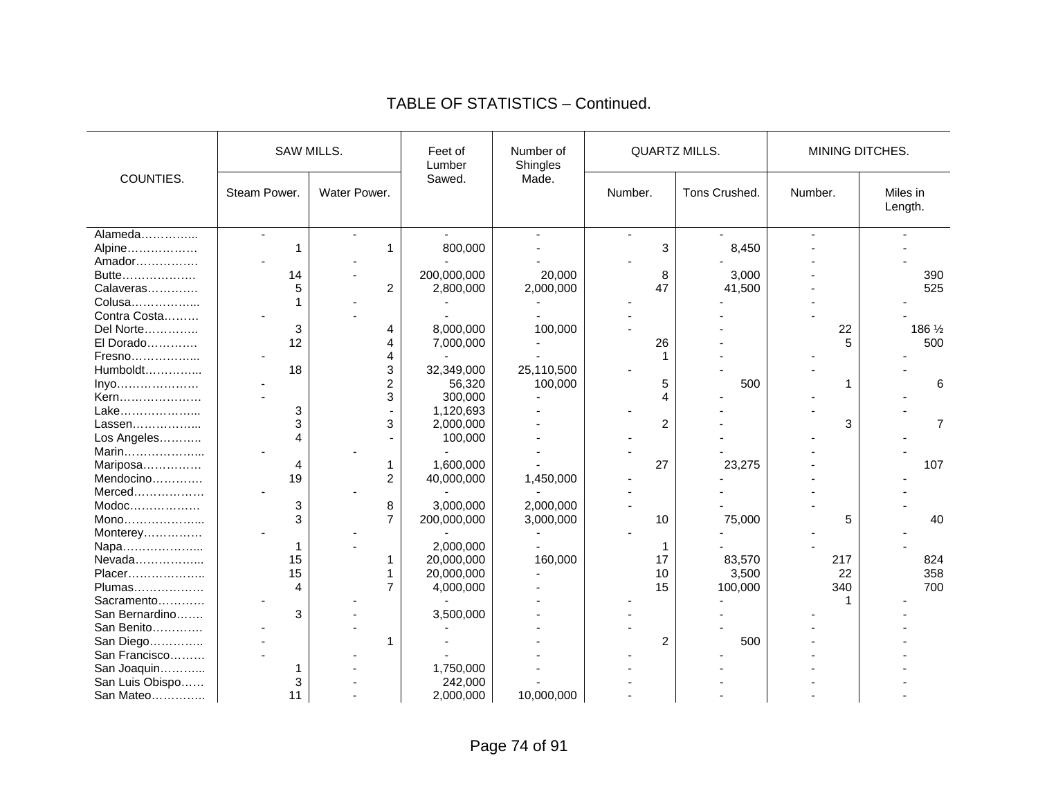## TABLE OF STATISTICS – Continued.

| COUNTIES. | SAW MILLS. | | Feet of Lumber Sawed. | Number of Shingles Made. | QUARTZ MILLS. | | MINING DITCHES. | |
|---|---|---|---|---|---|---|---|---|
| | Steam Power. | Water Power. | | | Number. | Tons Crushed. | Number. | Miles in Length. |
| Alameda………….. | - | - | - | - | - | - | - | - |
| Alpine……………… | 1 | 1 | 800,000 | - | 3 | 8,450 | - | - |
| Amador……………. | - | - | - | - | - | - | - | - |
| Butte………………. | 14 | - | 200,000,000 | 20,000 | 8 | 3,000 | - | 390 |
| Calaveras…………. | 5 | 2 | 2,800,000 | 2,000,000 | 47 | 41,500 | - | 525 |
| Colusa…………….. | 1 | - | - | - | - | - | - | - |
| Contra Costa……… | - | - | - | - | - | - | - | - |
| Del Norte………….. | 3 | 4 | 8,000,000 | 100,000 | - | - | 22 | 186 ½ |
| El Dorado…………. | 12 | 4 | 7,000,000 | - | 26 | - | 5 | 500 |
| Fresno…………….. | - | 4 | - | - | 1 | - | - | - |
| Humboldt………….. | 18 | 3 | 32,349,000 | 25,110,500 | - | - | - | - |
| Inyo………………… | - | 2 | 56,320 | 100,000 | 5 | 500 | 1 | 6 |
| Kern………………… | - | 3 | 300,000 | - | 4 | - | - | - |
| Lake……………….. | 3 | - | 1,120,693 | - | - | - | - | - |
| Lassen…………….. | 3 | 3 | 2,000,000 | - | 2 | - | 3 | 7 |
| Los Angeles……….. | 4 | - | 100,000 | - | - | - | - | - |
| Marin……………….. | - | - | - | - | - | - | - | - |
| Mariposa…………… | 4 | 1 | 1,600,000 | - | 27 | 23,275 | - | 107 |
| Mendocino…………. | 19 | 2 | 40,000,000 | 1,450,000 | - | - | - | - |
| Merced……………… | - | - | - | - | - | - | - | - |
| Modoc……………… | 3 | 8 | 3,000,000 | 2,000,000 | - | - | - | - |
| Mono……………….. | 3 | 7 | 200,000,000 | 3,000,000 | 10 | 75,000 | 5 | 40 |
| Monterey…………… | - | - | - | - | - | - | - | - |
| Napa……………….. | 1 | - | 2,000,000 | - | 1 | - | - | - |
| Nevada…………….. | 15 | 1 | 20,000,000 | 160,000 | 17 | 83,570 | 217 | 824 |
| Placer……………….. | 15 | 1 | 20,000,000 | - | 10 | 3,500 | 22 | 358 |
| Plumas……………… | 4 | 7 | 4,000,000 | - | 15 | 100,000 | 340 | 700 |
| Sacramento………… | - | - | - | - | - | - | 1 | - |
| San Bernardino……. | 3 | - | 3,500,000 | - | - | - | - | - |
| San Benito…………. | - | - | - | - | - | - | - | - |
| San Diego………….. | - | 1 | - | - | 2 | 500 | - | - |
| San Francisco……… | - | - | - | - | - | - | - | - |
| San Joaquin……….. | 1 | - | 1,750,000 | - | - | - | - | - |
| San Luis Obispo…… | 3 | - | 242,000 | - | - | - | - | - |
| San Mateo………….. | 11 | - | 2,000,000 | 10,000,000 | - | - | - | - |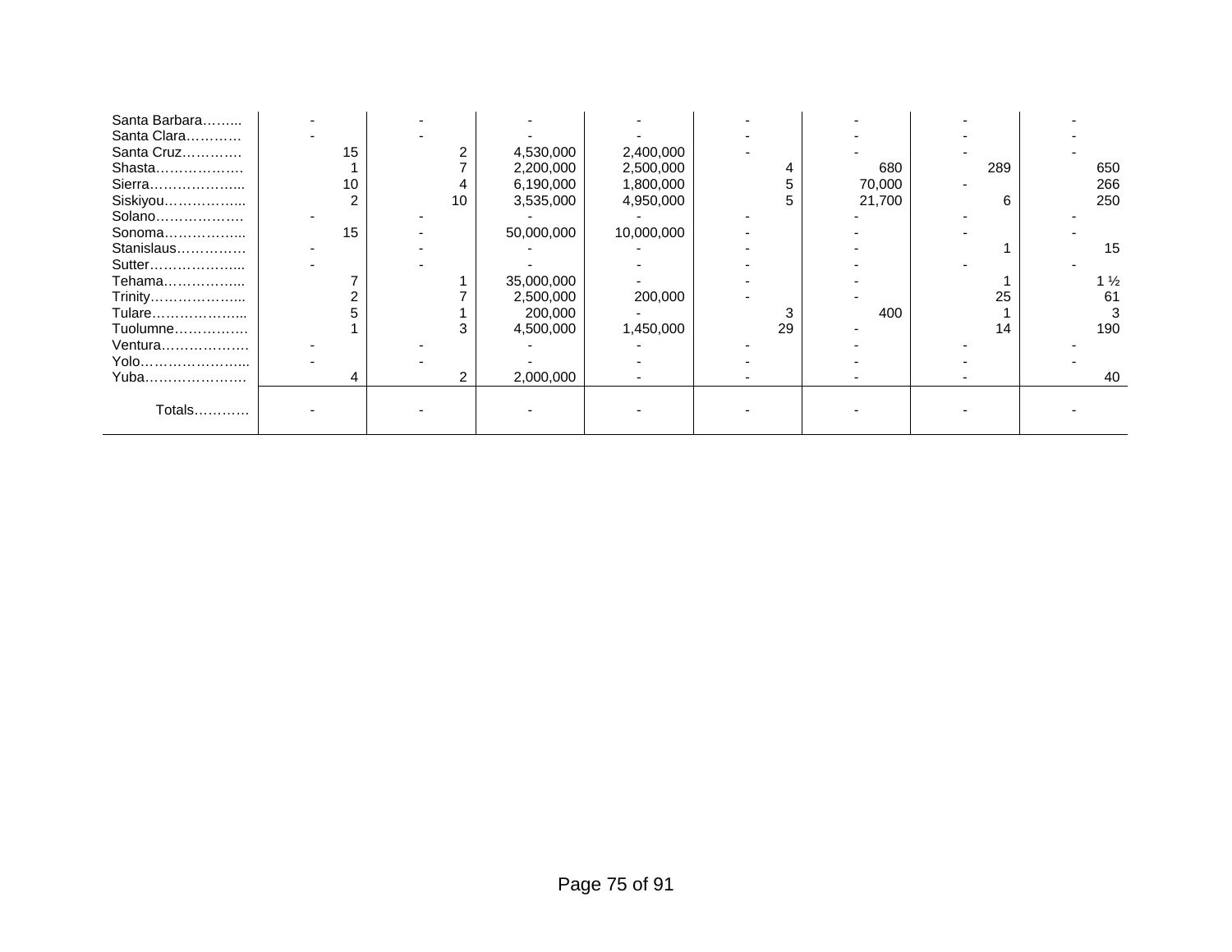| | | | | | | | | |
|---|---|---|---|---|---|---|---|---|
| Santa Barbara…….. | - | - | - | - | - | - | - | - |
| Santa Clara………… | - | - | - | - | - | - | - | - |
| Santa Cruz…………. | 15 | 2 | 4,530,000 | 2,400,000 | - | - | - | - |
| Shasta………………. | 1 | 7 | 2,200,000 | 2,500,000 | 4 | 680 | 289 | 650 |
| Sierra……………….. | 10 | 4 | 6,190,000 | 1,800,000 | 5 | 70,000 | - | 266 |
| Siskiyou…………….. | 2 | 10 | 3,535,000 | 4,950,000 | 5 | 21,700 | 6 | 250 |
| Solano………………. | - | - | - | - | - | - | - | - |
| Sonoma…………….. | 15 | - | 50,000,000 | 10,000,000 | - | - | - | - |
| Stanislaus…………… | - | - | - | - | - | - | 1 | 15 |
| Sutter……………….. | - | - | - | - | - | - | - | - |
| Tehama…………….. | 7 | 1 | 35,000,000 | - | - | - | 1 | 1 ½ |
| Trinity……………….. | 2 | 7 | 2,500,000 | 200,000 | - | - | 25 | 61 |
| Tulare……………….. | 5 | 1 | 200,000 | - | 3 | 400 | 1 | 3 |
| Tuolumne……………. | 1 | 3 | 4,500,000 | 1,450,000 | 29 | - | 14 | 190 |
| Ventura………………. | - | - | - | - | - | - | - | - |
| Yolo………………….. | - | - | - | - | - | - | - | - |
| Yuba…………………. | 4 | 2 | 2,000,000 | - | - | - | - | 40 |
| Totals………… | - | - | - | - | - | - | - | - |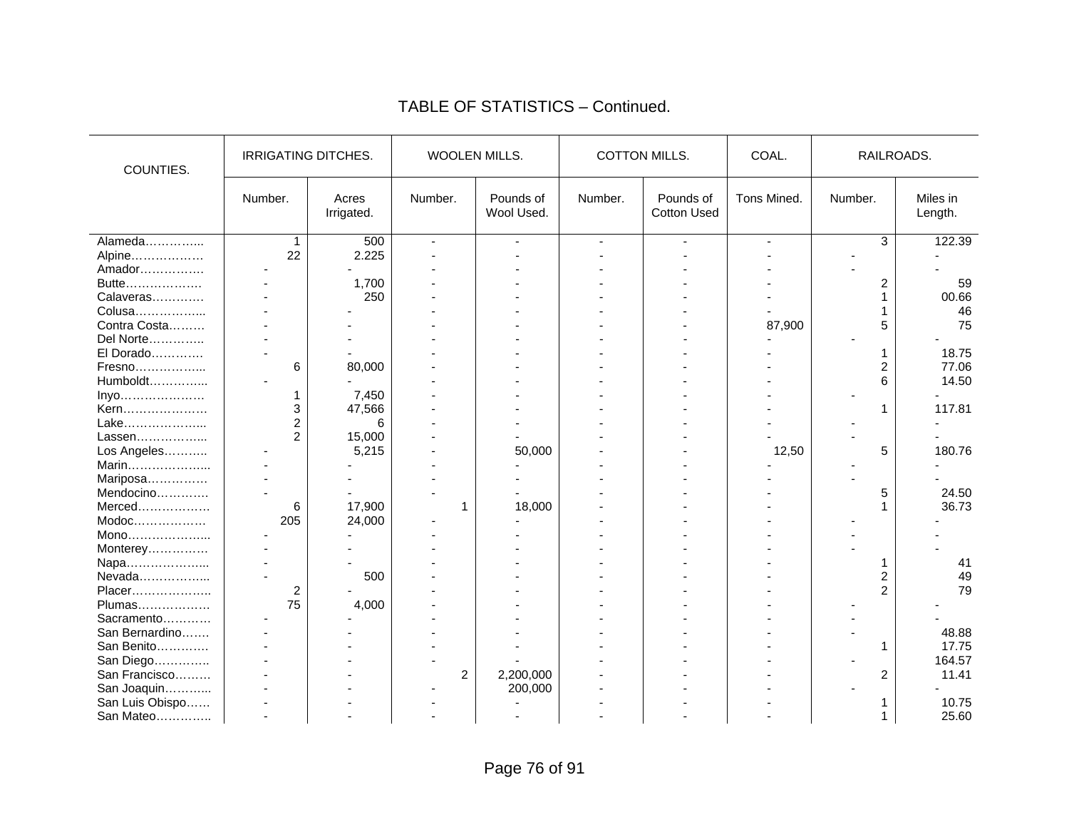## TABLE OF STATISTICS – Continued.

| COUNTIES. | IRRIGATING DITCHES. | | WOOLEN MILLS. | | COTTON MILLS. | | COAL. | RAILROADS. | |
|---|---|---|---|---|---|---|---|---|---|
| | Number. | Acres Irrigated. | Number. | Pounds of Wool Used. | Number. | Pounds of Cotton Used | Tons Mined. | Number. | Miles in Length. |
| Alameda………….. | 1 | 500 | - | - | - | - | - | 3 | 122.39 |
| Alpine……………… | 22 | 2.225 | - | - | - | - | - | - | - |
| Amador……………. | - | - | - | - | - | - | - | - | - |
| Butte………………. | - | 1,700 | - | - | - | - | - | 2 | 59 |
| Calaveras…………. | - | 250 | - | - | - | - | - | 1 | 00.66 |
| Colusa…………….. | - | - | - | - | - | - | - | 1 | 46 |
| Contra Costa……… | - | - | - | - | - | - | 87,900 | 5 | 75 |
| Del Norte………….. | - | - | - | - | - | - | - | - | - |
| El Dorado…………. | - | - | - | - | - | - | - | 1 | 18.75 |
| Fresno…………….. | 6 | 80,000 | - | - | - | - | - | 2 | 77.06 |
| Humboldt………….. | - | - | - | - | - | - | - | 6 | 14.50 |
| Inyo………………… | 1 | 7,450 | - | - | - | - | - | - | - |
| Kern………………… | 3 | 47,566 | - | - | - | - | - | 1 | 117.81 |
| Lake……………….. | 2 | 6 | - | - | - | - | - | - | - |
| Lassen…………….. | 2 | 15,000 | - | - | - | - | - | - | - |
| Los Angeles……….. | - | 5,215 | - | 50,000 | - | - | 12,50 | 5 | 180.76 |
| Marin……………….. | - | - | - | - | - | - | - | - | - |
| Mariposa…………… | - | - | - | - | - | - | - | - | - |
| Mendocino…………. | - | - | - | - | - | - | - | 5 | 24.50 |
| Merced……………… | 6 | 17,900 | 1 | 18,000 | - | - | - | 1 | 36.73 |
| Modoc……………… | 205 | 24,000 | - | - | - | - | - | - | - |
| Mono……………….. | - | - | - | - | - | - | - | - | - |
| Monterey…………… | - | - | - | - | - | - | - | - | - |
| Napa……………….. | - | - | - | - | - | - | - | 1 | 41 |
| Nevada…………….. | - | 500 | - | - | - | - | - | 2 | 49 |
| Placer……………….. | 2 | - | - | - | - | - | - | 2 | 79 |
| Plumas……………… | 75 | 4,000 | - | - | - | - | - | - | - |
| Sacramento………… | - | - | - | - | - | - | - | - | - |
| San Bernardino……. | - | - | - | - | - | - | - | - | 48.88 |
| San Benito…………. | - | - | - | - | - | - | - | 1 | 17.75 |
| San Diego………….. | - | - | - | - | - | - | - | - | 164.57 |
| San Francisco……… | - | - | 2 | 2,200,000 | - | - | - | 2 | 11.41 |
| San Joaquin……….. | - | - | - | 200,000 | - | - | - | - | - |
| San Luis Obispo…… | - | - | - | - | - | - | - | 1 | 10.75 |
| San Mateo………….. | - | - | - | - | - | - | - | 1 | 25.60 |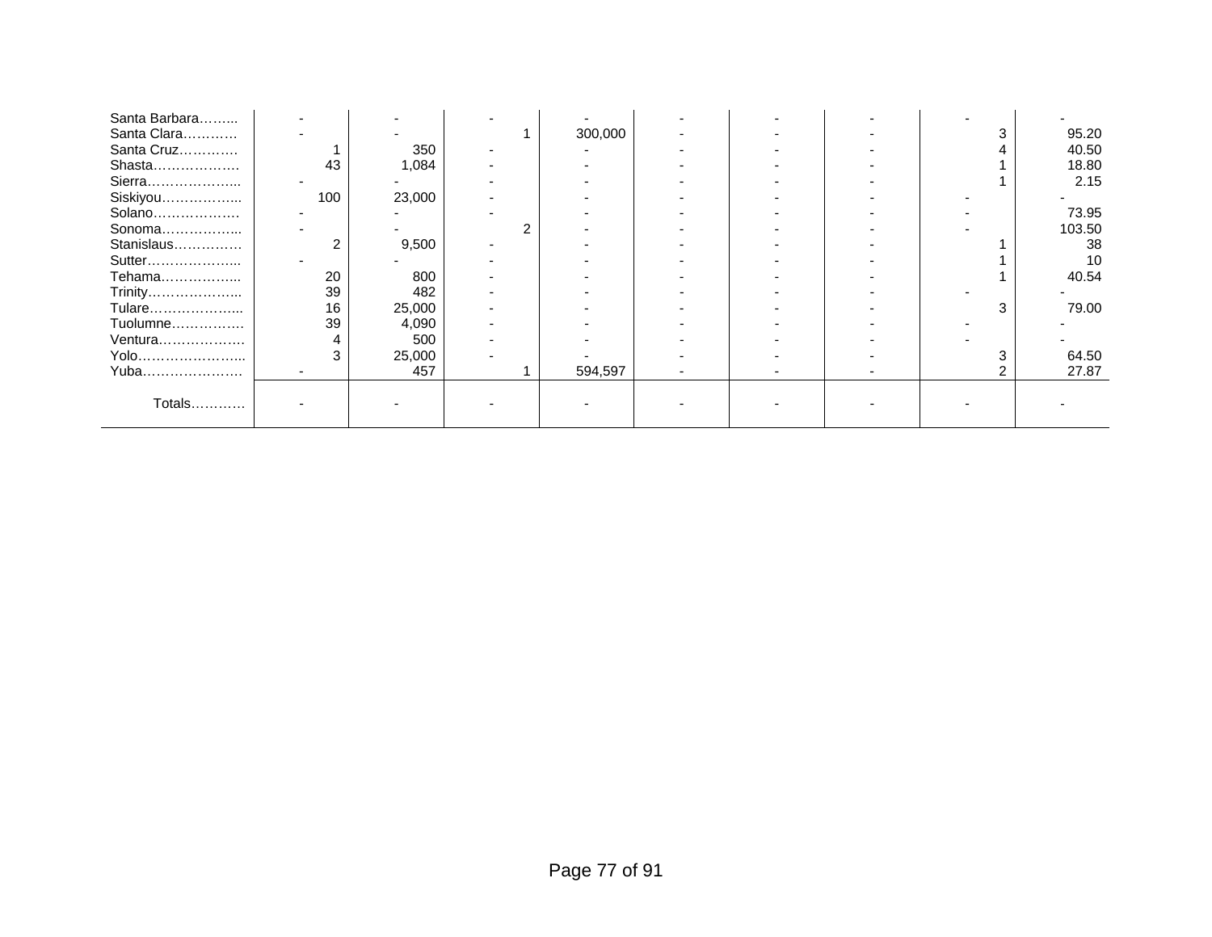| | | | | | | | | | |
|---|---|---|---|---|---|---|---|---|---|
| Santa Barbara……... | - | - | - | - | - | - | - | - | - |
| Santa Clara………… | - | - | 1 | 300,000 | - | - | - | 3 | 95.20 |
| Santa Cruz…………. | 1 | 350 | - | - | - | - | - | 4 | 40.50 |
| Shasta………………. | 43 | 1,084 | - | - | - | - | - | 1 | 18.80 |
| Sierra………………... | - | - | - | - | - | - | - | 1 | 2.15 |
| Siskiyou……………... | 100 | 23,000 | - | - | - | - | - | - | - |
| Solano………………. | - | - | - | - | - | - | - | - | 73.95 |
| Sonoma……………... | - | - | 2 | - | - | - | - | - | 103.50 |
| Stanislaus…………… | 2 | 9,500 | - | - | - | - | - | 1 | 38 |
| Sutter………………... | - | - | - | - | - | - | - | 1 | 10 |
| Tehama……………... | 20 | 800 | - | - | - | - | - | 1 | 40.54 |
| Trinity………………... | 39 | 482 | - | - | - | - | - | - | - |
| Tulare………………... | 16 | 25,000 | - | - | - | - | - | 3 | 79.00 |
| Tuolumne……………. | 39 | 4,090 | - | - | - | - | - | - | - |
| Ventura.……………. | 4 | 500 | - | - | - | - | - | - | - |
| Yolo…………………... | 3 | 25,000 | - | - | - | - | - | 3 | 64.50 |
| Yuba…………………. | - | 457 | 1 | 594,597 | - | - | - | 2 | 27.87 |
| Totals………… | - | - | - | - | - | - | - | - | - |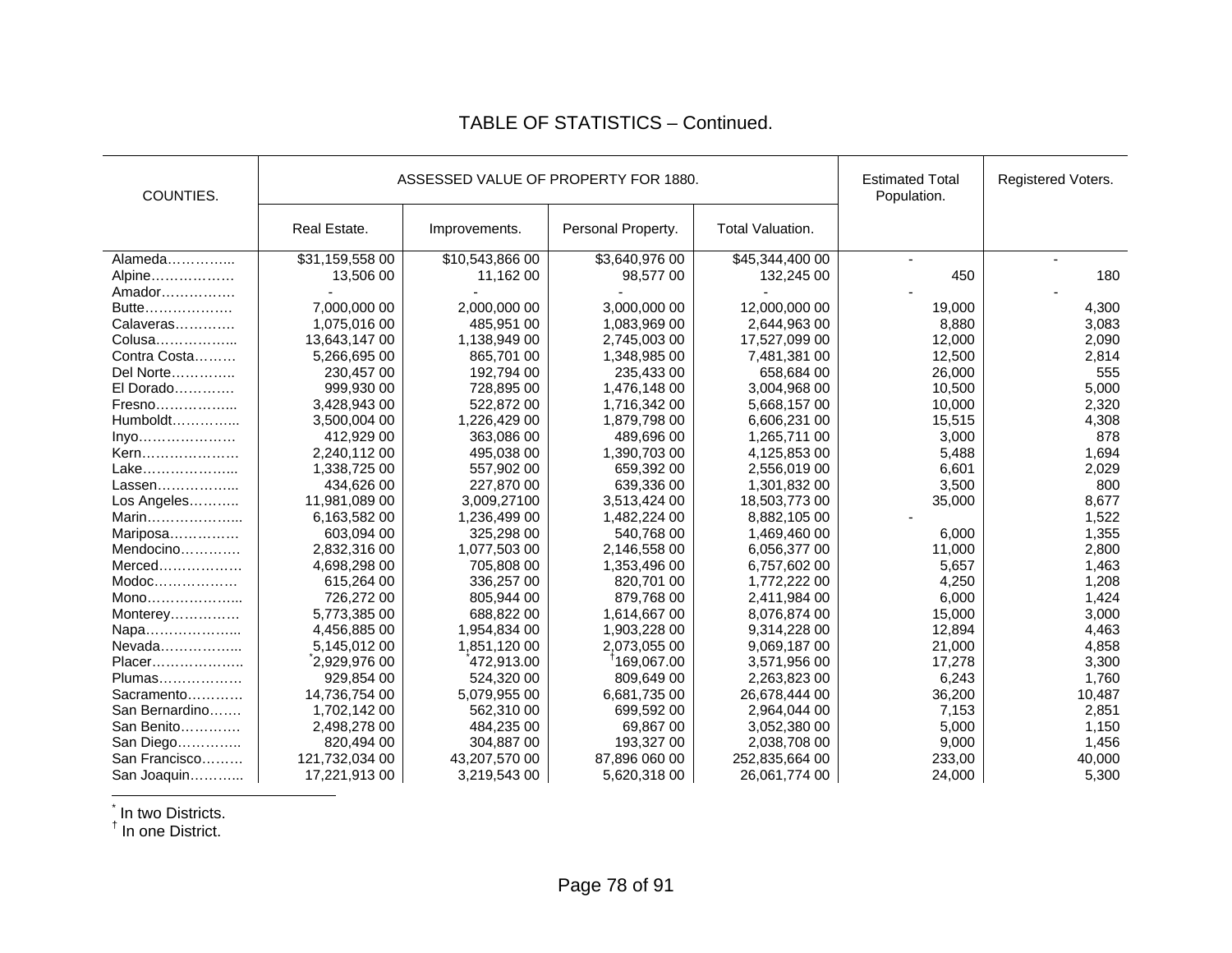## TABLE OF STATISTICS – Continued.

| COUNTIES. | ASSESSED VALUE OF PROPERTY FOR 1880. | | | | Estimated Total Population. | Registered Voters. |
|---|---|---|---|---|---|---|
| | Real Estate. | Improvements. | Personal Property. | Total Valuation. | | |
| Alameda…………... | $31,159,558 00 | $10,543,866 00 | $3,640,976 00 | $45,344,400 00 | - | - |
| Alpine……………… | 13,506 00 | 11,162 00 | 98,577 00 | 132,245 00 | 450 | 180 |
| Amador……………. | - | - | - | - | - | - |
| Butte………………. | 7,000,000 00 | 2,000,000 00 | 3,000,000 00 | 12,000,000 00 | 19,000 | 4,300 |
| Calaveras…………. | 1,075,016 00 | 485,951 00 | 1,083,969 00 | 2,644,963 00 | 8,880 | 3,083 |
| Colusa……………... | 13,643,147 00 | 1,138,949 00 | 2,745,003 00 | 17,527,099 00 | 12,000 | 2,090 |
| Contra Costa……… | 5,266,695 00 | 865,701 00 | 1,348,985 00 | 7,481,381 00 | 12,500 | 2,814 |
| Del Norte………….. | 230,457 00 | 192,794 00 | 235,433 00 | 658,684 00 | 26,000 | 555 |
| El Dorado…………. | 999,930 00 | 728,895 00 | 1,476,148 00 | 3,004,968 00 | 10,500 | 5,000 |
| Fresno……………... | 3,428,943 00 | 522,872 00 | 1,716,342 00 | 5,668,157 00 | 10,000 | 2,320 |
| Humboldt…………... | 3,500,004 00 | 1,226,429 00 | 1,879,798 00 | 6,606,231 00 | 15,515 | 4,308 |
| Inyo………………… | 412,929 00 | 363,086 00 | 489,696 00 | 1,265,711 00 | 3,000 | 878 |
| Kern………………… | 2,240,112 00 | 495,038 00 | 1,390,703 00 | 4,125,853 00 | 5,488 | 1,694 |
| Lake………………... | 1,338,725 00 | 557,902 00 | 659,392 00 | 2,556,019 00 | 6,601 | 2,029 |
| Lassen……………... | 434,626 00 | 227,870 00 | 639,336 00 | 1,301,832 00 | 3,500 | 800 |
| Los Angeles……….. | 11,981,089 00 | 3,009,27100 | 3,513,424 00 | 18,503,773 00 | 35,000 | 8,677 |
| Marin………………... | 6,163,582 00 | 1,236,499 00 | 1,482,224 00 | 8,882,105 00 | - | 1,522 |
| Mariposa…………… | 603,094 00 | 325,298 00 | 540,768 00 | 1,469,460 00 | 6,000 | 1,355 |
| Mendocino…………. | 2,832,316 00 | 1,077,503 00 | 2,146,558 00 | 6,056,377 00 | 11,000 | 2,800 |
| Merced……………… | 4,698,298 00 | 705,808 00 | 1,353,496 00 | 6,757,602 00 | 5,657 | 1,463 |
| Modoc……………… | 615,264 00 | 336,257 00 | 820,701 00 | 1,772,222 00 | 4,250 | 1,208 |
| Mono………………... | 726,272 00 | 805,944 00 | 879,768 00 | 2,411,984 00 | 6,000 | 1,424 |
| Monterey…………… | 5,773,385 00 | 688,822 00 | 1,614,667 00 | 8,076,874 00 | 15,000 | 3,000 |
| Napa………………... | 4,456,885 00 | 1,954,834 00 | 1,903,228 00 | 9,314,228 00 | 12,894 | 4,463 |
| Nevada……………... | 5,145,012 00 | 1,851,120 00 | 2,073,055 00 | 9,069,187 00 | 21,000 | 4,858 |
| Placer……………….. | *2,929,976 00 | *472,913.00 | †169,067.00 | 3,571,956 00 | 17,278 | 3,300 |
| Plumas……………… | 929,854 00 | 524,320 00 | 809,649 00 | 2,263,823 00 | 6,243 | 1,760 |
| Sacramento………… | 14,736,754 00 | 5,079,955 00 | 6,681,735 00 | 26,678,444 00 | 36,200 | 10,487 |
| San Bernardino……. | 1,702,142 00 | 562,310 00 | 699,592 00 | 2,964,044 00 | 7,153 | 2,851 |
| San Benito…………. | 2,498,278 00 | 484,235 00 | 69,867 00 | 3,052,380 00 | 5,000 | 1,150 |
| San Diego………….. | 820,494 00 | 304,887 00 | 193,327 00 | 2,038,708 00 | 9,000 | 1,456 |
| San Francisco……… | 121,732,034 00 | 43,207,570 00 | 87,896 060 00 | 252,835,664 00 | 233,00 | 40,000 |
| San Joaquin………... | 17,221,913 00 | 3,219,543 00 | 5,620,318 00 | 26,061,774 00 | 24,000 | 5,300 |

* In two Districts.
† In one District.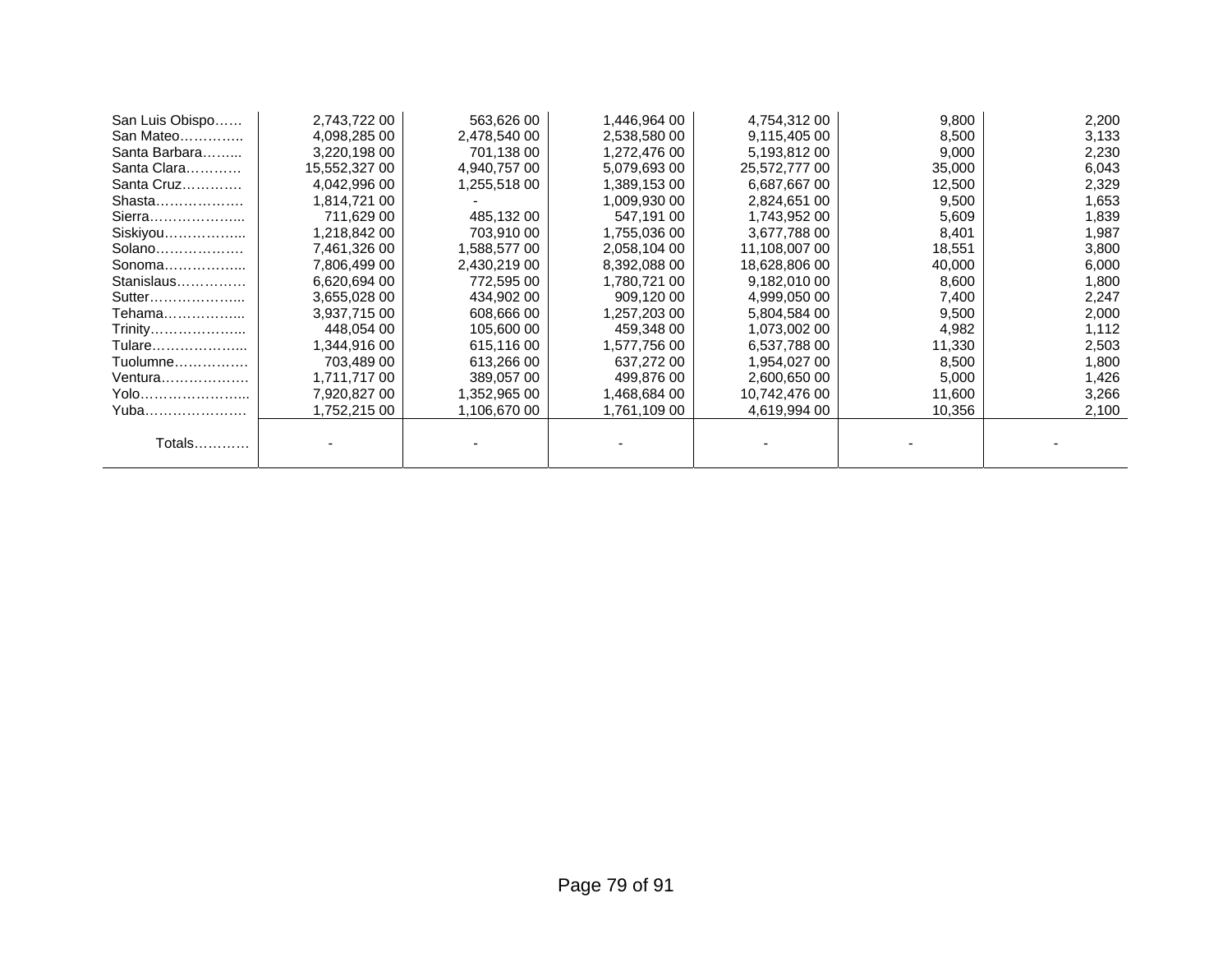| | | | | | | |
|---|---|---|---|---|---|---|
| San Luis Obispo…… | 2,743,722 00 | 563,626 00 | 1,446,964 00 | 4,754,312 00 | 9,800 | 2,200 |
| San Mateo………….. | 4,098,285 00 | 2,478,540 00 | 2,538,580 00 | 9,115,405 00 | 8,500 | 3,133 |
| Santa Barbara…….... | 3,220,198 00 | 701,138 00 | 1,272,476 00 | 5,193,812 00 | 9,000 | 2,230 |
| Santa Clara………… | 15,552,327 00 | 4,940,757 00 | 5,079,693 00 | 25,572,777 00 | 35,000 | 6,043 |
| Santa Cruz…………. | 4,042,996 00 | 1,255,518 00 | 1,389,153 00 | 6,687,667 00 | 12,500 | 2,329 |
| Shasta………………. | 1,814,721 00 | - | 1,009,930 00 | 2,824,651 00 | 9,500 | 1,653 |
| Sierra………………... | 711,629 00 | 485,132 00 | 547,191 00 | 1,743,952 00 | 5,609 | 1,839 |
| Siskiyou……………... | 1,218,842 00 | 703,910 00 | 1,755,036 00 | 3,677,788 00 | 8,401 | 1,987 |
| Solano………………. | 7,461,326 00 | 1,588,577 00 | 2,058,104 00 | 11,108,007 00 | 18,551 | 3,800 |
| Sonoma……………... | 7,806,499 00 | 2,430,219 00 | 8,392,088 00 | 18,628,806 00 | 40,000 | 6,000 |
| Stanislaus…………… | 6,620,694 00 | 772,595 00 | 1,780,721 00 | 9,182,010 00 | 8,600 | 1,800 |
| Sutter………………... | 3,655,028 00 | 434,902 00 | 909,120 00 | 4,999,050 00 | 7,400 | 2,247 |
| Tehama……………... | 3,937,715 00 | 608,666 00 | 1,257,203 00 | 5,804,584 00 | 9,500 | 2,000 |
| Trinity………………... | 448,054 00 | 105,600 00 | 459,348 00 | 1,073,002 00 | 4,982 | 1,112 |
| Tulare………………... | 1,344,916 00 | 615,116 00 | 1,577,756 00 | 6,537,788 00 | 11,330 | 2,503 |
| Tuolumne……………. | 703,489 00 | 613,266 00 | 637,272 00 | 1,954,027 00 | 8,500 | 1,800 |
| Ventura………………. | 1,711,717 00 | 389,057 00 | 499,876 00 | 2,600,650 00 | 5,000 | 1,426 |
| Yolo…………………... | 7,920,827 00 | 1,352,965 00 | 1,468,684 00 | 10,742,476 00 | 11,600 | 3,266 |
| Yuba…………………. | 1,752,215 00 | 1,106,670 00 | 1,761,109 00 | 4,619,994 00 | 10,356 | 2,100 |
| Totals………… | - | - | - | - | - | - |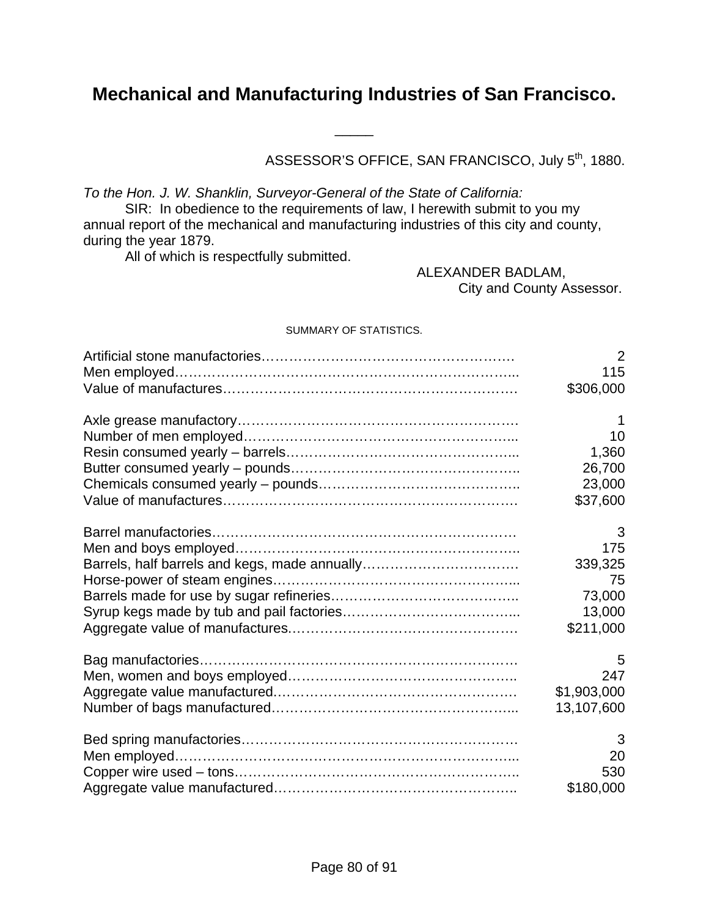# Mechanical and Manufacturing Industries of San Francisco.

---

ASSESSOR'S OFFICE, SAN FRANCISCO, July 5th, 1880.

*To the Hon. J. W. Shanklin, Surveyor-General of the State of California:*

SIR: In obedience to the requirements of law, I herewith submit to you my annual report of the mechanical and manufacturing industries of this city and county, during the year 1879.

All of which is respectfully submitted.

ALEXANDER BADLAM,
City and County Assessor.

SUMMARY OF STATISTICS.

| | |
|---|---|
| Artificial stone manufactories | 2 |
| Men employed | 115 |
| Value of manufactures | $306,000 |
| | |
| Axle grease manufactory | 1 |
| Number of men employed | 10 |
| Resin consumed yearly – barrels | 1,360 |
| Butter consumed yearly – pounds | 26,700 |
| Chemicals consumed yearly – pounds | 23,000 |
| Value of manufactures | $37,600 |
| | |
| Barrel manufactories | 3 |
| Men and boys employed | 175 |
| Barrels, half barrels and kegs, made annually | 339,325 |
| Horse-power of steam engines | 75 |
| Barrels made for use by sugar refineries | 73,000 |
| Syrup kegs made by tub and pail factories | 13,000 |
| Aggregate value of manufactures | $211,000 |
| | |
| Bag manufactories | 5 |
| Men, women and boys employed | 247 |
| Aggregate value manufactured | $1,903,000 |
| Number of bags manufactured | 13,107,600 |
| | |
| Bed spring manufactories | 3 |
| Men employed | 20 |
| Copper wire used – tons | 530 |
| Aggregate value manufactured | $180,000 |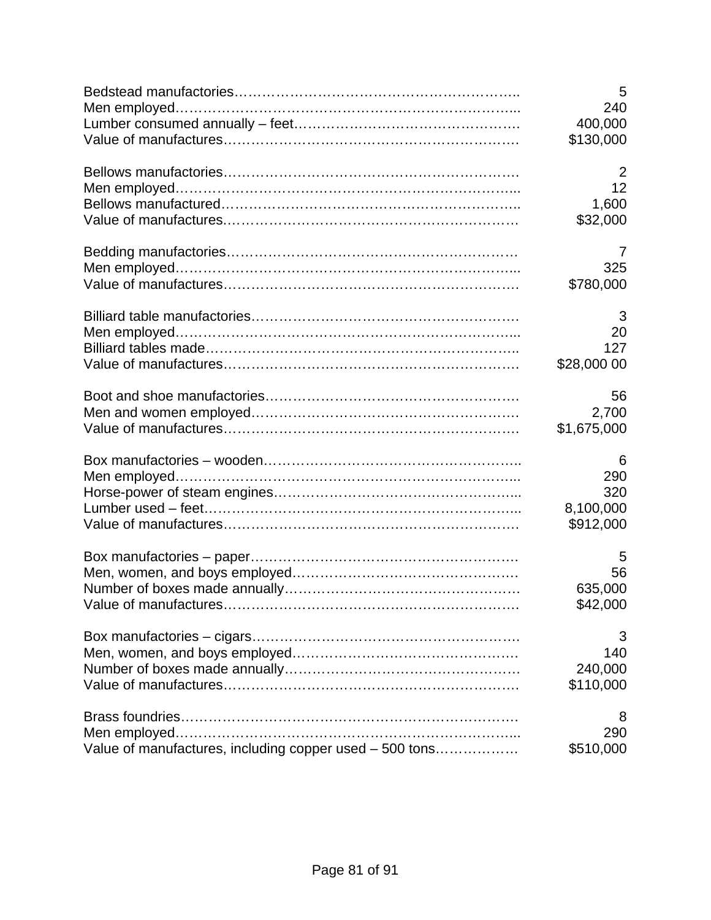| Item | Value |
|---|---|
| Bedstead manufactories | 5 |
| Men employed | 240 |
| Lumber consumed annually – feet | 400,000 |
| Value of manufactures | $130,000 |
| | |
| Bellows manufactories | 2 |
| Men employed | 12 |
| Bellows manufactured | 1,600 |
| Value of manufactures | $32,000 |
| | |
| Bedding manufactories | 7 |
| Men employed | 325 |
| Value of manufactures | $780,000 |
| | |
| Billiard table manufactories | 3 |
| Men employed | 20 |
| Billiard tables made | 127 |
| Value of manufactures | $28,000 00 |
| | |
| Boot and shoe manufactories | 56 |
| Men and women employed | 2,700 |
| Value of manufactures | $1,675,000 |
| | |
| Box manufactories – wooden | 6 |
| Men employed | 290 |
| Horse-power of steam engines | 320 |
| Lumber used – feet | 8,100,000 |
| Value of manufactures | $912,000 |
| | |
| Box manufactories – paper | 5 |
| Men, women, and boys employed | 56 |
| Number of boxes made annually | 635,000 |
| Value of manufactures | $42,000 |
| | |
| Box manufactories – cigars | 3 |
| Men, women, and boys employed | 140 |
| Number of boxes made annually | 240,000 |
| Value of manufactures | $110,000 |
| | |
| Brass foundries | 8 |
| Men employed | 290 |
| Value of manufactures, including copper used – 500 tons | $510,000 |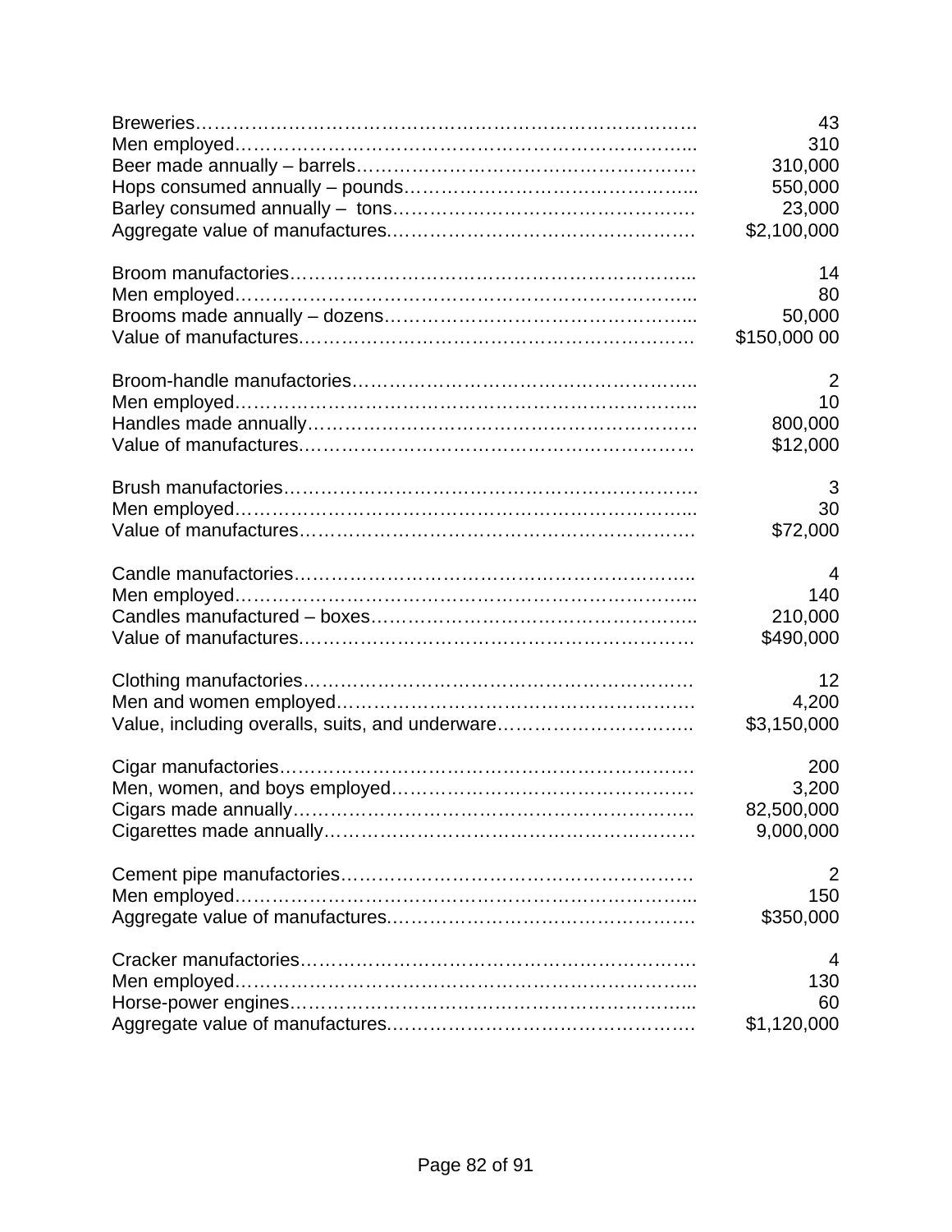| | |
|---|---|
| Breweries | 43 |
| Men employed | 310 |
| Beer made annually – barrels | 310,000 |
| Hops consumed annually – pounds | 550,000 |
| Barley consumed annually – tons | 23,000 |
| Aggregate value of manufactures | $2,100,000 |
| | |
| Broom manufactories | 14 |
| Men employed | 80 |
| Brooms made annually – dozens | 50,000 |
| Value of manufactures | $150,000 00 |
| | |
| Broom-handle manufactories | 2 |
| Men employed | 10 |
| Handles made annually | 800,000 |
| Value of manufactures | $12,000 |
| | |
| Brush manufactories | 3 |
| Men employed | 30 |
| Value of manufactures | $72,000 |
| | |
| Candle manufactories | 4 |
| Men employed | 140 |
| Candles manufactured – boxes | 210,000 |
| Value of manufactures | $490,000 |
| | |
| Clothing manufactories | 12 |
| Men and women employed | 4,200 |
| Value, including overalls, suits, and underware | $3,150,000 |
| | |
| Cigar manufactories | 200 |
| Men, women, and boys employed | 3,200 |
| Cigars made annually | 82,500,000 |
| Cigarettes made annually | 9,000,000 |
| | |
| Cement pipe manufactories | 2 |
| Men employed | 150 |
| Aggregate value of manufactures | $350,000 |
| | |
| Cracker manufactories | 4 |
| Men employed | 130 |
| Horse-power engines | 60 |
| Aggregate value of manufactures | $1,120,000 |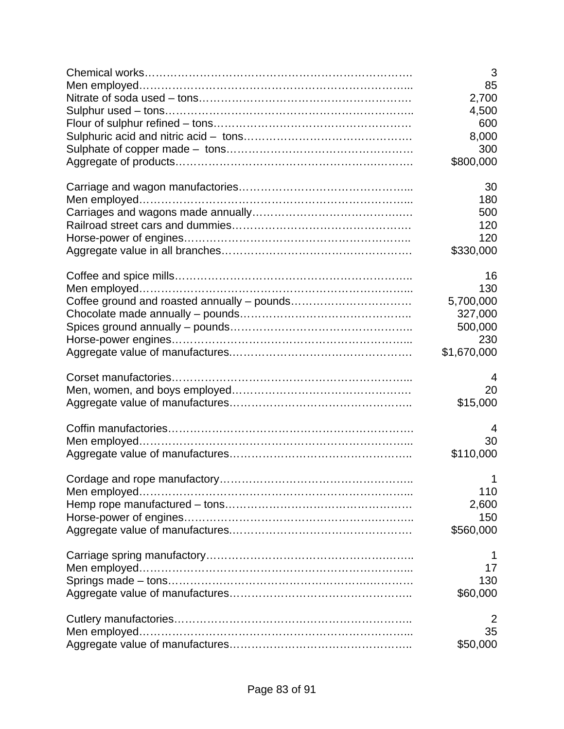| | |
|---|---:|
| Chemical works…………………………………………………………………. | 3 |
| Men employed………………………………………………………………... | 85 |
| Nitrate of soda used – tons……………………………………………………. | 2,700 |
| Sulphur used – tons…………………………………………………………….. | 4,500 |
| Flour of sulphur refined – tons………………………………………………… | 600 |
| Sulphuric acid and nitric acid – tons………………………………………… | 8,000 |
| Sulphate of copper made – tons……………………………………………. | 300 |
| Aggregate of products………………………………………………………. | $800,000 |
| | |
| Carriage and wagon manufactories……………………………………….... | 30 |
| Men employed………………………………………………………………... | 180 |
| Carriages and wagons made annually……………………………………. | 500 |
| Railroad street cars and dummies………………………………………… | 120 |
| Horse-power of engines……………………………………………………... | 120 |
| Aggregate value in all branches……………………………………………. | $330,000 |
| | |
| Coffee and spice mills……………………………………………………….. | 16 |
| Men employed………………………………………………………………... | 130 |
| Coffee ground and roasted annually – pounds…………………………… | 5,700,000 |
| Chocolate made annually – pounds……………………………………….. | 327,000 |
| Spices ground annually – pounds………………………………………….. | 500,000 |
| Horse-power engines………………………………………………………... | 230 |
| Aggregate value of manufactures…………………………………………… | $1,670,000 |
| | |
| Corset manufactories………………………………………………………... | 4 |
| Men, women, and boys employed………………………………………… | 20 |
| Aggregate value of manufactures………………………………………….. | $15,000 |
| | |
| Coffin manufactories…………………………………………………………. | 4 |
| Men employed………………………………………………………………... | 30 |
| Aggregate value of manufactures………………………………………….. | $110,000 |
| | |
| Cordage and rope manufactory…………………………………………….. | 1 |
| Men employed………………………………………………………………... | 110 |
| Hemp rope manufactured – tons…………………………………………… | 2,600 |
| Horse-power of engines……………………………………………………... | 150 |
| Aggregate value of manufactures…………………………………………… | $560,000 |
| | |
| Carriage spring manufactory………………………………………………... | 1 |
| Men employed………………………………………………………………... | 17 |
| Springs made – tons…………………………………………………………. | 130 |
| Aggregate value of manufactures………………………………………….. | $60,000 |
| | |
| Cutlery manufactories……………………………………………………….. | 2 |
| Men employed………………………………………………………………... | 35 |
| Aggregate value of manufactures………………………………………….. | $50,000 |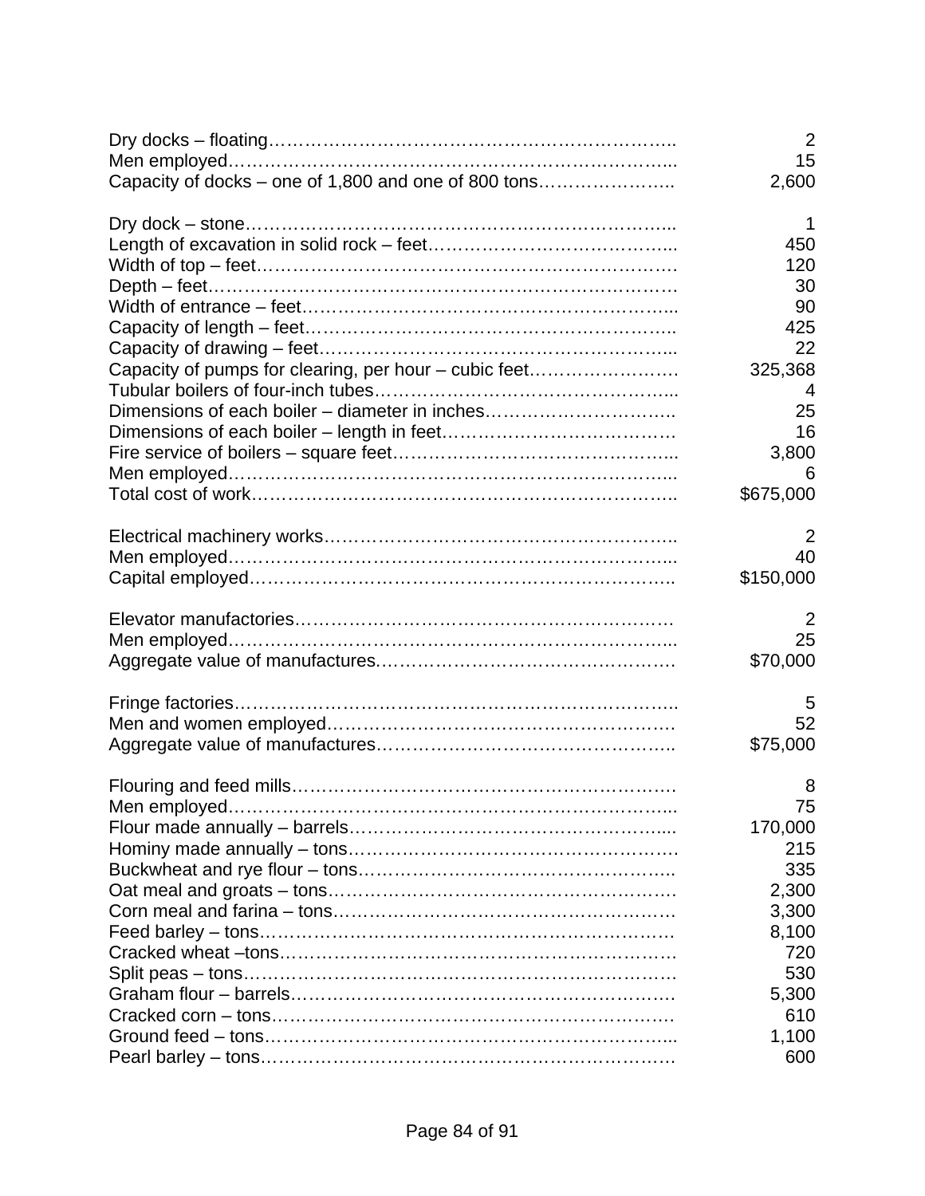| | |
|---|---|
| Dry docks – floating | 2 |
| Men employed | 15 |
| Capacity of docks – one of 1,800 and one of 800 tons | 2,600 |
| | |
| Dry dock – stone | 1 |
| Length of excavation in solid rock – feet | 450 |
| Width of top – feet | 120 |
| Depth – feet | 30 |
| Width of entrance – feet | 90 |
| Capacity of length – feet | 425 |
| Capacity of drawing – feet | 22 |
| Capacity of pumps for clearing, per hour – cubic feet | 325,368 |
| Tubular boilers of four-inch tubes | 4 |
| Dimensions of each boiler – diameter in inches | 25 |
| Dimensions of each boiler – length in feet | 16 |
| Fire service of boilers – square feet | 3,800 |
| Men employed | 6 |
| Total cost of work | $675,000 |
| | |
| Electrical machinery works | 2 |
| Men employed | 40 |
| Capital employed | $150,000 |
| | |
| Elevator manufactories | 2 |
| Men employed | 25 |
| Aggregate value of manufactures | $70,000 |
| | |
| Fringe factories | 5 |
| Men and women employed | 52 |
| Aggregate value of manufactures | $75,000 |
| | |
| Flouring and feed mills | 8 |
| Men employed | 75 |
| Flour made annually – barrels | 170,000 |
| Hominy made annually – tons | 215 |
| Buckwheat and rye flour – tons | 335 |
| Oat meal and groats – tons | 2,300 |
| Corn meal and farina – tons | 3,300 |
| Feed barley – tons | 8,100 |
| Cracked wheat –tons | 720 |
| Split peas – tons | 530 |
| Graham flour – barrels | 5,300 |
| Cracked corn – tons | 610 |
| Ground feed – tons | 1,100 |
| Pearl barley – tons | 600 |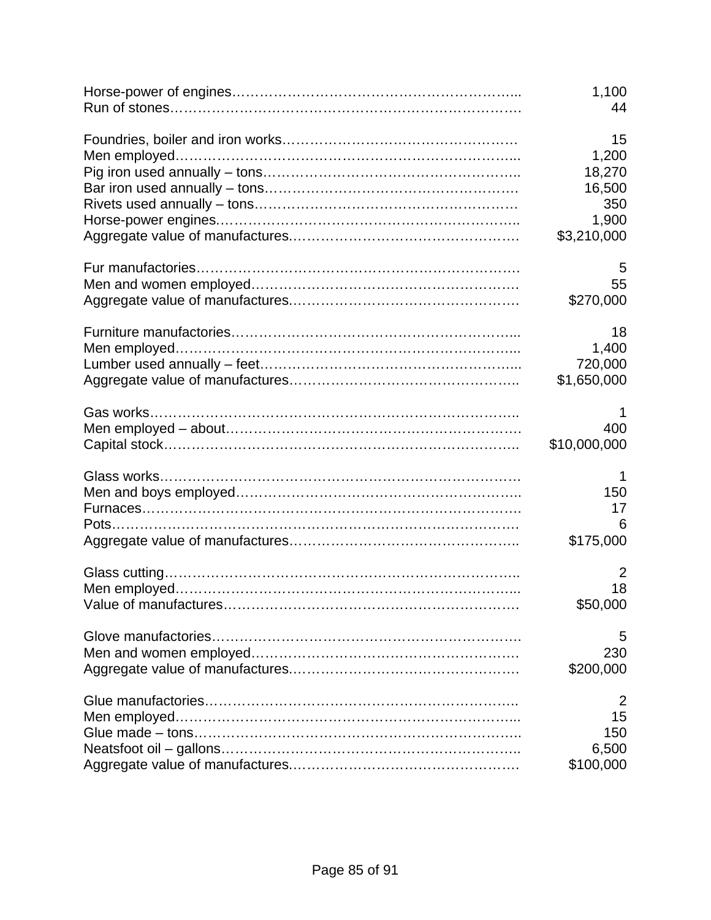| | |
|---|---:|
| Horse-power of engines………………………………………………………... | 1,100 |
| Run of stones…………………………………………………………………. | 44 |
| | |
| Foundries, boiler and iron works…………………………………………… | 15 |
| Men employed………………………………………………………………... | 1,200 |
| Pig iron used annually – tons……………………………………………….. | 18,270 |
| Bar iron used annually – tons………………………………………………. | 16,500 |
| Rivets used annually – tons………………………………………………… | 350 |
| Horse-power engines………………………………………………………... | 1,900 |
| Aggregate value of manufactures…………………………………………. | $3,210,000 |
| | |
| Fur manufactories…………………………………………………………… | 5 |
| Men and women employed………………………………………………… | 55 |
| Aggregate value of manufactures…………………………………………. | $270,000 |
| | |
| Furniture manufactories……………………………………………………... | 18 |
| Men employed………………………………………………………………... | 1,400 |
| Lumber used annually – feet………………………………………………... | 720,000 |
| Aggregate value of manufactures………………………………………….. | $1,650,000 |
| | |
| Gas works……………………………………………………………………. | 1 |
| Men employed – about………………………………………………………. | 400 |
| Capital stock………………………………………………………………….. | $10,000,000 |
| | |
| Glass works…………………………………………………………………… | 1 |
| Men and boys employed…………………………………………………….. | 150 |
| Furnaces………………………………………………………………………. | 17 |
| Pots……………………………………………………………………………. | 6 |
| Aggregate value of manufactures………………………………………….. | $175,000 |
| | |
| Glass cutting………………………………………………………………….. | 2 |
| Men employed………………………………………………………………... | 18 |
| Value of manufactures………………………………………………………. | $50,000 |
| | |
| Glove manufactories………………………………………………………… | 5 |
| Men and women employed………………………………………………… | 230 |
| Aggregate value of manufactures…………………………………………. | $200,000 |
| | |
| Glue manufactories………………………………………………………….. | 2 |
| Men employed………………………………………………………………... | 15 |
| Glue made – tons…………………………………………………………….. | 150 |
| Neatsfoot oil – gallons………………………………………………………... | 6,500 |
| Aggregate value of manufactures…………………………………………. | $100,000 |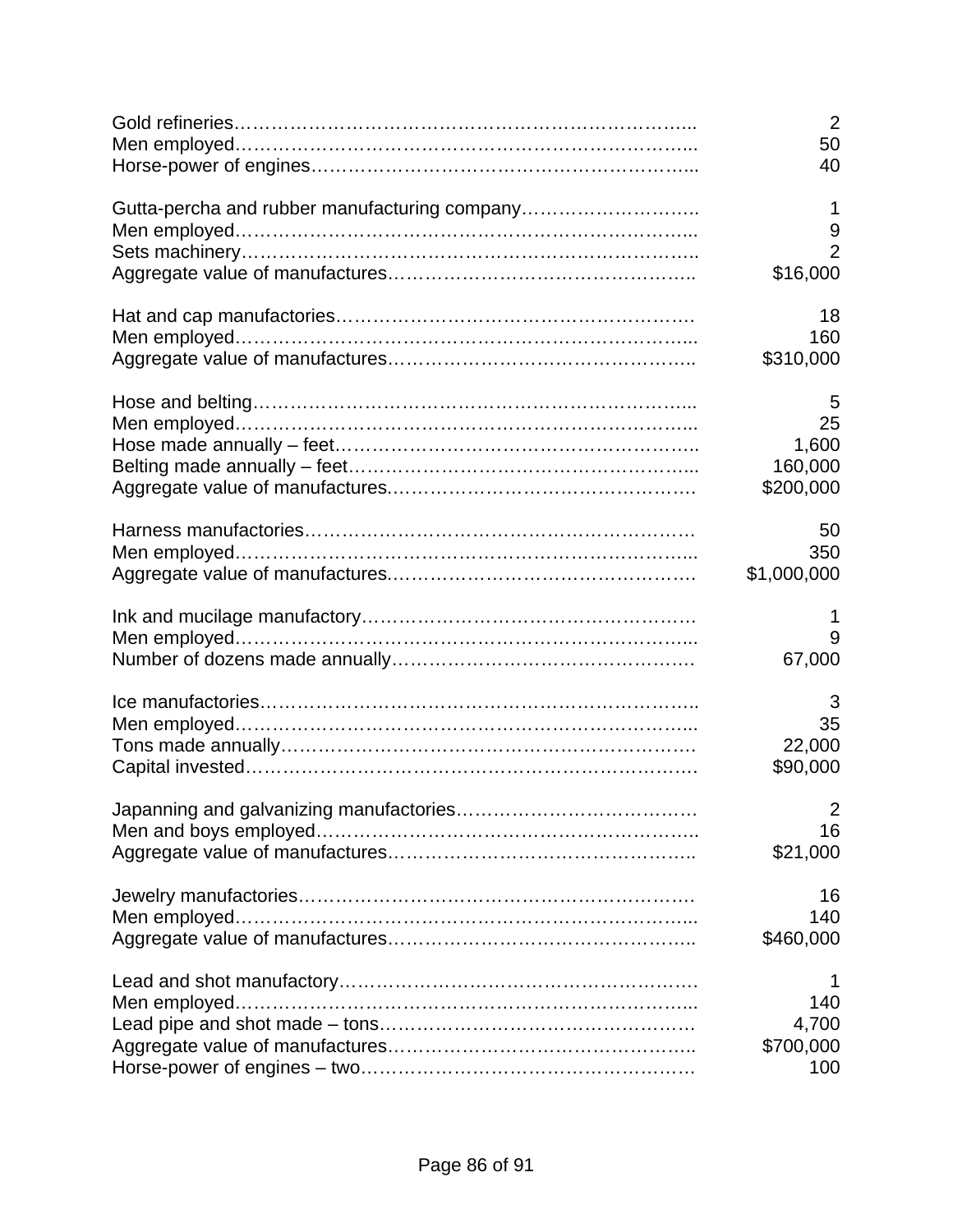| | |
|---|---|
| Gold refineries | 2 |
| Men employed | 50 |
| Horse-power of engines | 40 |
| | |
| Gutta-percha and rubber manufacturing company | 1 |
| Men employed | 9 |
| Sets machinery | 2 |
| Aggregate value of manufactures | $16,000 |
| | |
| Hat and cap manufactories | 18 |
| Men employed | 160 |
| Aggregate value of manufactures | $310,000 |
| | |
| Hose and belting | 5 |
| Men employed | 25 |
| Hose made annually – feet | 1,600 |
| Belting made annually – feet | 160,000 |
| Aggregate value of manufactures | $200,000 |
| | |
| Harness manufactories | 50 |
| Men employed | 350 |
| Aggregate value of manufactures | $1,000,000 |
| | |
| Ink and mucilage manufactory | 1 |
| Men employed | 9 |
| Number of dozens made annually | 67,000 |
| | |
| Ice manufactories | 3 |
| Men employed | 35 |
| Tons made annually | 22,000 |
| Capital invested | $90,000 |
| | |
| Japanning and galvanizing manufactories | 2 |
| Men and boys employed | 16 |
| Aggregate value of manufactures | $21,000 |
| | |
| Jewelry manufactories | 16 |
| Men employed | 140 |
| Aggregate value of manufactures | $460,000 |
| | |
| Lead and shot manufactory | 1 |
| Men employed | 140 |
| Lead pipe and shot made – tons | 4,700 |
| Aggregate value of manufactures | $700,000 |
| Horse-power of engines – two | 100 |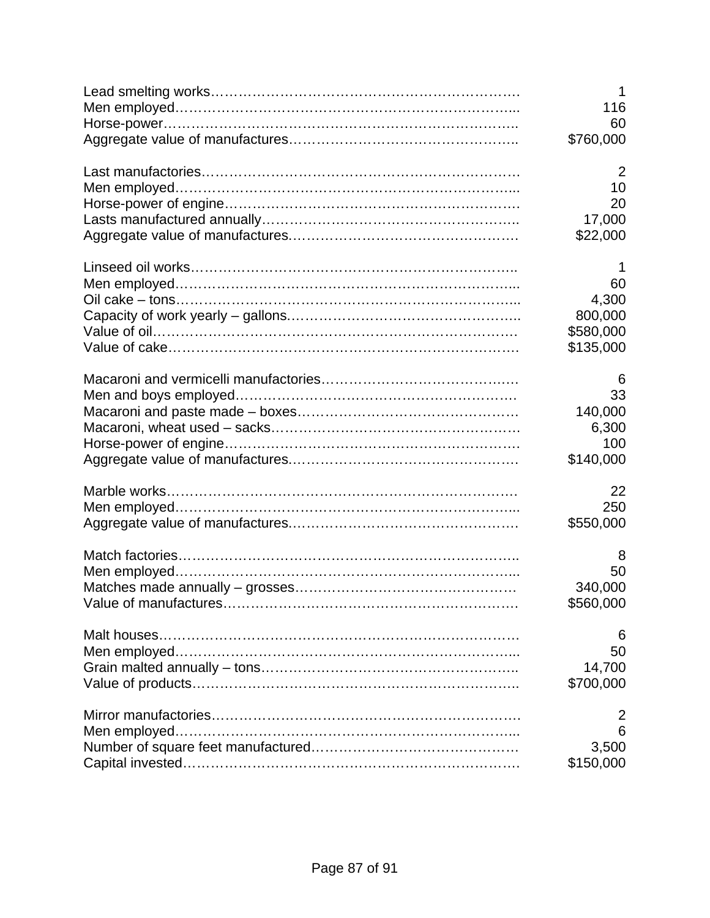| | |
|---|---|
| Lead smelting works…………………………………………………………. | 1 |
| Men employed………………………………………………………………... | 116 |
| Horse-power………………………………………………………………….. | 60 |
| Aggregate value of manufactures………………………………………….. | $760,000 |
| | |
| Last manufactories…………………………………………………………… | 2 |
| Men employed………………………………………………………………... | 10 |
| Horse-power of engine………………………………………………………. | 20 |
| Lasts manufactured annually……………………………………………….. | 17,000 |
| Aggregate value of manufactures…………………………………………. | $22,000 |
| | |
| Linseed oil works…………………………………………………………….. | 1 |
| Men employed………………………………………………………………... | 60 |
| Oil cake – tons………………………………………………………………... | 4,300 |
| Capacity of work yearly – gallons………………………………………….. | 800,000 |
| Value of oil……………………………………………………………………. | $580,000 |
| Value of cake…………………………………………………………………. | $135,000 |
| | |
| Macaroni and vermicelli manufactories……………………………………. | 6 |
| Men and boys employed…………………………………………………….. | 33 |
| Macaroni and paste made – boxes………………………………………… | 140,000 |
| Macaroni, wheat used – sacks……………………………………………… | 6,300 |
| Horse-power of engine………………………………………………………. | 100 |
| Aggregate value of manufactures…………………………………………. | $140,000 |
| | |
| Marble works…………………………………………………………………. | 22 |
| Men employed………………………………………………………………... | 250 |
| Aggregate value of manufactures…………………………………………. | $550,000 |
| | |
| Match factories……………………………………………………………….. | 8 |
| Men employed………………………………………………………………... | 50 |
| Matches made annually – grosses…………………………………………. | 340,000 |
| Value of manufactures………………………………………………………. | $560,000 |
| | |
| Malt houses…………………………………………………………………… | 6 |
| Men employed………………………………………………………………... | 50 |
| Grain malted annually – tons………………………………………………... | 14,700 |
| Value of products…………………………………………………………….. | $700,000 |
| | |
| Mirror manufactories…………………………………………………………. | 2 |
| Men employed………………………………………………………………... | 6 |
| Number of square feet manufactured……………………………………… | 3,500 |
| Capital invested………………………………………………………………. | $150,000 |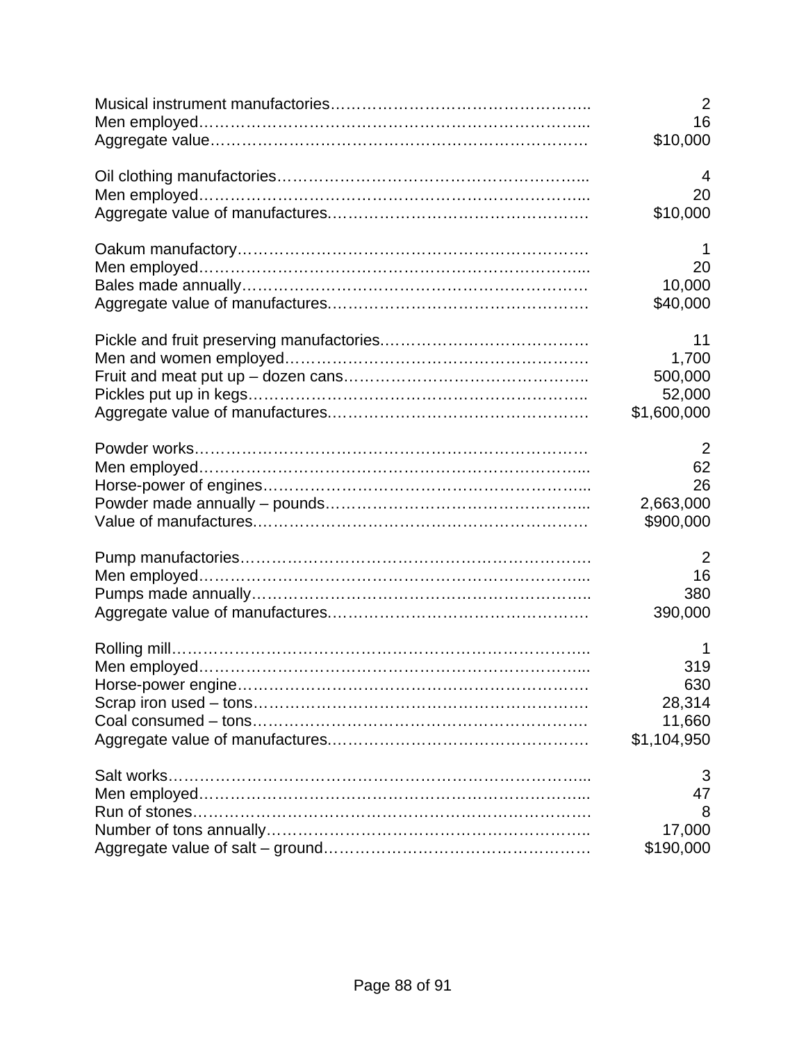Musical instrument manufactories…………………………………………….. 2
Men employed………………………………………………………………... 16
Aggregate value……………………………………………………………… $10,000

Oil clothing manufactories…………………………………………………... 4
Men employed………………………………………………………………... 20
Aggregate value of manufactures…………………………………………… $10,000

Oakum manufactory…………………………………………………………. 1
Men employed………………………………………………………………... 20
Bales made annually…………………………………………………………. 10,000
Aggregate value of manufactures…………………………………………… $40,000

Pickle and fruit preserving manufactories………………………………… 11
Men and women employed…………………………………………………. 1,700
Fruit and meat put up – dozen cans……………………………………….. 500,000
Pickles put up in kegs……………………………………………………….. 52,000
Aggregate value of manufactures…………………………………………… $1,600,000

Powder works………………………………………………………………… 2
Men employed………………………………………………………………... 62
Horse-power of engines……………………………………………………... 26
Powder made annually – pounds…………………………………………... 2,663,000
Value of manufactures………………………………………………………. $900,000

Pump manufactories…………………………………………………………. 2
Men employed………………………………………………………………... 16
Pumps made annually……………………………………………………….. 380
Aggregate value of manufactures…………………………………………… 390,000

Rolling mill……………………………………………………………………….. 1
Men employed………………………………………………………………... 319
Horse-power engine………………………………………………………….. 630
Scrap iron used – tons……………………………………………………….. 28,314
Coal consumed – tons……………………………………………………….. 11,660
Aggregate value of manufactures…………………………………………… $1,104,950

Salt works……………………………………………………………………... 3
Men employed………………………………………………………………... 47
Run of stones…………………………………………………………………. 8
Number of tons annually……………………………………………………... 17,000
Aggregate value of salt – ground…………………………………………… $190,000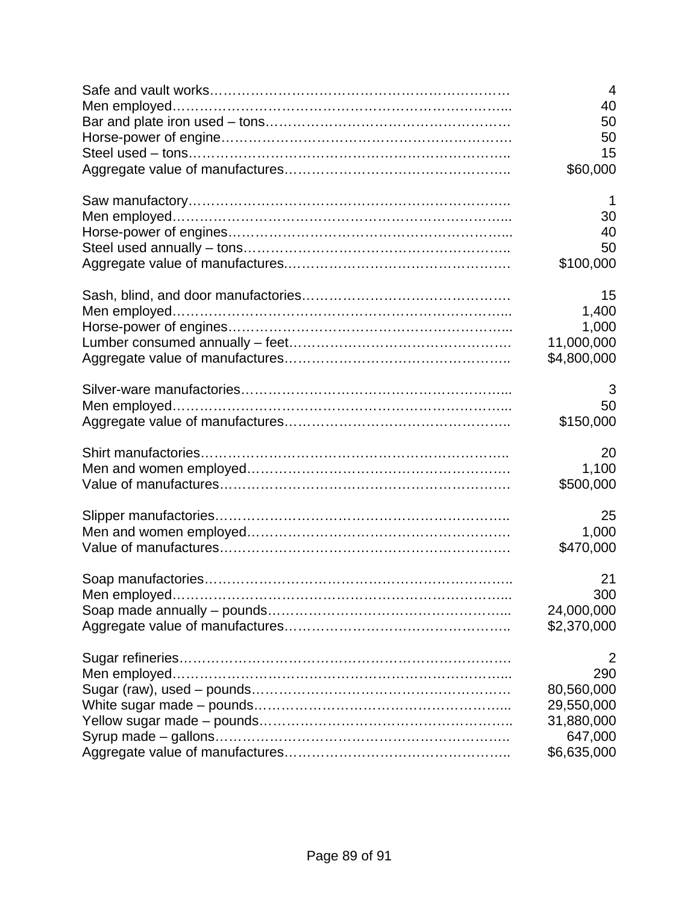| | |
|---|---:|
| Safe and vault works………………………………………………………… | 4 |
| Men employed……………………………………………………………….. | 40 |
| Bar and plate iron used – tons……………………………………………… | 50 |
| Horse-power of engine………………………………………………………. | 50 |
| Steel used – tons…………………………………………………………….. | 15 |
| Aggregate value of manufactures……………………………………….. | $60,000 |
| | |
| Saw manufactory……………………………………………………………. | 1 |
| Men employed……………………………………………………………….. | 30 |
| Horse-power of engines…………………………………………………….. | 40 |
| Steel used annually – tons………………………………………………….. | 50 |
| Aggregate value of manufactures…………………………………………. | $100,000 |
| | |
| Sash, blind, and door manufactories……………………………………… | 15 |
| Men employed……………………………………………………………….. | 1,400 |
| Horse-power of engines…………………………………………………….. | 1,000 |
| Lumber consumed annually – feet…………………………………………. | 11,000,000 |
| Aggregate value of manufactures……………………………………….. | $4,800,000 |
| | |
| Silver-ware manufactories………………………………………………….. | 3 |
| Men employed……………………………………………………………….. | 50 |
| Aggregate value of manufactures……………………………………….. | $150,000 |
| | |
| Shirt manufactories…………………………………………………………. | 20 |
| Men and women employed…………………………………………………. | 1,100 |
| Value of manufactures………………………………………………………. | $500,000 |
| | |
| Slipper manufactories……………………………………………………….. | 25 |
| Men and women employed…………………………………………………. | 1,000 |
| Value of manufactures………………………………………………………. | $470,000 |
| | |
| Soap manufactories………………………………………………………….. | 21 |
| Men employed……………………………………………………………….. | 300 |
| Soap made annually – pounds…………………………………………….. | 24,000,000 |
| Aggregate value of manufactures……………………………………….. | $2,370,000 |
| | |
| Sugar refineries………………………………………………………………. | 2 |
| Men employed……………………………………………………………….. | 290 |
| Sugar (raw), used – pounds………………………………………………… | 80,560,000 |
| White sugar made – pounds……………………………………………….. | 29,550,000 |
| Yellow sugar made – pounds……………………………………………….. | 31,880,000 |
| Syrup made – gallons……………………………………………………….. | 647,000 |
| Aggregate value of manufactures……………………………………….. | $6,635,000 |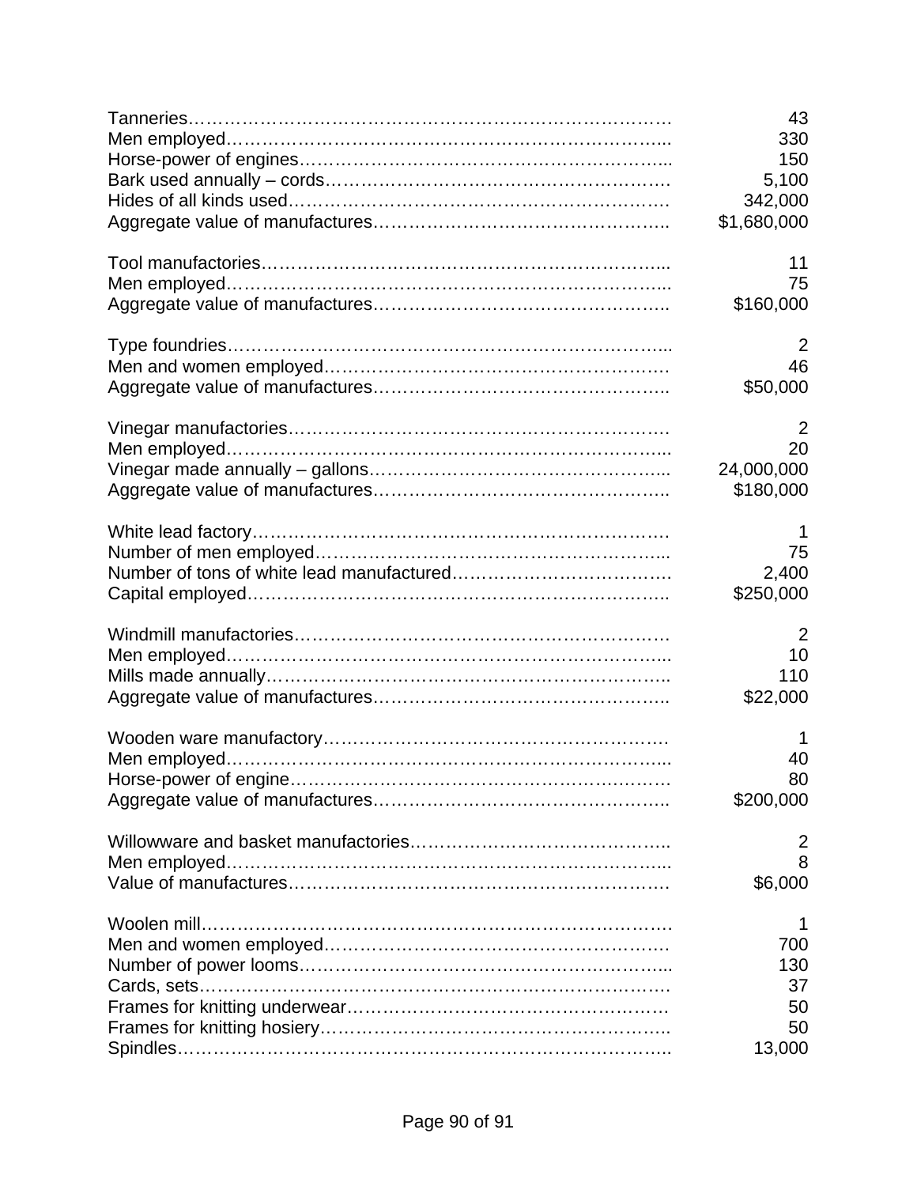| | |
|---|---:|
| Tanneries………………………………………………………………………. | 43 |
| Men employed……………………………………………………………….... | 330 |
| Horse-power of engines……………………………………………………... | 150 |
| Bark used annually – cords……………………………………………………. | 5,100 |
| Hides of all kinds used………………………………………………………. | 342,000 |
| Aggregate value of manufactures……………………………………….. | $1,680,000 |
| | |
| Tool manufactories…………………………………………………………... | 11 |
| Men employed……………………………………………………………….... | 75 |
| Aggregate value of manufactures……………………………………….. | $160,000 |
| | |
| Type foundries…………………………………………………………………... | 2 |
| Men and women employed……………………………………………… | 46 |
| Aggregate value of manufactures……………………………………….. | $50,000 |
| | |
| Vinegar manufactories………………………………………………………. | 2 |
| Men employed……………………………………………………………….... | 20 |
| Vinegar made annually – gallons………………………………………….. | 24,000,000 |
| Aggregate value of manufactures……………………………………….. | $180,000 |
| | |
| White lead factory…………………………………………………………… | 1 |
| Number of men employed…………………………………………………... | 75 |
| Number of tons of white lead manufactured………………………………. | 2,400 |
| Capital employed…………………………………………………………….. | $250,000 |
| | |
| Windmill manufactories……………………………………………………… | 2 |
| Men employed……………………………………………………………….... | 10 |
| Mills made annually………………………………………………………….. | 110 |
| Aggregate value of manufactures……………………………………….. | $22,000 |
| | |
| Wooden ware manufactory…………………………………………………… | 1 |
| Men employed……………………………………………………………….... | 40 |
| Horse-power of engine……………………………………………………… | 80 |
| Aggregate value of manufactures……………………………………….. | $200,000 |
| | |
| Willowware and basket manufactories………………………………….. | 2 |
| Men employed……………………………………………………………….... | 8 |
| Value of manufactures……………………………………………………… | $6,000 |
| | |
| Woolen mill……………………………………………………………………. | 1 |
| Men and women employed……………………………………………… | 700 |
| Number of power looms……………………………………………………... | 130 |
| Cards, sets……………………………………………………………………. | 37 |
| Frames for knitting underwear……………………………………………… | 50 |
| Frames for knitting hosiery………………………………………………….. | 50 |
| Spindles……………………………………………………………………….. | 13,000 |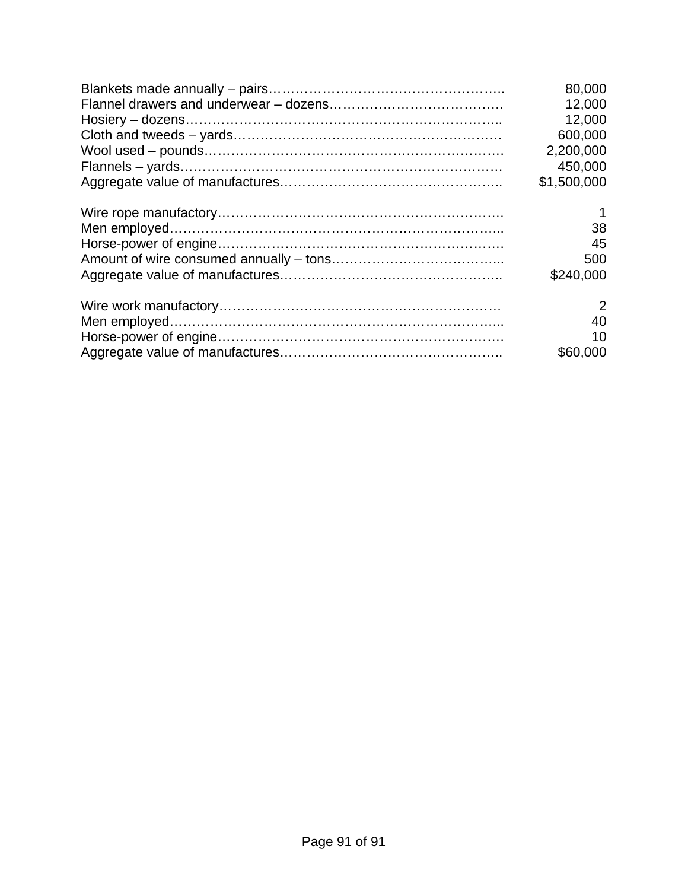| | |
|---|---|
| Blankets made annually – pairs | 80,000 |
| Flannel drawers and underwear – dozens | 12,000 |
| Hosiery – dozens | 12,000 |
| Cloth and tweeds – yards | 600,000 |
| Wool used – pounds | 2,200,000 |
| Flannels – yards | 450,000 |
| Aggregate value of manufactures | $1,500,000 |

| | |
|---|---|
| Wire rope manufactory | 1 |
| Men employed | 38 |
| Horse-power of engine | 45 |
| Amount of wire consumed annually – tons | 500 |
| Aggregate value of manufactures | $240,000 |

| | |
|---|---|
| Wire work manufactory | 2 |
| Men employed | 40 |
| Horse-power of engine | 10 |
| Aggregate value of manufactures | $60,000 |